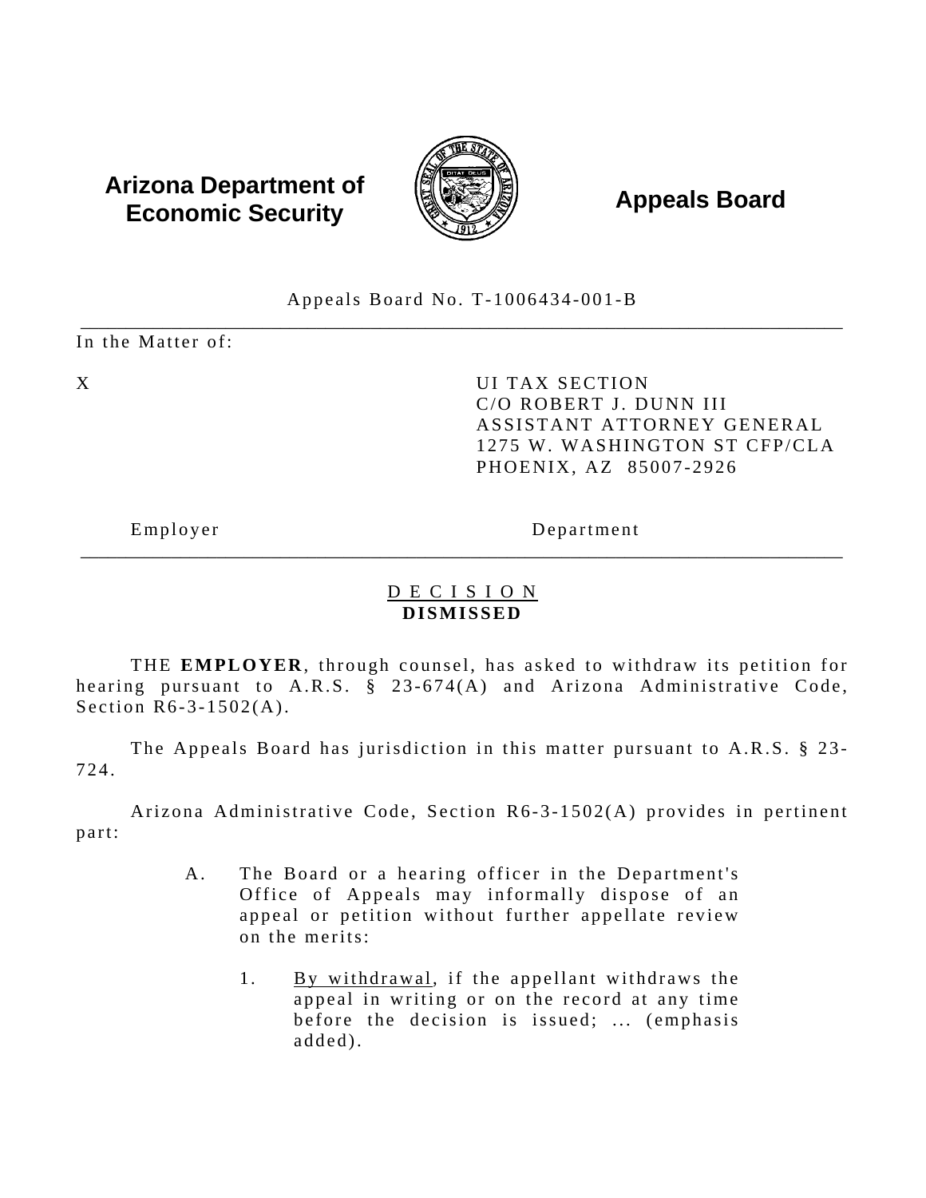**Arizona Department of Economic Security**

**Appeals Board**

Appeals Board No. T-1006434-001-B

In the Matter of:

X

UI TAX SECTION
C/O ROBERT J. DUNN III
ASSISTANT ATTORNEY GENERAL
1275 W. WASHINGTON ST CFP/CLA
PHOENIX, AZ 85007-2926

Employer — Department

## DECISION
**DISMISSED**

THE **EMPLOYER**, through counsel, has asked to withdraw its petition for hearing pursuant to A.R.S. § 23-674(A) and Arizona Administrative Code, Section R6-3-1502(A).

The Appeals Board has jurisdiction in this matter pursuant to A.R.S. § 23-724.

Arizona Administrative Code, Section R6-3-1502(A) provides in pertinent part:

> A. The Board or a hearing officer in the Department's Office of Appeals may informally dispose of an appeal or petition without further appellate review on the merits:
>
> 1. By withdrawal, if the appellant withdraws the appeal in writing or on the record at any time before the decision is issued; ... (emphasis added).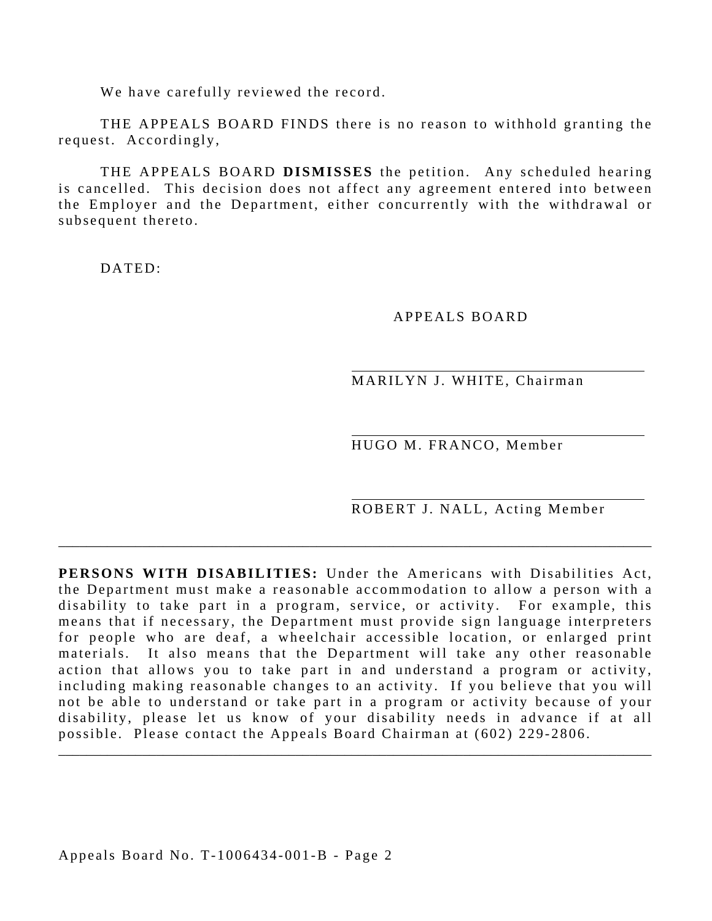We have carefully reviewed the record.

THE APPEALS BOARD FINDS there is no reason to withhold granting the request. Accordingly,

THE APPEALS BOARD **DISMISSES** the petition. Any scheduled hearing is cancelled. This decision does not affect any agreement entered into between the Employer and the Department, either concurrently with the withdrawal or subsequent thereto.

DATED:

APPEALS BOARD

\_\_\_\_\_\_\_\_\_\_\_\_\_\_\_\_\_\_\_\_\_\_\_\_\_\_\_\_\_\_\_\_\_\_
MARILYN J. WHITE, Chairman

\_\_\_\_\_\_\_\_\_\_\_\_\_\_\_\_\_\_\_\_\_\_\_\_\_\_\_\_\_\_\_\_\_\_
HUGO M. FRANCO, Member

\_\_\_\_\_\_\_\_\_\_\_\_\_\_\_\_\_\_\_\_\_\_\_\_\_\_\_\_\_\_\_\_\_\_
ROBERT J. NALL, Acting Member

---

**PERSONS WITH DISABILITIES:** Under the Americans with Disabilities Act, the Department must make a reasonable accommodation to allow a person with a disability to take part in a program, service, or activity. For example, this means that if necessary, the Department must provide sign language interpreters for people who are deaf, a wheelchair accessible location, or enlarged print materials. It also means that the Department will take any other reasonable action that allows you to take part in and understand a program or activity, including making reasonable changes to an activity. If you believe that you will not be able to understand or take part in a program or activity because of your disability, please let us know of your disability needs in advance if at all possible. Please contact the Appeals Board Chairman at (602) 229-2806.

---

Appeals Board No. T-1006434-001-B - Page 2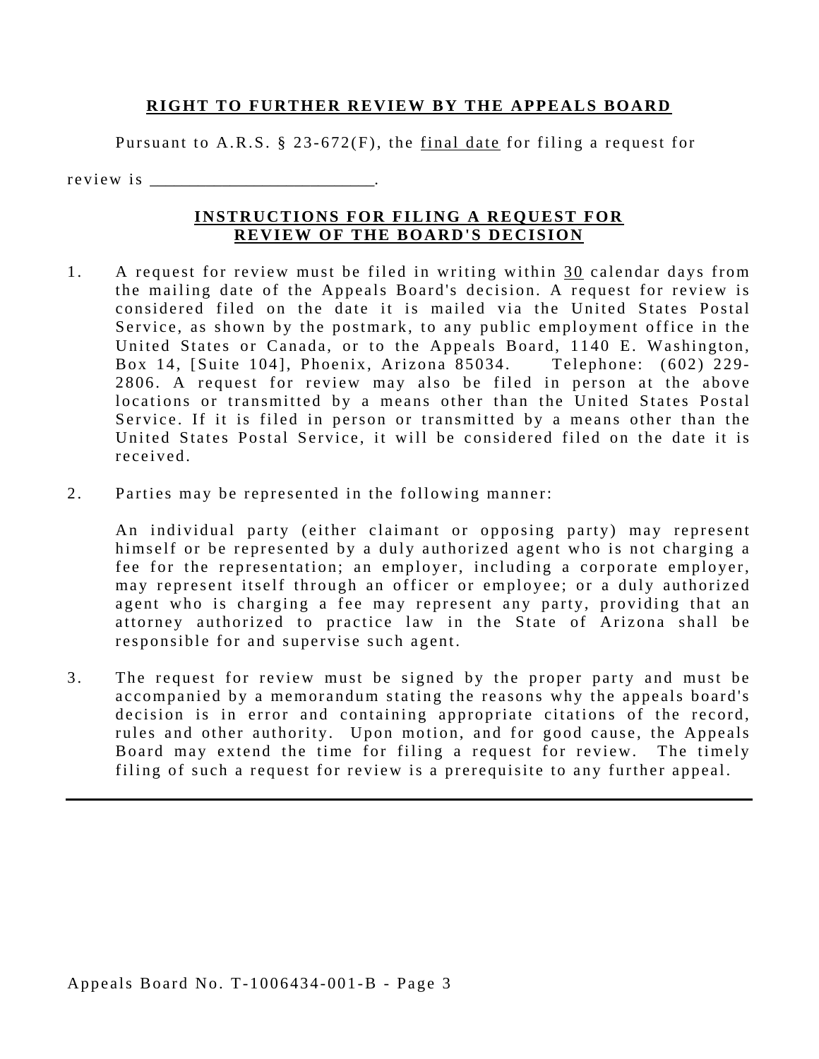**RIGHT TO FURTHER REVIEW BY THE APPEALS BOARD**

Pursuant to A.R.S. § 23-672(F), the final date for filing a request for review is \_\_\_\_\_\_\_\_\_\_\_\_\_\_\_\_\_\_\_\_\_\_\_\_\_.

**INSTRUCTIONS FOR FILING A REQUEST FOR REVIEW OF THE BOARD'S DECISION**

1. A request for review must be filed in writing within 30 calendar days from the mailing date of the Appeals Board's decision. A request for review is considered filed on the date it is mailed via the United States Postal Service, as shown by the postmark, to any public employment office in the United States or Canada, or to the Appeals Board, 1140 E. Washington, Box 14, [Suite 104], Phoenix, Arizona 85034. Telephone: (602) 229-2806. A request for review may also be filed in person at the above locations or transmitted by a means other than the United States Postal Service. If it is filed in person or transmitted by a means other than the United States Postal Service, it will be considered filed on the date it is received.

2. Parties may be represented in the following manner:

   An individual party (either claimant or opposing party) may represent himself or be represented by a duly authorized agent who is not charging a fee for the representation; an employer, including a corporate employer, may represent itself through an officer or employee; or a duly authorized agent who is charging a fee may represent any party, providing that an attorney authorized to practice law in the State of Arizona shall be responsible for and supervise such agent.

3. The request for review must be signed by the proper party and must be accompanied by a memorandum stating the reasons why the appeals board's decision is in error and containing appropriate citations of the record, rules and other authority. Upon motion, and for good cause, the Appeals Board may extend the time for filing a request for review. The timely filing of such a request for review is a prerequisite to any further appeal.

---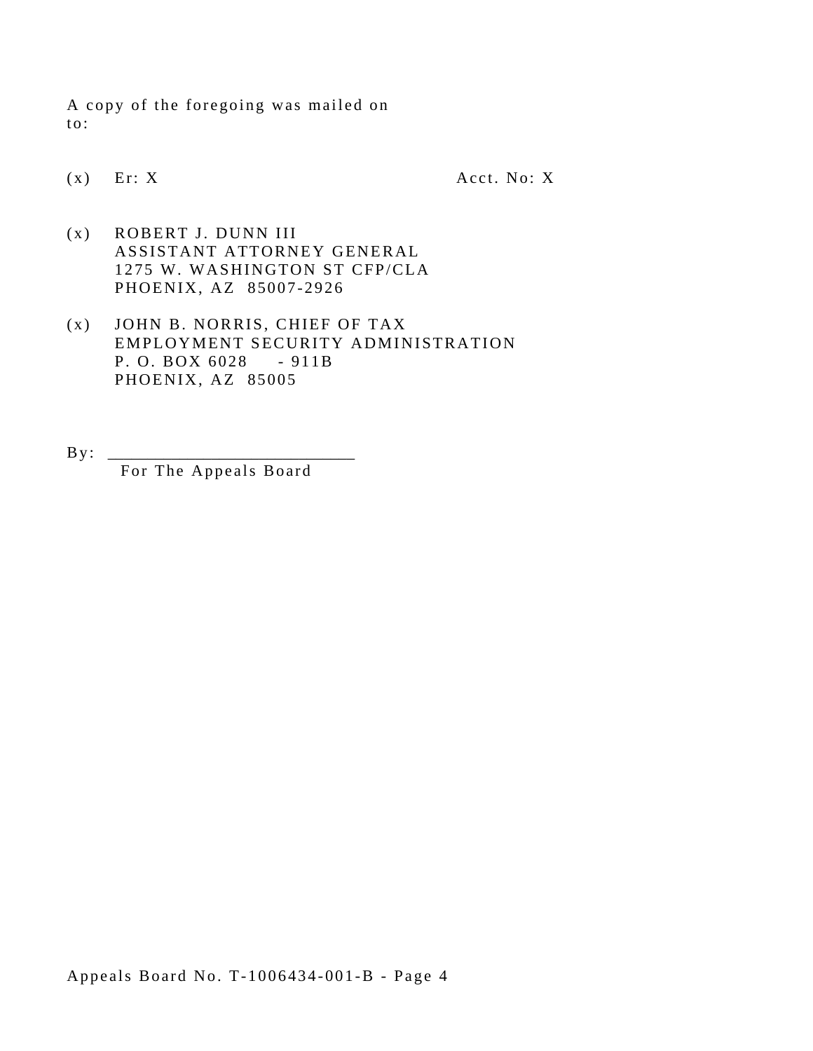A copy of the foregoing was mailed on
to:

(x) Er: X Acct. No: X

(x) ROBERT J. DUNN III
ASSISTANT ATTORNEY GENERAL
1275 W. WASHINGTON ST CFP/CLA
PHOENIX, AZ 85007-2926

(x) JOHN B. NORRIS, CHIEF OF TAX
EMPLOYMENT SECURITY ADMINISTRATION
P. O. BOX 6028 - 911B
PHOENIX, AZ 85005

By: ___________________________
For The Appeals Board

Appeals Board No. T-1006434-001-B - Page 4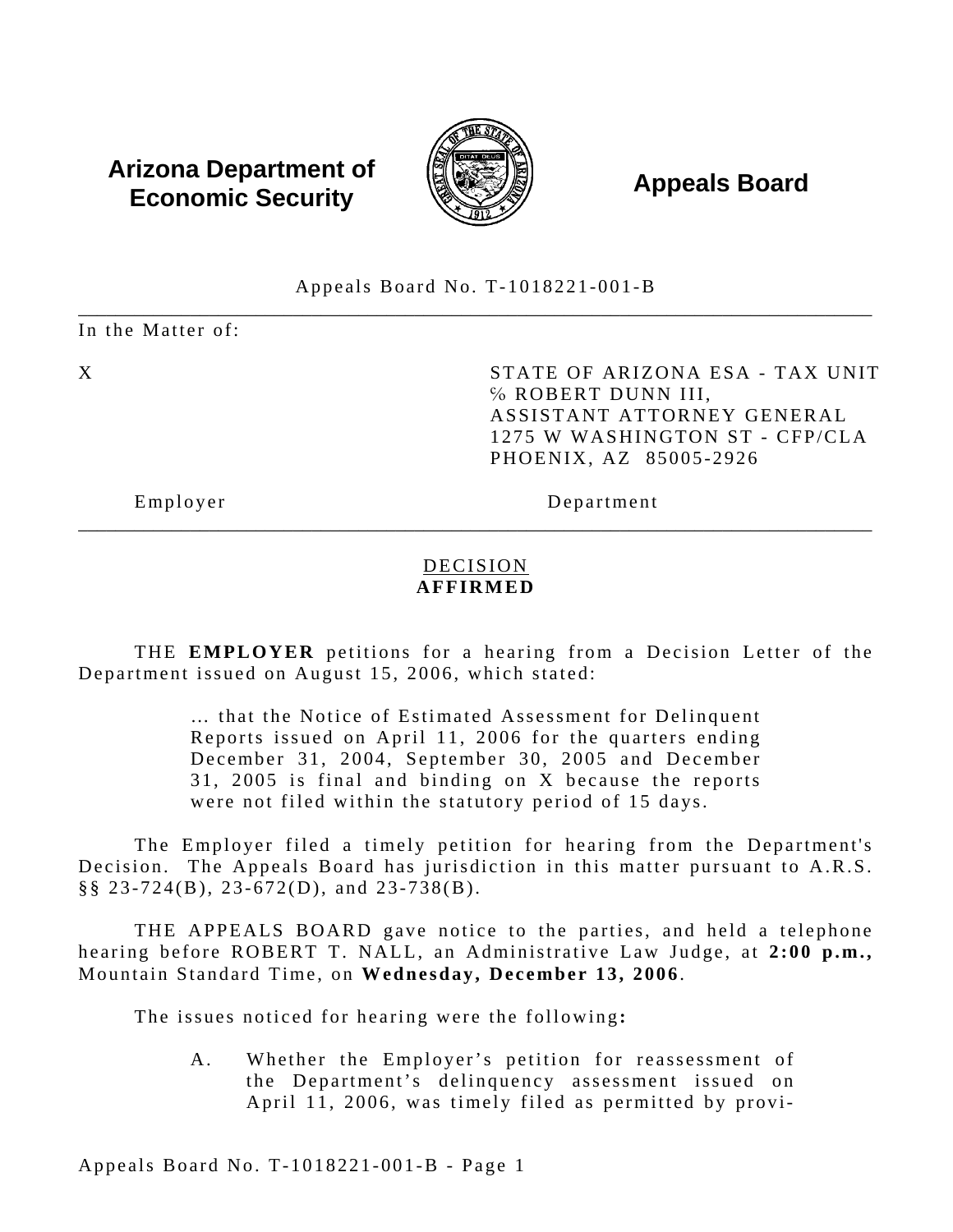**Arizona Department of Economic Security**

**Appeals Board**

Appeals Board No. T-1018221-001-B

---

In the Matter of:

X

STATE OF ARIZONA ESA - TAX UNIT
% ROBERT DUNN III,
ASSISTANT ATTORNEY GENERAL
1275 W WASHINGTON ST - CFP/CLA
PHOENIX, AZ 85005-2926

Employer Department

---

<u>DECISION</u>
**AFFIRMED**

THE **EMPLOYER** petitions for a hearing from a Decision Letter of the Department issued on August 15, 2006, which stated:

> ... that the Notice of Estimated Assessment for Delinquent Reports issued on April 11, 2006 for the quarters ending December 31, 2004, September 30, 2005 and December 31, 2005 is final and binding on X because the reports were not filed within the statutory period of 15 days.

The Employer filed a timely petition for hearing from the Department's Decision. The Appeals Board has jurisdiction in this matter pursuant to A.R.S. §§ 23-724(B), 23-672(D), and 23-738(B).

THE APPEALS BOARD gave notice to the parties, and held a telephone hearing before ROBERT T. NALL, an Administrative Law Judge, at **2:00 p.m.,** Mountain Standard Time, on **Wednesday, December 13, 2006**.

The issues noticed for hearing were the following**:**

A. Whether the Employer's petition for reassessment of the Department's delinquency assessment issued on April 11, 2006, was timely filed as permitted by provi-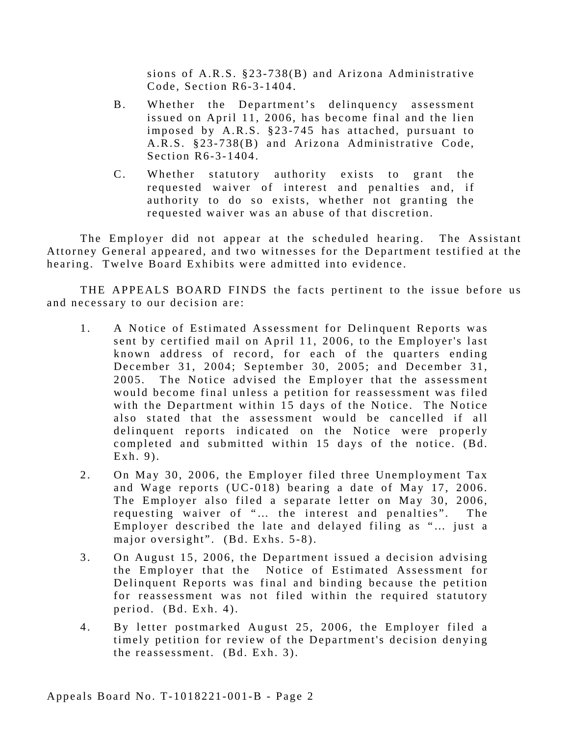sions of A.R.S. §23-738(B) and Arizona Administrative Code, Section R6-3-1404.

B. Whether the Department's delinquency assessment issued on April 11, 2006, has become final and the lien imposed by A.R.S. §23-745 has attached, pursuant to A.R.S. §23-738(B) and Arizona Administrative Code, Section R6-3-1404.

C. Whether statutory authority exists to grant the requested waiver of interest and penalties and, if authority to do so exists, whether not granting the requested waiver was an abuse of that discretion.

The Employer did not appear at the scheduled hearing. The Assistant Attorney General appeared, and two witnesses for the Department testified at the hearing. Twelve Board Exhibits were admitted into evidence.

THE APPEALS BOARD FINDS the facts pertinent to the issue before us and necessary to our decision are:

1. A Notice of Estimated Assessment for Delinquent Reports was sent by certified mail on April 11, 2006, to the Employer's last known address of record, for each of the quarters ending December 31, 2004; September 30, 2005; and December 31, 2005. The Notice advised the Employer that the assessment would become final unless a petition for reassessment was filed with the Department within 15 days of the Notice. The Notice also stated that the assessment would be cancelled if all delinquent reports indicated on the Notice were properly completed and submitted within 15 days of the notice. (Bd. Exh. 9).

2. On May 30, 2006, the Employer filed three Unemployment Tax and Wage reports (UC-018) bearing a date of May 17, 2006. The Employer also filed a separate letter on May 30, 2006, requesting waiver of "… the interest and penalties". The Employer described the late and delayed filing as "… just a major oversight". (Bd. Exhs. 5-8).

3. On August 15, 2006, the Department issued a decision advising the Employer that the Notice of Estimated Assessment for Delinquent Reports was final and binding because the petition for reassessment was not filed within the required statutory period. (Bd. Exh. 4).

4. By letter postmarked August 25, 2006, the Employer filed a timely petition for review of the Department's decision denying the reassessment. (Bd. Exh. 3).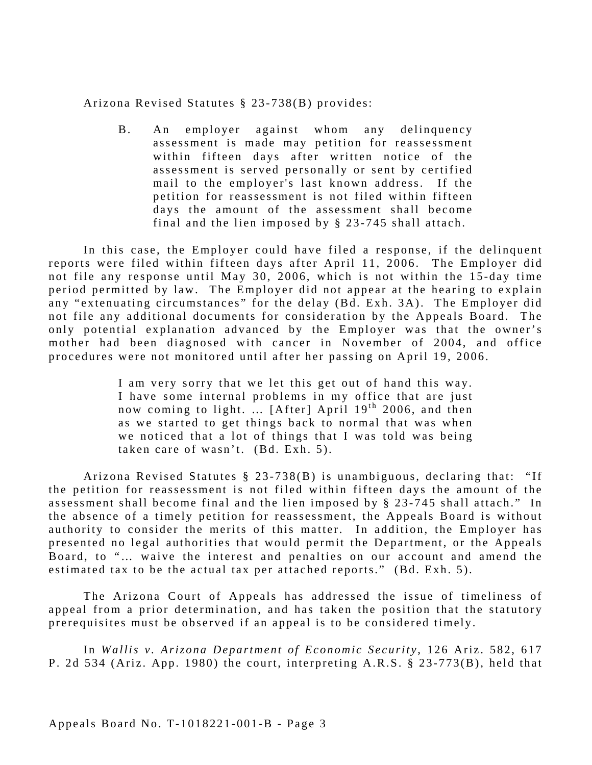Arizona Revised Statutes § 23-738(B) provides:

> B. An employer against whom any delinquency assessment is made may petition for reassessment within fifteen days after written notice of the assessment is served personally or sent by certified mail to the employer's last known address. If the petition for reassessment is not filed within fifteen days the amount of the assessment shall become final and the lien imposed by § 23-745 shall attach.

In this case, the Employer could have filed a response, if the delinquent reports were filed within fifteen days after April 11, 2006. The Employer did not file any response until May 30, 2006, which is not within the 15-day time period permitted by law. The Employer did not appear at the hearing to explain any "extenuating circumstances" for the delay (Bd. Exh. 3A). The Employer did not file any additional documents for consideration by the Appeals Board. The only potential explanation advanced by the Employer was that the owner's mother had been diagnosed with cancer in November of 2004, and office procedures were not monitored until after her passing on April 19, 2006.

> I am very sorry that we let this get out of hand this way. I have some internal problems in my office that are just now coming to light. ... [After] April 19th 2006, and then as we started to get things back to normal that was when we noticed that a lot of things that I was told was being taken care of wasn't. (Bd. Exh. 5).

Arizona Revised Statutes § 23-738(B) is unambiguous, declaring that: "If the petition for reassessment is not filed within fifteen days the amount of the assessment shall become final and the lien imposed by § 23-745 shall attach." In the absence of a timely petition for reassessment, the Appeals Board is without authority to consider the merits of this matter. In addition, the Employer has presented no legal authorities that would permit the Department, or the Appeals Board, to "... waive the interest and penalties on our account and amend the estimated tax to be the actual tax per attached reports." (Bd. Exh. 5).

The Arizona Court of Appeals has addressed the issue of timeliness of appeal from a prior determination, and has taken the position that the statutory prerequisites must be observed if an appeal is to be considered timely.

In *Wallis v. Arizona Department of Economic Security*, 126 Ariz. 582, 617 P. 2d 534 (Ariz. App. 1980) the court, interpreting A.R.S. § 23-773(B), held that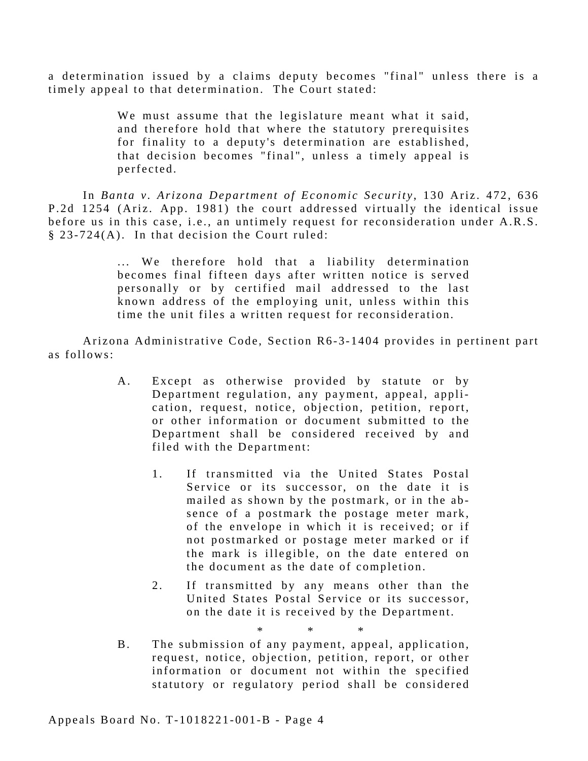a determination issued by a claims deputy becomes "final" unless there is a timely appeal to that determination. The Court stated:

> We must assume that the legislature meant what it said, and therefore hold that where the statutory prerequisites for finality to a deputy's determination are established, that decision becomes "final", unless a timely appeal is perfected.

In *Banta v. Arizona Department of Economic Security*, 130 Ariz. 472, 636 P.2d 1254 (Ariz. App. 1981) the court addressed virtually the identical issue before us in this case, i.e., an untimely request for reconsideration under A.R.S. § 23-724(A). In that decision the Court ruled:

> ... We therefore hold that a liability determination becomes final fifteen days after written notice is served personally or by certified mail addressed to the last known address of the employing unit, unless within this time the unit files a written request for reconsideration.

Arizona Administrative Code, Section R6-3-1404 provides in pertinent part as follows:

> A. Except as otherwise provided by statute or by Department regulation, any payment, appeal, application, request, notice, objection, petition, report, or other information or document submitted to the Department shall be considered received by and filed with the Department:
>
> 1. If transmitted via the United States Postal Service or its successor, on the date it is mailed as shown by the postmark, or in the absence of a postmark the postage meter mark, of the envelope in which it is received; or if not postmarked or postage meter marked or if the mark is illegible, on the date entered on the document as the date of completion.
> 2. If transmitted by any means other than the United States Postal Service or its successor, on the date it is received by the Department.
>
> \* \* \*
>
> B. The submission of any payment, appeal, application, request, notice, objection, petition, report, or other information or document not within the specified statutory or regulatory period shall be considered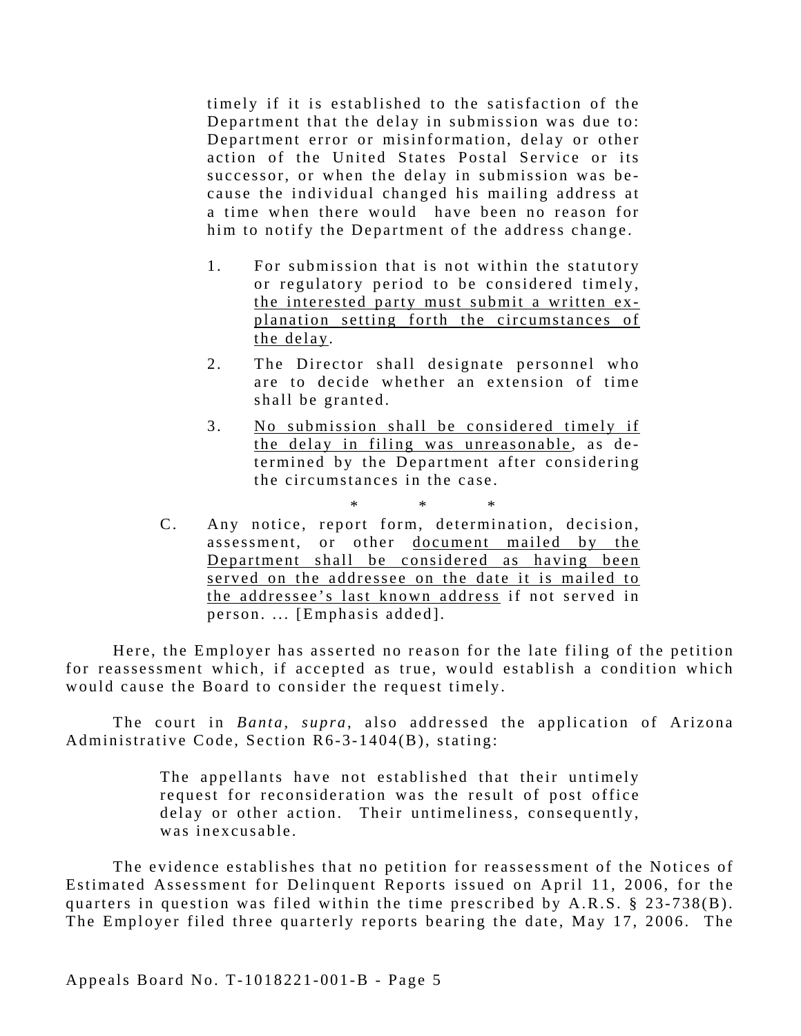> timely if it is established to the satisfaction of the Department that the delay in submission was due to: Department error or misinformation, delay or other action of the United States Postal Service or its successor, or when the delay in submission was because the individual changed his mailing address at a time when there would have been no reason for him to notify the Department of the address change.
>
> 1. For submission that is not within the statutory or regulatory period to be considered timely, <u>the interested party must submit a written explanation setting forth the circumstances of the delay</u>.
> 2. The Director shall designate personnel who are to decide whether an extension of time shall be granted.
> 3. <u>No submission shall be considered timely if the delay in filing was unreasonable</u>, as determined by the Department after considering the circumstances in the case.
>
> \* \* \*
>
> C. Any notice, report form, determination, decision, assessment, or other <u>document mailed by the Department shall be considered as having been served on the addressee on the date it is mailed to the addressee's last known address</u> if not served in person. ... [Emphasis added].

Here, the Employer has asserted no reason for the late filing of the petition for reassessment which, if accepted as true, would establish a condition which would cause the Board to consider the request timely.

The court in *Banta, supra*, also addressed the application of Arizona Administrative Code, Section R6-3-1404(B), stating:

> The appellants have not established that their untimely request for reconsideration was the result of post office delay or other action. Their untimeliness, consequently, was inexcusable.

The evidence establishes that no petition for reassessment of the Notices of Estimated Assessment for Delinquent Reports issued on April 11, 2006, for the quarters in question was filed within the time prescribed by A.R.S. § 23-738(B). The Employer filed three quarterly reports bearing the date, May 17, 2006. The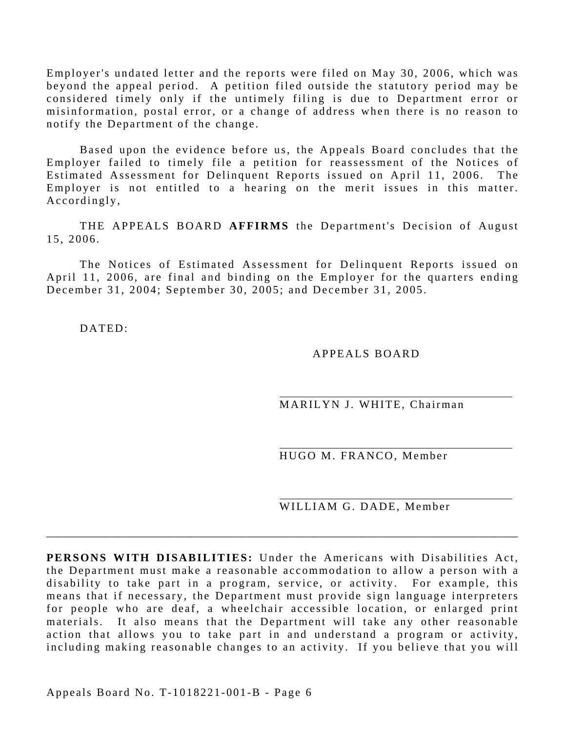Employer's undated letter and the reports were filed on May 30, 2006, which was beyond the appeal period. A petition filed outside the statutory period may be considered timely only if the untimely filing is due to Department error or misinformation, postal error, or a change of address when there is no reason to notify the Department of the change.

Based upon the evidence before us, the Appeals Board concludes that the Employer failed to timely file a petition for reassessment of the Notices of Estimated Assessment for Delinquent Reports issued on April 11, 2006. The Employer is not entitled to a hearing on the merit issues in this matter. Accordingly,

THE APPEALS BOARD **AFFIRMS** the Department's Decision of August 15, 2006.

The Notices of Estimated Assessment for Delinquent Reports issued on April 11, 2006, are final and binding on the Employer for the quarters ending December 31, 2004; September 30, 2005; and December 31, 2005.

DATED:

APPEALS BOARD

\_\_\_\_\_\_\_\_\_\_\_\_\_\_\_\_\_\_\_\_\_\_\_\_\_\_\_\_\_\_\_\_\_\_\_\_
MARILYN J. WHITE, Chairman

\_\_\_\_\_\_\_\_\_\_\_\_\_\_\_\_\_\_\_\_\_\_\_\_\_\_\_\_\_\_\_\_\_\_\_\_
HUGO M. FRANCO, Member

\_\_\_\_\_\_\_\_\_\_\_\_\_\_\_\_\_\_\_\_\_\_\_\_\_\_\_\_\_\_\_\_\_\_\_\_
WILLIAM G. DADE, Member

---

**PERSONS WITH DISABILITIES:** Under the Americans with Disabilities Act, the Department must make a reasonable accommodation to allow a person with a disability to take part in a program, service, or activity. For example, this means that if necessary, the Department must provide sign language interpreters for people who are deaf, a wheelchair accessible location, or enlarged print materials. It also means that the Department will take any other reasonable action that allows you to take part in and understand a program or activity, including making reasonable changes to an activity. If you believe that you will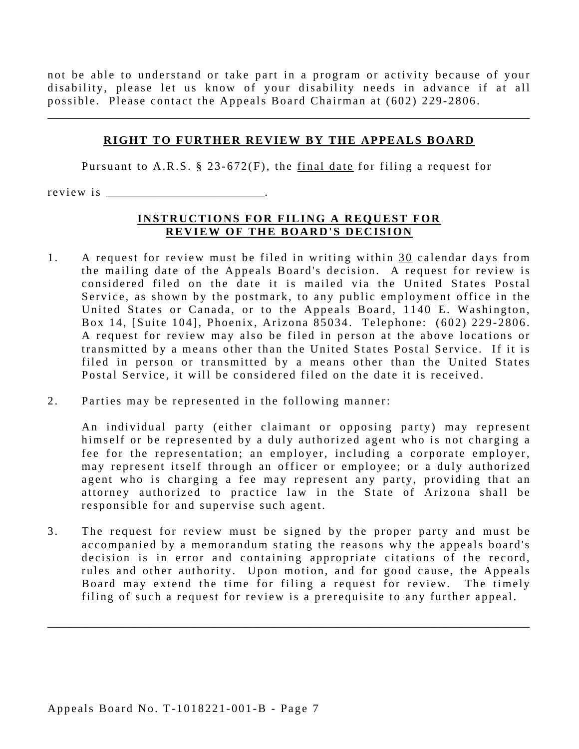not be able to understand or take part in a program or activity because of your disability, please let us know of your disability needs in advance if at all possible. Please contact the Appeals Board Chairman at (602) 229-2806.

---

## **RIGHT TO FURTHER REVIEW BY THE APPEALS BOARD**

Pursuant to A.R.S. § 23-672(F), the final date for filing a request for review is _________________________.

## **INSTRUCTIONS FOR FILING A REQUEST FOR REVIEW OF THE BOARD'S DECISION**

1. A request for review must be filed in writing within 30 calendar days from the mailing date of the Appeals Board's decision. A request for review is considered filed on the date it is mailed via the United States Postal Service, as shown by the postmark, to any public employment office in the United States or Canada, or to the Appeals Board, 1140 E. Washington, Box 14, [Suite 104], Phoenix, Arizona 85034. Telephone: (602) 229-2806. A request for review may also be filed in person at the above locations or transmitted by a means other than the United States Postal Service. If it is filed in person or transmitted by a means other than the United States Postal Service, it will be considered filed on the date it is received.

2. Parties may be represented in the following manner:

   An individual party (either claimant or opposing party) may represent himself or be represented by a duly authorized agent who is not charging a fee for the representation; an employer, including a corporate employer, may represent itself through an officer or employee; or a duly authorized agent who is charging a fee may represent any party, providing that an attorney authorized to practice law in the State of Arizona shall be responsible for and supervise such agent.

3. The request for review must be signed by the proper party and must be accompanied by a memorandum stating the reasons why the appeals board's decision is in error and containing appropriate citations of the record, rules and other authority. Upon motion, and for good cause, the Appeals Board may extend the time for filing a request for review. The timely filing of such a request for review is a prerequisite to any further appeal.

---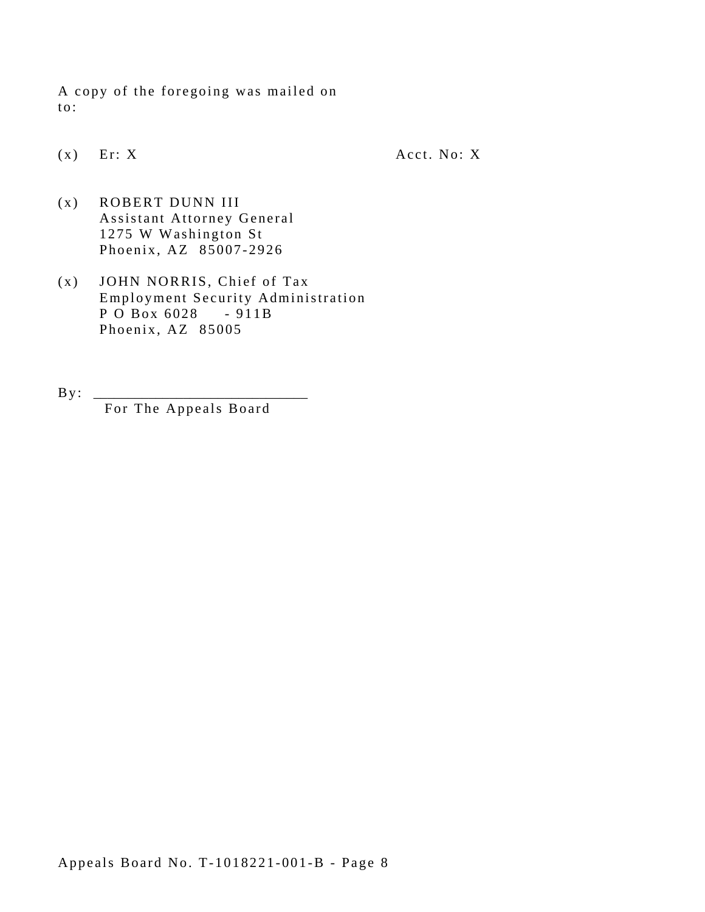A copy of the foregoing was mailed on
to:

(x) Er: X Acct. No: X

(x) ROBERT DUNN III
Assistant Attorney General
1275 W Washington St
Phoenix, AZ 85007-2926

(x) JOHN NORRIS, Chief of Tax
Employment Security Administration
P O Box 6028 - 911B
Phoenix, AZ 85005

By: ___________________________
For The Appeals Board

Appeals Board No. T-1018221-001-B - Page 8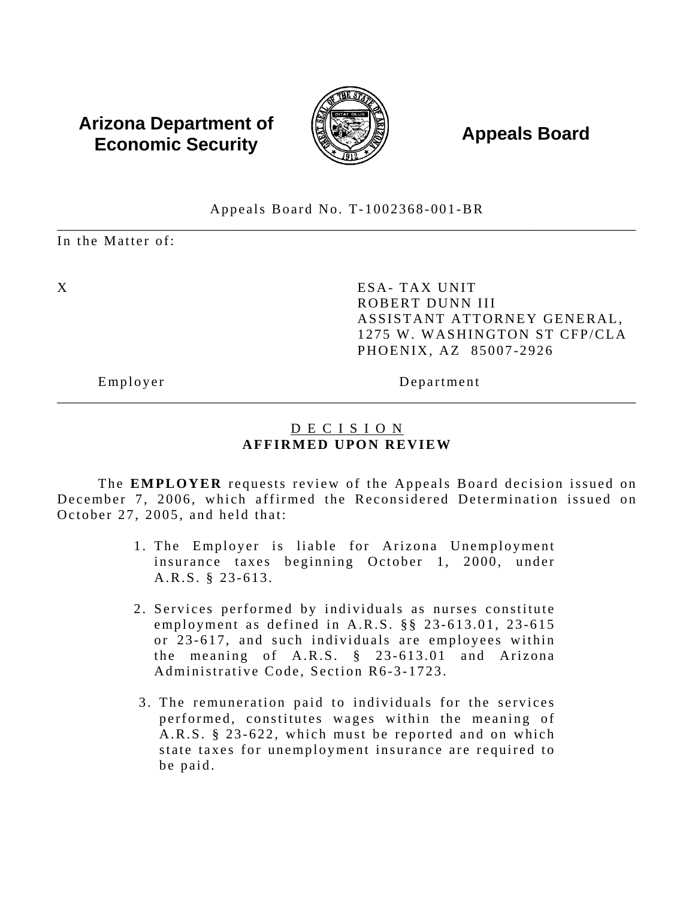**Arizona Department of Economic Security** **Appeals Board**

Appeals Board No. T-1002368-001-BR

In the Matter of:

| X | ESA- TAX UNIT<br>ROBERT DUNN III<br>ASSISTANT ATTORNEY GENERAL,<br>1275 W. WASHINGTON ST CFP/CLA<br>PHOENIX, AZ 85007-2926 |
|---|---|
| Employer | Department |

## D E C I S I O N
**AFFIRMED UPON REVIEW**

The **EMPLOYER** requests review of the Appeals Board decision issued on December 7, 2006, which affirmed the Reconsidered Determination issued on October 27, 2005, and held that:

1. The Employer is liable for Arizona Unemployment insurance taxes beginning October 1, 2000, under A.R.S. § 23-613.

2. Services performed by individuals as nurses constitute employment as defined in A.R.S. §§ 23-613.01, 23-615 or 23-617, and such individuals are employees within the meaning of A.R.S. § 23-613.01 and Arizona Administrative Code, Section R6-3-1723.

3. The remuneration paid to individuals for the services performed, constitutes wages within the meaning of A.R.S. § 23-622, which must be reported and on which state taxes for unemployment insurance are required to be paid.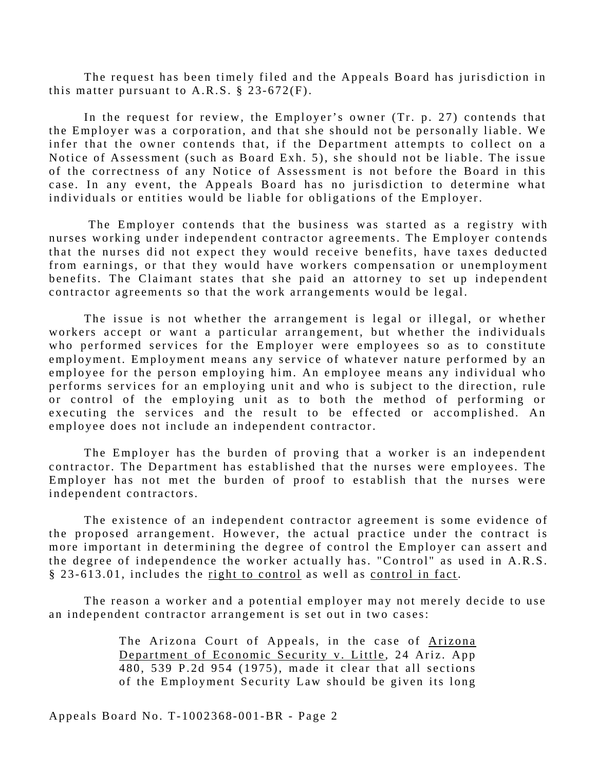The request has been timely filed and the Appeals Board has jurisdiction in this matter pursuant to A.R.S. § 23-672(F).

In the request for review, the Employer's owner (Tr. p. 27) contends that the Employer was a corporation, and that she should not be personally liable. We infer that the owner contends that, if the Department attempts to collect on a Notice of Assessment (such as Board Exh. 5), she should not be liable. The issue of the correctness of any Notice of Assessment is not before the Board in this case. In any event, the Appeals Board has no jurisdiction to determine what individuals or entities would be liable for obligations of the Employer.

The Employer contends that the business was started as a registry with nurses working under independent contractor agreements. The Employer contends that the nurses did not expect they would receive benefits, have taxes deducted from earnings, or that they would have workers compensation or unemployment benefits. The Claimant states that she paid an attorney to set up independent contractor agreements so that the work arrangements would be legal.

The issue is not whether the arrangement is legal or illegal, or whether workers accept or want a particular arrangement, but whether the individuals who performed services for the Employer were employees so as to constitute employment. Employment means any service of whatever nature performed by an employee for the person employing him. An employee means any individual who performs services for an employing unit and who is subject to the direction, rule or control of the employing unit as to both the method of performing or executing the services and the result to be effected or accomplished. An employee does not include an independent contractor.

The Employer has the burden of proving that a worker is an independent contractor. The Department has established that the nurses were employees. The Employer has not met the burden of proof to establish that the nurses were independent contractors.

The existence of an independent contractor agreement is some evidence of the proposed arrangement. However, the actual practice under the contract is more important in determining the degree of control the Employer can assert and the degree of independence the worker actually has. "Control" as used in A.R.S. § 23-613.01, includes the <u>right to control</u> as well as <u>control in fact</u>.

The reason a worker and a potential employer may not merely decide to use an independent contractor arrangement is set out in two cases:

> The Arizona Court of Appeals, in the case of <u>Arizona Department of Economic Security v. Little</u>, 24 Ariz. App 480, 539 P.2d 954 (1975), made it clear that all sections of the Employment Security Law should be given its long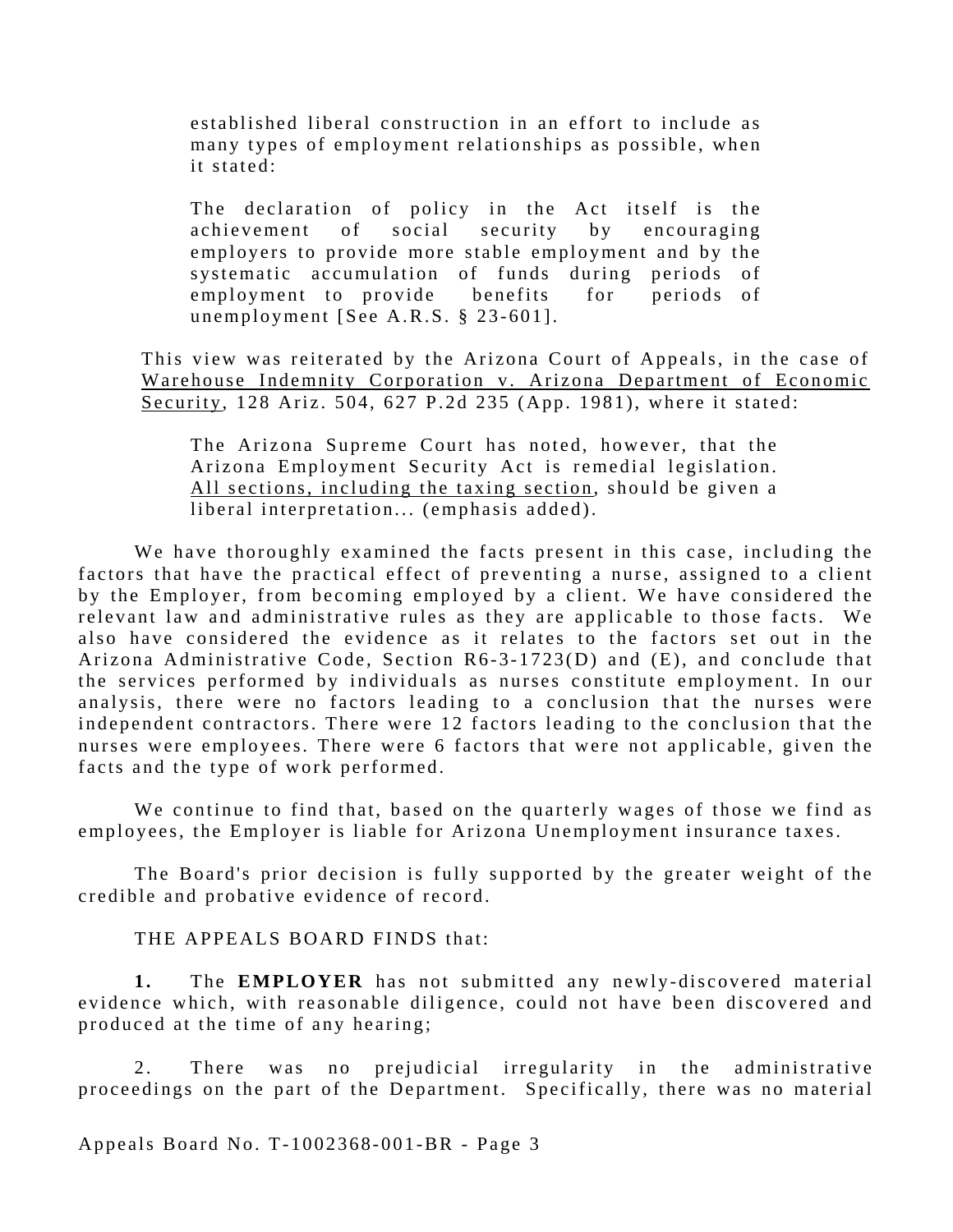> established liberal construction in an effort to include as many types of employment relationships as possible, when it stated:
>
> > The declaration of policy in the Act itself is the achievement of social security by encouraging employers to provide more stable employment and by the systematic accumulation of funds during periods of employment to provide benefits for periods of unemployment [See A.R.S. § 23-601].

This view was reiterated by the Arizona Court of Appeals, in the case of Warehouse Indemnity Corporation v. Arizona Department of Economic Security, 128 Ariz. 504, 627 P.2d 235 (App. 1981), where it stated:

> The Arizona Supreme Court has noted, however, that the Arizona Employment Security Act is remedial legislation. All sections, including the taxing section, should be given a liberal interpretation... (emphasis added).

We have thoroughly examined the facts present in this case, including the factors that have the practical effect of preventing a nurse, assigned to a client by the Employer, from becoming employed by a client. We have considered the relevant law and administrative rules as they are applicable to those facts. We also have considered the evidence as it relates to the factors set out in the Arizona Administrative Code, Section R6-3-1723(D) and (E), and conclude that the services performed by individuals as nurses constitute employment. In our analysis, there were no factors leading to a conclusion that the nurses were independent contractors. There were 12 factors leading to the conclusion that the nurses were employees. There were 6 factors that were not applicable, given the facts and the type of work performed.

We continue to find that, based on the quarterly wages of those we find as employees, the Employer is liable for Arizona Unemployment insurance taxes.

The Board's prior decision is fully supported by the greater weight of the credible and probative evidence of record.

THE APPEALS BOARD FINDS that:

**1.** The **EMPLOYER** has not submitted any newly-discovered material evidence which, with reasonable diligence, could not have been discovered and produced at the time of any hearing;

2. There was no prejudicial irregularity in the administrative proceedings on the part of the Department. Specifically, there was no material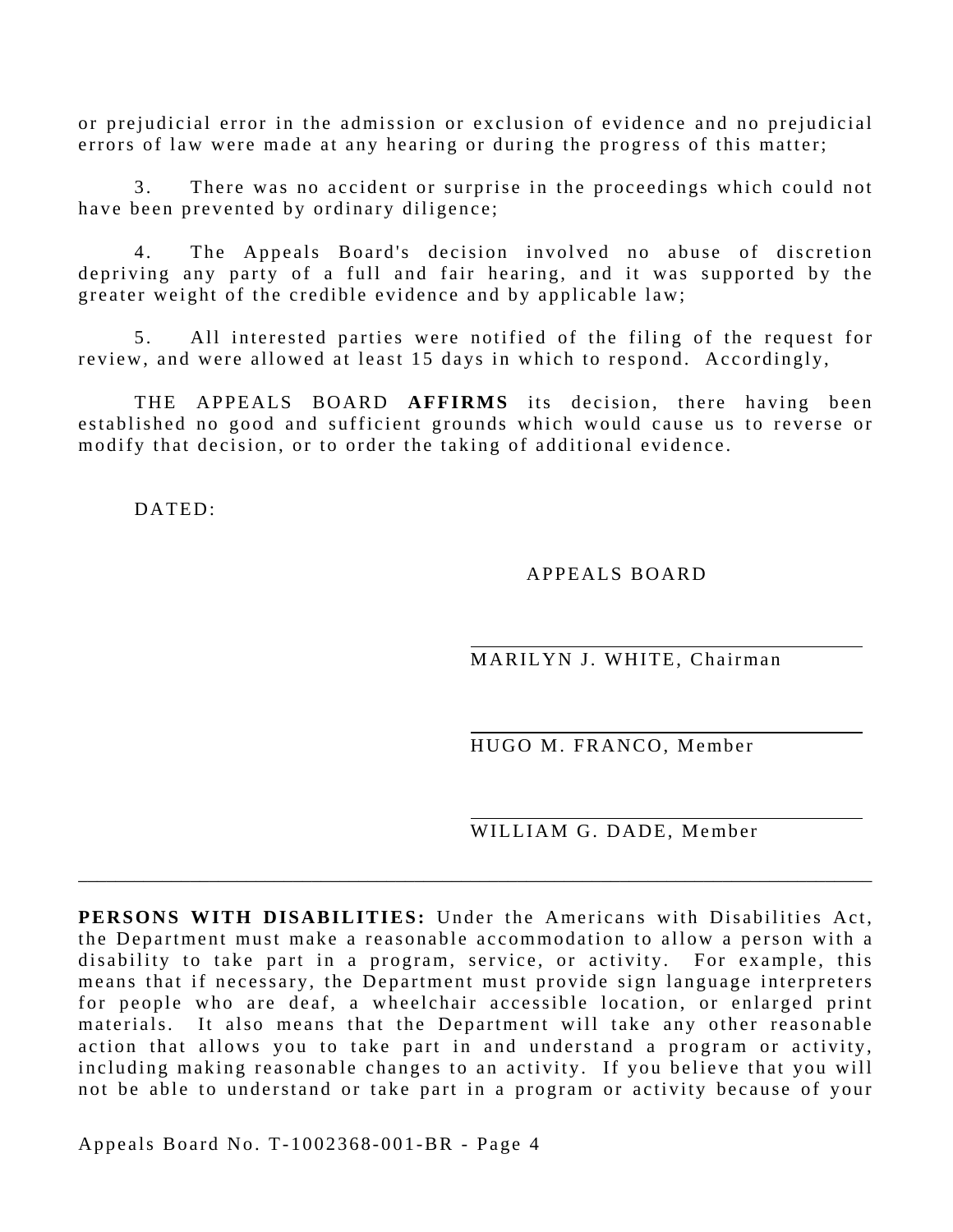or prejudicial error in the admission or exclusion of evidence and no prejudicial errors of law were made at any hearing or during the progress of this matter;

3. There was no accident or surprise in the proceedings which could not have been prevented by ordinary diligence;

4. The Appeals Board's decision involved no abuse of discretion depriving any party of a full and fair hearing, and it was supported by the greater weight of the credible evidence and by applicable law;

5. All interested parties were notified of the filing of the request for review, and were allowed at least 15 days in which to respond. Accordingly,

THE APPEALS BOARD **AFFIRMS** its decision, there having been established no good and sufficient grounds which would cause us to reverse or modify that decision, or to order the taking of additional evidence.

DATED:

APPEALS BOARD

\_\_\_\_\_\_\_\_\_\_\_\_\_\_\_\_\_\_\_\_\_\_\_\_\_\_\_\_\_\_\_\_\_\_\_\_
MARILYN J. WHITE, Chairman

\_\_\_\_\_\_\_\_\_\_\_\_\_\_\_\_\_\_\_\_\_\_\_\_\_\_\_\_\_\_\_\_\_\_\_\_
HUGO M. FRANCO, Member

\_\_\_\_\_\_\_\_\_\_\_\_\_\_\_\_\_\_\_\_\_\_\_\_\_\_\_\_\_\_\_\_\_\_\_\_
WILLIAM G. DADE, Member

---

**PERSONS WITH DISABILITIES:** Under the Americans with Disabilities Act, the Department must make a reasonable accommodation to allow a person with a disability to take part in a program, service, or activity. For example, this means that if necessary, the Department must provide sign language interpreters for people who are deaf, a wheelchair accessible location, or enlarged print materials. It also means that the Department will take any other reasonable action that allows you to take part in and understand a program or activity, including making reasonable changes to an activity. If you believe that you will not be able to understand or take part in a program or activity because of your

Appeals Board No. T-1002368-001-BR - Page 4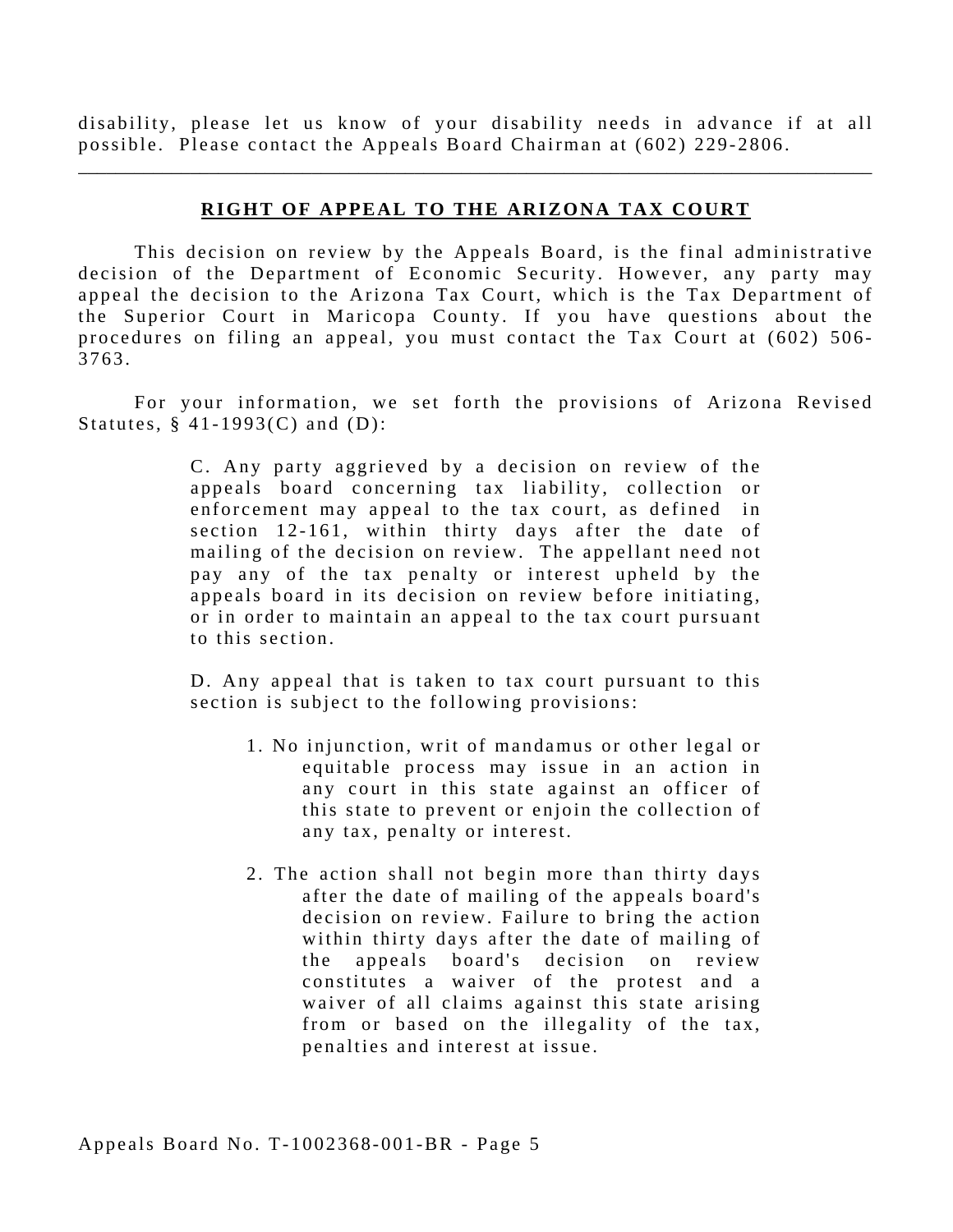disability, please let us know of your disability needs in advance if at all possible. Please contact the Appeals Board Chairman at (602) 229-2806.

---

## RIGHT OF APPEAL TO THE ARIZONA TAX COURT

This decision on review by the Appeals Board, is the final administrative decision of the Department of Economic Security. However, any party may appeal the decision to the Arizona Tax Court, which is the Tax Department of the Superior Court in Maricopa County. If you have questions about the procedures on filing an appeal, you must contact the Tax Court at (602) 506-3763.

For your information, we set forth the provisions of Arizona Revised Statutes, § 41-1993(C) and (D):

> C. Any party aggrieved by a decision on review of the appeals board concerning tax liability, collection or enforcement may appeal to the tax court, as defined in section 12-161, within thirty days after the date of mailing of the decision on review. The appellant need not pay any of the tax penalty or interest upheld by the appeals board in its decision on review before initiating, or in order to maintain an appeal to the tax court pursuant to this section.
>
> D. Any appeal that is taken to tax court pursuant to this section is subject to the following provisions:
>
> 1. No injunction, writ of mandamus or other legal or equitable process may issue in an action in any court in this state against an officer of this state to prevent or enjoin the collection of any tax, penalty or interest.
>
> 2. The action shall not begin more than thirty days after the date of mailing of the appeals board's decision on review. Failure to bring the action within thirty days after the date of mailing of the appeals board's decision on review constitutes a waiver of the protest and a waiver of all claims against this state arising from or based on the illegality of the tax, penalties and interest at issue.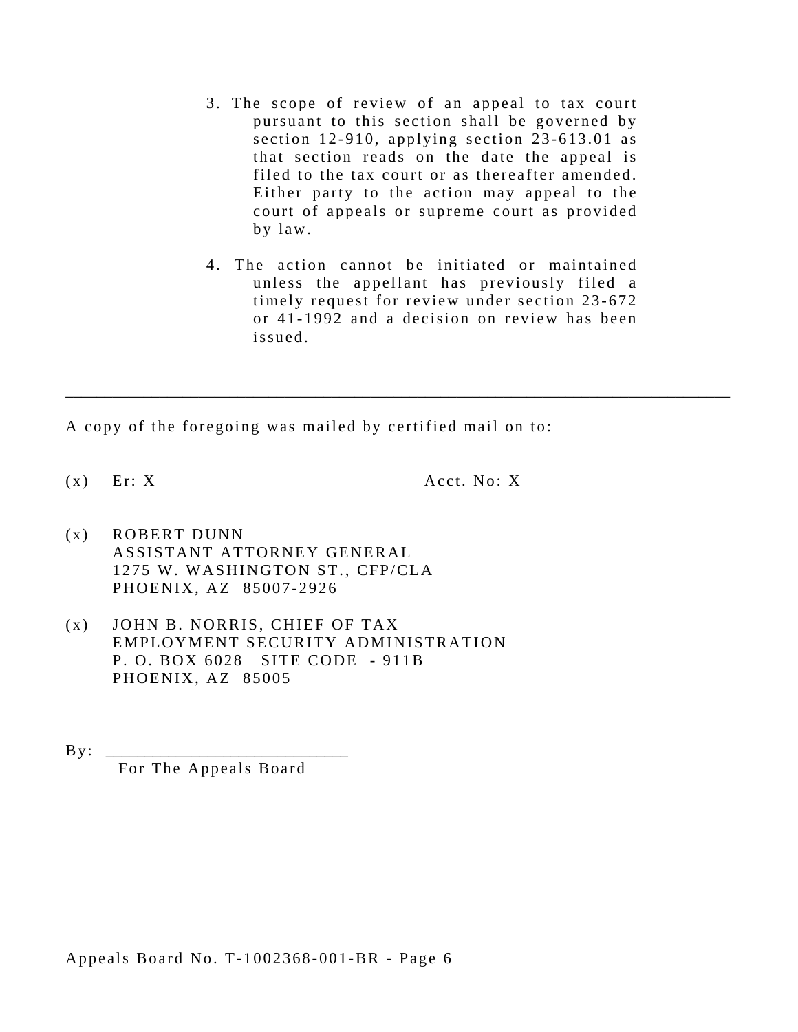3. The scope of review of an appeal to tax court pursuant to this section shall be governed by section 12-910, applying section 23-613.01 as that section reads on the date the appeal is filed to the tax court or as thereafter amended. Either party to the action may appeal to the court of appeals or supreme court as provided by law.

4. The action cannot be initiated or maintained unless the appellant has previously filed a timely request for review under section 23-672 or 41-1992 and a decision on review has been issued.

---

A copy of the foregoing was mailed by certified mail on to:

(x) Er: X Acct. No: X

(x) ROBERT DUNN
ASSISTANT ATTORNEY GENERAL
1275 W. WASHINGTON ST., CFP/CLA
PHOENIX, AZ 85007-2926

(x) JOHN B. NORRIS, CHIEF OF TAX
EMPLOYMENT SECURITY ADMINISTRATION
P. O. BOX 6028 SITE CODE - 911B
PHOENIX, AZ 85005

By: ___________________________
For The Appeals Board

Appeals Board No. T-1002368-001-BR - Page 6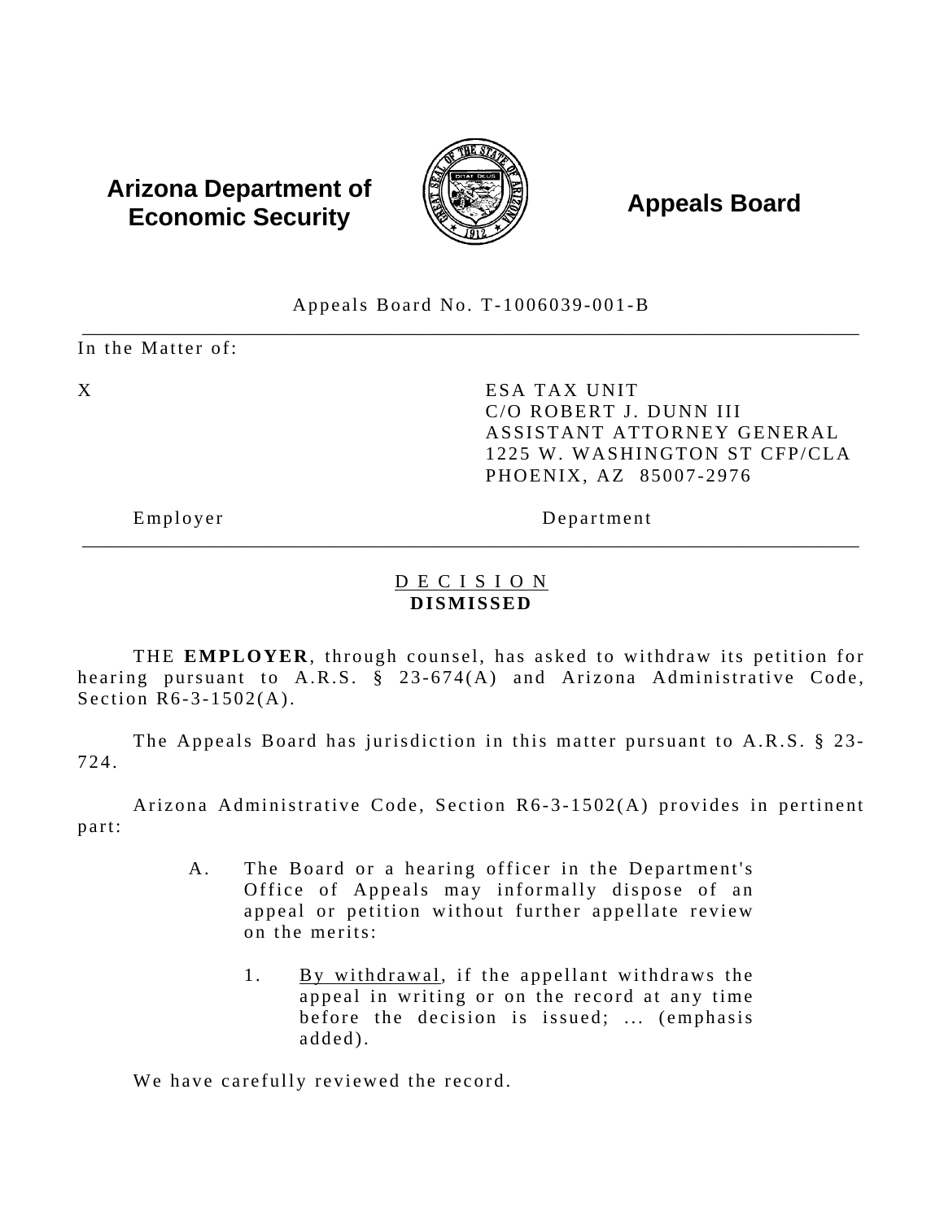**Arizona Department of Economic Security** | **Appeals Board**

Appeals Board No. T-1006039-001-B

---

In the Matter of:

| | |
|---|---|
| X | ESA TAX UNIT<br>C/O ROBERT J. DUNN III<br>ASSISTANT ATTORNEY GENERAL<br>1225 W. WASHINGTON ST CFP/CLA<br>PHOENIX, AZ 85007-2976 |
| Employer | Department |

---

<u>D E C I S I O N</u>
**DISMISSED**

THE **EMPLOYER**, through counsel, has asked to withdraw its petition for hearing pursuant to A.R.S. § 23-674(A) and Arizona Administrative Code, Section R6-3-1502(A).

The Appeals Board has jurisdiction in this matter pursuant to A.R.S. § 23-724.

Arizona Administrative Code, Section R6-3-1502(A) provides in pertinent part:

> A. The Board or a hearing officer in the Department's Office of Appeals may informally dispose of an appeal or petition without further appellate review on the merits:
>
> 1. <u>By withdrawal</u>, if the appellant withdraws the appeal in writing or on the record at any time before the decision is issued; ... (emphasis added).

We have carefully reviewed the record.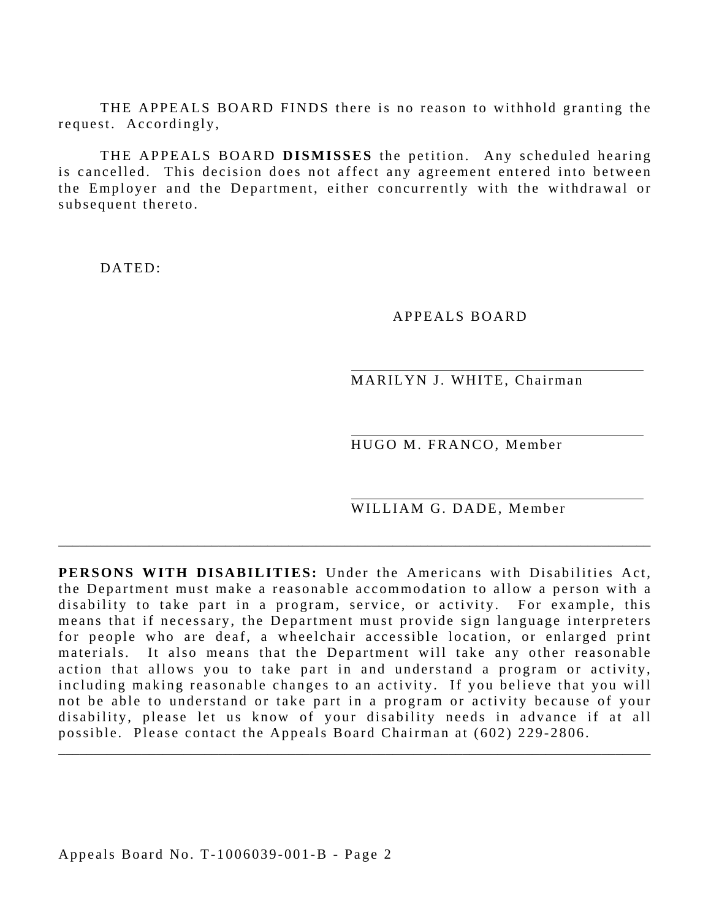THE APPEALS BOARD FINDS there is no reason to withhold granting the request. Accordingly,

THE APPEALS BOARD **DISMISSES** the petition. Any scheduled hearing is cancelled. This decision does not affect any agreement entered into between the Employer and the Department, either concurrently with the withdrawal or subsequent thereto.

DATED:

APPEALS BOARD

\_\_\_\_\_\_\_\_\_\_\_\_\_\_\_\_\_\_\_\_\_\_\_\_\_\_\_\_\_\_\_\_\_\_\_\_
MARILYN J. WHITE, Chairman

\_\_\_\_\_\_\_\_\_\_\_\_\_\_\_\_\_\_\_\_\_\_\_\_\_\_\_\_\_\_\_\_\_\_\_\_
HUGO M. FRANCO, Member

\_\_\_\_\_\_\_\_\_\_\_\_\_\_\_\_\_\_\_\_\_\_\_\_\_\_\_\_\_\_\_\_\_\_\_\_
WILLIAM G. DADE, Member

---

**PERSONS WITH DISABILITIES:** Under the Americans with Disabilities Act, the Department must make a reasonable accommodation to allow a person with a disability to take part in a program, service, or activity. For example, this means that if necessary, the Department must provide sign language interpreters for people who are deaf, a wheelchair accessible location, or enlarged print materials. It also means that the Department will take any other reasonable action that allows you to take part in and understand a program or activity, including making reasonable changes to an activity. If you believe that you will not be able to understand or take part in a program or activity because of your disability, please let us know of your disability needs in advance if at all possible. Please contact the Appeals Board Chairman at (602) 229-2806.

---

Appeals Board No. T-1006039-001-B - Page 2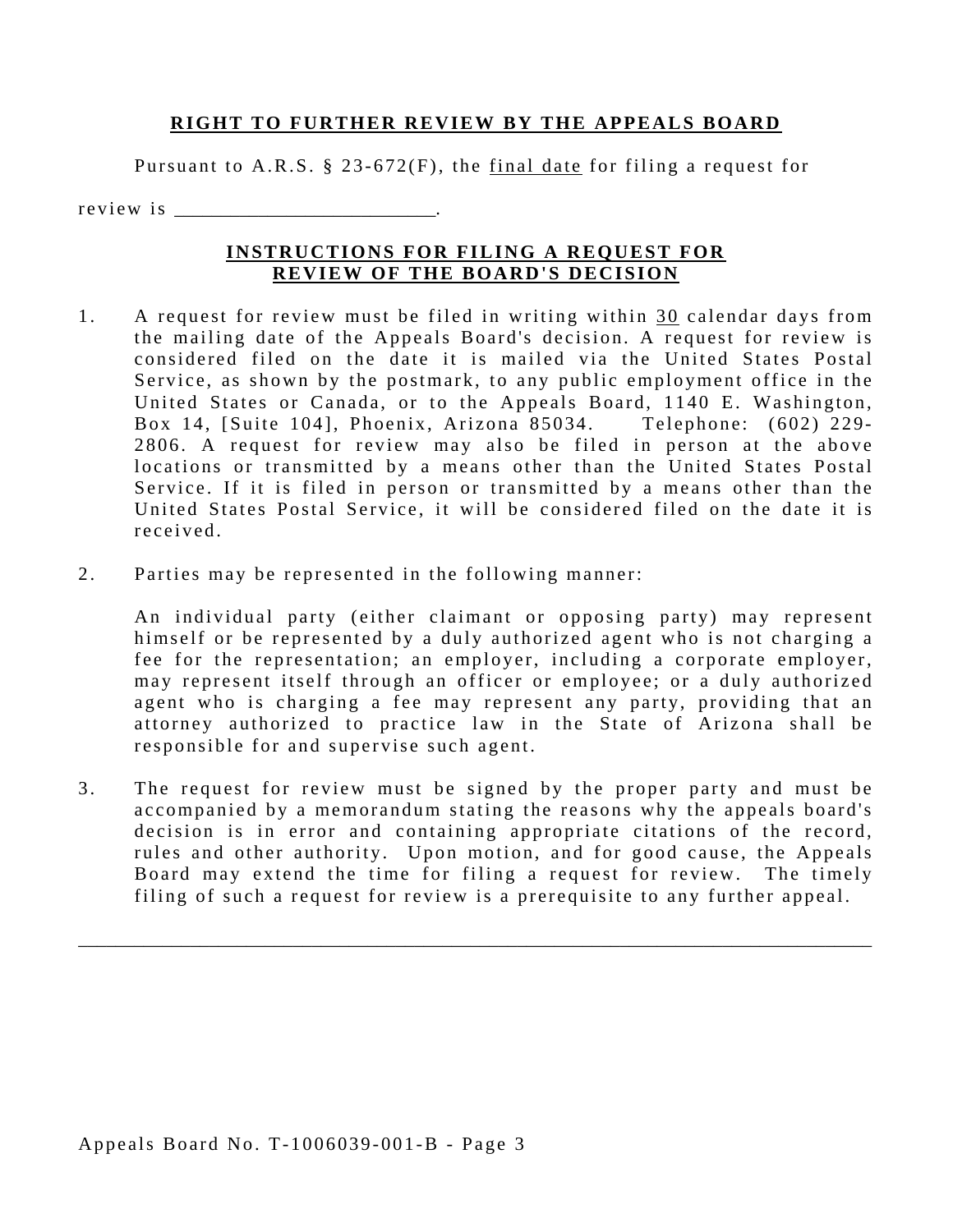## RIGHT TO FURTHER REVIEW BY THE APPEALS BOARD

Pursuant to A.R.S. § 23-672(F), the final date for filing a request for review is ________________________.

## INSTRUCTIONS FOR FILING A REQUEST FOR REVIEW OF THE BOARD'S DECISION

1. A request for review must be filed in writing within 30 calendar days from the mailing date of the Appeals Board's decision. A request for review is considered filed on the date it is mailed via the United States Postal Service, as shown by the postmark, to any public employment office in the United States or Canada, or to the Appeals Board, 1140 E. Washington, Box 14, [Suite 104], Phoenix, Arizona 85034. Telephone: (602) 229-2806. A request for review may also be filed in person at the above locations or transmitted by a means other than the United States Postal Service. If it is filed in person or transmitted by a means other than the United States Postal Service, it will be considered filed on the date it is received.

2. Parties may be represented in the following manner:

   An individual party (either claimant or opposing party) may represent himself or be represented by a duly authorized agent who is not charging a fee for the representation; an employer, including a corporate employer, may represent itself through an officer or employee; or a duly authorized agent who is charging a fee may represent any party, providing that an attorney authorized to practice law in the State of Arizona shall be responsible for and supervise such agent.

3. The request for review must be signed by the proper party and must be accompanied by a memorandum stating the reasons why the appeals board's decision is in error and containing appropriate citations of the record, rules and other authority. Upon motion, and for good cause, the Appeals Board may extend the time for filing a request for review. The timely filing of such a request for review is a prerequisite to any further appeal.

---

Appeals Board No. T-1006039-001-B - Page 3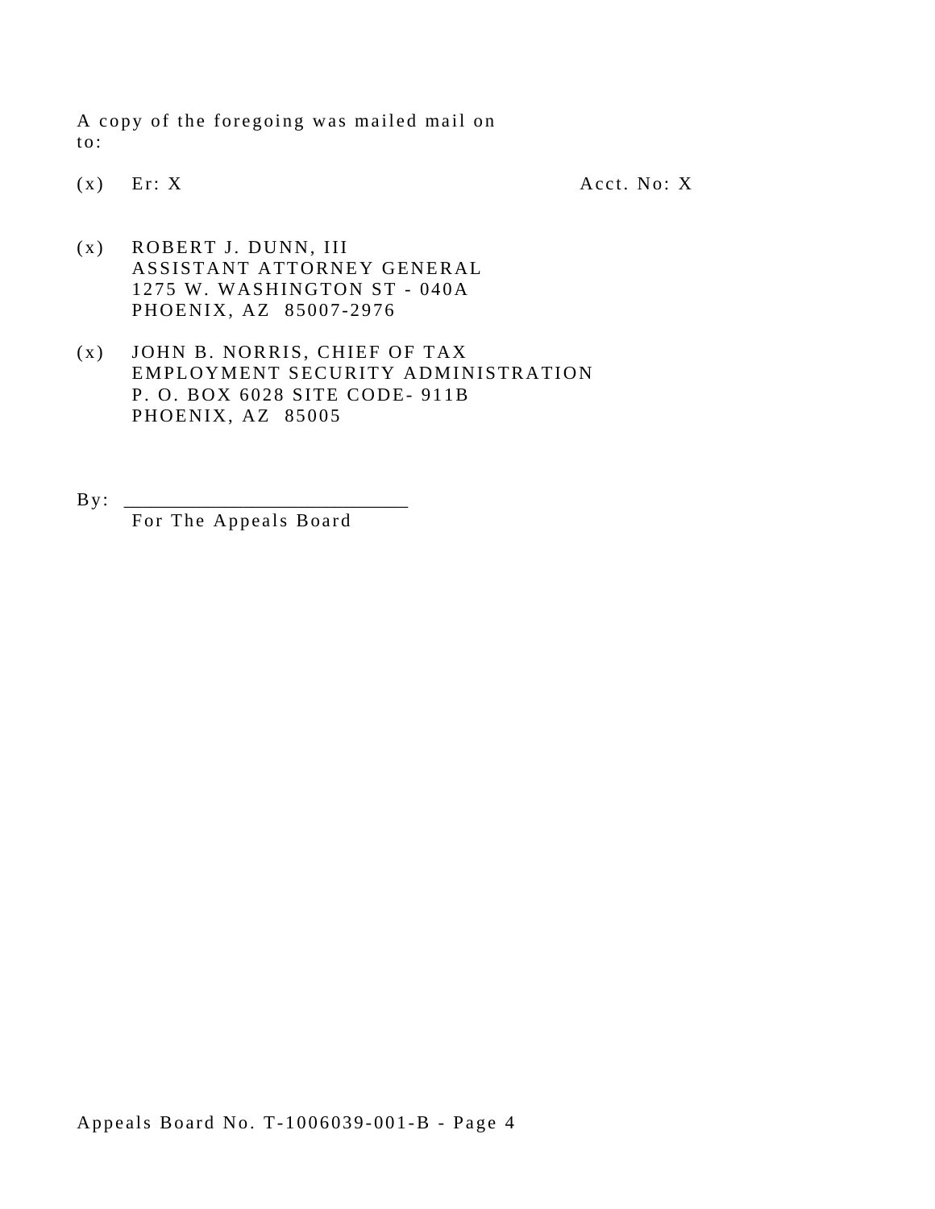A copy of the foregoing was mailed mail on to:

(x) Er: X Acct. No: X

(x) ROBERT J. DUNN, III
ASSISTANT ATTORNEY GENERAL
1275 W. WASHINGTON ST - 040A
PHOENIX, AZ 85007-2976

(x) JOHN B. NORRIS, CHIEF OF TAX
EMPLOYMENT SECURITY ADMINISTRATION
P. O. BOX 6028 SITE CODE- 911B
PHOENIX, AZ 85005

By: ___________________________
For The Appeals Board

Appeals Board No. T-1006039-001-B - Page 4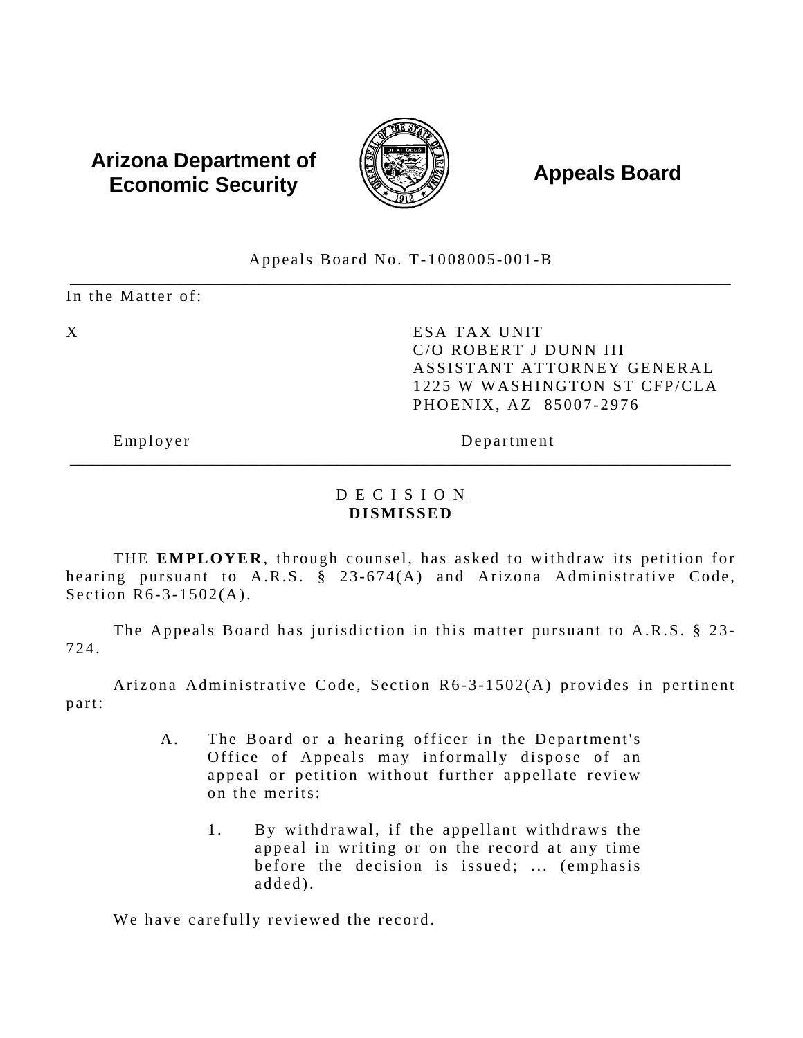**Arizona Department of Economic Security** **Appeals Board**

Appeals Board No. T-1008005-001-B

---

In the Matter of:

| | |
|---|---|
| X | ESA TAX UNIT<br>C/O ROBERT J DUNN III<br>ASSISTANT ATTORNEY GENERAL<br>1225 W WASHINGTON ST CFP/CLA<br>PHOENIX, AZ 85007-2976 |
| Employer | Department |

---

<u>D E C I S I O N</u>
**DISMISSED**

THE **EMPLOYER**, through counsel, has asked to withdraw its petition for hearing pursuant to A.R.S. § 23-674(A) and Arizona Administrative Code, Section R6-3-1502(A).

The Appeals Board has jurisdiction in this matter pursuant to A.R.S. § 23-724.

Arizona Administrative Code, Section R6-3-1502(A) provides in pertinent part:

> A. The Board or a hearing officer in the Department's Office of Appeals may informally dispose of an appeal or petition without further appellate review on the merits:
>
> 1. <u>By withdrawal</u>, if the appellant withdraws the appeal in writing or on the record at any time before the decision is issued; ... (emphasis added).

We have carefully reviewed the record.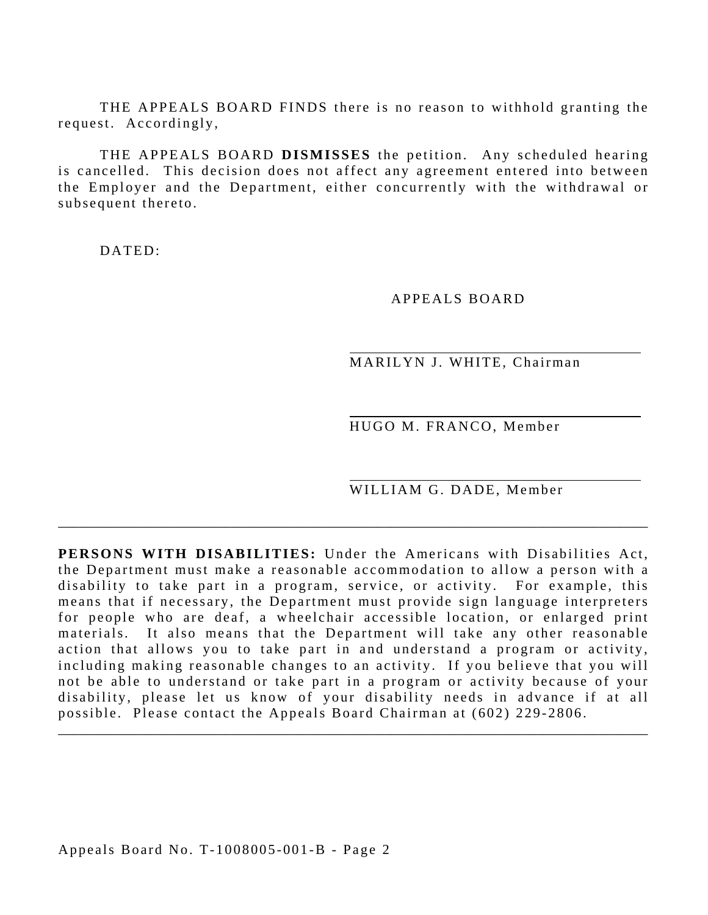THE APPEALS BOARD FINDS there is no reason to withhold granting the request. Accordingly,

THE APPEALS BOARD **DISMISSES** the petition. Any scheduled hearing is cancelled. This decision does not affect any agreement entered into between the Employer and the Department, either concurrently with the withdrawal or subsequent thereto.

DATED:

APPEALS BOARD

\_\_\_\_\_\_\_\_\_\_\_\_\_\_\_\_\_\_\_\_\_\_\_\_\_\_\_\_\_\_\_\_\_\_\_\_\_\_
MARILYN J. WHITE, Chairman

\_\_\_\_\_\_\_\_\_\_\_\_\_\_\_\_\_\_\_\_\_\_\_\_\_\_\_\_\_\_\_\_\_\_\_\_\_\_
HUGO M. FRANCO, Member

\_\_\_\_\_\_\_\_\_\_\_\_\_\_\_\_\_\_\_\_\_\_\_\_\_\_\_\_\_\_\_\_\_\_\_\_\_\_
WILLIAM G. DADE, Member

---

**PERSONS WITH DISABILITIES:** Under the Americans with Disabilities Act, the Department must make a reasonable accommodation to allow a person with a disability to take part in a program, service, or activity. For example, this means that if necessary, the Department must provide sign language interpreters for people who are deaf, a wheelchair accessible location, or enlarged print materials. It also means that the Department will take any other reasonable action that allows you to take part in and understand a program or activity, including making reasonable changes to an activity. If you believe that you will not be able to understand or take part in a program or activity because of your disability, please let us know of your disability needs in advance if at all possible. Please contact the Appeals Board Chairman at (602) 229-2806.

---

Appeals Board No. T-1008005-001-B - Page 2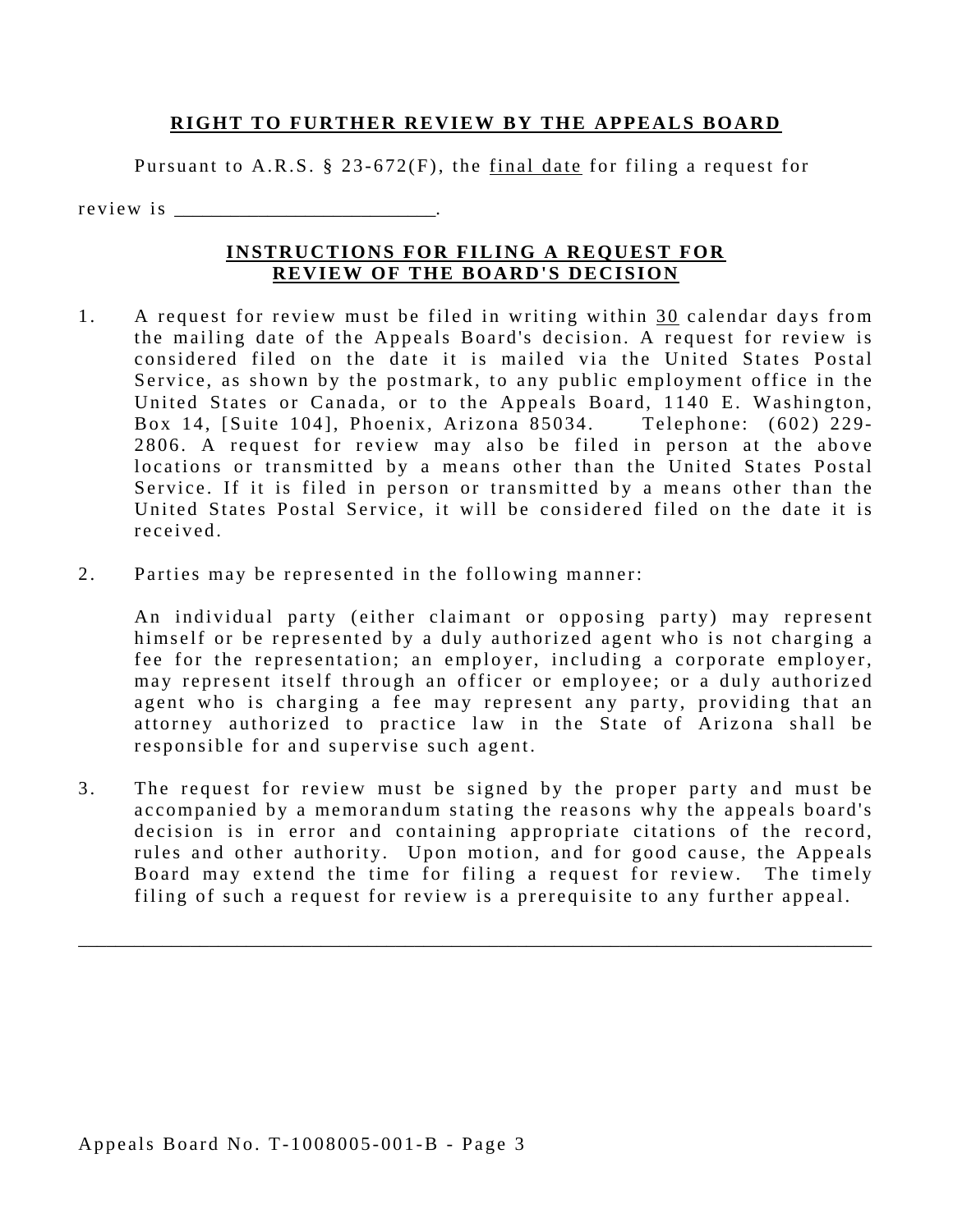## RIGHT TO FURTHER REVIEW BY THE APPEALS BOARD

Pursuant to A.R.S. § 23-672(F), the final date for filing a request for review is ________________________.

## INSTRUCTIONS FOR FILING A REQUEST FOR REVIEW OF THE BOARD'S DECISION

1. A request for review must be filed in writing within 30 calendar days from the mailing date of the Appeals Board's decision. A request for review is considered filed on the date it is mailed via the United States Postal Service, as shown by the postmark, to any public employment office in the United States or Canada, or to the Appeals Board, 1140 E. Washington, Box 14, [Suite 104], Phoenix, Arizona 85034. Telephone: (602) 229-2806. A request for review may also be filed in person at the above locations or transmitted by a means other than the United States Postal Service. If it is filed in person or transmitted by a means other than the United States Postal Service, it will be considered filed on the date it is received.

2. Parties may be represented in the following manner:

   An individual party (either claimant or opposing party) may represent himself or be represented by a duly authorized agent who is not charging a fee for the representation; an employer, including a corporate employer, may represent itself through an officer or employee; or a duly authorized agent who is charging a fee may represent any party, providing that an attorney authorized to practice law in the State of Arizona shall be responsible for and supervise such agent.

3. The request for review must be signed by the proper party and must be accompanied by a memorandum stating the reasons why the appeals board's decision is in error and containing appropriate citations of the record, rules and other authority. Upon motion, and for good cause, the Appeals Board may extend the time for filing a request for review. The timely filing of such a request for review is a prerequisite to any further appeal.

---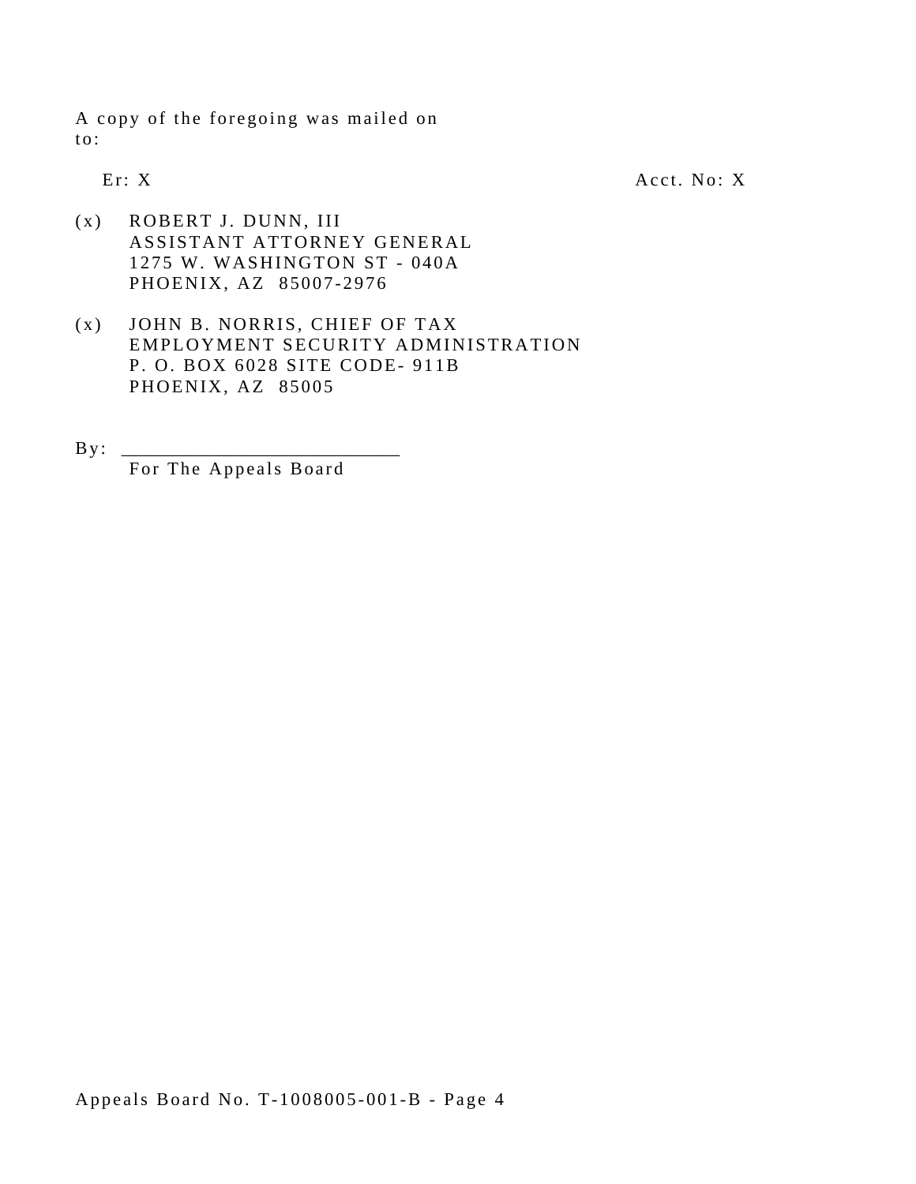A copy of the foregoing was mailed on
to:

Er: X                                                                 Acct. No: X

(x) ROBERT J. DUNN, III
ASSISTANT ATTORNEY GENERAL
1275 W. WASHINGTON ST - 040A
PHOENIX, AZ 85007-2976

(x) JOHN B. NORRIS, CHIEF OF TAX
EMPLOYMENT SECURITY ADMINISTRATION
P. O. BOX 6028 SITE CODE- 911B
PHOENIX, AZ 85005

By: ___________________________
For The Appeals Board

Appeals Board No. T-1008005-001-B - Page 4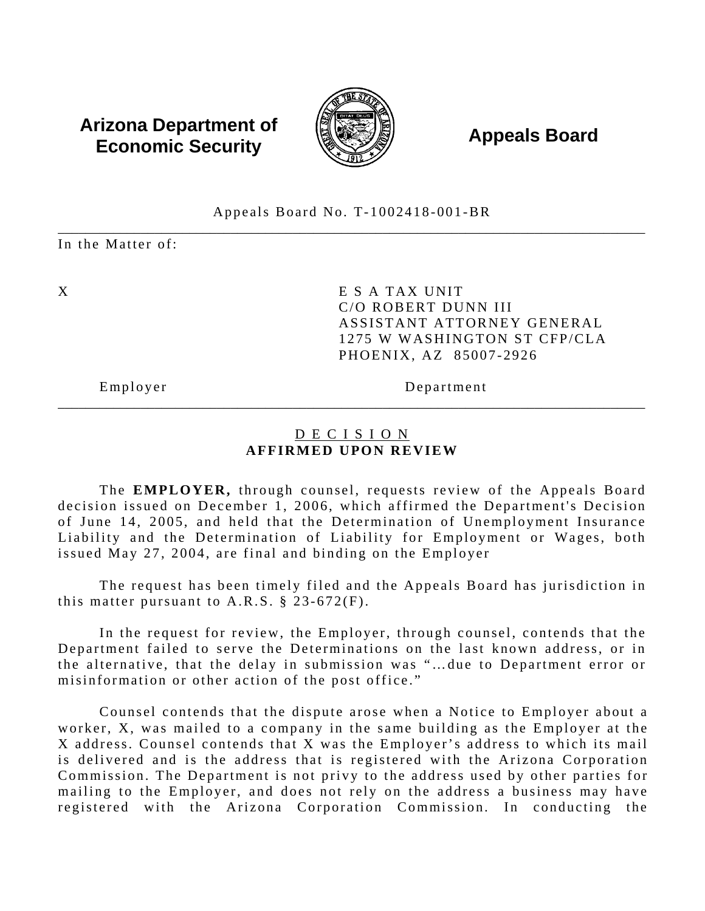**Arizona Department of Economic Security** | **Appeals Board**

Appeals Board No. T-1002418-001-BR

In the Matter of:

X

Employer

E S A TAX UNIT
C/O ROBERT DUNN III
ASSISTANT ATTORNEY GENERAL
1275 W WASHINGTON ST CFP/CLA
PHOENIX, AZ 85007-2926

Department

D E C I S I O N

**AFFIRMED UPON REVIEW**

The **EMPLOYER,** through counsel, requests review of the Appeals Board decision issued on December 1, 2006, which affirmed the Department's Decision of June 14, 2005, and held that the Determination of Unemployment Insurance Liability and the Determination of Liability for Employment or Wages, both issued May 27, 2004, are final and binding on the Employer

The request has been timely filed and the Appeals Board has jurisdiction in this matter pursuant to A.R.S. § 23-672(F).

In the request for review, the Employer, through counsel, contends that the Department failed to serve the Determinations on the last known address, or in the alternative, that the delay in submission was "…due to Department error or misinformation or other action of the post office."

Counsel contends that the dispute arose when a Notice to Employer about a worker, X, was mailed to a company in the same building as the Employer at the X address. Counsel contends that X was the Employer's address to which its mail is delivered and is the address that is registered with the Arizona Corporation Commission. The Department is not privy to the address used by other parties for mailing to the Employer, and does not rely on the address a business may have registered with the Arizona Corporation Commission. In conducting the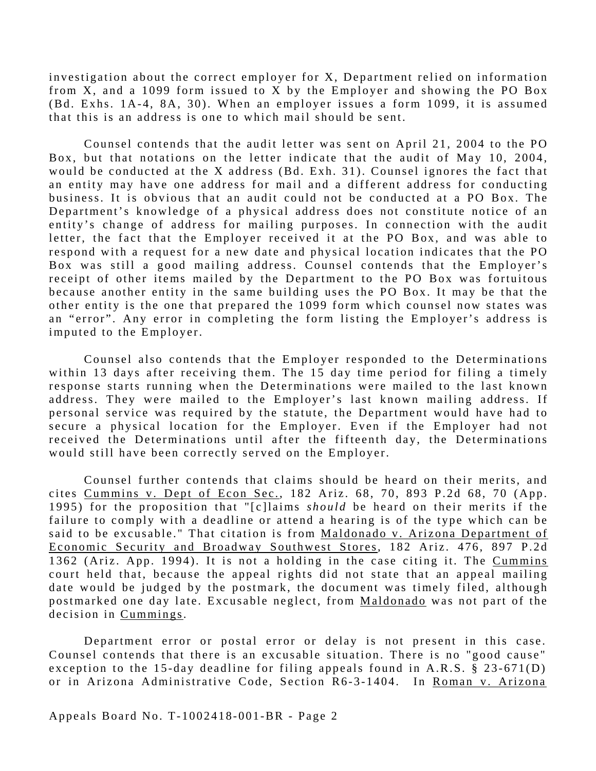investigation about the correct employer for X, Department relied on information from X, and a 1099 form issued to X by the Employer and showing the PO Box (Bd. Exhs. 1A-4, 8A, 30). When an employer issues a form 1099, it is assumed that this is an address is one to which mail should be sent.

Counsel contends that the audit letter was sent on April 21, 2004 to the PO Box, but that notations on the letter indicate that the audit of May 10, 2004, would be conducted at the X address (Bd. Exh. 31). Counsel ignores the fact that an entity may have one address for mail and a different address for conducting business. It is obvious that an audit could not be conducted at a PO Box. The Department's knowledge of a physical address does not constitute notice of an entity's change of address for mailing purposes. In connection with the audit letter, the fact that the Employer received it at the PO Box, and was able to respond with a request for a new date and physical location indicates that the PO Box was still a good mailing address. Counsel contends that the Employer's receipt of other items mailed by the Department to the PO Box was fortuitous because another entity in the same building uses the PO Box. It may be that the other entity is the one that prepared the 1099 form which counsel now states was an "error". Any error in completing the form listing the Employer's address is imputed to the Employer.

Counsel also contends that the Employer responded to the Determinations within 13 days after receiving them. The 15 day time period for filing a timely response starts running when the Determinations were mailed to the last known address. They were mailed to the Employer's last known mailing address. If personal service was required by the statute, the Department would have had to secure a physical location for the Employer. Even if the Employer had not received the Determinations until after the fifteenth day, the Determinations would still have been correctly served on the Employer.

Counsel further contends that claims should be heard on their merits, and cites Cummins v. Dept of Econ Sec., 182 Ariz. 68, 70, 893 P.2d 68, 70 (App. 1995) for the proposition that "[c]laims *should* be heard on their merits if the failure to comply with a deadline or attend a hearing is of the type which can be said to be excusable." That citation is from Maldonado v. Arizona Department of Economic Security and Broadway Southwest Stores, 182 Ariz. 476, 897 P.2d 1362 (Ariz. App. 1994). It is not a holding in the case citing it. The Cummins court held that, because the appeal rights did not state that an appeal mailing date would be judged by the postmark, the document was timely filed, although postmarked one day late. Excusable neglect, from Maldonado was not part of the decision in Cummings.

Department error or postal error or delay is not present in this case. Counsel contends that there is an excusable situation. There is no "good cause" exception to the 15-day deadline for filing appeals found in A.R.S. § 23-671(D) or in Arizona Administrative Code, Section R6-3-1404. In Roman v. Arizona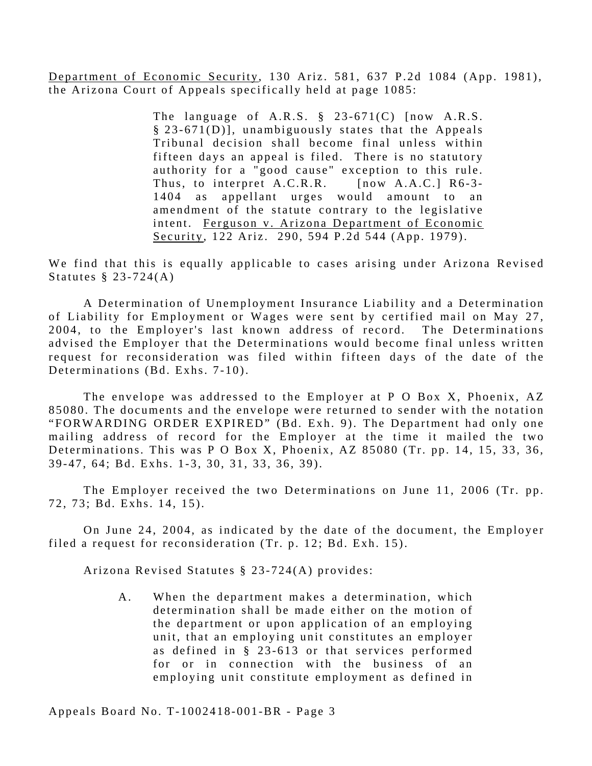Department of Economic Security, 130 Ariz. 581, 637 P.2d 1084 (App. 1981), the Arizona Court of Appeals specifically held at page 1085:

> The language of A.R.S. § 23-671(C) [now A.R.S. § 23-671(D)], unambiguously states that the Appeals Tribunal decision shall become final unless within fifteen days an appeal is filed. There is no statutory authority for a "good cause" exception to this rule. Thus, to interpret A.C.R.R. [now A.A.C.] R6-3-1404 as appellant urges would amount to an amendment of the statute contrary to the legislative intent. Ferguson v. Arizona Department of Economic Security, 122 Ariz. 290, 594 P.2d 544 (App. 1979).

We find that this is equally applicable to cases arising under Arizona Revised Statutes § 23-724(A)

A Determination of Unemployment Insurance Liability and a Determination of Liability for Employment or Wages were sent by certified mail on May 27, 2004, to the Employer's last known address of record. The Determinations advised the Employer that the Determinations would become final unless written request for reconsideration was filed within fifteen days of the date of the Determinations (Bd. Exhs. 7-10).

The envelope was addressed to the Employer at P O Box X, Phoenix, AZ 85080. The documents and the envelope were returned to sender with the notation "FORWARDING ORDER EXPIRED" (Bd. Exh. 9). The Department had only one mailing address of record for the Employer at the time it mailed the two Determinations. This was P O Box X, Phoenix, AZ 85080 (Tr. pp. 14, 15, 33, 36, 39-47, 64; Bd. Exhs. 1-3, 30, 31, 33, 36, 39).

The Employer received the two Determinations on June 11, 2006 (Tr. pp. 72, 73; Bd. Exhs. 14, 15).

On June 24, 2004, as indicated by the date of the document, the Employer filed a request for reconsideration (Tr. p. 12; Bd. Exh. 15).

Arizona Revised Statutes § 23-724(A) provides:

> A. When the department makes a determination, which determination shall be made either on the motion of the department or upon application of an employing unit, that an employing unit constitutes an employer as defined in § 23-613 or that services performed for or in connection with the business of an employing unit constitute employment as defined in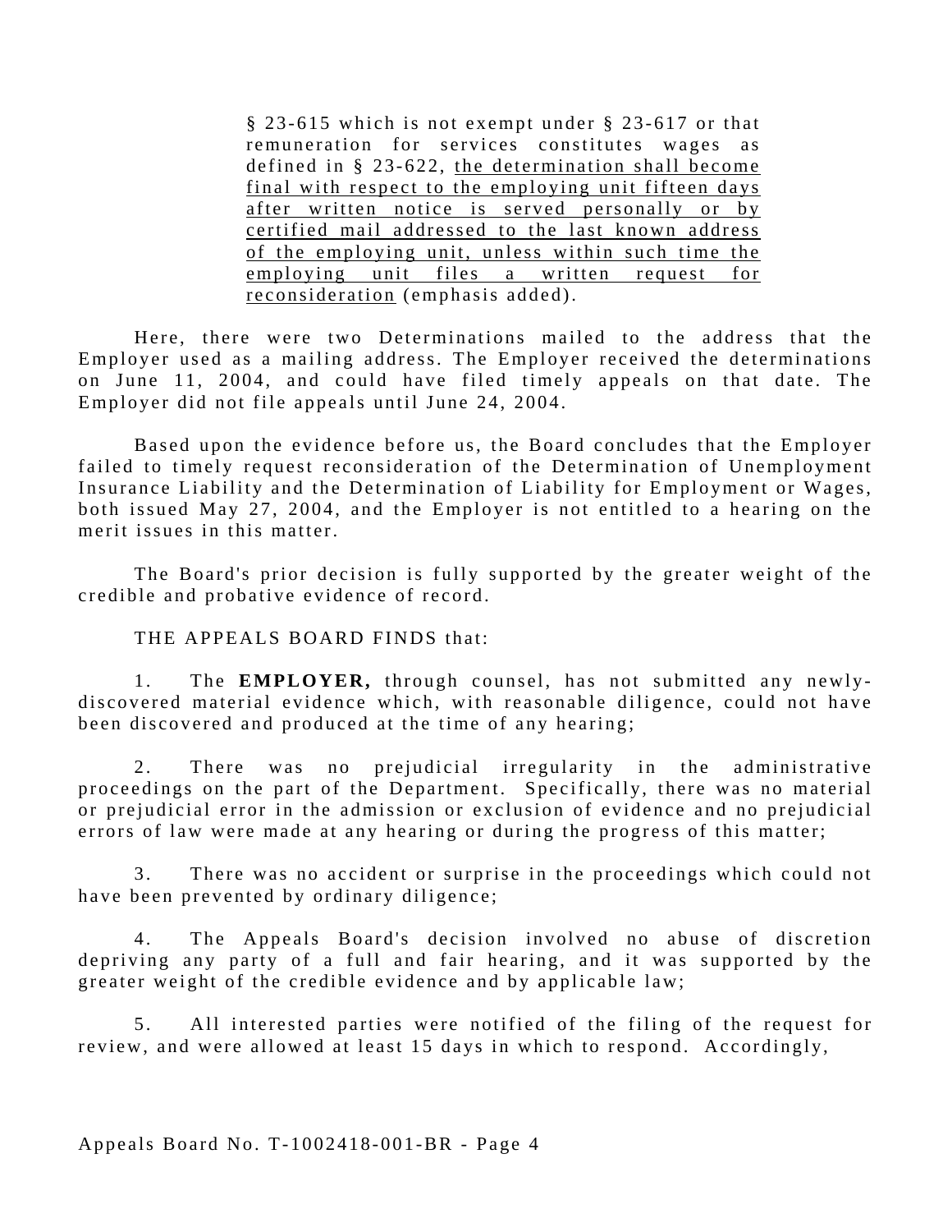> § 23-615 which is not exempt under § 23-617 or that remuneration for services constitutes wages as defined in § 23-622, <u>the determination shall become final with respect to the employing unit fifteen days after written notice is served personally or by certified mail addressed to the last known address of the employing unit, unless within such time the employing unit files a written request for reconsideration</u> (emphasis added).

Here, there were two Determinations mailed to the address that the Employer used as a mailing address. The Employer received the determinations on June 11, 2004, and could have filed timely appeals on that date. The Employer did not file appeals until June 24, 2004.

Based upon the evidence before us, the Board concludes that the Employer failed to timely request reconsideration of the Determination of Unemployment Insurance Liability and the Determination of Liability for Employment or Wages, both issued May 27, 2004, and the Employer is not entitled to a hearing on the merit issues in this matter.

The Board's prior decision is fully supported by the greater weight of the credible and probative evidence of record.

THE APPEALS BOARD FINDS that:

1. The **EMPLOYER,** through counsel, has not submitted any newly-discovered material evidence which, with reasonable diligence, could not have been discovered and produced at the time of any hearing;

2. There was no prejudicial irregularity in the administrative proceedings on the part of the Department. Specifically, there was no material or prejudicial error in the admission or exclusion of evidence and no prejudicial errors of law were made at any hearing or during the progress of this matter;

3. There was no accident or surprise in the proceedings which could not have been prevented by ordinary diligence;

4. The Appeals Board's decision involved no abuse of discretion depriving any party of a full and fair hearing, and it was supported by the greater weight of the credible evidence and by applicable law;

5. All interested parties were notified of the filing of the request for review, and were allowed at least 15 days in which to respond. Accordingly,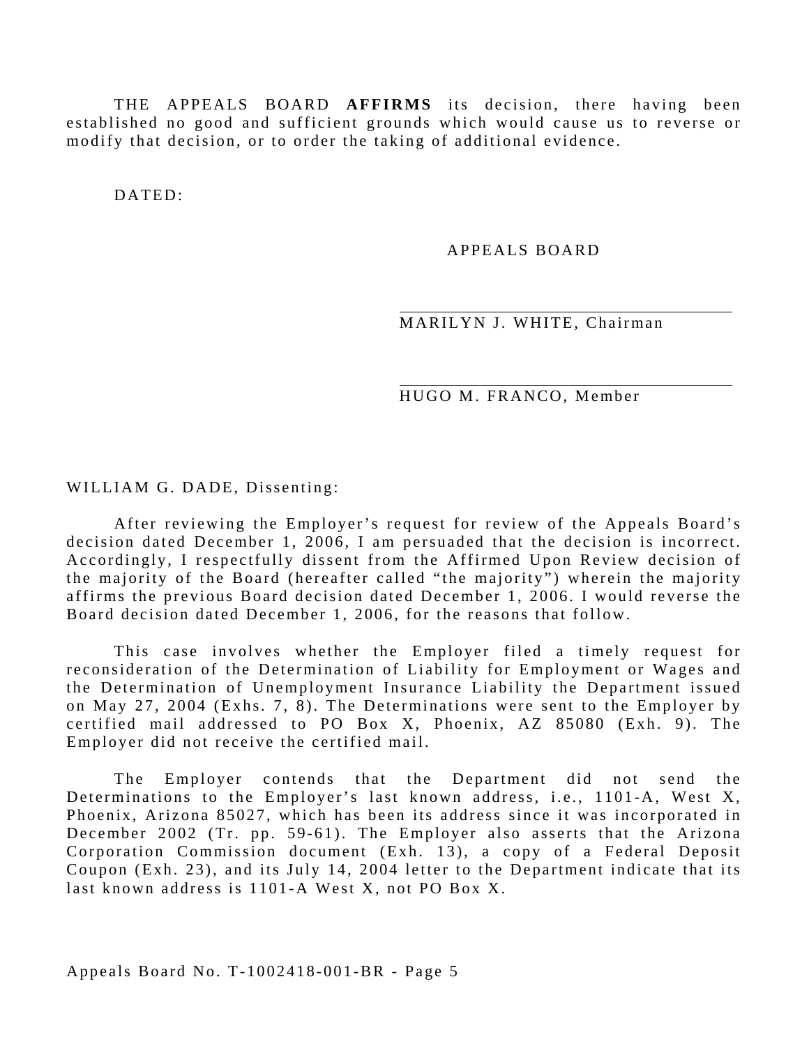THE APPEALS BOARD **AFFIRMS** its decision, there having been established no good and sufficient grounds which would cause us to reverse or modify that decision, or to order the taking of additional evidence.

DATED:

APPEALS BOARD

MARILYN J. WHITE, Chairman

HUGO M. FRANCO, Member

WILLIAM G. DADE, Dissenting:

After reviewing the Employer's request for review of the Appeals Board's decision dated December 1, 2006, I am persuaded that the decision is incorrect. Accordingly, I respectfully dissent from the Affirmed Upon Review decision of the majority of the Board (hereafter called "the majority") wherein the majority affirms the previous Board decision dated December 1, 2006. I would reverse the Board decision dated December 1, 2006, for the reasons that follow.

This case involves whether the Employer filed a timely request for reconsideration of the Determination of Liability for Employment or Wages and the Determination of Unemployment Insurance Liability the Department issued on May 27, 2004 (Exhs. 7, 8). The Determinations were sent to the Employer by certified mail addressed to PO Box X, Phoenix, AZ 85080 (Exh. 9). The Employer did not receive the certified mail.

The Employer contends that the Department did not send the Determinations to the Employer's last known address, i.e., 1101-A, West X, Phoenix, Arizona 85027, which has been its address since it was incorporated in December 2002 (Tr. pp. 59-61). The Employer also asserts that the Arizona Corporation Commission document (Exh. 13), a copy of a Federal Deposit Coupon (Exh. 23), and its July 14, 2004 letter to the Department indicate that its last known address is 1101-A West X, not PO Box X.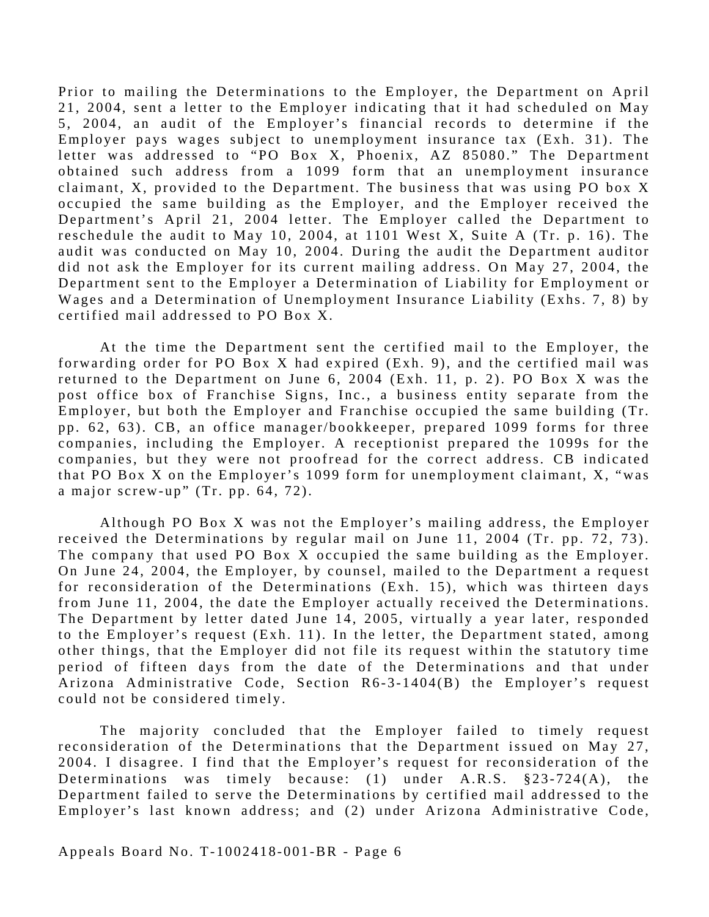Prior to mailing the Determinations to the Employer, the Department on April 21, 2004, sent a letter to the Employer indicating that it had scheduled on May 5, 2004, an audit of the Employer's financial records to determine if the Employer pays wages subject to unemployment insurance tax (Exh. 31). The letter was addressed to "PO Box X, Phoenix, AZ 85080." The Department obtained such address from a 1099 form that an unemployment insurance claimant, X, provided to the Department. The business that was using PO box X occupied the same building as the Employer, and the Employer received the Department's April 21, 2004 letter. The Employer called the Department to reschedule the audit to May 10, 2004, at 1101 West X, Suite A (Tr. p. 16). The audit was conducted on May 10, 2004. During the audit the Department auditor did not ask the Employer for its current mailing address. On May 27, 2004, the Department sent to the Employer a Determination of Liability for Employment or Wages and a Determination of Unemployment Insurance Liability (Exhs. 7, 8) by certified mail addressed to PO Box X.

At the time the Department sent the certified mail to the Employer, the forwarding order for PO Box X had expired (Exh. 9), and the certified mail was returned to the Department on June 6, 2004 (Exh. 11, p. 2). PO Box X was the post office box of Franchise Signs, Inc., a business entity separate from the Employer, but both the Employer and Franchise occupied the same building (Tr. pp. 62, 63). CB, an office manager/bookkeeper, prepared 1099 forms for three companies, including the Employer. A receptionist prepared the 1099s for the companies, but they were not proofread for the correct address. CB indicated that PO Box X on the Employer's 1099 form for unemployment claimant, X, "was a major screw-up" (Tr. pp. 64, 72).

Although PO Box X was not the Employer's mailing address, the Employer received the Determinations by regular mail on June 11, 2004 (Tr. pp. 72, 73). The company that used PO Box X occupied the same building as the Employer. On June 24, 2004, the Employer, by counsel, mailed to the Department a request for reconsideration of the Determinations (Exh. 15), which was thirteen days from June 11, 2004, the date the Employer actually received the Determinations. The Department by letter dated June 14, 2005, virtually a year later, responded to the Employer's request (Exh. 11). In the letter, the Department stated, among other things, that the Employer did not file its request within the statutory time period of fifteen days from the date of the Determinations and that under Arizona Administrative Code, Section R6-3-1404(B) the Employer's request could not be considered timely.

The majority concluded that the Employer failed to timely request reconsideration of the Determinations that the Department issued on May 27, 2004. I disagree. I find that the Employer's request for reconsideration of the Determinations was timely because: (1) under A.R.S. §23-724(A), the Department failed to serve the Determinations by certified mail addressed to the Employer's last known address; and (2) under Arizona Administrative Code,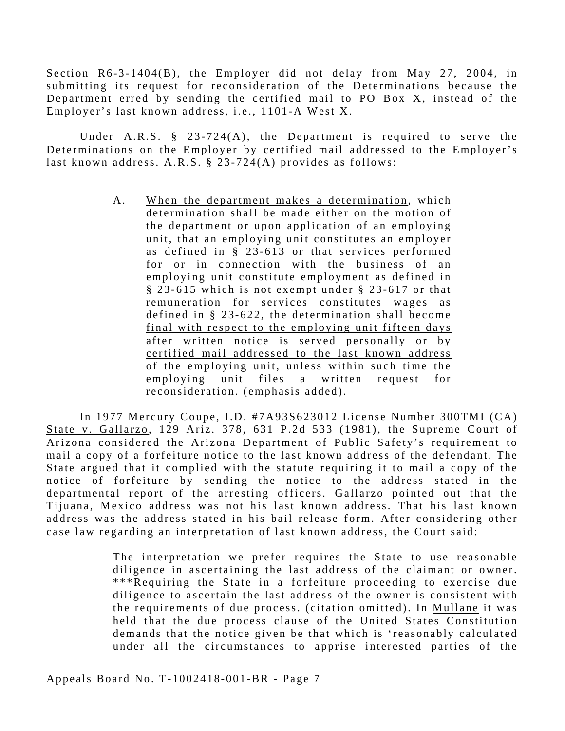Section R6-3-1404(B), the Employer did not delay from May 27, 2004, in submitting its request for reconsideration of the Determinations because the Department erred by sending the certified mail to PO Box X, instead of the Employer's last known address, i.e., 1101-A West X.

Under A.R.S. § 23-724(A), the Department is required to serve the Determinations on the Employer by certified mail addressed to the Employer's last known address. A.R.S. § 23-724(A) provides as follows:

> A. <u>When the department makes a determination</u>, which determination shall be made either on the motion of the department or upon application of an employing unit, that an employing unit constitutes an employer as defined in § 23-613 or that services performed for or in connection with the business of an employing unit constitute employment as defined in § 23-615 which is not exempt under § 23-617 or that remuneration for services constitutes wages as defined in § 23-622, <u>the determination shall become final with respect to the employing unit fifteen days after written notice is served personally or by certified mail addressed to the last known address of the employing unit</u>, unless within such time the employing unit files a written request for reconsideration. (emphasis added).

In <u>1977 Mercury Coupe, I.D. #7A93S623012 License Number 300TMI (CA) State v. Gallarzo</u>, 129 Ariz. 378, 631 P.2d 533 (1981), the Supreme Court of Arizona considered the Arizona Department of Public Safety's requirement to mail a copy of a forfeiture notice to the last known address of the defendant. The State argued that it complied with the statute requiring it to mail a copy of the notice of forfeiture by sending the notice to the address stated in the departmental report of the arresting officers. Gallarzo pointed out that the Tijuana, Mexico address was not his last known address. That his last known address was the address stated in his bail release form. After considering other case law regarding an interpretation of last known address, the Court said:

> The interpretation we prefer requires the State to use reasonable diligence in ascertaining the last address of the claimant or owner. ***Requiring the State in a forfeiture proceeding to exercise due diligence to ascertain the last address of the owner is consistent with the requirements of due process. (citation omitted). In <u>Mullane</u> it was held that the due process clause of the United States Constitution demands that the notice given be that which is 'reasonably calculated under all the circumstances to apprise interested parties of the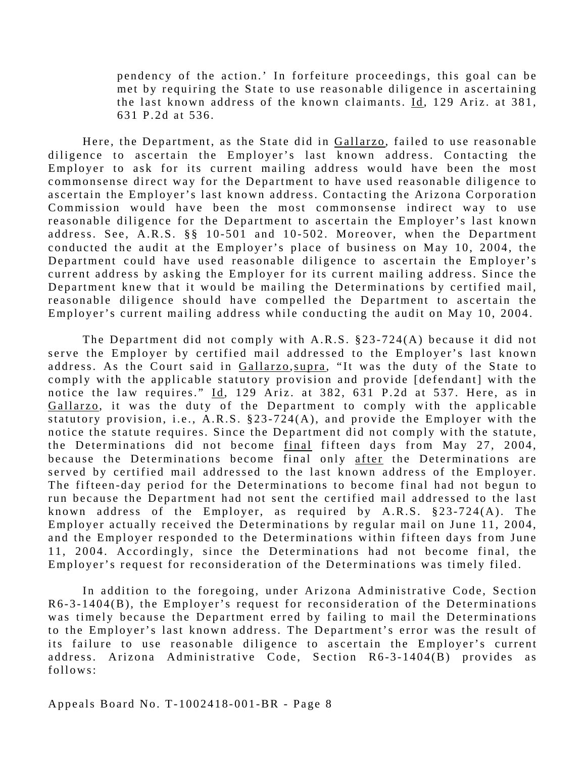> pendency of the action.' In forfeiture proceedings, this goal can be met by requiring the State to use reasonable diligence in ascertaining the last known address of the known claimants. Id, 129 Ariz. at 381, 631 P.2d at 536.

Here, the Department, as the State did in Gallarzo, failed to use reasonable diligence to ascertain the Employer's last known address. Contacting the Employer to ask for its current mailing address would have been the most commonsense direct way for the Department to have used reasonable diligence to ascertain the Employer's last known address. Contacting the Arizona Corporation Commission would have been the most commonsense indirect way to use reasonable diligence for the Department to ascertain the Employer's last known address. See, A.R.S. §§ 10-501 and 10-502. Moreover, when the Department conducted the audit at the Employer's place of business on May 10, 2004, the Department could have used reasonable diligence to ascertain the Employer's current address by asking the Employer for its current mailing address. Since the Department knew that it would be mailing the Determinations by certified mail, reasonable diligence should have compelled the Department to ascertain the Employer's current mailing address while conducting the audit on May 10, 2004.

The Department did not comply with A.R.S. §23-724(A) because it did not serve the Employer by certified mail addressed to the Employer's last known address. As the Court said in Gallarzo,supra, "It was the duty of the State to comply with the applicable statutory provision and provide [defendant] with the notice the law requires." Id, 129 Ariz. at 382, 631 P.2d at 537. Here, as in Gallarzo, it was the duty of the Department to comply with the applicable statutory provision, i.e., A.R.S. §23-724(A), and provide the Employer with the notice the statute requires. Since the Department did not comply with the statute, the Determinations did not become final fifteen days from May 27, 2004, because the Determinations become final only after the Determinations are served by certified mail addressed to the last known address of the Employer. The fifteen-day period for the Determinations to become final had not begun to run because the Department had not sent the certified mail addressed to the last known address of the Employer, as required by A.R.S. §23-724(A). The Employer actually received the Determinations by regular mail on June 11, 2004, and the Employer responded to the Determinations within fifteen days from June 11, 2004. Accordingly, since the Determinations had not become final, the Employer's request for reconsideration of the Determinations was timely filed.

In addition to the foregoing, under Arizona Administrative Code, Section R6-3-1404(B), the Employer's request for reconsideration of the Determinations was timely because the Department erred by failing to mail the Determinations to the Employer's last known address. The Department's error was the result of its failure to use reasonable diligence to ascertain the Employer's current address. Arizona Administrative Code, Section R6-3-1404(B) provides as follows: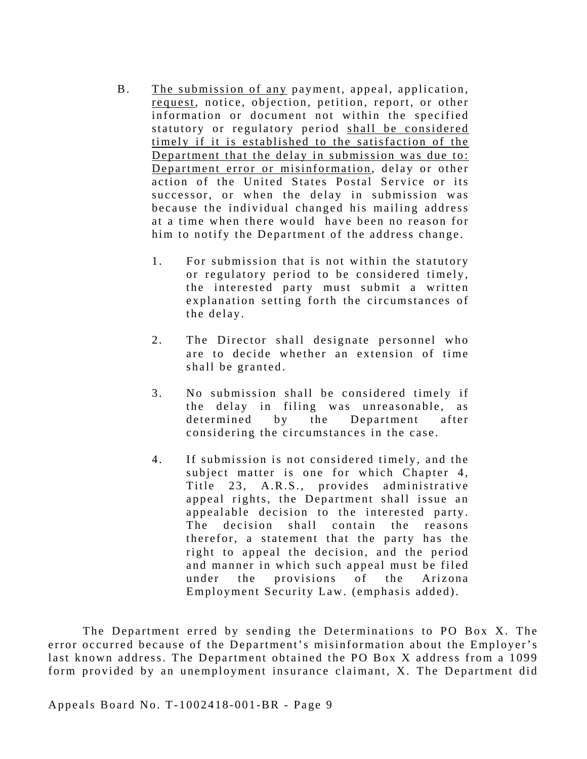B. <u>The submission of any</u> payment, appeal, application, <u>request</u>, notice, objection, petition, report, or other information or document not within the specified statutory or regulatory period <u>shall be considered timely if it is established to the satisfaction of the Department that the delay in submission was due to: Department error or misinformation</u>, delay or other action of the United States Postal Service or its successor, or when the delay in submission was because the individual changed his mailing address at a time when there would have been no reason for him to notify the Department of the address change.

   1. For submission that is not within the statutory or regulatory period to be considered timely, the interested party must submit a written explanation setting forth the circumstances of the delay.

   2. The Director shall designate personnel who are to decide whether an extension of time shall be granted.

   3. No submission shall be considered timely if the delay in filing was unreasonable, as determined by the Department after considering the circumstances in the case.

   4. If submission is not considered timely, and the subject matter is one for which Chapter 4, Title 23, A.R.S., provides administrative appeal rights, the Department shall issue an appealable decision to the interested party. The decision shall contain the reasons therefor, a statement that the party has the right to appeal the decision, and the period and manner in which such appeal must be filed under the provisions of the Arizona Employment Security Law. (emphasis added).

The Department erred by sending the Determinations to PO Box X. The error occurred because of the Department's misinformation about the Employer's last known address. The Department obtained the PO Box X address from a 1099 form provided by an unemployment insurance claimant, X. The Department did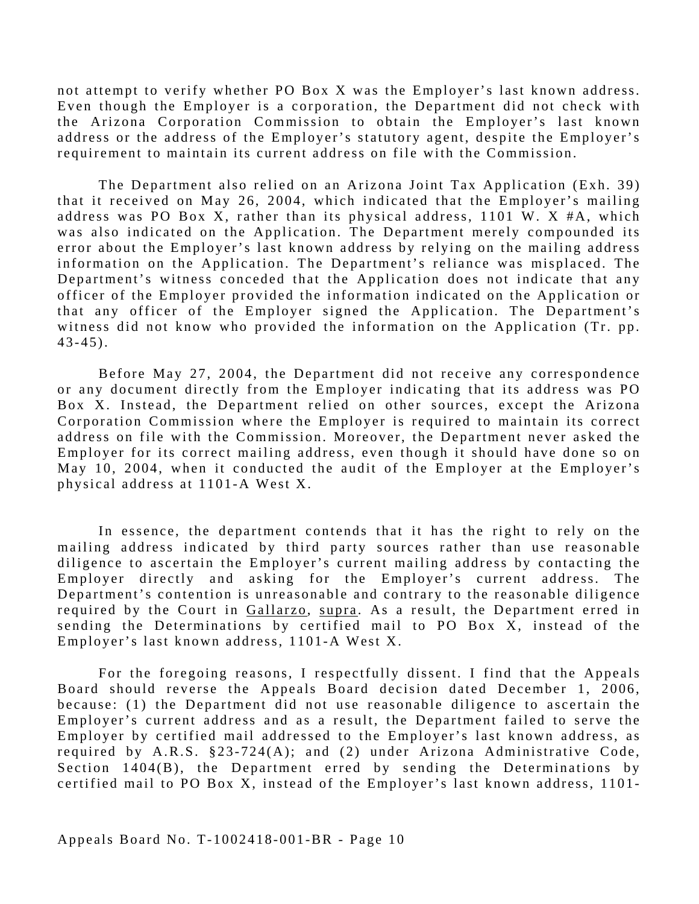not attempt to verify whether PO Box X was the Employer's last known address. Even though the Employer is a corporation, the Department did not check with the Arizona Corporation Commission to obtain the Employer's last known address or the address of the Employer's statutory agent, despite the Employer's requirement to maintain its current address on file with the Commission.

The Department also relied on an Arizona Joint Tax Application (Exh. 39) that it received on May 26, 2004, which indicated that the Employer's mailing address was PO Box X, rather than its physical address, 1101 W. X #A, which was also indicated on the Application. The Department merely compounded its error about the Employer's last known address by relying on the mailing address information on the Application. The Department's reliance was misplaced. The Department's witness conceded that the Application does not indicate that any officer of the Employer provided the information indicated on the Application or that any officer of the Employer signed the Application. The Department's witness did not know who provided the information on the Application (Tr. pp. 43-45).

Before May 27, 2004, the Department did not receive any correspondence or any document directly from the Employer indicating that its address was PO Box X. Instead, the Department relied on other sources, except the Arizona Corporation Commission where the Employer is required to maintain its correct address on file with the Commission. Moreover, the Department never asked the Employer for its correct mailing address, even though it should have done so on May 10, 2004, when it conducted the audit of the Employer at the Employer's physical address at 1101-A West X.

In essence, the department contends that it has the right to rely on the mailing address indicated by third party sources rather than use reasonable diligence to ascertain the Employer's current mailing address by contacting the Employer directly and asking for the Employer's current address. The Department's contention is unreasonable and contrary to the reasonable diligence required by the Court in Gallarzo, supra. As a result, the Department erred in sending the Determinations by certified mail to PO Box X, instead of the Employer's last known address, 1101-A West X.

For the foregoing reasons, I respectfully dissent. I find that the Appeals Board should reverse the Appeals Board decision dated December 1, 2006, because: (1) the Department did not use reasonable diligence to ascertain the Employer's current address and as a result, the Department failed to serve the Employer by certified mail addressed to the Employer's last known address, as required by A.R.S. §23-724(A); and (2) under Arizona Administrative Code, Section 1404(B), the Department erred by sending the Determinations by certified mail to PO Box X, instead of the Employer's last known address, 1101-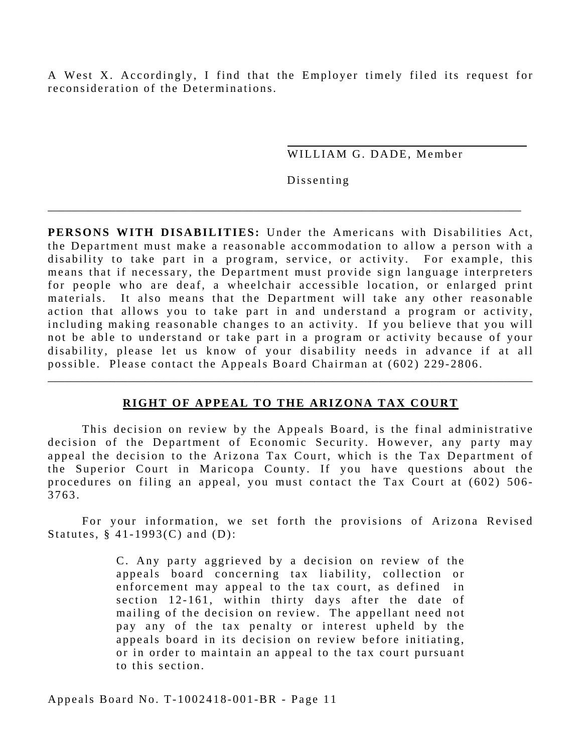A West X. Accordingly, I find that the Employer timely filed its request for reconsideration of the Determinations.

WILLIAM G. DADE, Member

Dissenting

---

**PERSONS WITH DISABILITIES:** Under the Americans with Disabilities Act, the Department must make a reasonable accommodation to allow a person with a disability to take part in a program, service, or activity. For example, this means that if necessary, the Department must provide sign language interpreters for people who are deaf, a wheelchair accessible location, or enlarged print materials. It also means that the Department will take any other reasonable action that allows you to take part in and understand a program or activity, including making reasonable changes to an activity. If you believe that you will not be able to understand or take part in a program or activity because of your disability, please let us know of your disability needs in advance if at all possible. Please contact the Appeals Board Chairman at (602) 229-2806.

---

## RIGHT OF APPEAL TO THE ARIZONA TAX COURT

This decision on review by the Appeals Board, is the final administrative decision of the Department of Economic Security. However, any party may appeal the decision to the Arizona Tax Court, which is the Tax Department of the Superior Court in Maricopa County. If you have questions about the procedures on filing an appeal, you must contact the Tax Court at (602) 506-3763.

For your information, we set forth the provisions of Arizona Revised Statutes, § 41-1993(C) and (D):

> C. Any party aggrieved by a decision on review of the appeals board concerning tax liability, collection or enforcement may appeal to the tax court, as defined in section 12-161, within thirty days after the date of mailing of the decision on review. The appellant need not pay any of the tax penalty or interest upheld by the appeals board in its decision on review before initiating, or in order to maintain an appeal to the tax court pursuant to this section.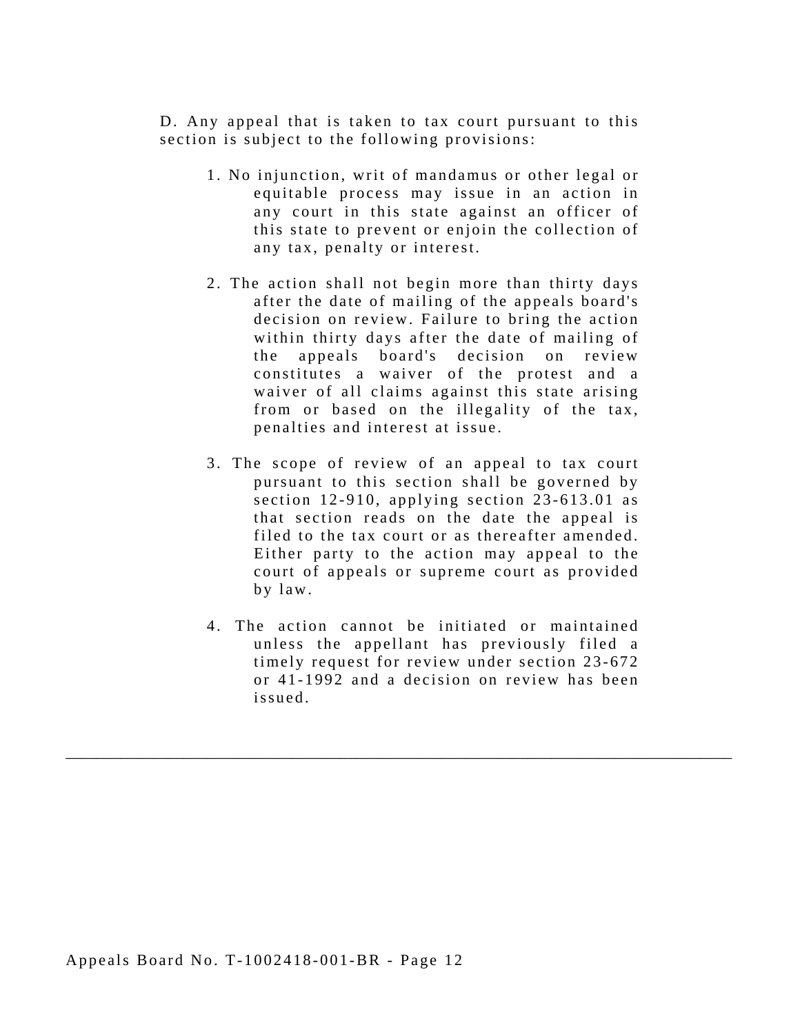D. Any appeal that is taken to tax court pursuant to this section is subject to the following provisions:

1. No injunction, writ of mandamus or other legal or equitable process may issue in an action in any court in this state against an officer of this state to prevent or enjoin the collection of any tax, penalty or interest.

2. The action shall not begin more than thirty days after the date of mailing of the appeals board's decision on review. Failure to bring the action within thirty days after the date of mailing of the appeals board's decision on review constitutes a waiver of the protest and a waiver of all claims against this state arising from or based on the illegality of the tax, penalties and interest at issue.

3. The scope of review of an appeal to tax court pursuant to this section shall be governed by section 12-910, applying section 23-613.01 as that section reads on the date the appeal is filed to the tax court or as thereafter amended. Either party to the action may appeal to the court of appeals or supreme court as provided by law.

4. The action cannot be initiated or maintained unless the appellant has previously filed a timely request for review under section 23-672 or 41-1992 and a decision on review has been issued.

---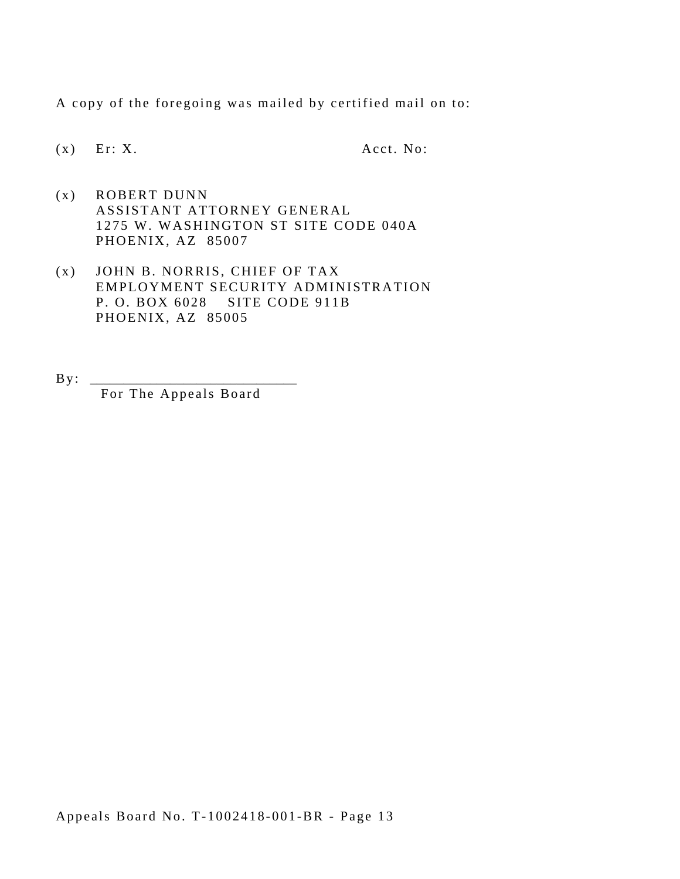A copy of the foregoing was mailed by certified mail on to:

(x) Er: X. Acct. No:

(x) ROBERT DUNN
ASSISTANT ATTORNEY GENERAL
1275 W. WASHINGTON ST SITE CODE 040A
PHOENIX, AZ 85007

(x) JOHN B. NORRIS, CHIEF OF TAX
EMPLOYMENT SECURITY ADMINISTRATION
P. O. BOX 6028 SITE CODE 911B
PHOENIX, AZ 85005

By: ____________________________
For The Appeals Board

Appeals Board No. T-1002418-001-BR - Page 13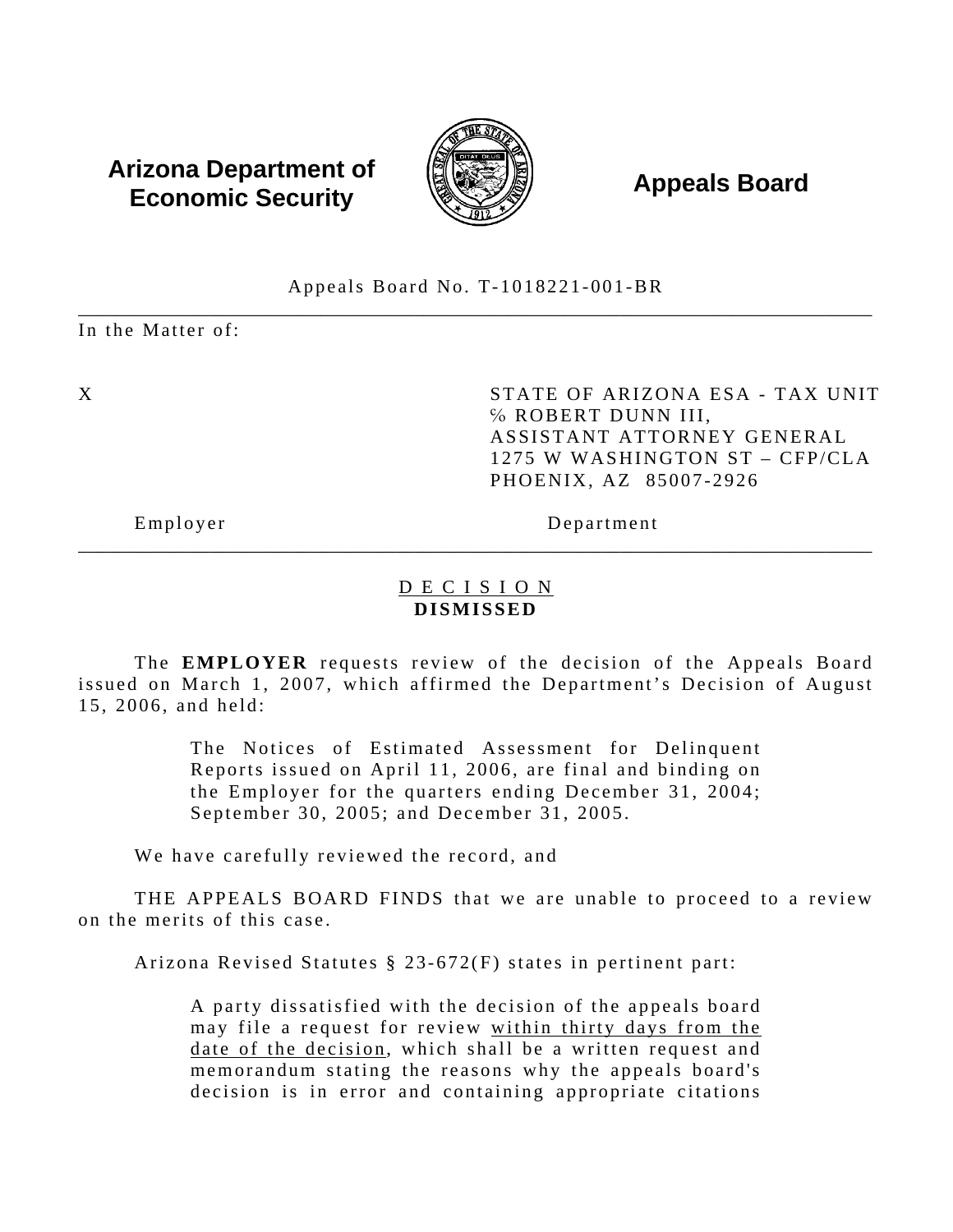**Arizona Department of Economic Security** **Appeals Board**

Appeals Board No. T-1018221-001-BR

---

In the Matter of:

| | |
|---|---|
| X | STATE OF ARIZONA ESA - TAX UNIT<br>℅ ROBERT DUNN III,<br>ASSISTANT ATTORNEY GENERAL<br>1275 W WASHINGTON ST – CFP/CLA<br>PHOENIX, AZ 85007-2926 |
| Employer | Department |

---

D E C I S I O N
**DISMISSED**

The **EMPLOYER** requests review of the decision of the Appeals Board issued on March 1, 2007, which affirmed the Department's Decision of August 15, 2006, and held:

> The Notices of Estimated Assessment for Delinquent Reports issued on April 11, 2006, are final and binding on the Employer for the quarters ending December 31, 2004; September 30, 2005; and December 31, 2005.

We have carefully reviewed the record, and

THE APPEALS BOARD FINDS that we are unable to proceed to a review on the merits of this case.

Arizona Revised Statutes § 23-672(F) states in pertinent part:

> A party dissatisfied with the decision of the appeals board may file a request for review <u>within thirty days from the date of the decision</u>, which shall be a written request and memorandum stating the reasons why the appeals board's decision is in error and containing appropriate citations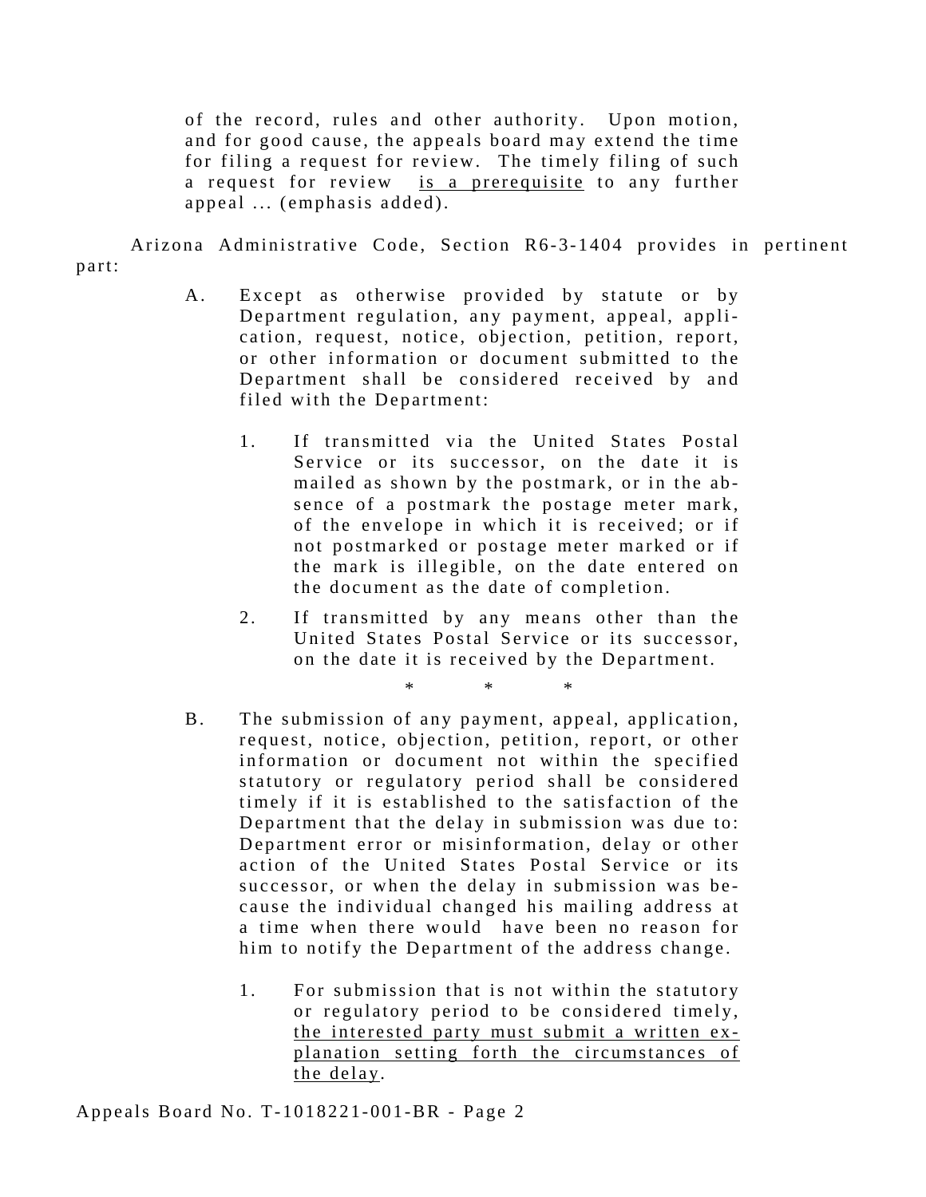> of the record, rules and other authority. Upon motion, and for good cause, the appeals board may extend the time for filing a request for review. The timely filing of such a request for review <u>is a prerequisite</u> to any further appeal ... (emphasis added).

Arizona Administrative Code, Section R6-3-1404 provides in pertinent part:

> A. Except as otherwise provided by statute or by Department regulation, any payment, appeal, application, request, notice, objection, petition, report, or other information or document submitted to the Department shall be considered received by and filed with the Department:
>
> 1. If transmitted via the United States Postal Service or its successor, on the date it is mailed as shown by the postmark, or in the absence of a postmark the postage meter mark, of the envelope in which it is received; or if not postmarked or postage meter marked or if the mark is illegible, on the date entered on the document as the date of completion.
>
> 2. If transmitted by any means other than the United States Postal Service or its successor, on the date it is received by the Department.
>
> \* \* \*
>
> B. The submission of any payment, appeal, application, request, notice, objection, petition, report, or other information or document not within the specified statutory or regulatory period shall be considered timely if it is established to the satisfaction of the Department that the delay in submission was due to: Department error or misinformation, delay or other action of the United States Postal Service or its successor, or when the delay in submission was because the individual changed his mailing address at a time when there would have been no reason for him to notify the Department of the address change.
>
> 1. For submission that is not within the statutory or regulatory period to be considered timely, <u>the interested party must submit a written explanation setting forth the circumstances of the delay</u>.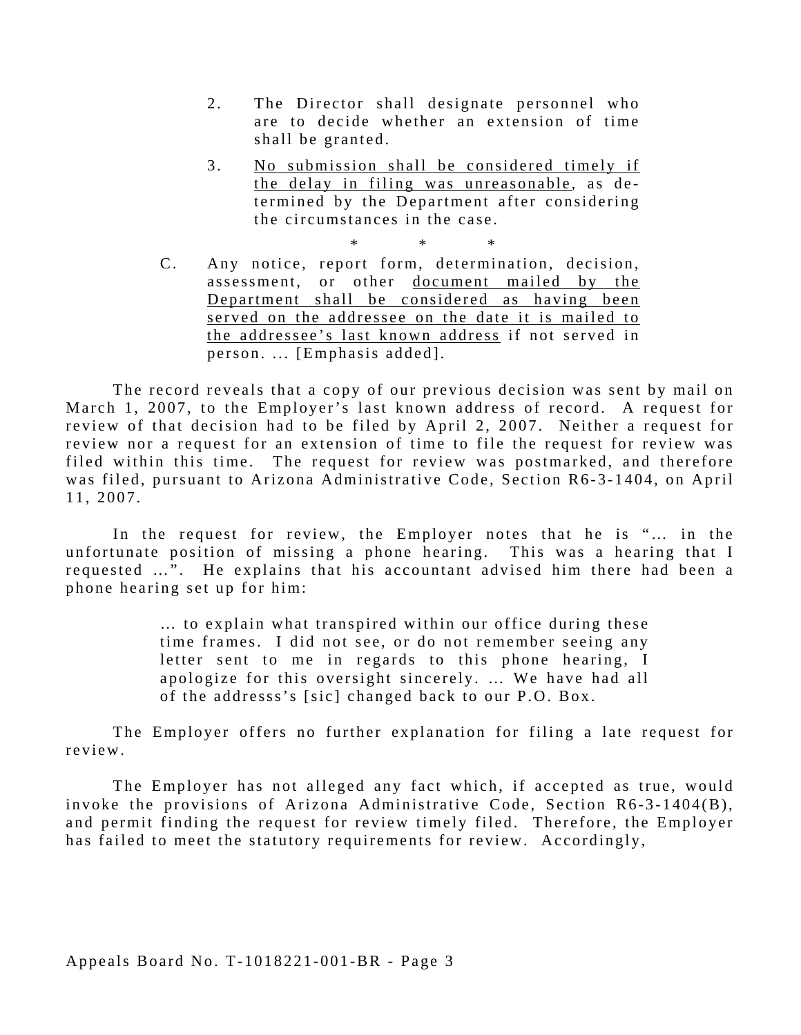> 2. The Director shall designate personnel who are to decide whether an extension of time shall be granted.
>
> 3. <u>No submission shall be considered timely if the delay in filing was unreasonable</u>, as determined by the Department after considering the circumstances in the case.
>
> \* \* \*
>
> C. Any notice, report form, determination, decision, assessment, or other <u>document mailed by the Department shall be considered as having been served on the addressee on the date it is mailed to the addressee's last known address</u> if not served in person. … [Emphasis added].

The record reveals that a copy of our previous decision was sent by mail on March 1, 2007, to the Employer's last known address of record. A request for review of that decision had to be filed by April 2, 2007. Neither a request for review nor a request for an extension of time to file the request for review was filed within this time. The request for review was postmarked, and therefore was filed, pursuant to Arizona Administrative Code, Section R6-3-1404, on April 11, 2007.

In the request for review, the Employer notes that he is "… in the unfortunate position of missing a phone hearing. This was a hearing that I requested …". He explains that his accountant advised him there had been a phone hearing set up for him:

> … to explain what transpired within our office during these time frames. I did not see, or do not remember seeing any letter sent to me in regards to this phone hearing, I apologize for this oversight sincerely. … We have had all of the addresss's [sic] changed back to our P.O. Box.

The Employer offers no further explanation for filing a late request for review.

The Employer has not alleged any fact which, if accepted as true, would invoke the provisions of Arizona Administrative Code, Section R6-3-1404(B), and permit finding the request for review timely filed. Therefore, the Employer has failed to meet the statutory requirements for review. Accordingly,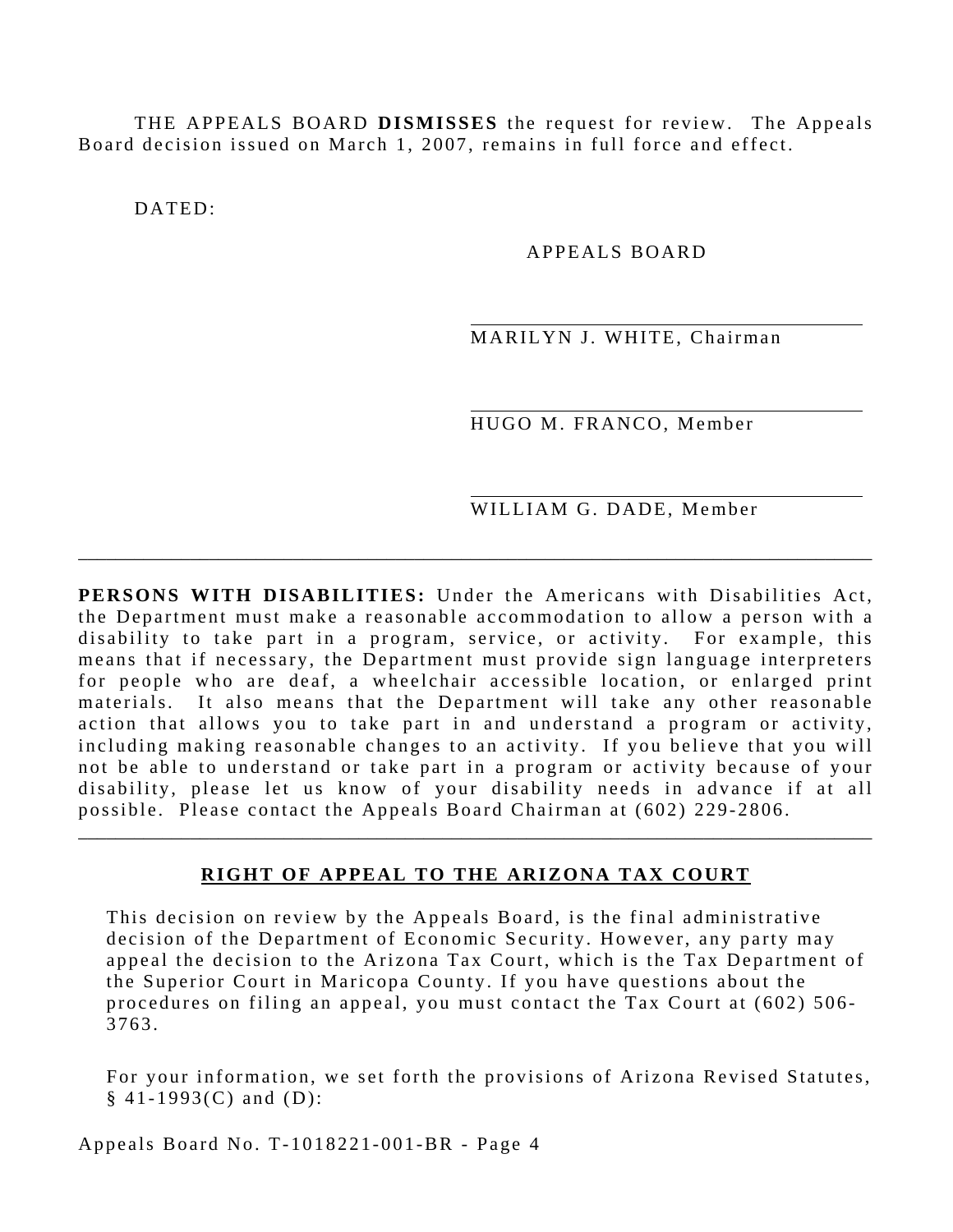THE APPEALS BOARD **DISMISSES** the request for review. The Appeals Board decision issued on March 1, 2007, remains in full force and effect.

DATED:

APPEALS BOARD

\_\_\_\_\_\_\_\_\_\_\_\_\_\_\_\_\_\_\_\_\_\_\_\_\_\_\_\_\_\_\_\_\_\_\_\_
MARILYN J. WHITE, Chairman

\_\_\_\_\_\_\_\_\_\_\_\_\_\_\_\_\_\_\_\_\_\_\_\_\_\_\_\_\_\_\_\_\_\_\_\_
HUGO M. FRANCO, Member

\_\_\_\_\_\_\_\_\_\_\_\_\_\_\_\_\_\_\_\_\_\_\_\_\_\_\_\_\_\_\_\_\_\_\_\_
WILLIAM G. DADE, Member

---

**PERSONS WITH DISABILITIES:** Under the Americans with Disabilities Act, the Department must make a reasonable accommodation to allow a person with a disability to take part in a program, service, or activity. For example, this means that if necessary, the Department must provide sign language interpreters for people who are deaf, a wheelchair accessible location, or enlarged print materials. It also means that the Department will take any other reasonable action that allows you to take part in and understand a program or activity, including making reasonable changes to an activity. If you believe that you will not be able to understand or take part in a program or activity because of your disability, please let us know of your disability needs in advance if at all possible. Please contact the Appeals Board Chairman at (602) 229-2806.

---

## RIGHT OF APPEAL TO THE ARIZONA TAX COURT

This decision on review by the Appeals Board, is the final administrative decision of the Department of Economic Security. However, any party may appeal the decision to the Arizona Tax Court, which is the Tax Department of the Superior Court in Maricopa County. If you have questions about the procedures on filing an appeal, you must contact the Tax Court at (602) 506-3763.

For your information, we set forth the provisions of Arizona Revised Statutes, § 41-1993(C) and (D):

Appeals Board No. T-1018221-001-BR - Page 4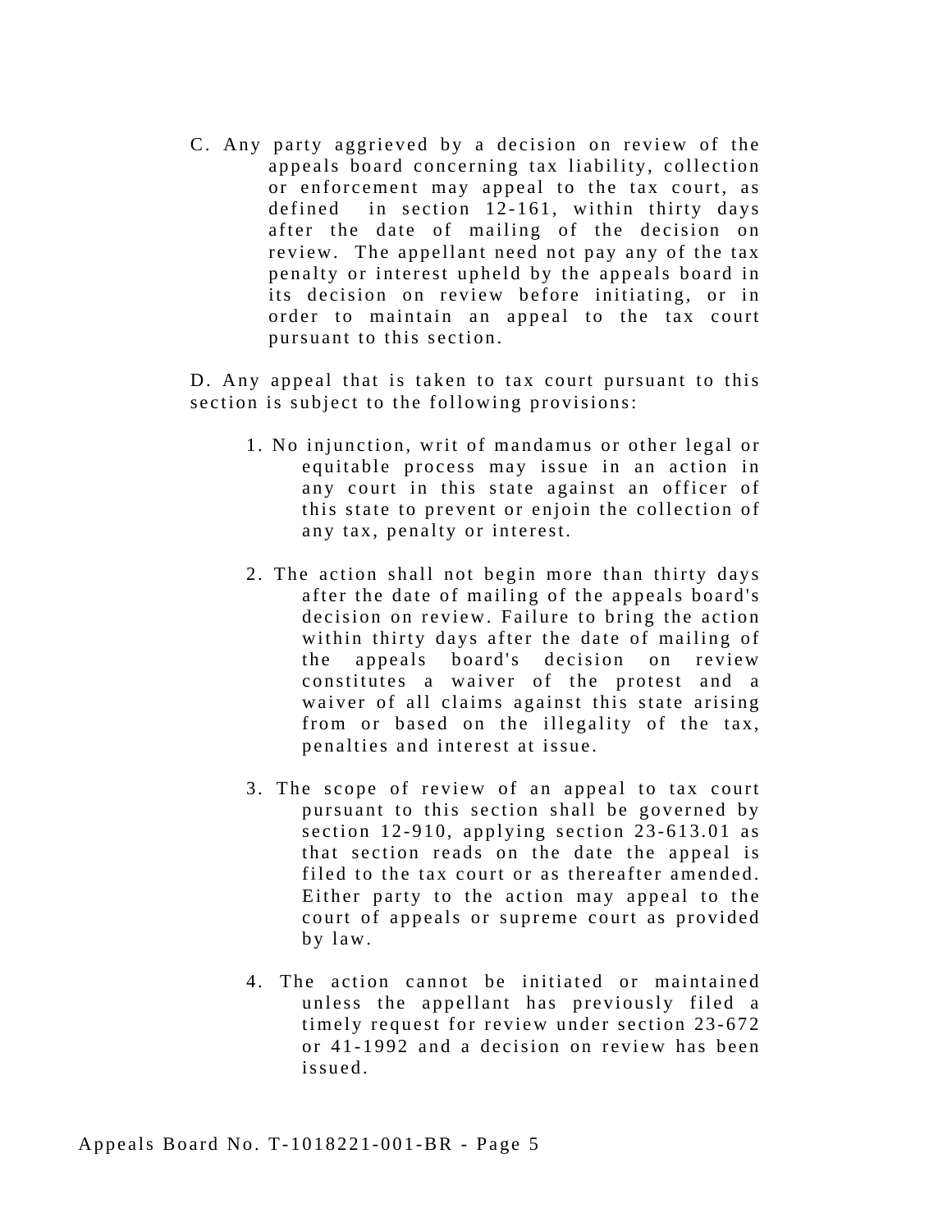C. Any party aggrieved by a decision on review of the appeals board concerning tax liability, collection or enforcement may appeal to the tax court, as defined in section 12-161, within thirty days after the date of mailing of the decision on review. The appellant need not pay any of the tax penalty or interest upheld by the appeals board in its decision on review before initiating, or in order to maintain an appeal to the tax court pursuant to this section.

D. Any appeal that is taken to tax court pursuant to this section is subject to the following provisions:

1. No injunction, writ of mandamus or other legal or equitable process may issue in an action in any court in this state against an officer of this state to prevent or enjoin the collection of any tax, penalty or interest.

2. The action shall not begin more than thirty days after the date of mailing of the appeals board's decision on review. Failure to bring the action within thirty days after the date of mailing of the appeals board's decision on review constitutes a waiver of the protest and a waiver of all claims against this state arising from or based on the illegality of the tax, penalties and interest at issue.

3. The scope of review of an appeal to tax court pursuant to this section shall be governed by section 12-910, applying section 23-613.01 as that section reads on the date the appeal is filed to the tax court or as thereafter amended. Either party to the action may appeal to the court of appeals or supreme court as provided by law.

4. The action cannot be initiated or maintained unless the appellant has previously filed a timely request for review under section 23-672 or 41-1992 and a decision on review has been issued.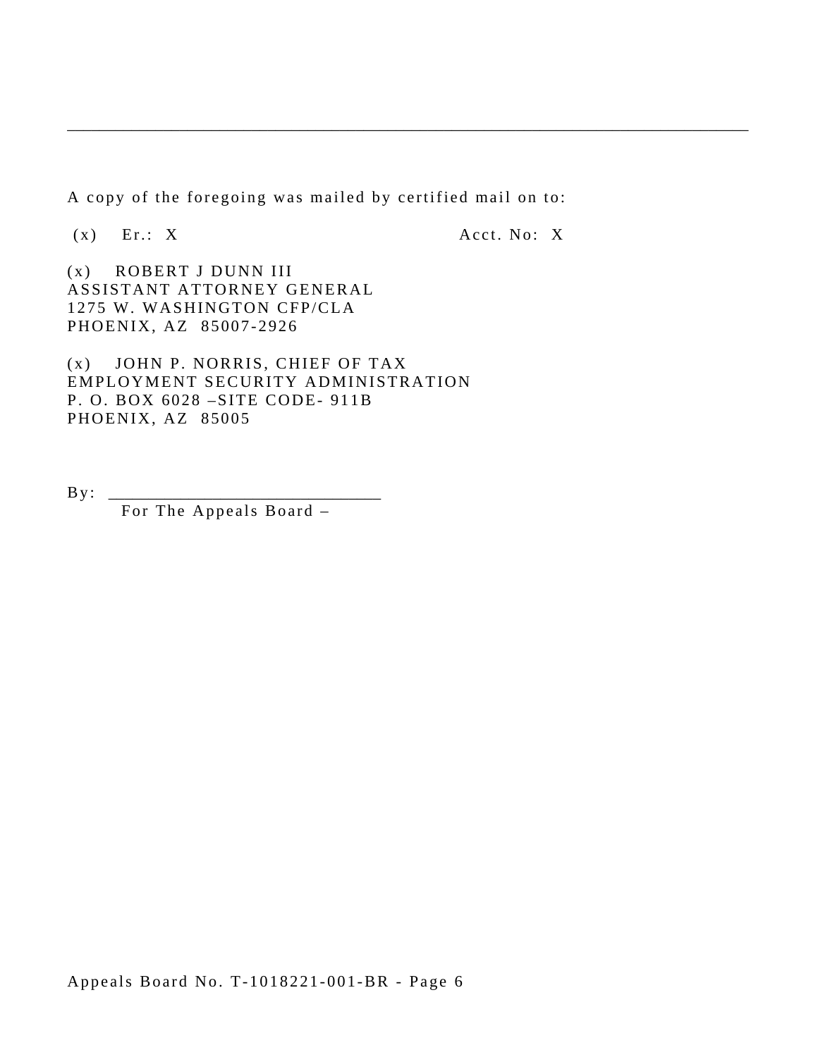---

A copy of the foregoing was mailed by certified mail on to:

(x) Er.: X Acct. No: X

(x) ROBERT J DUNN III
ASSISTANT ATTORNEY GENERAL
1275 W. WASHINGTON CFP/CLA
PHOENIX, AZ 85007-2926

(x) JOHN P. NORRIS, CHIEF OF TAX
EMPLOYMENT SECURITY ADMINISTRATION
P. O. BOX 6028 –SITE CODE- 911B
PHOENIX, AZ 85005

By: ______________________________
For The Appeals Board –

Appeals Board No. T-1018221-001-BR - Page 6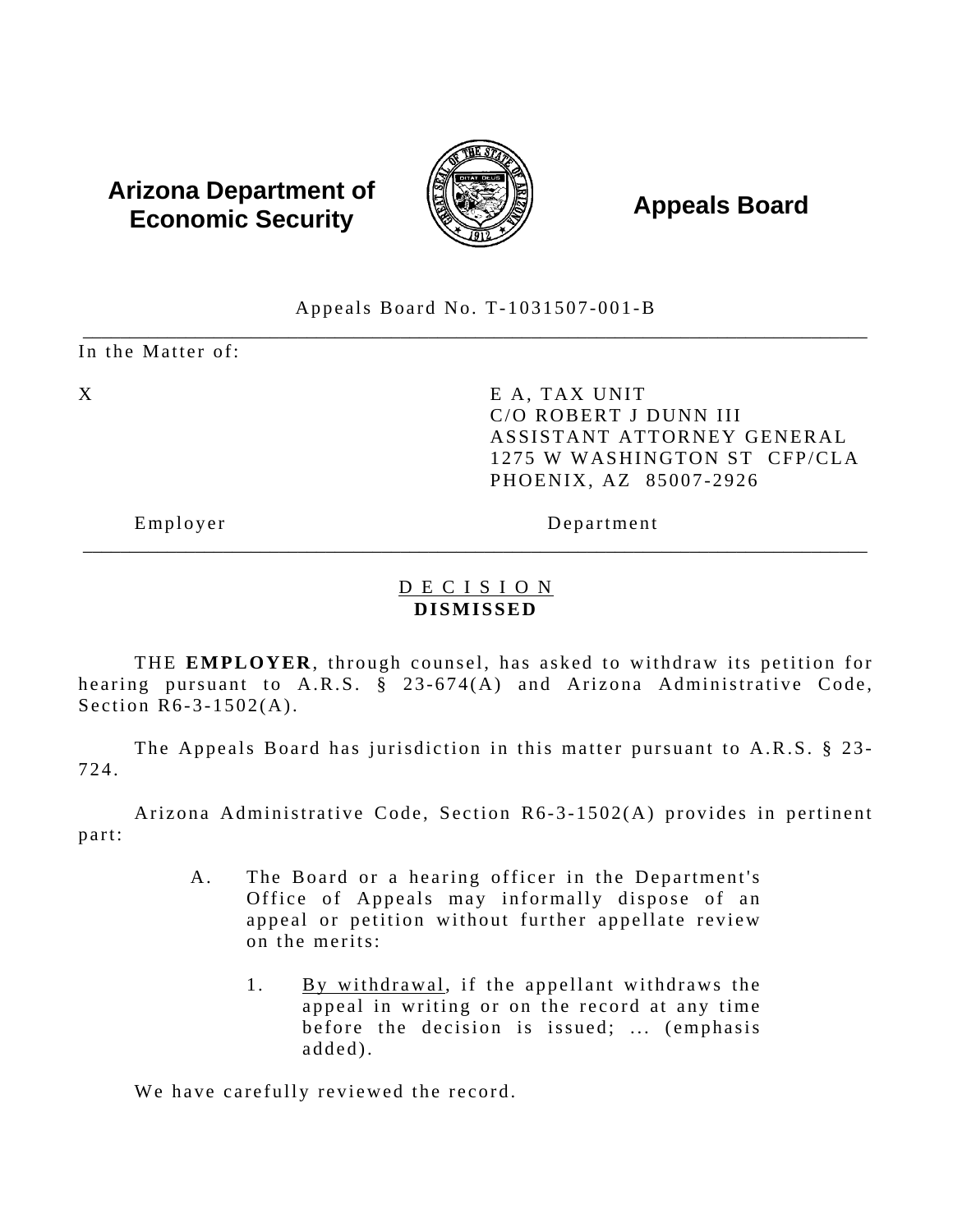**Arizona Department of Economic Security** **Appeals Board**

Appeals Board No. T-1031507-001-B

---

In the Matter of:

| X | E A, TAX UNIT<br>C/O ROBERT J DUNN III<br>ASSISTANT ATTORNEY GENERAL<br>1275 W WASHINGTON ST CFP/CLA<br>PHOENIX, AZ 85007-2926 |
|---|---|
| Employer | Department |

---

## D E C I S I O N
## DISMISSED

THE **EMPLOYER**, through counsel, has asked to withdraw its petition for hearing pursuant to A.R.S. § 23-674(A) and Arizona Administrative Code, Section R6-3-1502(A).

The Appeals Board has jurisdiction in this matter pursuant to A.R.S. § 23-724.

Arizona Administrative Code, Section R6-3-1502(A) provides in pertinent part:

> A. The Board or a hearing officer in the Department's Office of Appeals may informally dispose of an appeal or petition without further appellate review on the merits:
>
> 1. By withdrawal, if the appellant withdraws the appeal in writing or on the record at any time before the decision is issued; ... (emphasis added).

We have carefully reviewed the record.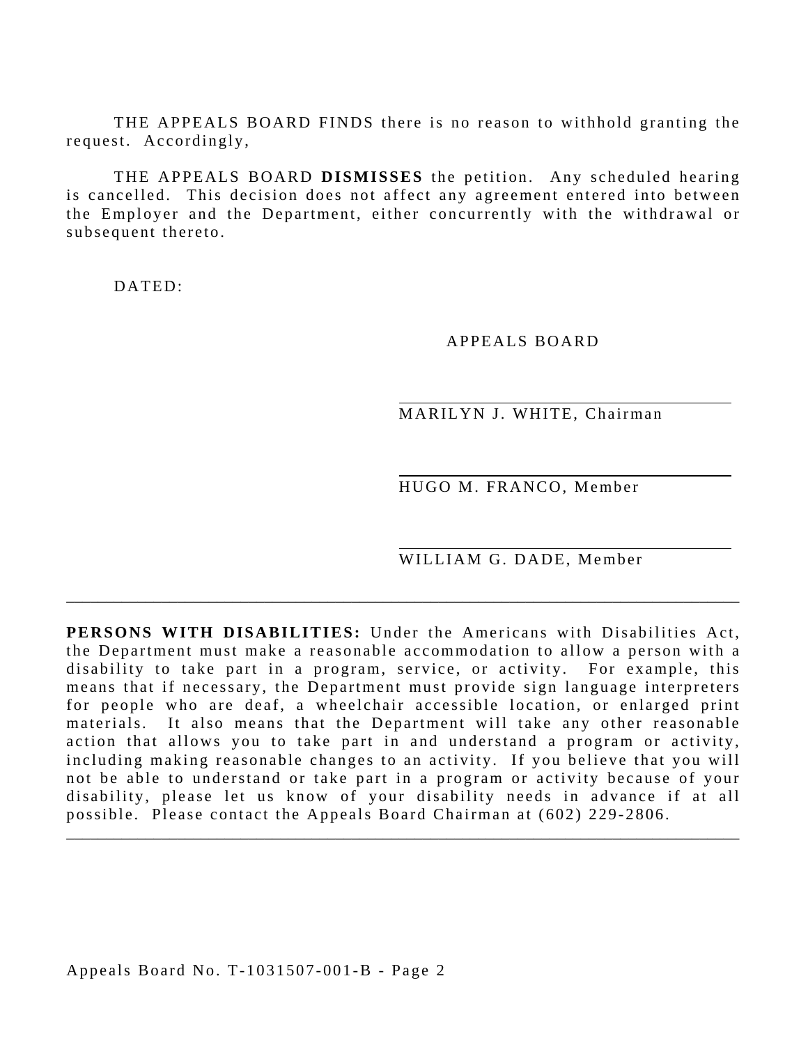THE APPEALS BOARD FINDS there is no reason to withhold granting the request. Accordingly,

THE APPEALS BOARD **DISMISSES** the petition. Any scheduled hearing is cancelled. This decision does not affect any agreement entered into between the Employer and the Department, either concurrently with the withdrawal or subsequent thereto.

DATED:

APPEALS BOARD

MARILYN J. WHITE, Chairman

HUGO M. FRANCO, Member

WILLIAM G. DADE, Member

---

**PERSONS WITH DISABILITIES:** Under the Americans with Disabilities Act, the Department must make a reasonable accommodation to allow a person with a disability to take part in a program, service, or activity. For example, this means that if necessary, the Department must provide sign language interpreters for people who are deaf, a wheelchair accessible location, or enlarged print materials. It also means that the Department will take any other reasonable action that allows you to take part in and understand a program or activity, including making reasonable changes to an activity. If you believe that you will not be able to understand or take part in a program or activity because of your disability, please let us know of your disability needs in advance if at all possible. Please contact the Appeals Board Chairman at (602) 229-2806.

---

Appeals Board No. T-1031507-001-B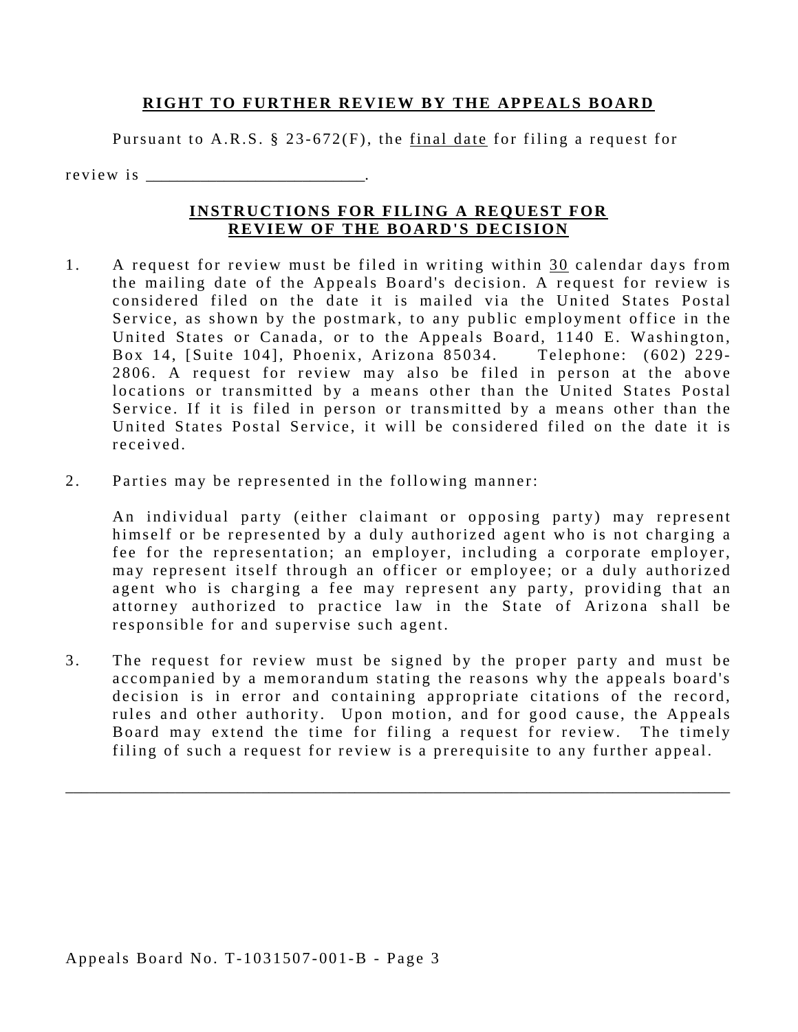**RIGHT TO FURTHER REVIEW BY THE APPEALS BOARD**

Pursuant to A.R.S. § 23-672(F), the final date for filing a request for review is _________________________.

**INSTRUCTIONS FOR FILING A REQUEST FOR REVIEW OF THE BOARD'S DECISION**

1. A request for review must be filed in writing within 30 calendar days from the mailing date of the Appeals Board's decision. A request for review is considered filed on the date it is mailed via the United States Postal Service, as shown by the postmark, to any public employment office in the United States or Canada, or to the Appeals Board, 1140 E. Washington, Box 14, [Suite 104], Phoenix, Arizona 85034. Telephone: (602) 229-2806. A request for review may also be filed in person at the above locations or transmitted by a means other than the United States Postal Service. If it is filed in person or transmitted by a means other than the United States Postal Service, it will be considered filed on the date it is received.

2. Parties may be represented in the following manner:

   An individual party (either claimant or opposing party) may represent himself or be represented by a duly authorized agent who is not charging a fee for the representation; an employer, including a corporate employer, may represent itself through an officer or employee; or a duly authorized agent who is charging a fee may represent any party, providing that an attorney authorized to practice law in the State of Arizona shall be responsible for and supervise such agent.

3. The request for review must be signed by the proper party and must be accompanied by a memorandum stating the reasons why the appeals board's decision is in error and containing appropriate citations of the record, rules and other authority. Upon motion, and for good cause, the Appeals Board may extend the time for filing a request for review. The timely filing of such a request for review is a prerequisite to any further appeal.

---

Appeals Board No. T-1031507-001-B - Page 3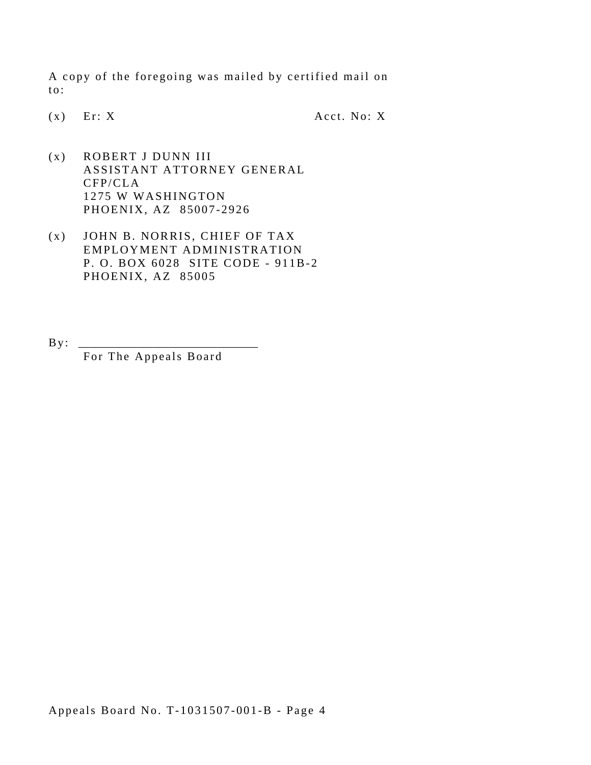A copy of the foregoing was mailed by certified mail on to:

(x) Er: X Acct. No: X

(x) ROBERT J DUNN III
ASSISTANT ATTORNEY GENERAL
CFP/CLA
1275 W WASHINGTON
PHOENIX, AZ 85007-2926

(x) JOHN B. NORRIS, CHIEF OF TAX
EMPLOYMENT ADMINISTRATION
P. O. BOX 6028 SITE CODE - 911B-2
PHOENIX, AZ 85005

By: ___________________________
For The Appeals Board

Appeals Board No. T-1031507-001-B - Page 4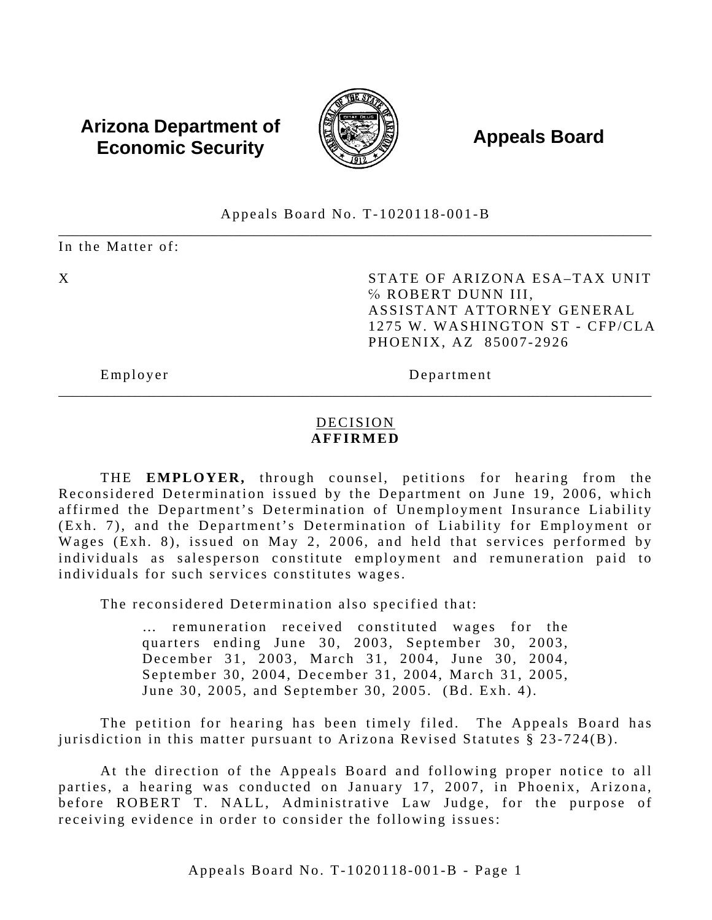**Arizona Department of Economic Security** **Appeals Board**

Appeals Board No. T-1020118-001-B

---

In the Matter of:

| X | STATE OF ARIZONA ESA–TAX UNIT<br>℅ ROBERT DUNN III,<br>ASSISTANT ATTORNEY GENERAL<br>1275 W. WASHINGTON ST - CFP/CLA<br>PHOENIX, AZ 85007-2926 |
|---|---|
| Employer | Department |

---

DECISION
**AFFIRMED**

THE **EMPLOYER,** through counsel, petitions for hearing from the Reconsidered Determination issued by the Department on June 19, 2006, which affirmed the Department's Determination of Unemployment Insurance Liability (Exh. 7), and the Department's Determination of Liability for Employment or Wages (Exh. 8), issued on May 2, 2006, and held that services performed by individuals as salesperson constitute employment and remuneration paid to individuals for such services constitutes wages.

The reconsidered Determination also specified that:

> … remuneration received constituted wages for the quarters ending June 30, 2003, September 30, 2003, December 31, 2003, March 31, 2004, June 30, 2004, September 30, 2004, December 31, 2004, March 31, 2005, June 30, 2005, and September 30, 2005. (Bd. Exh. 4).

The petition for hearing has been timely filed. The Appeals Board has jurisdiction in this matter pursuant to Arizona Revised Statutes § 23-724(B).

At the direction of the Appeals Board and following proper notice to all parties, a hearing was conducted on January 17, 2007, in Phoenix, Arizona, before ROBERT T. NALL, Administrative Law Judge, for the purpose of receiving evidence in order to consider the following issues: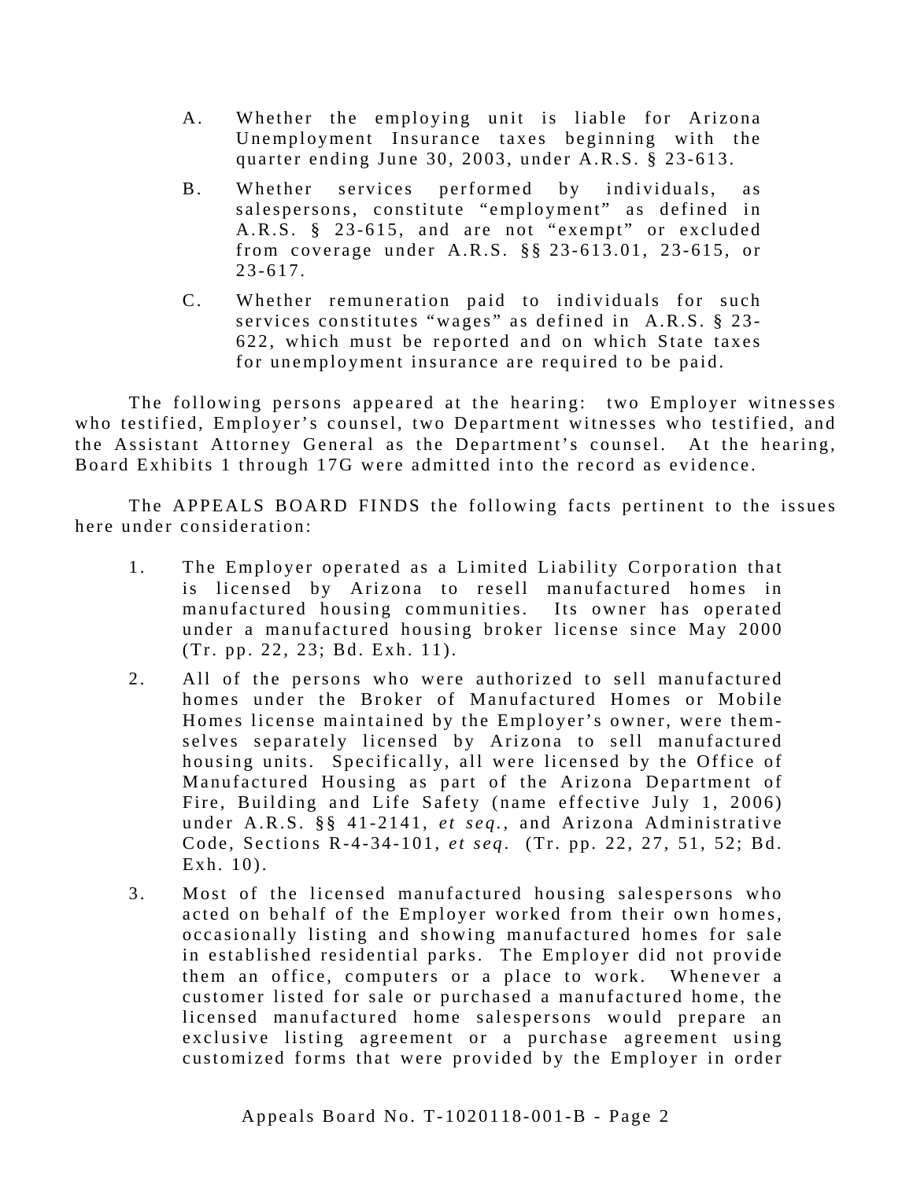A. Whether the employing unit is liable for Arizona Unemployment Insurance taxes beginning with the quarter ending June 30, 2003, under A.R.S. § 23-613.

B. Whether services performed by individuals, as salespersons, constitute “employment” as defined in A.R.S. § 23-615, and are not “exempt” or excluded from coverage under A.R.S. §§ 23-613.01, 23-615, or 23-617.

C. Whether remuneration paid to individuals for such services constitutes “wages” as defined in A.R.S. § 23-622, which must be reported and on which State taxes for unemployment insurance are required to be paid.

The following persons appeared at the hearing: two Employer witnesses who testified, Employer’s counsel, two Department witnesses who testified, and the Assistant Attorney General as the Department’s counsel. At the hearing, Board Exhibits 1 through 17G were admitted into the record as evidence.

The APPEALS BOARD FINDS the following facts pertinent to the issues here under consideration:

1. The Employer operated as a Limited Liability Corporation that is licensed by Arizona to resell manufactured homes in manufactured housing communities. Its owner has operated under a manufactured housing broker license since May 2000 (Tr. pp. 22, 23; Bd. Exh. 11).

2. All of the persons who were authorized to sell manufactured homes under the Broker of Manufactured Homes or Mobile Homes license maintained by the Employer’s owner, were themselves separately licensed by Arizona to sell manufactured housing units. Specifically, all were licensed by the Office of Manufactured Housing as part of the Arizona Department of Fire, Building and Life Safety (name effective July 1, 2006) under A.R.S. §§ 41-2141, *et seq.*, and Arizona Administrative Code, Sections R-4-34-101, *et seq*. (Tr. pp. 22, 27, 51, 52; Bd. Exh. 10).

3. Most of the licensed manufactured housing salespersons who acted on behalf of the Employer worked from their own homes, occasionally listing and showing manufactured homes for sale in established residential parks. The Employer did not provide them an office, computers or a place to work. Whenever a customer listed for sale or purchased a manufactured home, the licensed manufactured home salespersons would prepare an exclusive listing agreement or a purchase agreement using customized forms that were provided by the Employer in order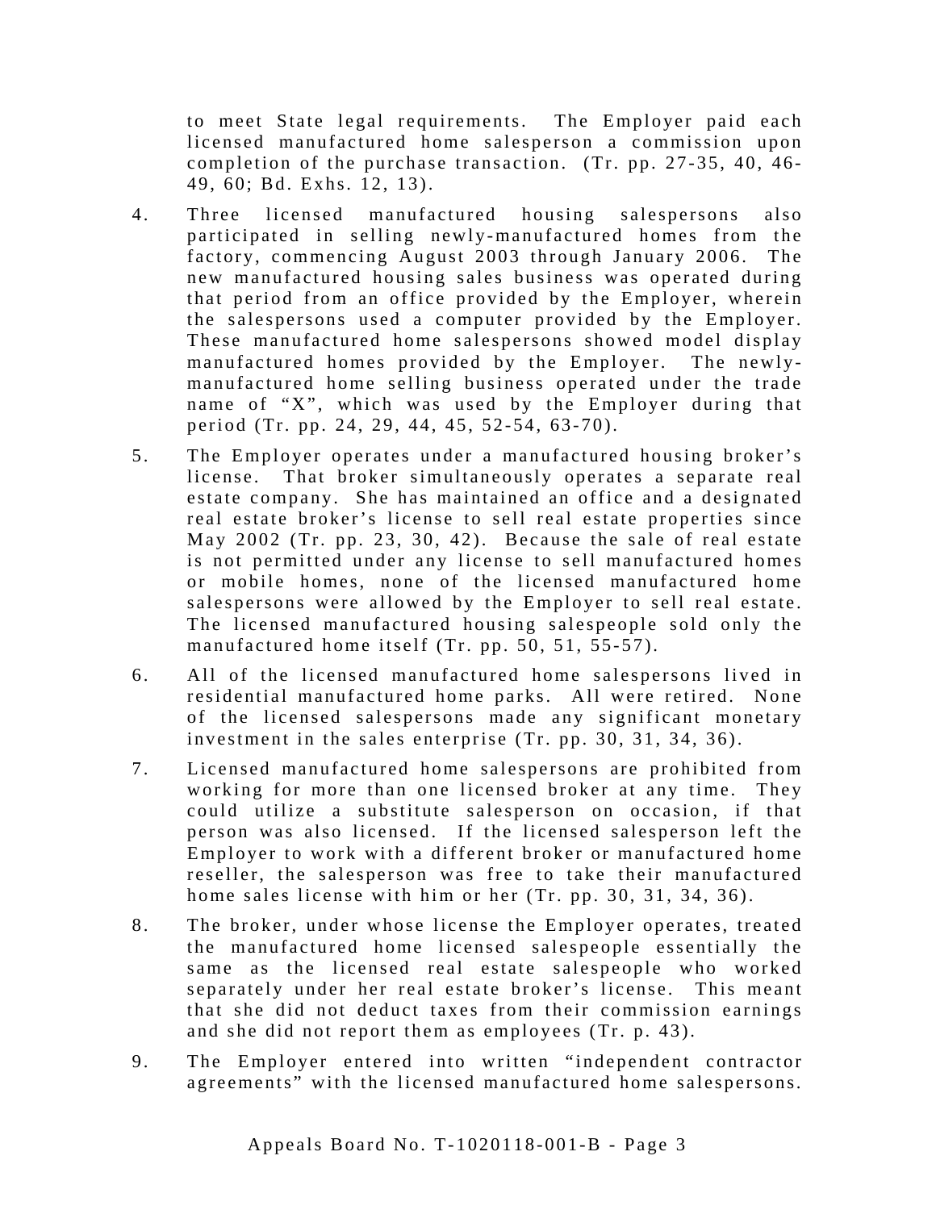to meet State legal requirements. The Employer paid each licensed manufactured home salesperson a commission upon completion of the purchase transaction. (Tr. pp. 27-35, 40, 46-49, 60; Bd. Exhs. 12, 13).

4. Three licensed manufactured housing salespersons also participated in selling newly-manufactured homes from the factory, commencing August 2003 through January 2006. The new manufactured housing sales business was operated during that period from an office provided by the Employer, wherein the salespersons used a computer provided by the Employer. These manufactured home salespersons showed model display manufactured homes provided by the Employer. The newly-manufactured home selling business operated under the trade name of "X", which was used by the Employer during that period (Tr. pp. 24, 29, 44, 45, 52-54, 63-70).

5. The Employer operates under a manufactured housing broker's license. That broker simultaneously operates a separate real estate company. She has maintained an office and a designated real estate broker's license to sell real estate properties since May 2002 (Tr. pp. 23, 30, 42). Because the sale of real estate is not permitted under any license to sell manufactured homes or mobile homes, none of the licensed manufactured home salespersons were allowed by the Employer to sell real estate. The licensed manufactured housing salespeople sold only the manufactured home itself (Tr. pp. 50, 51, 55-57).

6. All of the licensed manufactured home salespersons lived in residential manufactured home parks. All were retired. None of the licensed salespersons made any significant monetary investment in the sales enterprise (Tr. pp. 30, 31, 34, 36).

7. Licensed manufactured home salespersons are prohibited from working for more than one licensed broker at any time. They could utilize a substitute salesperson on occasion, if that person was also licensed. If the licensed salesperson left the Employer to work with a different broker or manufactured home reseller, the salesperson was free to take their manufactured home sales license with him or her (Tr. pp. 30, 31, 34, 36).

8. The broker, under whose license the Employer operates, treated the manufactured home licensed salespeople essentially the same as the licensed real estate salespeople who worked separately under her real estate broker's license. This meant that she did not deduct taxes from their commission earnings and she did not report them as employees (Tr. p. 43).

9. The Employer entered into written "independent contractor agreements" with the licensed manufactured home salespersons.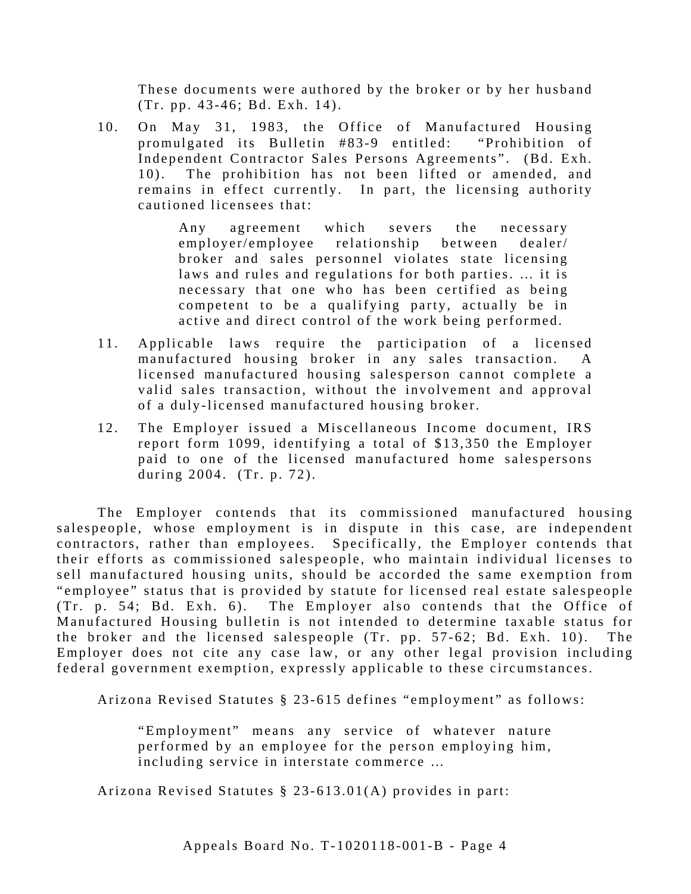These documents were authored by the broker or by her husband (Tr. pp. 43-46; Bd. Exh. 14).

10. On May 31, 1983, the Office of Manufactured Housing promulgated its Bulletin #83-9 entitled: "Prohibition of Independent Contractor Sales Persons Agreements". (Bd. Exh. 10). The prohibition has not been lifted or amended, and remains in effect currently. In part, the licensing authority cautioned licensees that:

    > Any agreement which severs the necessary employer/employee relationship between dealer/ broker and sales personnel violates state licensing laws and rules and regulations for both parties. ... it is necessary that one who has been certified as being competent to be a qualifying party, actually be in active and direct control of the work being performed.

11. Applicable laws require the participation of a licensed manufactured housing broker in any sales transaction. A licensed manufactured housing salesperson cannot complete a valid sales transaction, without the involvement and approval of a duly-licensed manufactured housing broker.

12. The Employer issued a Miscellaneous Income document, IRS report form 1099, identifying a total of $13,350 the Employer paid to one of the licensed manufactured home salespersons during 2004. (Tr. p. 72).

The Employer contends that its commissioned manufactured housing salespeople, whose employment is in dispute in this case, are independent contractors, rather than employees. Specifically, the Employer contends that their efforts as commissioned salespeople, who maintain individual licenses to sell manufactured housing units, should be accorded the same exemption from "employee" status that is provided by statute for licensed real estate salespeople (Tr. p. 54; Bd. Exh. 6). The Employer also contends that the Office of Manufactured Housing bulletin is not intended to determine taxable status for the broker and the licensed salespeople (Tr. pp. 57-62; Bd. Exh. 10). The Employer does not cite any case law, or any other legal provision including federal government exemption, expressly applicable to these circumstances.

Arizona Revised Statutes § 23-615 defines "employment" as follows:

> "Employment" means any service of whatever nature performed by an employee for the person employing him, including service in interstate commerce ...

Arizona Revised Statutes § 23-613.01(A) provides in part: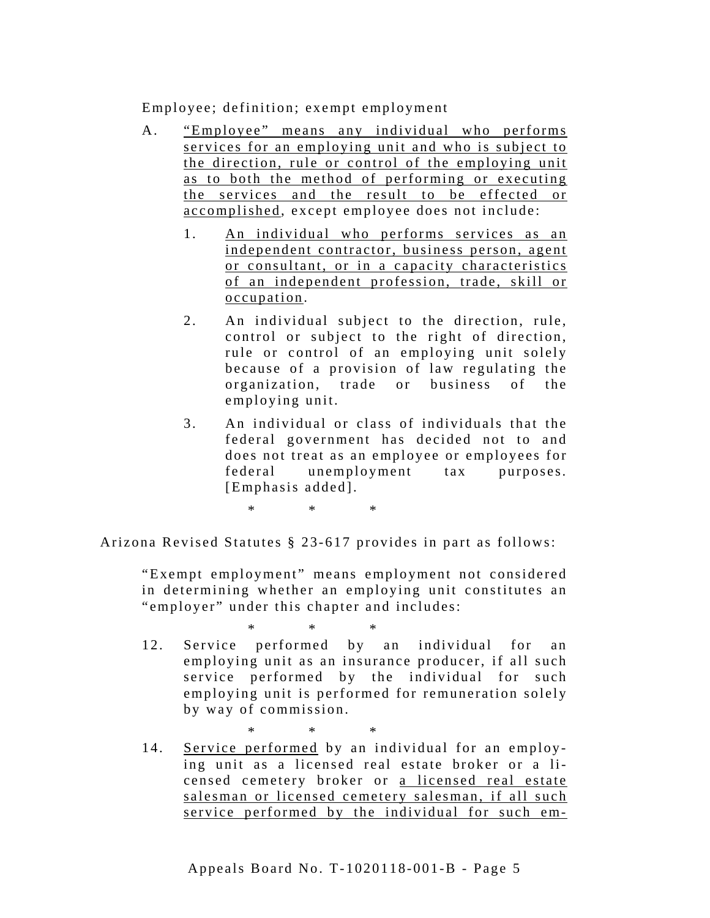Employee; definition; exempt employment

A. <u>"Employee" means any individual who performs services for an employing unit and who is subject to the direction, rule or control of the employing unit as to both the method of performing or executing the services and the result to be effected or accomplished</u>, except employee does not include:

   1. <u>An individual who performs services as an independent contractor, business person, agent or consultant, or in a capacity characteristics of an independent profession, trade, skill or occupation</u>.

   2. An individual subject to the direction, rule, control or subject to the right of direction, rule or control of an employing unit solely because of a provision of law regulating the organization, trade or business of the employing unit.

   3. An individual or class of individuals that the federal government has decided not to and does not treat as an employee or employees for federal unemployment tax purposes. [Emphasis added].

\* \* \*

Arizona Revised Statutes § 23-617 provides in part as follows:

> "Exempt employment" means employment not considered in determining whether an employing unit constitutes an "employer" under this chapter and includes:
>
> \* \* \*
>
> 12. Service performed by an individual for an employing unit as an insurance producer, if all such service performed by the individual for such employing unit is performed for remuneration solely by way of commission.
>
> \* \* \*
>
> 14. <u>Service performed</u> by an individual for an employing unit as a licensed real estate broker or a licensed cemetery broker or <u>a licensed real estate salesman or licensed cemetery salesman, if all such service performed by the individual for such em-</u>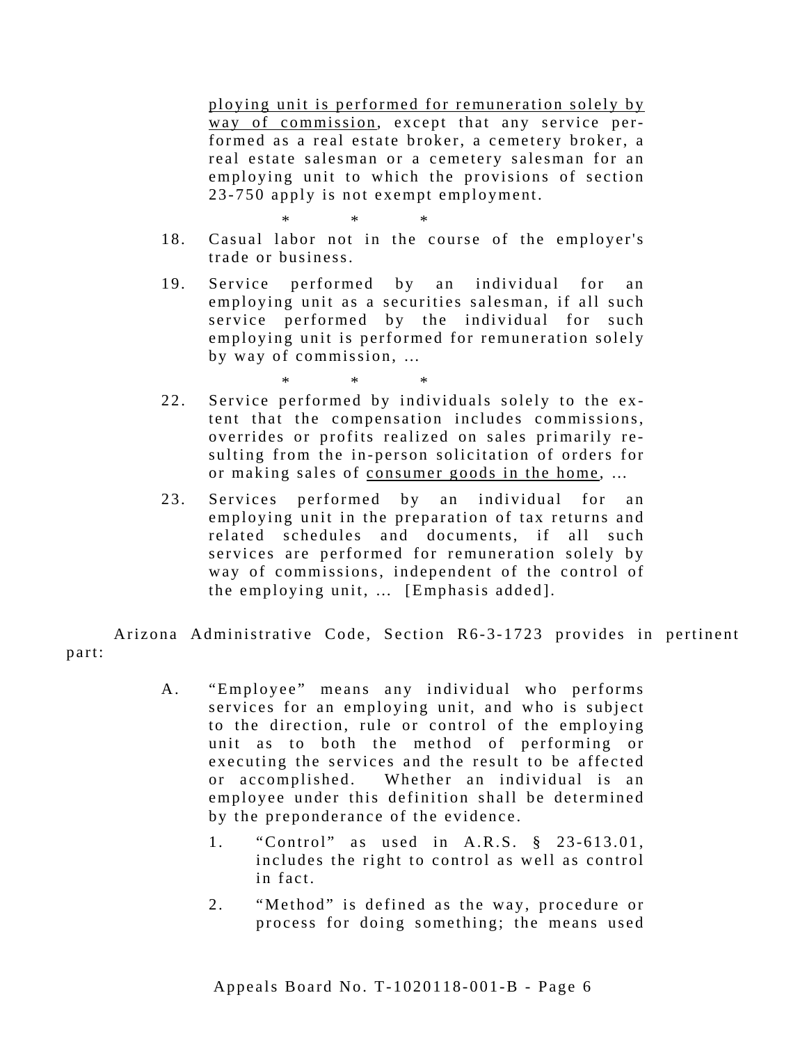> ploying unit is performed for remuneration solely by way of commission, except that any service performed as a real estate broker, a cemetery broker, a real estate salesman or a cemetery salesman for an employing unit to which the provisions of section 23-750 apply is not exempt employment.
>
> \* \* \*
>
> 18. Casual labor not in the course of the employer's trade or business.
>
> 19. Service performed by an individual for an employing unit as a securities salesman, if all such service performed by the individual for such employing unit is performed for remuneration solely by way of commission, ...
>
> \* \* \*
>
> 22. Service performed by individuals solely to the extent that the compensation includes commissions, overrides or profits realized on sales primarily resulting from the in-person solicitation of orders for or making sales of consumer goods in the home, ...
>
> 23. Services performed by an individual for an employing unit in the preparation of tax returns and related schedules and documents, if all such services are performed for remuneration solely by way of commissions, independent of the control of the employing unit, ... [Emphasis added].

Arizona Administrative Code, Section R6-3-1723 provides in pertinent part:

> A. "Employee" means any individual who performs services for an employing unit, and who is subject to the direction, rule or control of the employing unit as to both the method of performing or executing the services and the result to be affected or accomplished. Whether an individual is an employee under this definition shall be determined by the preponderance of the evidence.
>
> 1. "Control" as used in A.R.S. § 23-613.01, includes the right to control as well as control in fact.
>
> 2. "Method" is defined as the way, procedure or process for doing something; the means used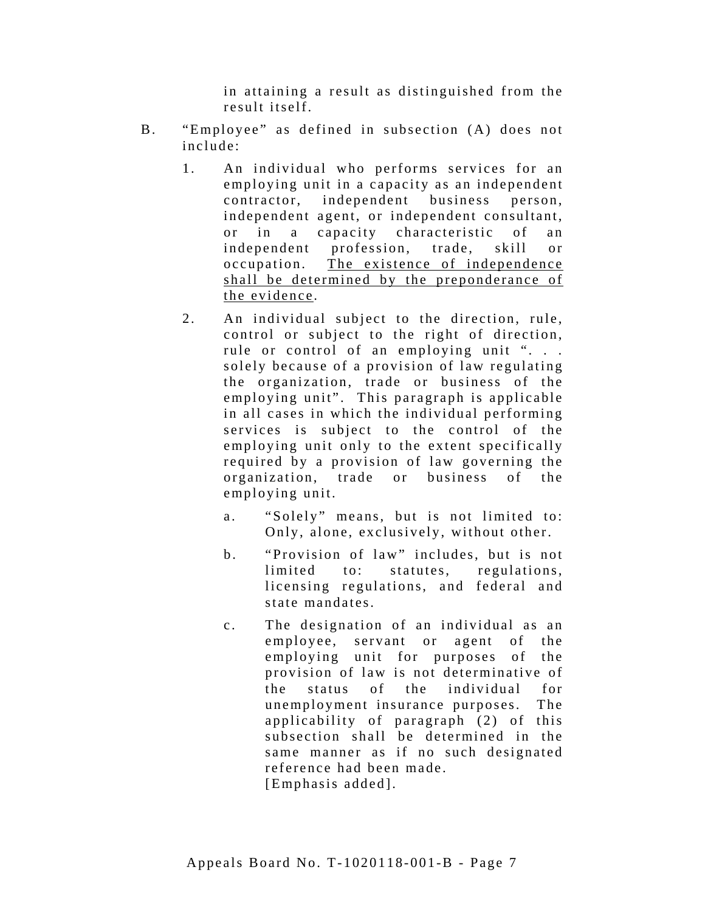in attaining a result as distinguished from the result itself.

B. "Employee" as defined in subsection (A) does not include:

1. An individual who performs services for an employing unit in a capacity as an independent contractor, independent business person, independent agent, or independent consultant, or in a capacity characteristic of an independent profession, trade, skill or occupation. <u>The existence of independence shall be determined by the preponderance of the evidence</u>.

2. An individual subject to the direction, rule, control or subject to the right of direction, rule or control of an employing unit ". . . solely because of a provision of law regulating the organization, trade or business of the employing unit". This paragraph is applicable in all cases in which the individual performing services is subject to the control of the employing unit only to the extent specifically required by a provision of law governing the organization, trade or business of the employing unit.

   a. "Solely" means, but is not limited to: Only, alone, exclusively, without other.

   b. "Provision of law" includes, but is not limited to: statutes, regulations, licensing regulations, and federal and state mandates.

   c. The designation of an individual as an employee, servant or agent of the employing unit for purposes of the provision of law is not determinative of the status of the individual for unemployment insurance purposes. The applicability of paragraph (2) of this subsection shall be determined in the same manner as if no such designated reference had been made.
   [Emphasis added].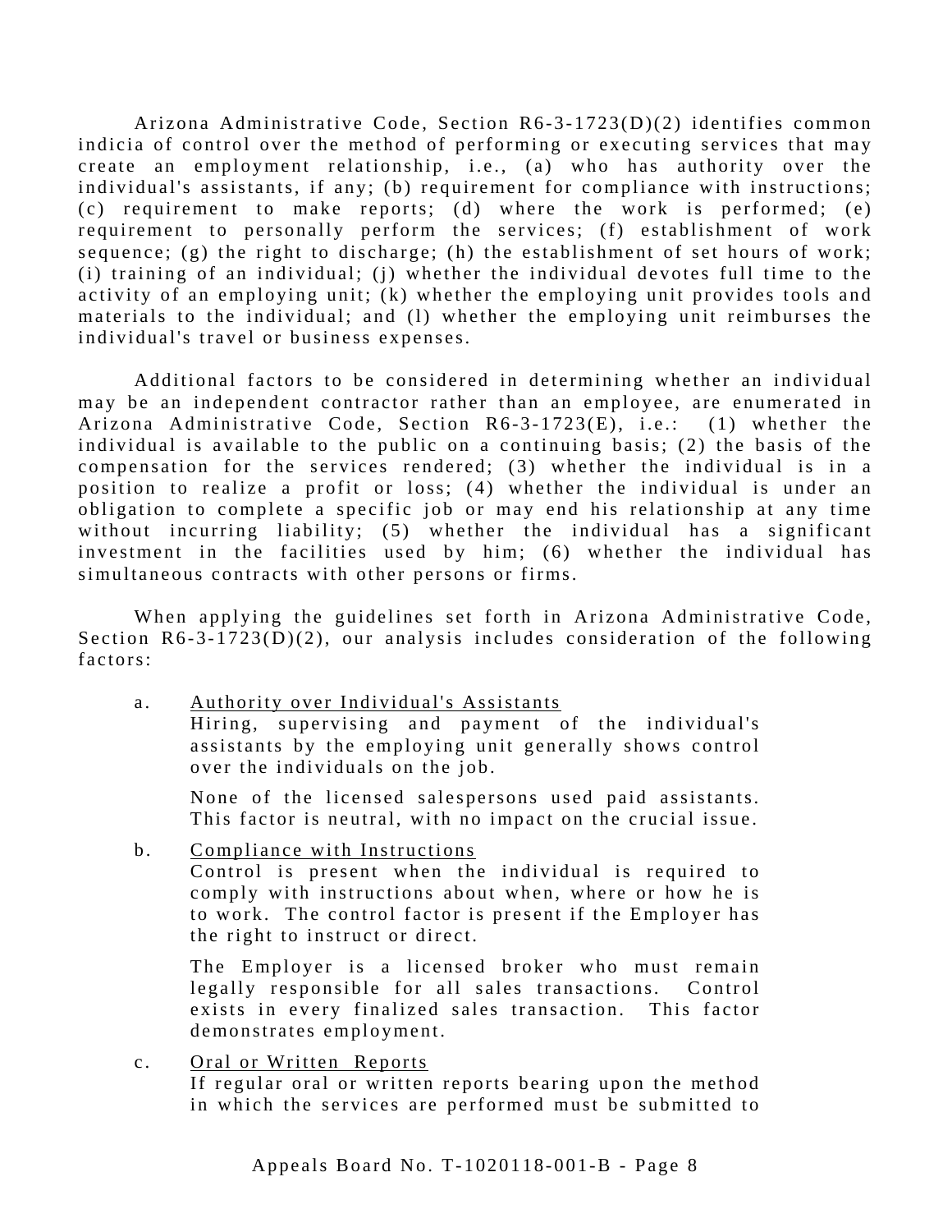Arizona Administrative Code, Section R6-3-1723(D)(2) identifies common indicia of control over the method of performing or executing services that may create an employment relationship, i.e., (a) who has authority over the individual's assistants, if any; (b) requirement for compliance with instructions; (c) requirement to make reports; (d) where the work is performed; (e) requirement to personally perform the services; (f) establishment of work sequence; (g) the right to discharge; (h) the establishment of set hours of work; (i) training of an individual; (j) whether the individual devotes full time to the activity of an employing unit; (k) whether the employing unit provides tools and materials to the individual; and (l) whether the employing unit reimburses the individual's travel or business expenses.

Additional factors to be considered in determining whether an individual may be an independent contractor rather than an employee, are enumerated in Arizona Administrative Code, Section R6-3-1723(E), i.e.: (1) whether the individual is available to the public on a continuing basis; (2) the basis of the compensation for the services rendered; (3) whether the individual is in a position to realize a profit or loss; (4) whether the individual is under an obligation to complete a specific job or may end his relationship at any time without incurring liability; (5) whether the individual has a significant investment in the facilities used by him; (6) whether the individual has simultaneous contracts with other persons or firms.

When applying the guidelines set forth in Arizona Administrative Code, Section R6-3-1723(D)(2), our analysis includes consideration of the following factors:

a. <u>Authority over Individual's Assistants</u>
   Hiring, supervising and payment of the individual's assistants by the employing unit generally shows control over the individuals on the job.

   None of the licensed salespersons used paid assistants. This factor is neutral, with no impact on the crucial issue.

b. <u>Compliance with Instructions</u>
   Control is present when the individual is required to comply with instructions about when, where or how he is to work. The control factor is present if the Employer has the right to instruct or direct.

   The Employer is a licensed broker who must remain legally responsible for all sales transactions. Control exists in every finalized sales transaction. This factor demonstrates employment.

c. <u>Oral or Written Reports</u>
   If regular oral or written reports bearing upon the method in which the services are performed must be submitted to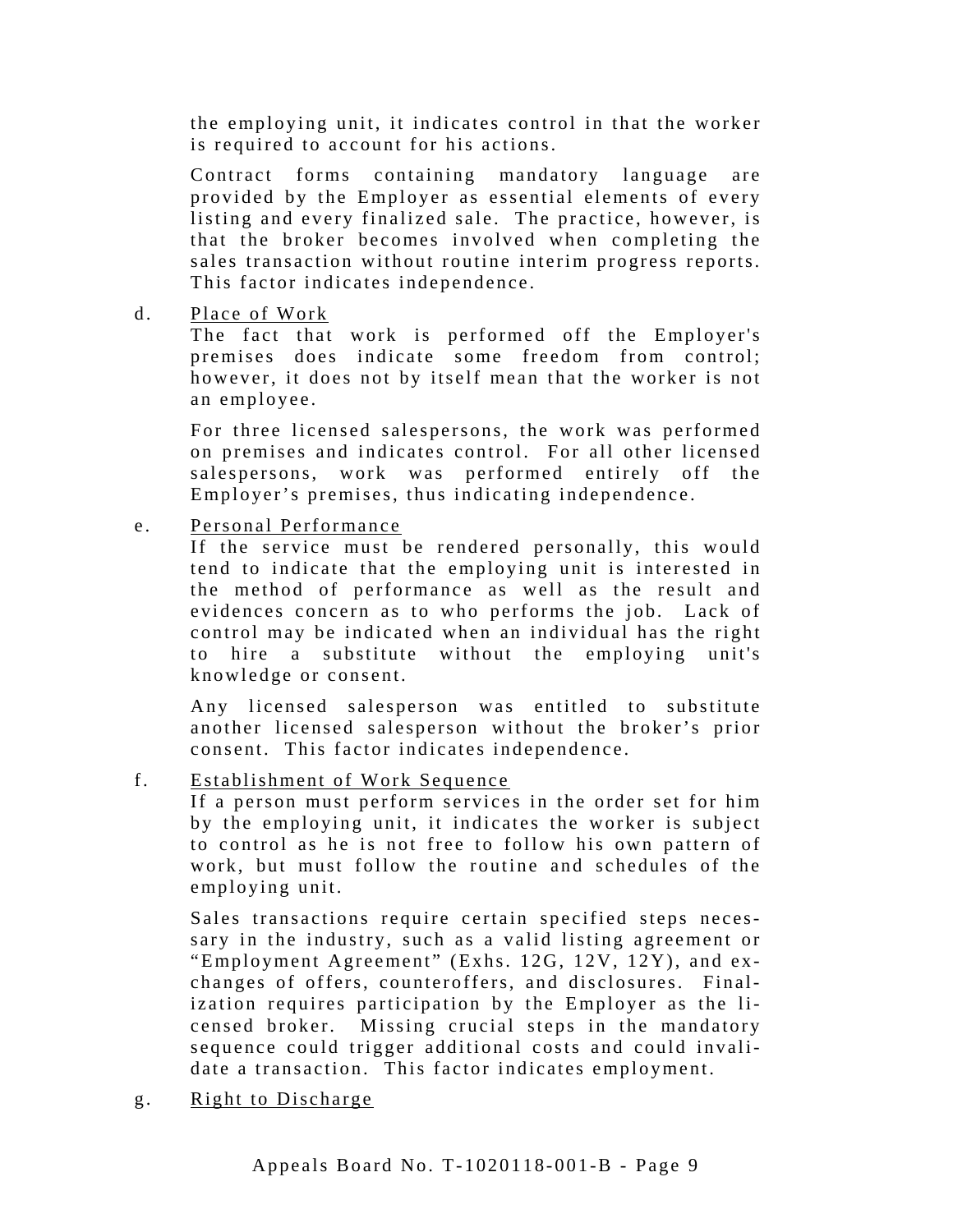the employing unit, it indicates control in that the worker is required to account for his actions.

Contract forms containing mandatory language are provided by the Employer as essential elements of every listing and every finalized sale. The practice, however, is that the broker becomes involved when completing the sales transaction without routine interim progress reports. This factor indicates independence.

d. Place of Work

The fact that work is performed off the Employer's premises does indicate some freedom from control; however, it does not by itself mean that the worker is not an employee.

For three licensed salespersons, the work was performed on premises and indicates control. For all other licensed salespersons, work was performed entirely off the Employer's premises, thus indicating independence.

e. Personal Performance

If the service must be rendered personally, this would tend to indicate that the employing unit is interested in the method of performance as well as the result and evidences concern as to who performs the job. Lack of control may be indicated when an individual has the right to hire a substitute without the employing unit's knowledge or consent.

Any licensed salesperson was entitled to substitute another licensed salesperson without the broker's prior consent. This factor indicates independence.

f. Establishment of Work Sequence

If a person must perform services in the order set for him by the employing unit, it indicates the worker is subject to control as he is not free to follow his own pattern of work, but must follow the routine and schedules of the employing unit.

Sales transactions require certain specified steps necessary in the industry, such as a valid listing agreement or "Employment Agreement" (Exhs. 12G, 12V, 12Y), and exchanges of offers, counteroffers, and disclosures. Finalization requires participation by the Employer as the licensed broker. Missing crucial steps in the mandatory sequence could trigger additional costs and could invalidate a transaction. This factor indicates employment.

g. Right to Discharge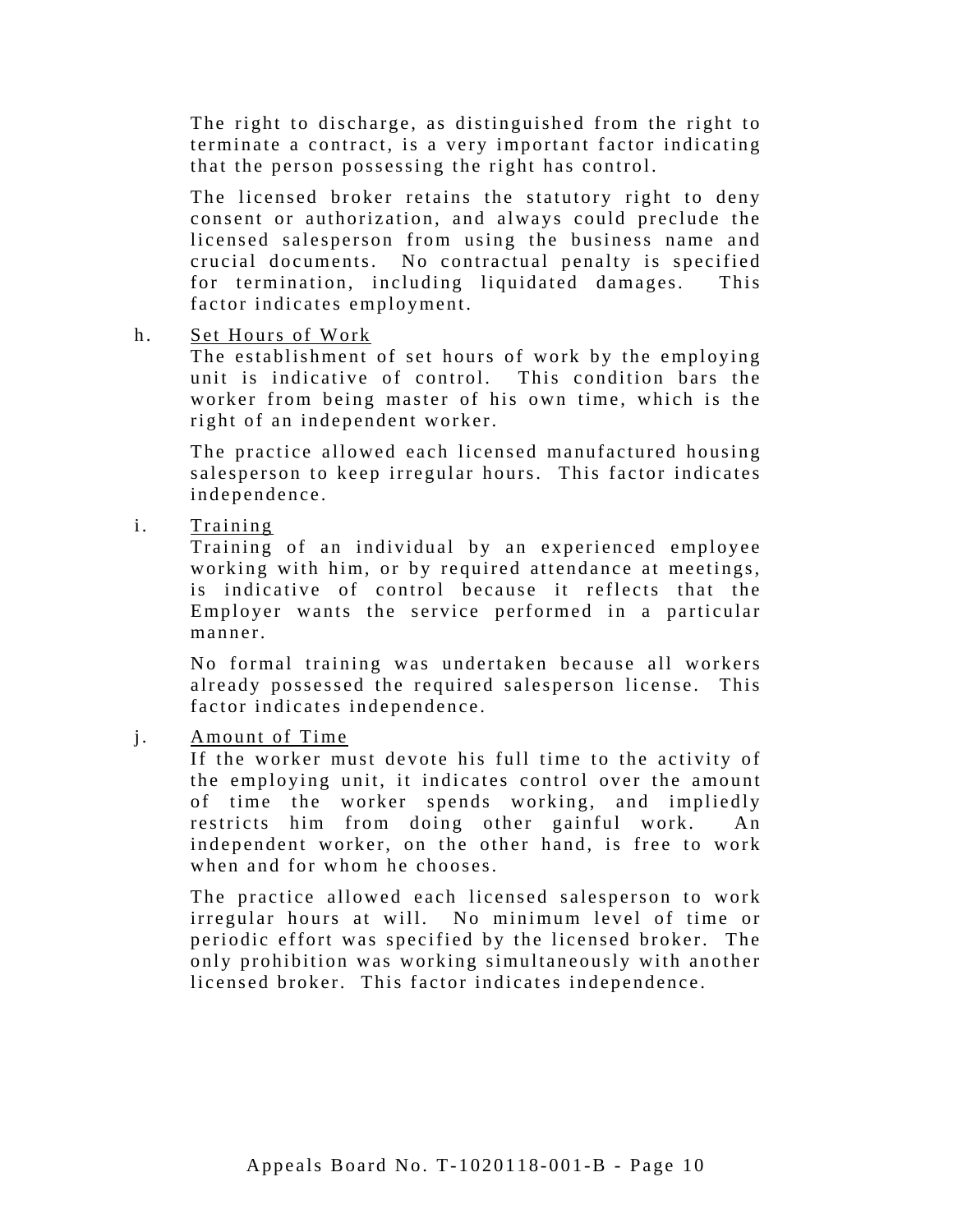The right to discharge, as distinguished from the right to terminate a contract, is a very important factor indicating that the person possessing the right has control.

The licensed broker retains the statutory right to deny consent or authorization, and always could preclude the licensed salesperson from using the business name and crucial documents. No contractual penalty is specified for termination, including liquidated damages. This factor indicates employment.

h. Set Hours of Work

The establishment of set hours of work by the employing unit is indicative of control. This condition bars the worker from being master of his own time, which is the right of an independent worker.

The practice allowed each licensed manufactured housing salesperson to keep irregular hours. This factor indicates independence.

i. Training

Training of an individual by an experienced employee working with him, or by required attendance at meetings, is indicative of control because it reflects that the Employer wants the service performed in a particular manner.

No formal training was undertaken because all workers already possessed the required salesperson license. This factor indicates independence.

j. Amount of Time

If the worker must devote his full time to the activity of the employing unit, it indicates control over the amount of time the worker spends working, and impliedly restricts him from doing other gainful work. An independent worker, on the other hand, is free to work when and for whom he chooses.

The practice allowed each licensed salesperson to work irregular hours at will. No minimum level of time or periodic effort was specified by the licensed broker. The only prohibition was working simultaneously with another licensed broker. This factor indicates independence.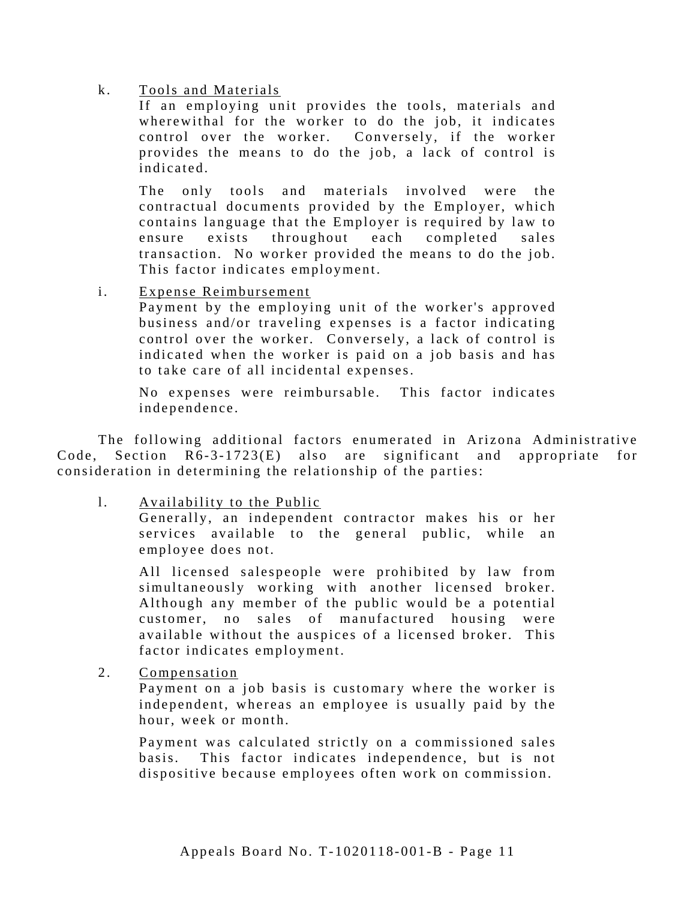k. Tools and Materials

If an employing unit provides the tools, materials and wherewithal for the worker to do the job, it indicates control over the worker. Conversely, if the worker provides the means to do the job, a lack of control is indicated.

The only tools and materials involved were the contractual documents provided by the Employer, which contains language that the Employer is required by law to ensure exists throughout each completed sales transaction. No worker provided the means to do the job. This factor indicates employment.

i. Expense Reimbursement

Payment by the employing unit of the worker's approved business and/or traveling expenses is a factor indicating control over the worker. Conversely, a lack of control is indicated when the worker is paid on a job basis and has to take care of all incidental expenses.

No expenses were reimbursable. This factor indicates independence.

The following additional factors enumerated in Arizona Administrative Code, Section R6-3-1723(E) also are significant and appropriate for consideration in determining the relationship of the parties:

l. Availability to the Public

Generally, an independent contractor makes his or her services available to the general public, while an employee does not.

All licensed salespeople were prohibited by law from simultaneously working with another licensed broker. Although any member of the public would be a potential customer, no sales of manufactured housing were available without the auspices of a licensed broker. This factor indicates employment.

2. Compensation

Payment on a job basis is customary where the worker is independent, whereas an employee is usually paid by the hour, week or month.

Payment was calculated strictly on a commissioned sales basis. This factor indicates independence, but is not dispositive because employees often work on commission.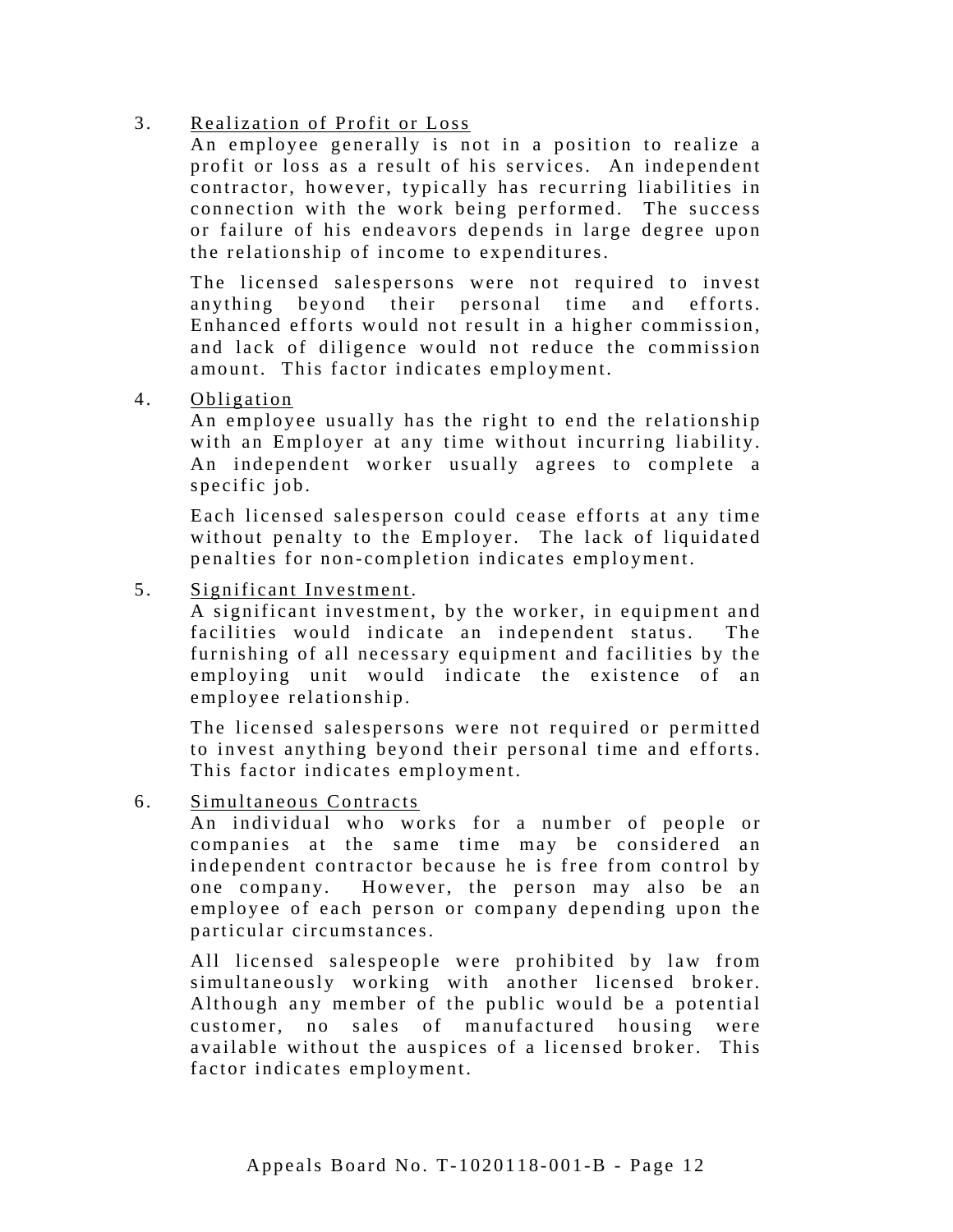3. <u>Realization of Profit or Loss</u>

   An employee generally is not in a position to realize a profit or loss as a result of his services. An independent contractor, however, typically has recurring liabilities in connection with the work being performed. The success or failure of his endeavors depends in large degree upon the relationship of income to expenditures.

   The licensed salespersons were not required to invest anything beyond their personal time and efforts. Enhanced efforts would not result in a higher commission, and lack of diligence would not reduce the commission amount. This factor indicates employment.

4. <u>Obligation</u>

   An employee usually has the right to end the relationship with an Employer at any time without incurring liability. An independent worker usually agrees to complete a specific job.

   Each licensed salesperson could cease efforts at any time without penalty to the Employer. The lack of liquidated penalties for non-completion indicates employment.

5. <u>Significant Investment</u>.

   A significant investment, by the worker, in equipment and facilities would indicate an independent status. The furnishing of all necessary equipment and facilities by the employing unit would indicate the existence of an employee relationship.

   The licensed salespersons were not required or permitted to invest anything beyond their personal time and efforts. This factor indicates employment.

6. <u>Simultaneous Contracts</u>

   An individual who works for a number of people or companies at the same time may be considered an independent contractor because he is free from control by one company. However, the person may also be an employee of each person or company depending upon the particular circumstances.

   All licensed salespeople were prohibited by law from simultaneously working with another licensed broker. Although any member of the public would be a potential customer, no sales of manufactured housing were available without the auspices of a licensed broker. This factor indicates employment.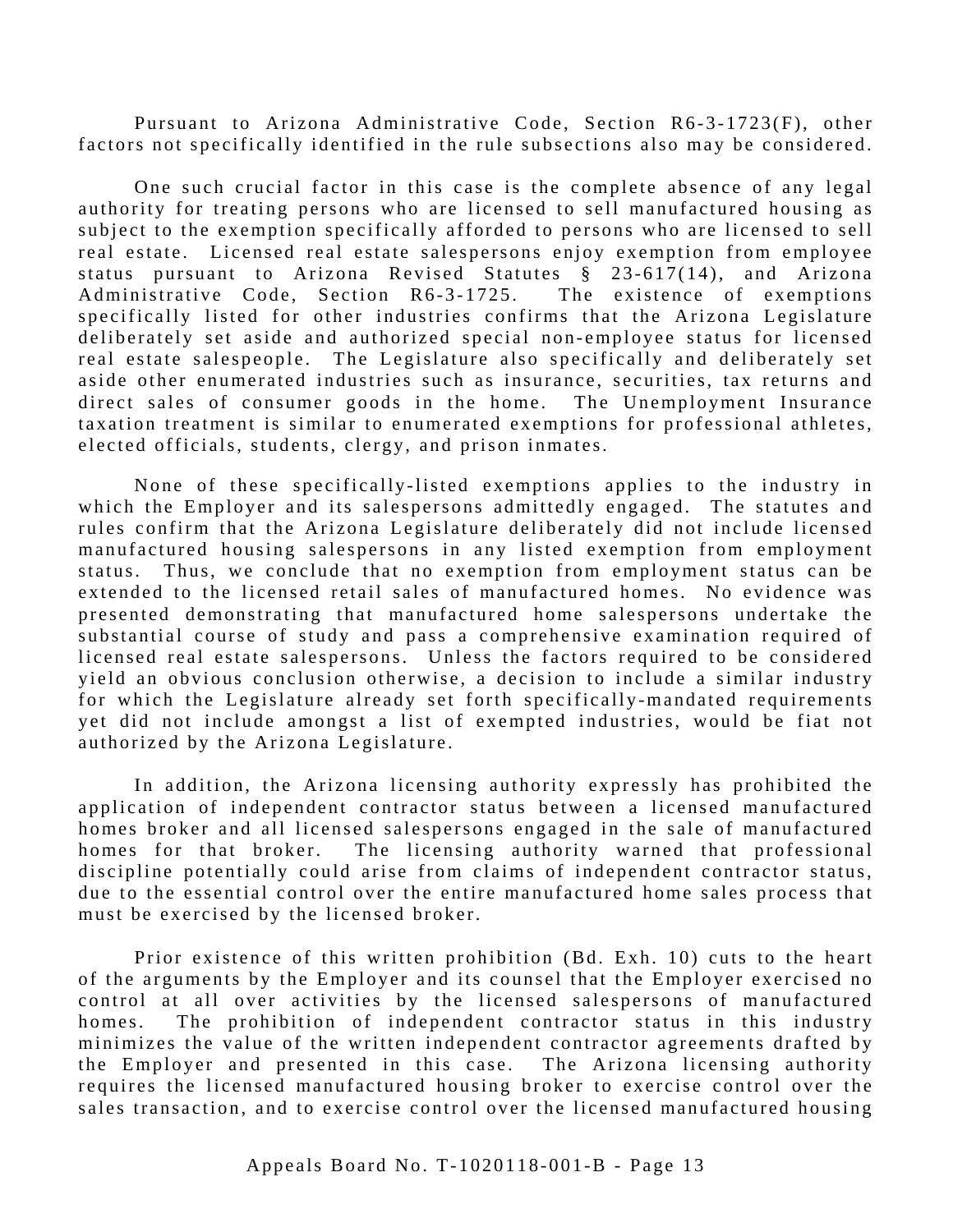Pursuant to Arizona Administrative Code, Section R6-3-1723(F), other factors not specifically identified in the rule subsections also may be considered.

One such crucial factor in this case is the complete absence of any legal authority for treating persons who are licensed to sell manufactured housing as subject to the exemption specifically afforded to persons who are licensed to sell real estate. Licensed real estate salespersons enjoy exemption from employee status pursuant to Arizona Revised Statutes § 23-617(14), and Arizona Administrative Code, Section R6-3-1725. The existence of exemptions specifically listed for other industries confirms that the Arizona Legislature deliberately set aside and authorized special non-employee status for licensed real estate salespeople. The Legislature also specifically and deliberately set aside other enumerated industries such as insurance, securities, tax returns and direct sales of consumer goods in the home. The Unemployment Insurance taxation treatment is similar to enumerated exemptions for professional athletes, elected officials, students, clergy, and prison inmates.

None of these specifically-listed exemptions applies to the industry in which the Employer and its salespersons admittedly engaged. The statutes and rules confirm that the Arizona Legislature deliberately did not include licensed manufactured housing salespersons in any listed exemption from employment status. Thus, we conclude that no exemption from employment status can be extended to the licensed retail sales of manufactured homes. No evidence was presented demonstrating that manufactured home salespersons undertake the substantial course of study and pass a comprehensive examination required of licensed real estate salespersons. Unless the factors required to be considered yield an obvious conclusion otherwise, a decision to include a similar industry for which the Legislature already set forth specifically-mandated requirements yet did not include amongst a list of exempted industries, would be fiat not authorized by the Arizona Legislature.

In addition, the Arizona licensing authority expressly has prohibited the application of independent contractor status between a licensed manufactured homes broker and all licensed salespersons engaged in the sale of manufactured homes for that broker. The licensing authority warned that professional discipline potentially could arise from claims of independent contractor status, due to the essential control over the entire manufactured home sales process that must be exercised by the licensed broker.

Prior existence of this written prohibition (Bd. Exh. 10) cuts to the heart of the arguments by the Employer and its counsel that the Employer exercised no control at all over activities by the licensed salespersons of manufactured homes. The prohibition of independent contractor status in this industry minimizes the value of the written independent contractor agreements drafted by the Employer and presented in this case. The Arizona licensing authority requires the licensed manufactured housing broker to exercise control over the sales transaction, and to exercise control over the licensed manufactured housing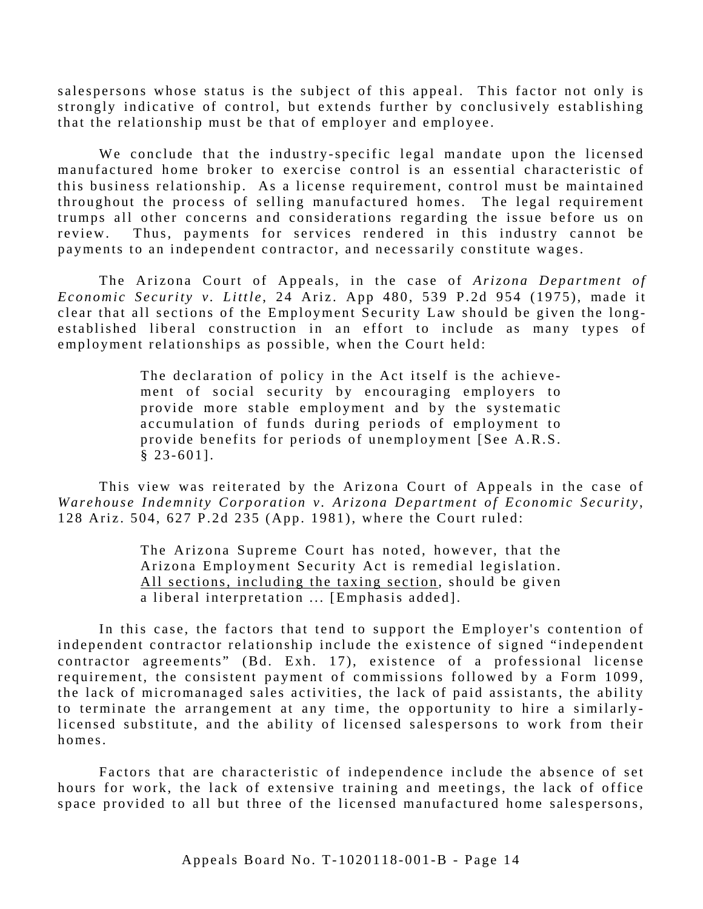salespersons whose status is the subject of this appeal. This factor not only is strongly indicative of control, but extends further by conclusively establishing that the relationship must be that of employer and employee.

We conclude that the industry-specific legal mandate upon the licensed manufactured home broker to exercise control is an essential characteristic of this business relationship. As a license requirement, control must be maintained throughout the process of selling manufactured homes. The legal requirement trumps all other concerns and considerations regarding the issue before us on review. Thus, payments for services rendered in this industry cannot be payments to an independent contractor, and necessarily constitute wages.

The Arizona Court of Appeals, in the case of *Arizona Department of Economic Security v. Little*, 24 Ariz. App 480, 539 P.2d 954 (1975), made it clear that all sections of the Employment Security Law should be given the long-established liberal construction in an effort to include as many types of employment relationships as possible, when the Court held:

> The declaration of policy in the Act itself is the achievement of social security by encouraging employers to provide more stable employment and by the systematic accumulation of funds during periods of employment to provide benefits for periods of unemployment [See A.R.S. § 23-601].

This view was reiterated by the Arizona Court of Appeals in the case of *Warehouse Indemnity Corporation v. Arizona Department of Economic Security*, 128 Ariz. 504, 627 P.2d 235 (App. 1981), where the Court ruled:

> The Arizona Supreme Court has noted, however, that the Arizona Employment Security Act is remedial legislation. <u>All sections, including the taxing section</u>, should be given a liberal interpretation ... [Emphasis added].

In this case, the factors that tend to support the Employer's contention of independent contractor relationship include the existence of signed "independent contractor agreements" (Bd. Exh. 17), existence of a professional license requirement, the consistent payment of commissions followed by a Form 1099, the lack of micromanaged sales activities, the lack of paid assistants, the ability to terminate the arrangement at any time, the opportunity to hire a similarly-licensed substitute, and the ability of licensed salespersons to work from their homes.

Factors that are characteristic of independence include the absence of set hours for work, the lack of extensive training and meetings, the lack of office space provided to all but three of the licensed manufactured home salespersons,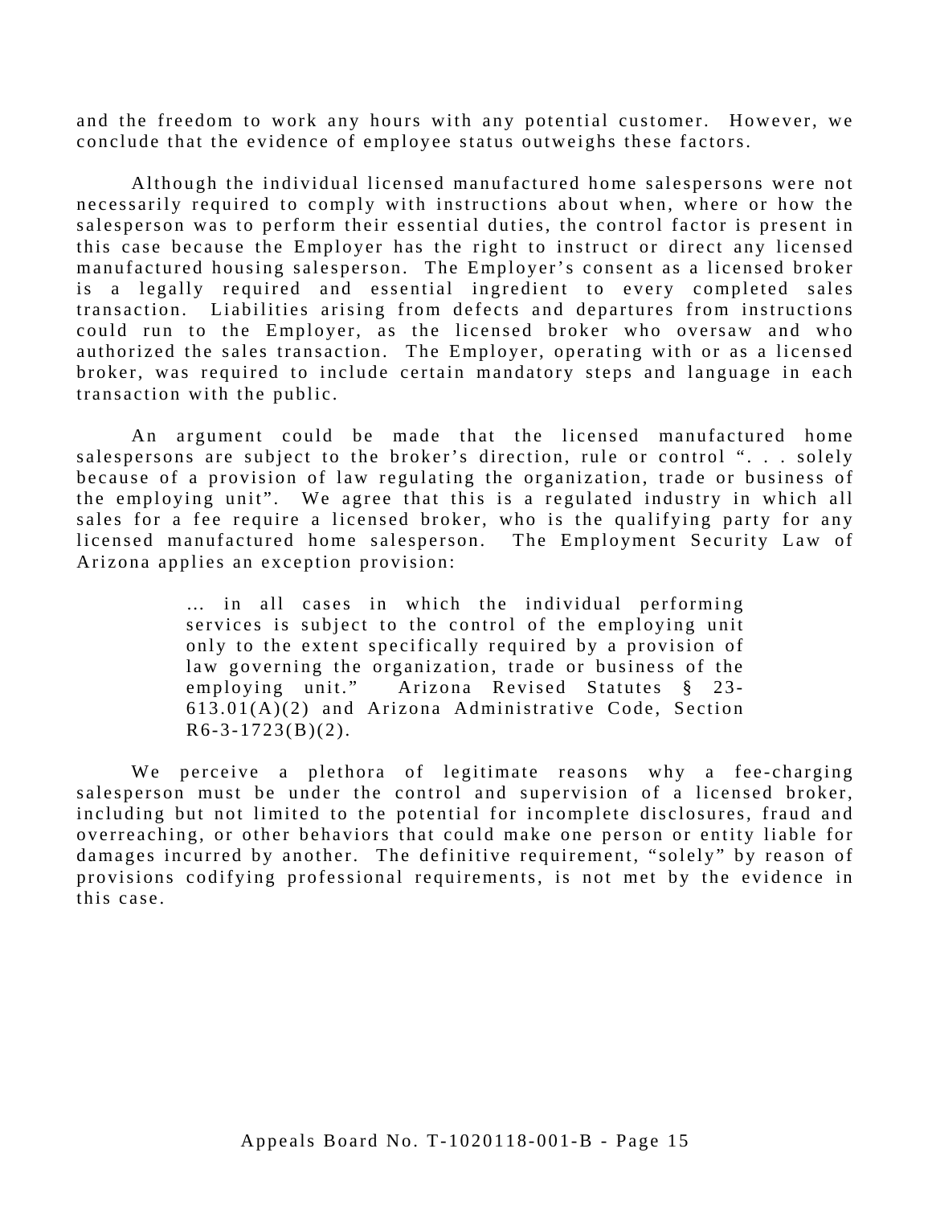and the freedom to work any hours with any potential customer. However, we conclude that the evidence of employee status outweighs these factors.

Although the individual licensed manufactured home salespersons were not necessarily required to comply with instructions about when, where or how the salesperson was to perform their essential duties, the control factor is present in this case because the Employer has the right to instruct or direct any licensed manufactured housing salesperson. The Employer's consent as a licensed broker is a legally required and essential ingredient to every completed sales transaction. Liabilities arising from defects and departures from instructions could run to the Employer, as the licensed broker who oversaw and who authorized the sales transaction. The Employer, operating with or as a licensed broker, was required to include certain mandatory steps and language in each transaction with the public.

An argument could be made that the licensed manufactured home salespersons are subject to the broker's direction, rule or control ". . . solely because of a provision of law regulating the organization, trade or business of the employing unit". We agree that this is a regulated industry in which all sales for a fee require a licensed broker, who is the qualifying party for any licensed manufactured home salesperson. The Employment Security Law of Arizona applies an exception provision:

> … in all cases in which the individual performing services is subject to the control of the employing unit only to the extent specifically required by a provision of law governing the organization, trade or business of the employing unit." Arizona Revised Statutes § 23-613.01(A)(2) and Arizona Administrative Code, Section R6-3-1723(B)(2).

We perceive a plethora of legitimate reasons why a fee-charging salesperson must be under the control and supervision of a licensed broker, including but not limited to the potential for incomplete disclosures, fraud and overreaching, or other behaviors that could make one person or entity liable for damages incurred by another. The definitive requirement, "solely" by reason of provisions codifying professional requirements, is not met by the evidence in this case.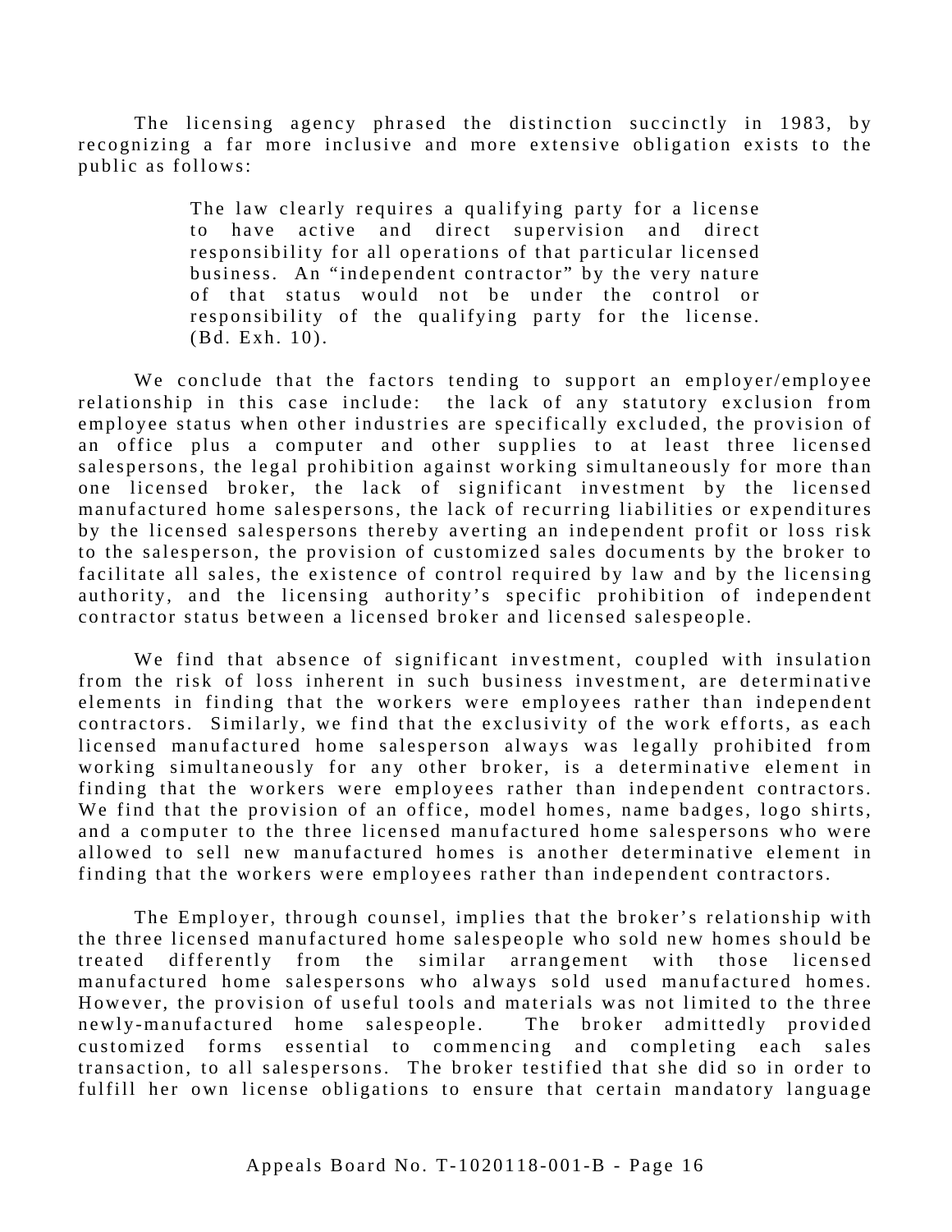The licensing agency phrased the distinction succinctly in 1983, by recognizing a far more inclusive and more extensive obligation exists to the public as follows:

> The law clearly requires a qualifying party for a license to have active and direct supervision and direct responsibility for all operations of that particular licensed business. An "independent contractor" by the very nature of that status would not be under the control or responsibility of the qualifying party for the license. (Bd. Exh. 10).

We conclude that the factors tending to support an employer/employee relationship in this case include: the lack of any statutory exclusion from employee status when other industries are specifically excluded, the provision of an office plus a computer and other supplies to at least three licensed salespersons, the legal prohibition against working simultaneously for more than one licensed broker, the lack of significant investment by the licensed manufactured home salespersons, the lack of recurring liabilities or expenditures by the licensed salespersons thereby averting an independent profit or loss risk to the salesperson, the provision of customized sales documents by the broker to facilitate all sales, the existence of control required by law and by the licensing authority, and the licensing authority's specific prohibition of independent contractor status between a licensed broker and licensed salespeople.

We find that absence of significant investment, coupled with insulation from the risk of loss inherent in such business investment, are determinative elements in finding that the workers were employees rather than independent contractors. Similarly, we find that the exclusivity of the work efforts, as each licensed manufactured home salesperson always was legally prohibited from working simultaneously for any other broker, is a determinative element in finding that the workers were employees rather than independent contractors. We find that the provision of an office, model homes, name badges, logo shirts, and a computer to the three licensed manufactured home salespersons who were allowed to sell new manufactured homes is another determinative element in finding that the workers were employees rather than independent contractors.

The Employer, through counsel, implies that the broker's relationship with the three licensed manufactured home salespeople who sold new homes should be treated differently from the similar arrangement with those licensed manufactured home salespersons who always sold used manufactured homes. However, the provision of useful tools and materials was not limited to the three newly-manufactured home salespeople. The broker admittedly provided customized forms essential to commencing and completing each sales transaction, to all salespersons. The broker testified that she did so in order to fulfill her own license obligations to ensure that certain mandatory language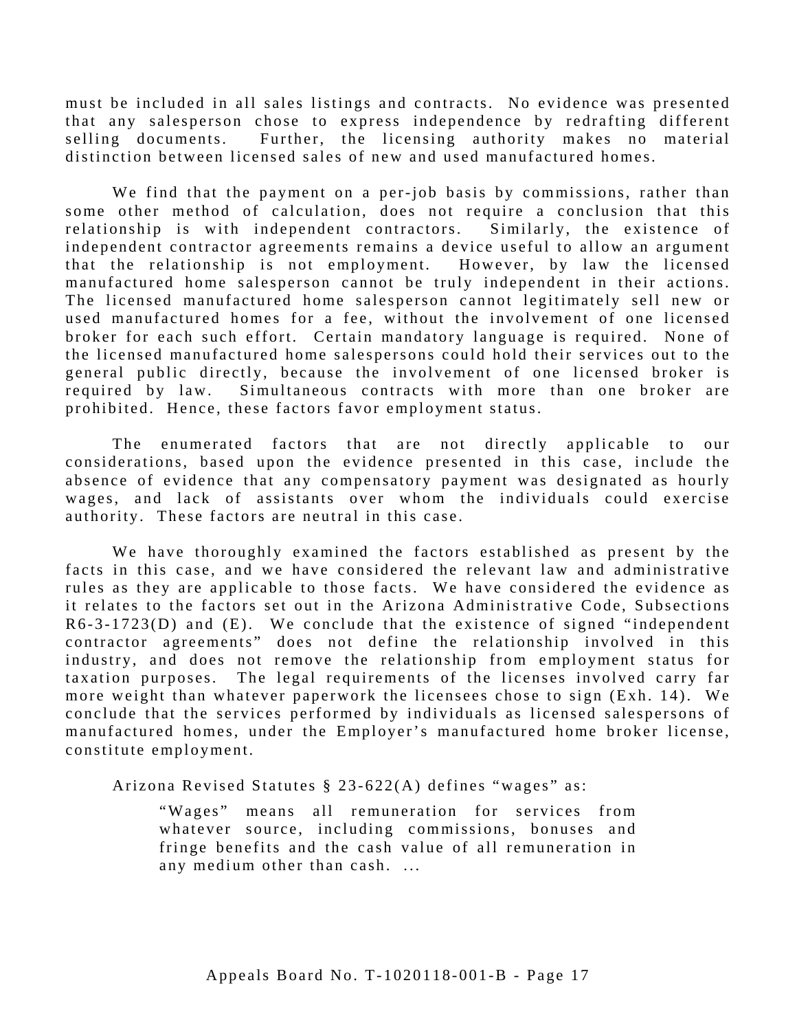must be included in all sales listings and contracts. No evidence was presented that any salesperson chose to express independence by redrafting different selling documents. Further, the licensing authority makes no material distinction between licensed sales of new and used manufactured homes.

We find that the payment on a per-job basis by commissions, rather than some other method of calculation, does not require a conclusion that this relationship is with independent contractors. Similarly, the existence of independent contractor agreements remains a device useful to allow an argument that the relationship is not employment. However, by law the licensed manufactured home salesperson cannot be truly independent in their actions. The licensed manufactured home salesperson cannot legitimately sell new or used manufactured homes for a fee, without the involvement of one licensed broker for each such effort. Certain mandatory language is required. None of the licensed manufactured home salespersons could hold their services out to the general public directly, because the involvement of one licensed broker is required by law. Simultaneous contracts with more than one broker are prohibited. Hence, these factors favor employment status.

The enumerated factors that are not directly applicable to our considerations, based upon the evidence presented in this case, include the absence of evidence that any compensatory payment was designated as hourly wages, and lack of assistants over whom the individuals could exercise authority. These factors are neutral in this case.

We have thoroughly examined the factors established as present by the facts in this case, and we have considered the relevant law and administrative rules as they are applicable to those facts. We have considered the evidence as it relates to the factors set out in the Arizona Administrative Code, Subsections R6-3-1723(D) and (E). We conclude that the existence of signed "independent contractor agreements" does not define the relationship involved in this industry, and does not remove the relationship from employment status for taxation purposes. The legal requirements of the licenses involved carry far more weight than whatever paperwork the licensees chose to sign (Exh. 14). We conclude that the services performed by individuals as licensed salespersons of manufactured homes, under the Employer's manufactured home broker license, constitute employment.

Arizona Revised Statutes § 23-622(A) defines "wages" as:

> "Wages" means all remuneration for services from whatever source, including commissions, bonuses and fringe benefits and the cash value of all remuneration in any medium other than cash. ...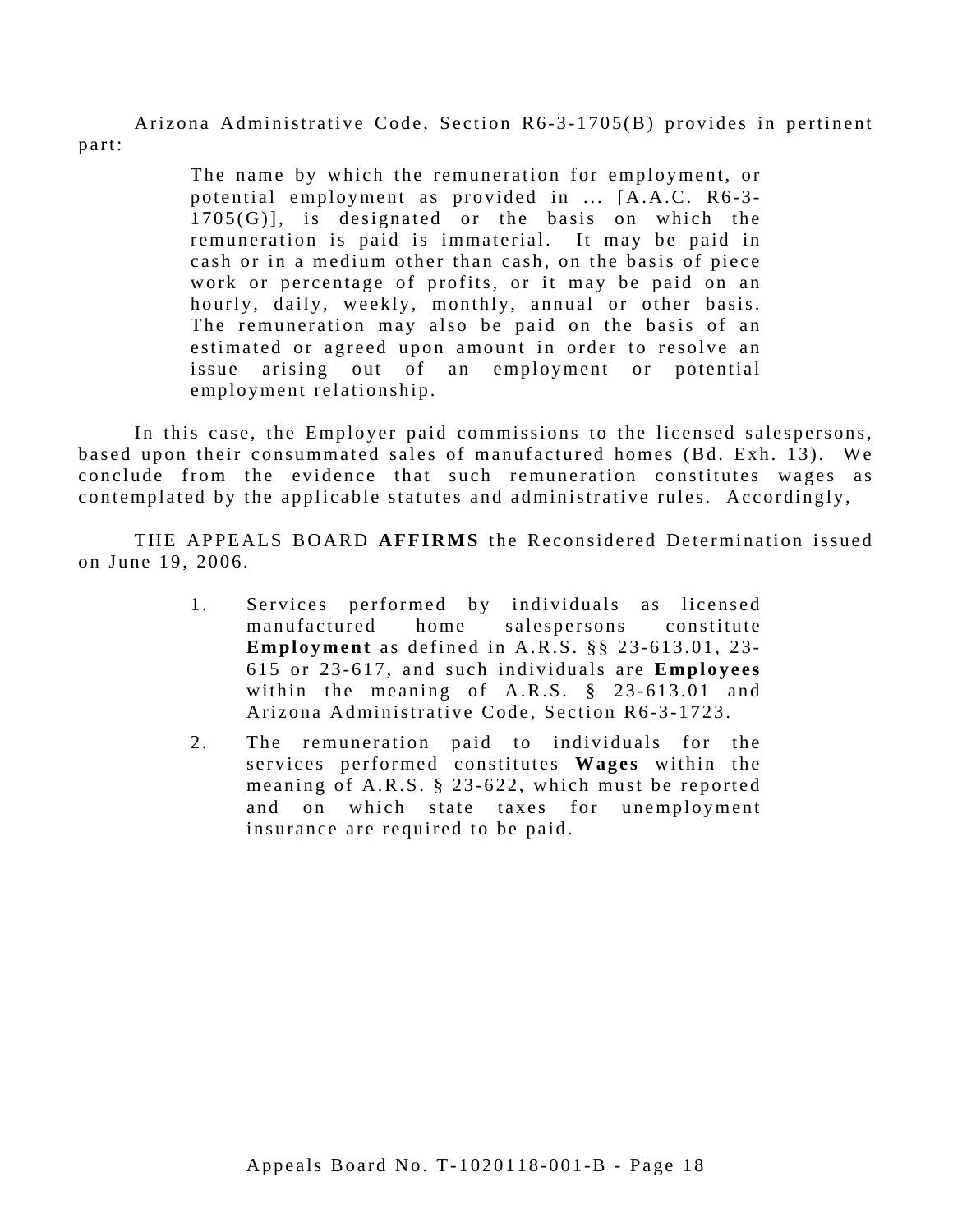Arizona Administrative Code, Section R6-3-1705(B) provides in pertinent part:

> The name by which the remuneration for employment, or potential employment as provided in ... [A.A.C. R6-3-1705(G)], is designated or the basis on which the remuneration is paid is immaterial. It may be paid in cash or in a medium other than cash, on the basis of piece work or percentage of profits, or it may be paid on an hourly, daily, weekly, monthly, annual or other basis. The remuneration may also be paid on the basis of an estimated or agreed upon amount in order to resolve an issue arising out of an employment or potential employment relationship.

In this case, the Employer paid commissions to the licensed salespersons, based upon their consummated sales of manufactured homes (Bd. Exh. 13). We conclude from the evidence that such remuneration constitutes wages as contemplated by the applicable statutes and administrative rules. Accordingly,

THE APPEALS BOARD **AFFIRMS** the Reconsidered Determination issued on June 19, 2006.

1. Services performed by individuals as licensed manufactured home salespersons constitute **Employment** as defined in A.R.S. §§ 23-613.01, 23-615 or 23-617, and such individuals are **Employees** within the meaning of A.R.S. § 23-613.01 and Arizona Administrative Code, Section R6-3-1723.

2. The remuneration paid to individuals for the services performed constitutes **Wages** within the meaning of A.R.S. § 23-622, which must be reported and on which state taxes for unemployment insurance are required to be paid.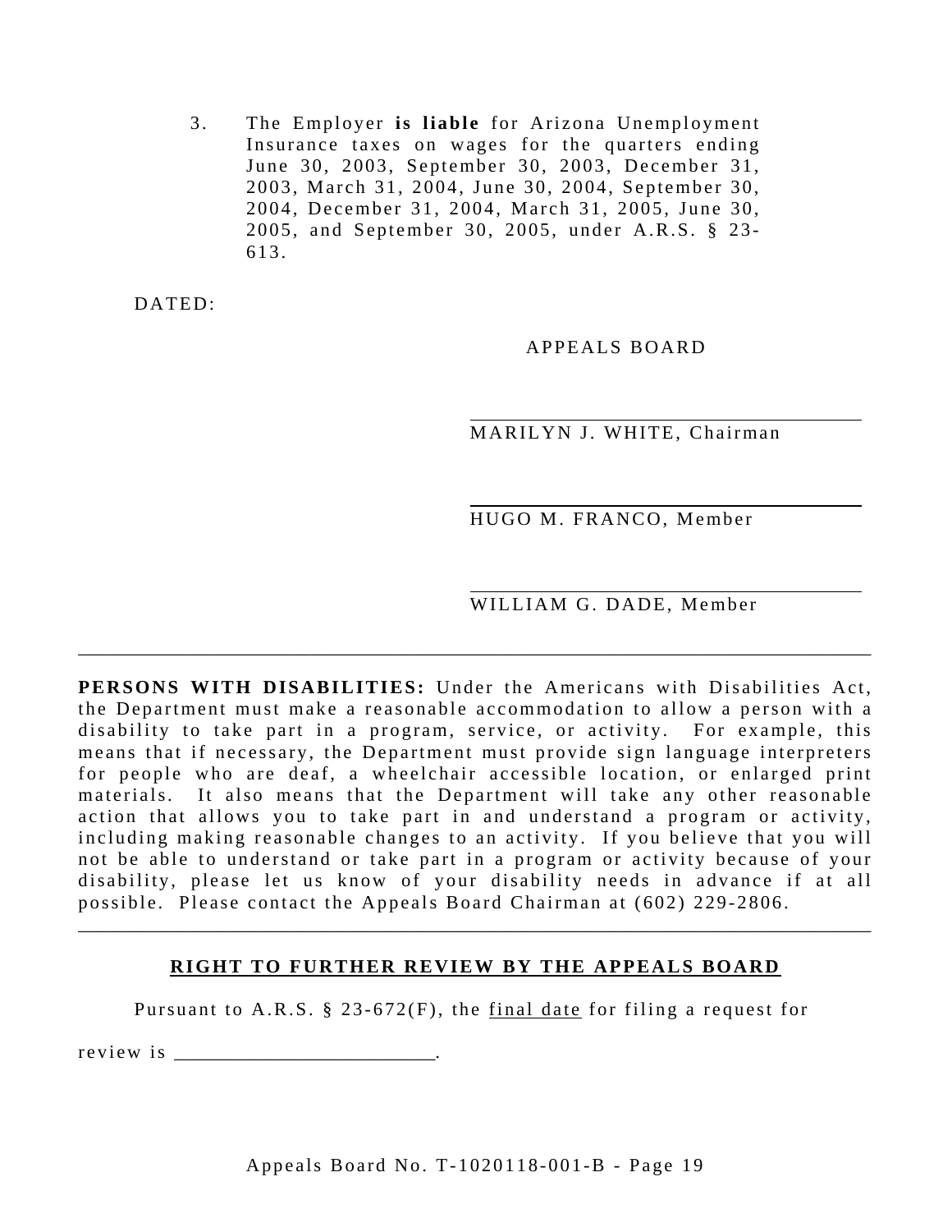3. The Employer **is liable** for Arizona Unemployment Insurance taxes on wages for the quarters ending June 30, 2003, September 30, 2003, December 31, 2003, March 31, 2004, June 30, 2004, September 30, 2004, December 31, 2004, March 31, 2005, June 30, 2005, and September 30, 2005, under A.R.S. § 23-613.

DATED:

APPEALS BOARD

\_\_\_\_\_\_\_\_\_\_\_\_\_\_\_\_\_\_\_\_\_\_\_\_\_\_\_\_\_\_\_\_\_\_\_\_
MARILYN J. WHITE, Chairman

\_\_\_\_\_\_\_\_\_\_\_\_\_\_\_\_\_\_\_\_\_\_\_\_\_\_\_\_\_\_\_\_\_\_\_\_
HUGO M. FRANCO, Member

\_\_\_\_\_\_\_\_\_\_\_\_\_\_\_\_\_\_\_\_\_\_\_\_\_\_\_\_\_\_\_\_\_\_\_\_
WILLIAM G. DADE, Member

---

**PERSONS WITH DISABILITIES:** Under the Americans with Disabilities Act, the Department must make a reasonable accommodation to allow a person with a disability to take part in a program, service, or activity. For example, this means that if necessary, the Department must provide sign language interpreters for people who are deaf, a wheelchair accessible location, or enlarged print materials. It also means that the Department will take any other reasonable action that allows you to take part in and understand a program or activity, including making reasonable changes to an activity. If you believe that you will not be able to understand or take part in a program or activity because of your disability, please let us know of your disability needs in advance if at all possible. Please contact the Appeals Board Chairman at (602) 229-2806.

---

**RIGHT TO FURTHER REVIEW BY THE APPEALS BOARD**

Pursuant to A.R.S. § 23-672(F), the final date for filing a request for review is \_\_\_\_\_\_\_\_\_\_\_\_\_\_\_\_\_\_\_\_\_\_\_\_\_\_.

Appeals Board No. T-1020118-001-B - Page 19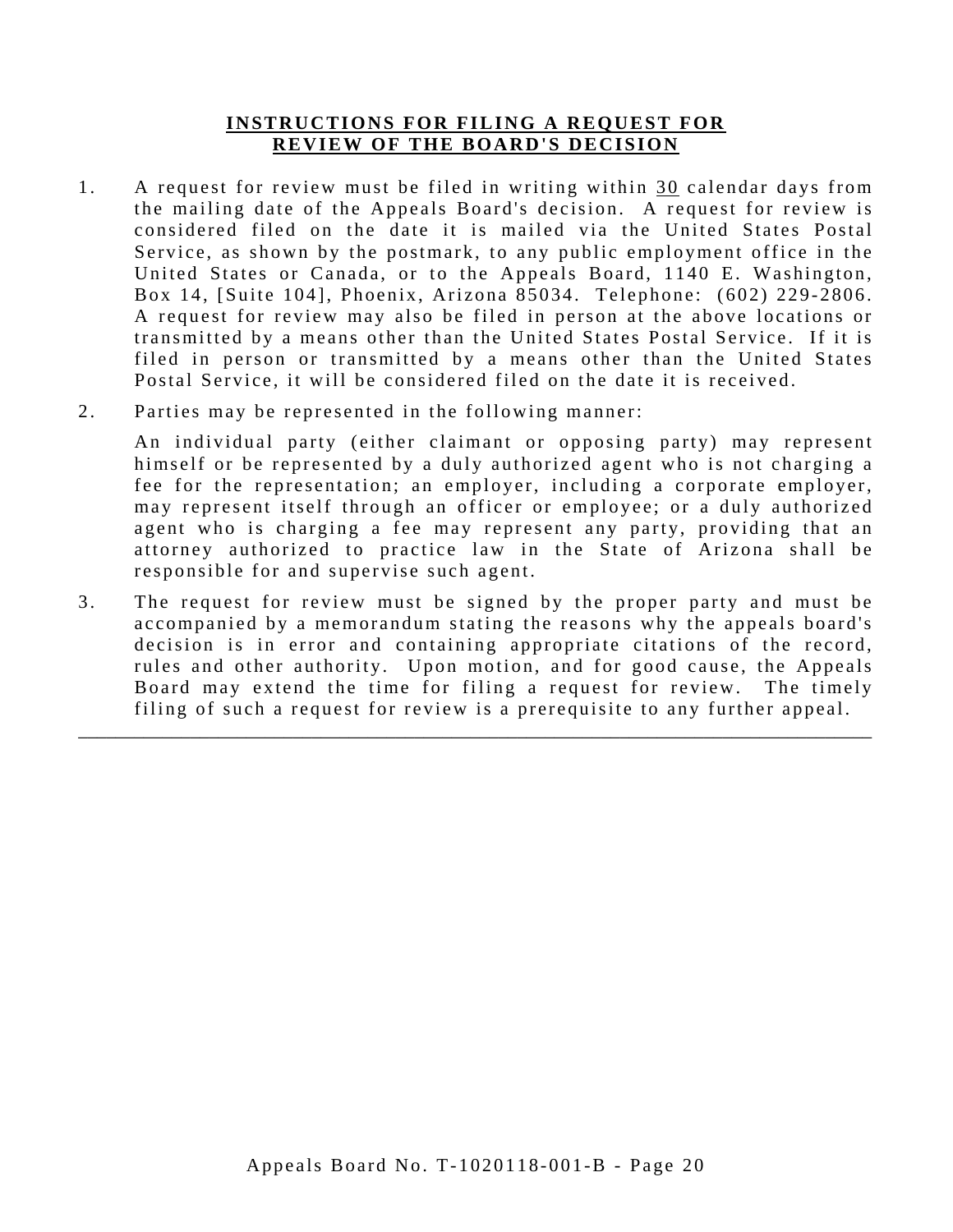## **INSTRUCTIONS FOR FILING A REQUEST FOR REVIEW OF THE BOARD'S DECISION**

1. A request for review must be filed in writing within 30 calendar days from the mailing date of the Appeals Board's decision. A request for review is considered filed on the date it is mailed via the United States Postal Service, as shown by the postmark, to any public employment office in the United States or Canada, or to the Appeals Board, 1140 E. Washington, Box 14, [Suite 104], Phoenix, Arizona 85034. Telephone: (602) 229-2806. A request for review may also be filed in person at the above locations or transmitted by a means other than the United States Postal Service. If it is filed in person or transmitted by a means other than the United States Postal Service, it will be considered filed on the date it is received.

2. Parties may be represented in the following manner:

   An individual party (either claimant or opposing party) may represent himself or be represented by a duly authorized agent who is not charging a fee for the representation; an employer, including a corporate employer, may represent itself through an officer or employee; or a duly authorized agent who is charging a fee may represent any party, providing that an attorney authorized to practice law in the State of Arizona shall be responsible for and supervise such agent.

3. The request for review must be signed by the proper party and must be accompanied by a memorandum stating the reasons why the appeals board's decision is in error and containing appropriate citations of the record, rules and other authority. Upon motion, and for good cause, the Appeals Board may extend the time for filing a request for review. The timely filing of such a request for review is a prerequisite to any further appeal.

---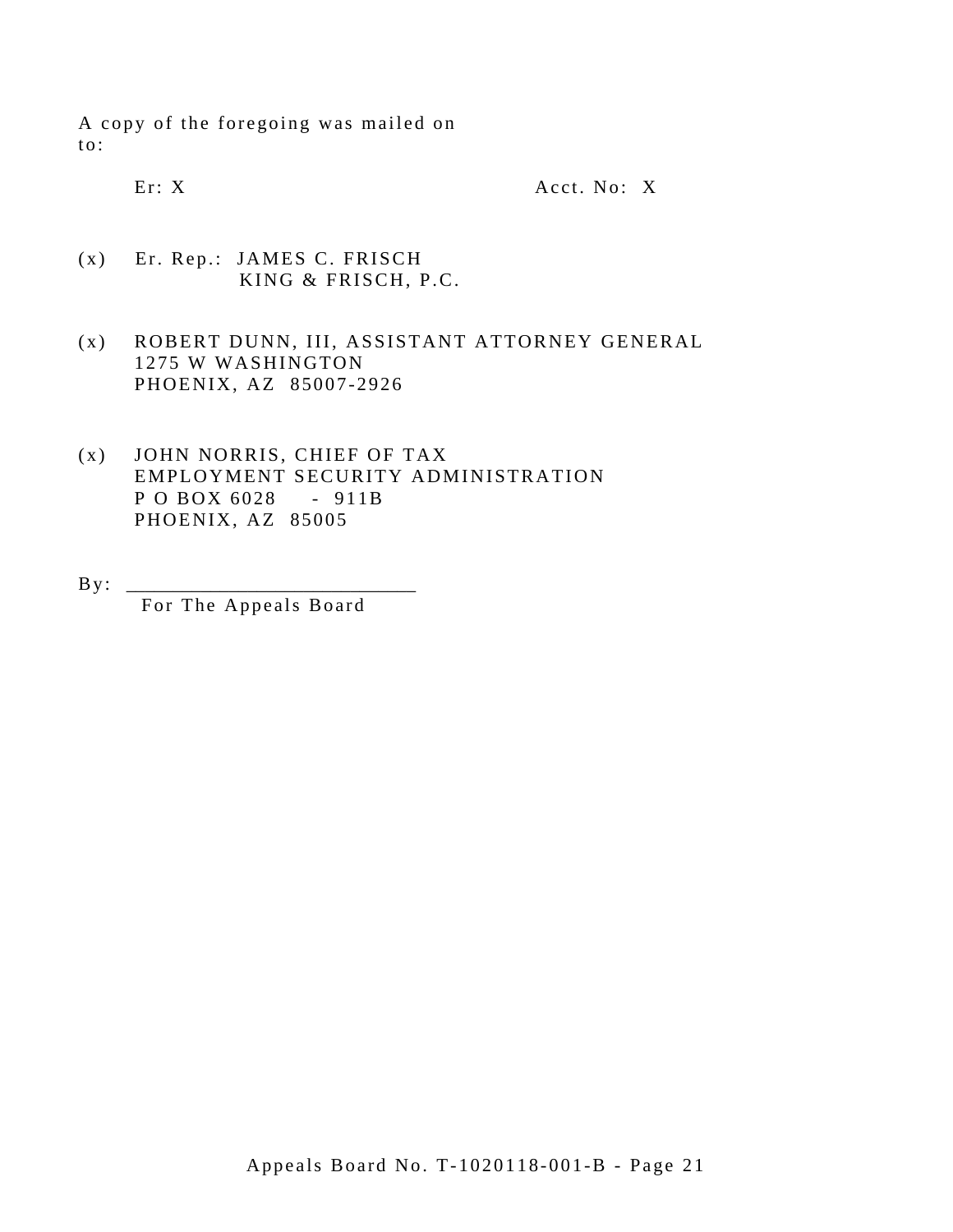A copy of the foregoing was mailed on
to:

Er: X                                        Acct. No: X

(x) Er. Rep.: JAMES C. FRISCH
KING & FRISCH, P.C.

(x) ROBERT DUNN, III, ASSISTANT ATTORNEY GENERAL
1275 W WASHINGTON
PHOENIX, AZ 85007-2926

(x) JOHN NORRIS, CHIEF OF TAX
EMPLOYMENT SECURITY ADMINISTRATION
P O BOX 6028 - 911B
PHOENIX, AZ 85005

By: ____________________________
For The Appeals Board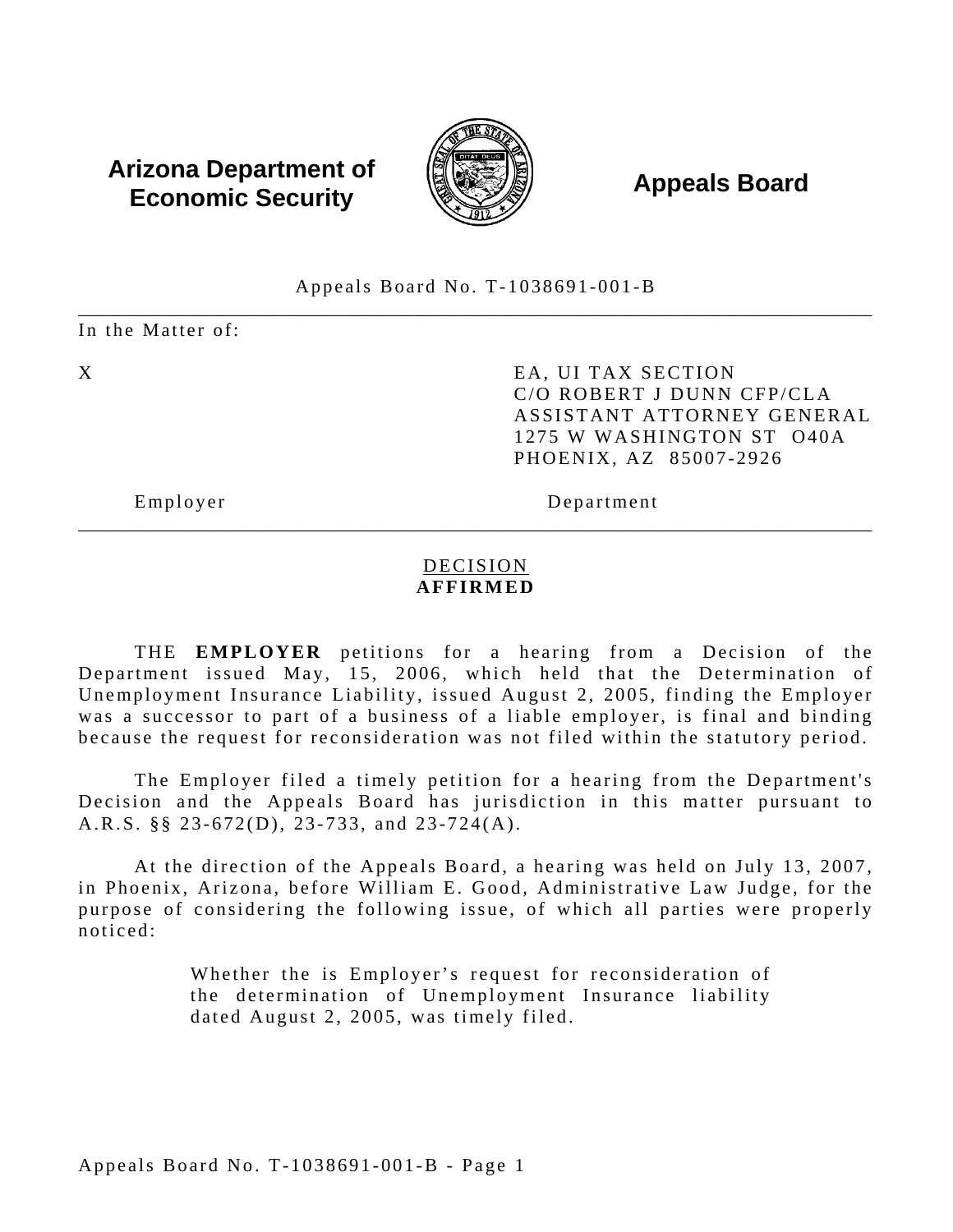**Arizona Department of Economic Security** **Appeals Board**

Appeals Board No. T-1038691-001-B

---

In the Matter of:

| | |
|---|---|
| X | EA, UI TAX SECTION<br>C/O ROBERT J DUNN CFP/CLA<br>ASSISTANT ATTORNEY GENERAL<br>1275 W WASHINGTON ST O40A<br>PHOENIX, AZ 85007-2926 |
| Employer | Department |

---

DECISION
**AFFIRMED**

THE **EMPLOYER** petitions for a hearing from a Decision of the Department issued May, 15, 2006, which held that the Determination of Unemployment Insurance Liability, issued August 2, 2005, finding the Employer was a successor to part of a business of a liable employer, is final and binding because the request for reconsideration was not filed within the statutory period.

The Employer filed a timely petition for a hearing from the Department's Decision and the Appeals Board has jurisdiction in this matter pursuant to A.R.S. §§ 23-672(D), 23-733, and 23-724(A).

At the direction of the Appeals Board, a hearing was held on July 13, 2007, in Phoenix, Arizona, before William E. Good, Administrative Law Judge, for the purpose of considering the following issue, of which all parties were properly noticed:

> Whether the is Employer's request for reconsideration of the determination of Unemployment Insurance liability dated August 2, 2005, was timely filed.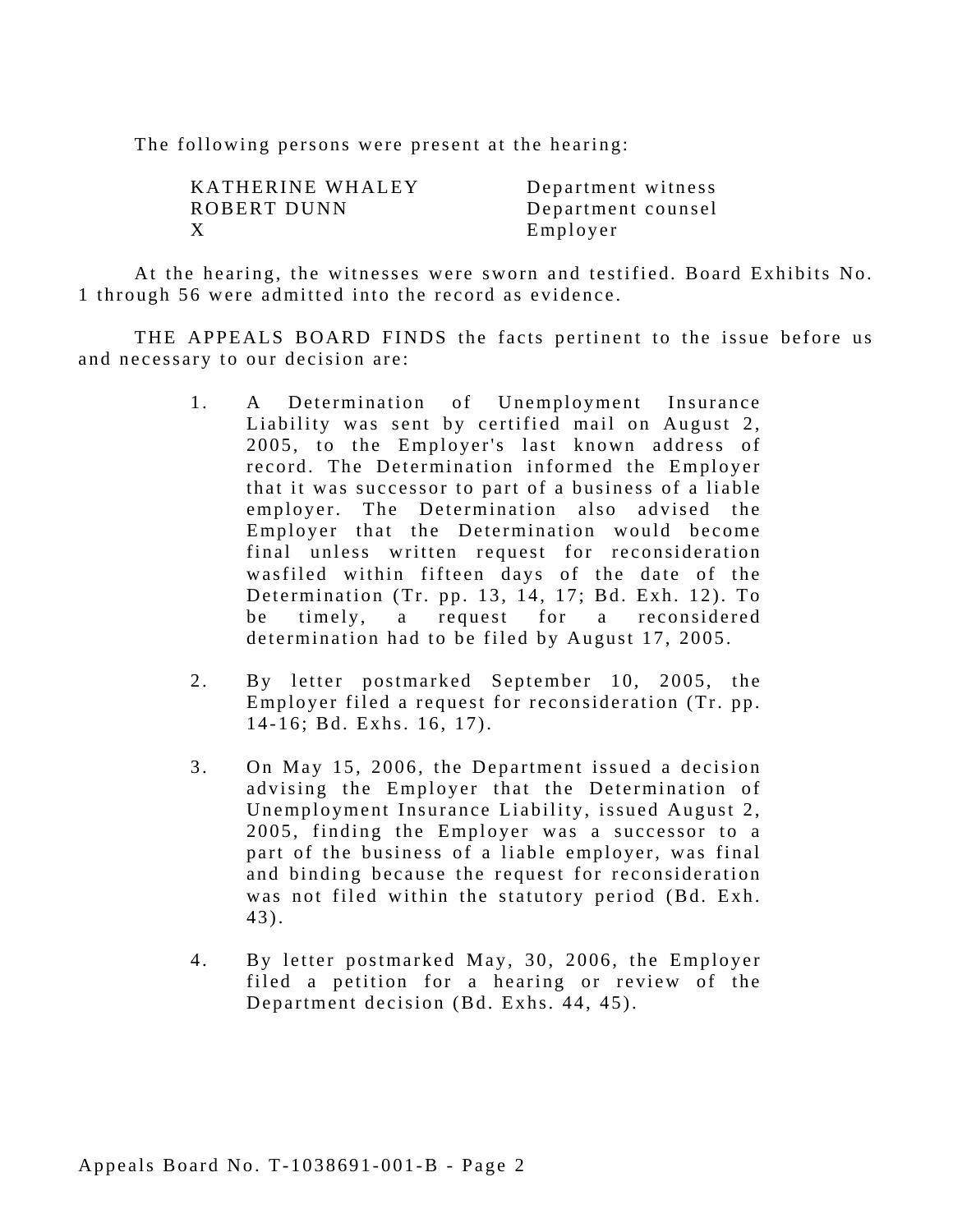The following persons were present at the hearing:

| | |
|---|---|
| KATHERINE WHALEY | Department witness |
| ROBERT DUNN | Department counsel |
| X | Employer |

At the hearing, the witnesses were sworn and testified. Board Exhibits No. 1 through 56 were admitted into the record as evidence.

THE APPEALS BOARD FINDS the facts pertinent to the issue before us and necessary to our decision are:

1. A Determination of Unemployment Insurance Liability was sent by certified mail on August 2, 2005, to the Employer's last known address of record. The Determination informed the Employer that it was successor to part of a business of a liable employer. The Determination also advised the Employer that the Determination would become final unless written request for reconsideration wasfiled within fifteen days of the date of the Determination (Tr. pp. 13, 14, 17; Bd. Exh. 12). To be timely, a request for a reconsidered determination had to be filed by August 17, 2005.

2. By letter postmarked September 10, 2005, the Employer filed a request for reconsideration (Tr. pp. 14-16; Bd. Exhs. 16, 17).

3. On May 15, 2006, the Department issued a decision advising the Employer that the Determination of Unemployment Insurance Liability, issued August 2, 2005, finding the Employer was a successor to a part of the business of a liable employer, was final and binding because the request for reconsideration was not filed within the statutory period (Bd. Exh. 43).

4. By letter postmarked May, 30, 2006, the Employer filed a petition for a hearing or review of the Department decision (Bd. Exhs. 44, 45).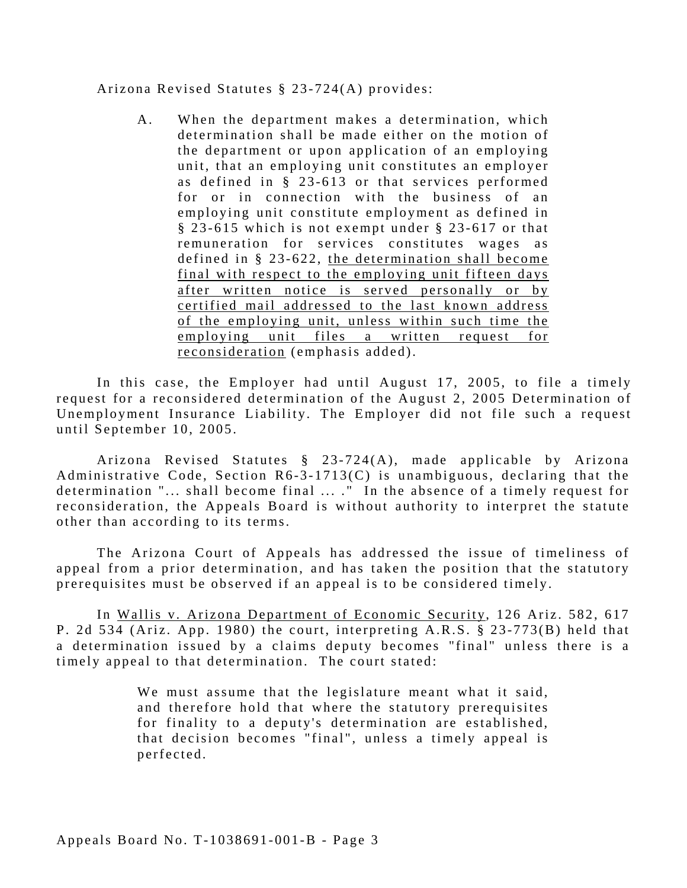Arizona Revised Statutes § 23-724(A) provides:

> A. When the department makes a determination, which determination shall be made either on the motion of the department or upon application of an employing unit, that an employing unit constitutes an employer as defined in § 23-613 or that services performed for or in connection with the business of an employing unit constitute employment as defined in § 23-615 which is not exempt under § 23-617 or that remuneration for services constitutes wages as defined in § 23-622, <u>the determination shall become final with respect to the employing unit fifteen days after written notice is served personally or by certified mail addressed to the last known address of the employing unit, unless within such time the employing unit files a written request for reconsideration</u> (emphasis added).

In this case, the Employer had until August 17, 2005, to file a timely request for a reconsidered determination of the August 2, 2005 Determination of Unemployment Insurance Liability. The Employer did not file such a request until September 10, 2005.

Arizona Revised Statutes § 23-724(A), made applicable by Arizona Administrative Code, Section R6-3-1713(C) is unambiguous, declaring that the determination "... shall become final ... ." In the absence of a timely request for reconsideration, the Appeals Board is without authority to interpret the statute other than according to its terms.

The Arizona Court of Appeals has addressed the issue of timeliness of appeal from a prior determination, and has taken the position that the statutory prerequisites must be observed if an appeal is to be considered timely.

In <u>Wallis v. Arizona Department of Economic Security</u>, 126 Ariz. 582, 617 P. 2d 534 (Ariz. App. 1980) the court, interpreting A.R.S. § 23-773(B) held that a determination issued by a claims deputy becomes "final" unless there is a timely appeal to that determination. The court stated:

> We must assume that the legislature meant what it said, and therefore hold that where the statutory prerequisites for finality to a deputy's determination are established, that decision becomes "final", unless a timely appeal is perfected.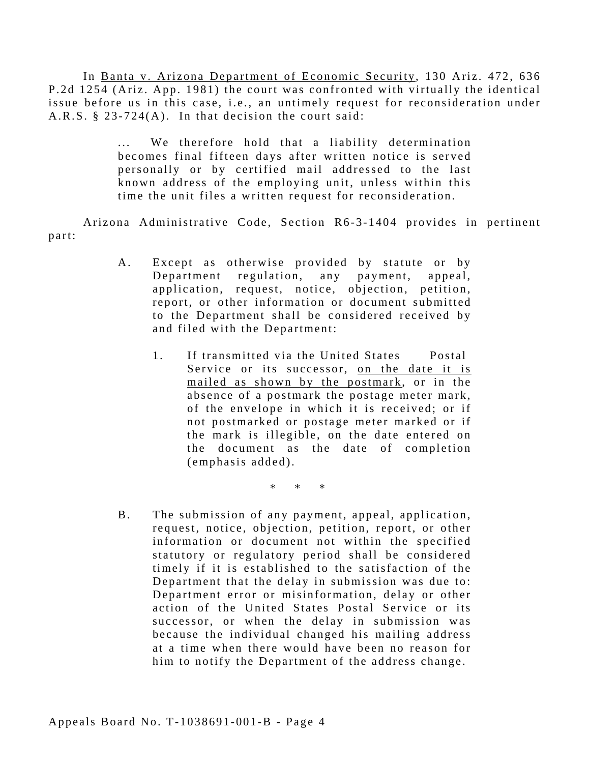In Banta v. Arizona Department of Economic Security, 130 Ariz. 472, 636 P.2d 1254 (Ariz. App. 1981) the court was confronted with virtually the identical issue before us in this case, i.e., an untimely request for reconsideration under A.R.S. § 23-724(A). In that decision the court said:

> ... We therefore hold that a liability determination becomes final fifteen days after written notice is served personally or by certified mail addressed to the last known address of the employing unit, unless within this time the unit files a written request for reconsideration.

Arizona Administrative Code, Section R6-3-1404 provides in pertinent part:

> A. Except as otherwise provided by statute or by Department regulation, any payment, appeal, application, request, notice, objection, petition, report, or other information or document submitted to the Department shall be considered received by and filed with the Department:
>
> > 1. If transmitted via the United States Postal Service or its successor, <u>on the date it is mailed as shown by the postmark</u>, or in the absence of a postmark the postage meter mark, of the envelope in which it is received; or if not postmarked or postage meter marked or if the mark is illegible, on the date entered on the document as the date of completion (emphasis added).
>
> \* \* \*
>
> B. The submission of any payment, appeal, application, request, notice, objection, petition, report, or other information or document not within the specified statutory or regulatory period shall be considered timely if it is established to the satisfaction of the Department that the delay in submission was due to: Department error or misinformation, delay or other action of the United States Postal Service or its successor, or when the delay in submission was because the individual changed his mailing address at a time when there would have been no reason for him to notify the Department of the address change.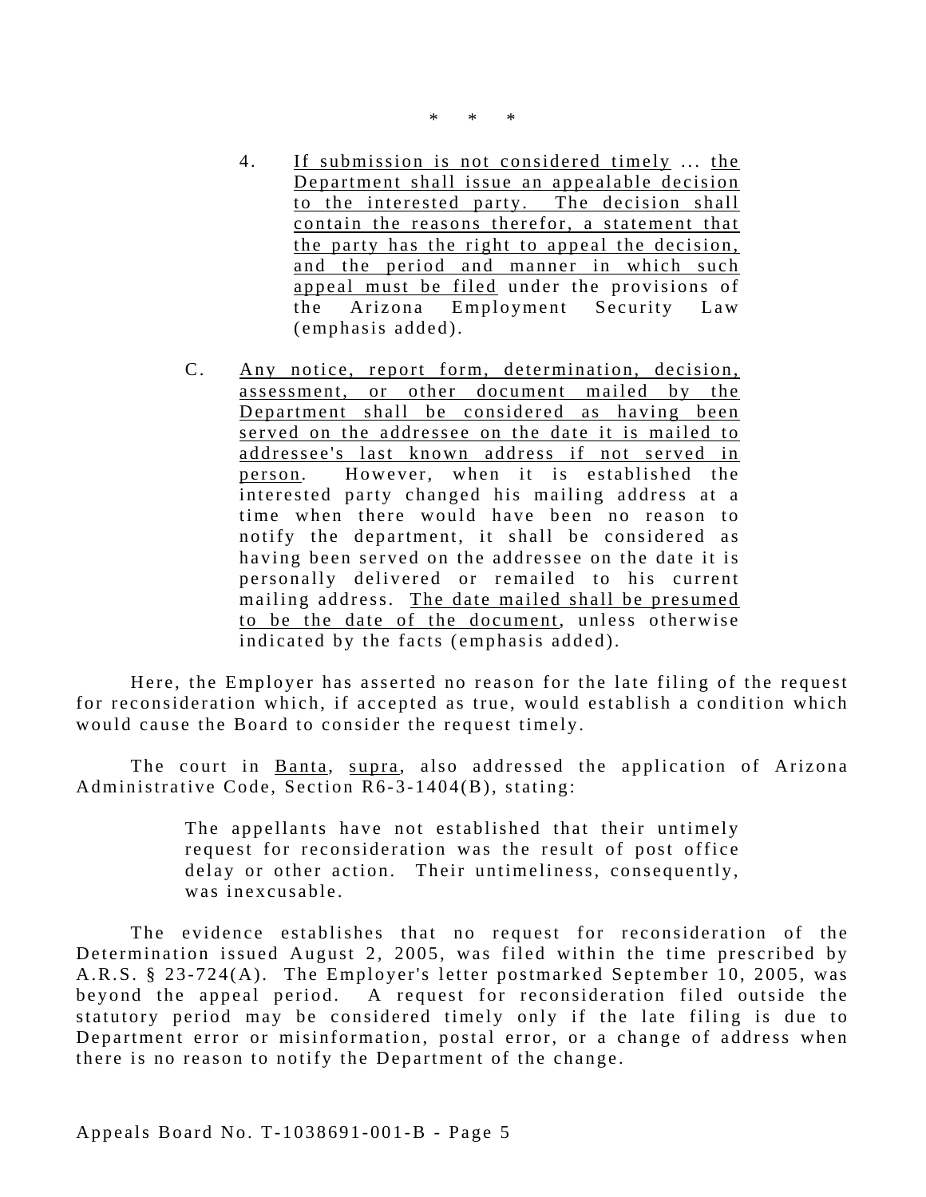\* \* \*

> 4. <u>If submission is not considered timely</u> ... <u>the Department shall issue an appealable decision to the interested party. The decision shall contain the reasons therefor, a statement that the party has the right to appeal the decision, and the period and manner in which such appeal must be filed</u> under the provisions of the Arizona Employment Security Law (emphasis added).
>
> C. <u>Any notice, report form, determination, decision, assessment, or other document mailed by the Department shall be considered as having been served on the addressee on the date it is mailed to addressee's last known address if not served in person</u>. However, when it is established the interested party changed his mailing address at a time when there would have been no reason to notify the department, it shall be considered as having been served on the addressee on the date it is personally delivered or remailed to his current mailing address. <u>The date mailed shall be presumed to be the date of the document</u>, unless otherwise indicated by the facts (emphasis added).

Here, the Employer has asserted no reason for the late filing of the request for reconsideration which, if accepted as true, would establish a condition which would cause the Board to consider the request timely.

The court in <u>Banta</u>, <u>supra</u>, also addressed the application of Arizona Administrative Code, Section R6-3-1404(B), stating:

> The appellants have not established that their untimely request for reconsideration was the result of post office delay or other action. Their untimeliness, consequently, was inexcusable.

The evidence establishes that no request for reconsideration of the Determination issued August 2, 2005, was filed within the time prescribed by A.R.S. § 23-724(A). The Employer's letter postmarked September 10, 2005, was beyond the appeal period. A request for reconsideration filed outside the statutory period may be considered timely only if the late filing is due to Department error or misinformation, postal error, or a change of address when there is no reason to notify the Department of the change.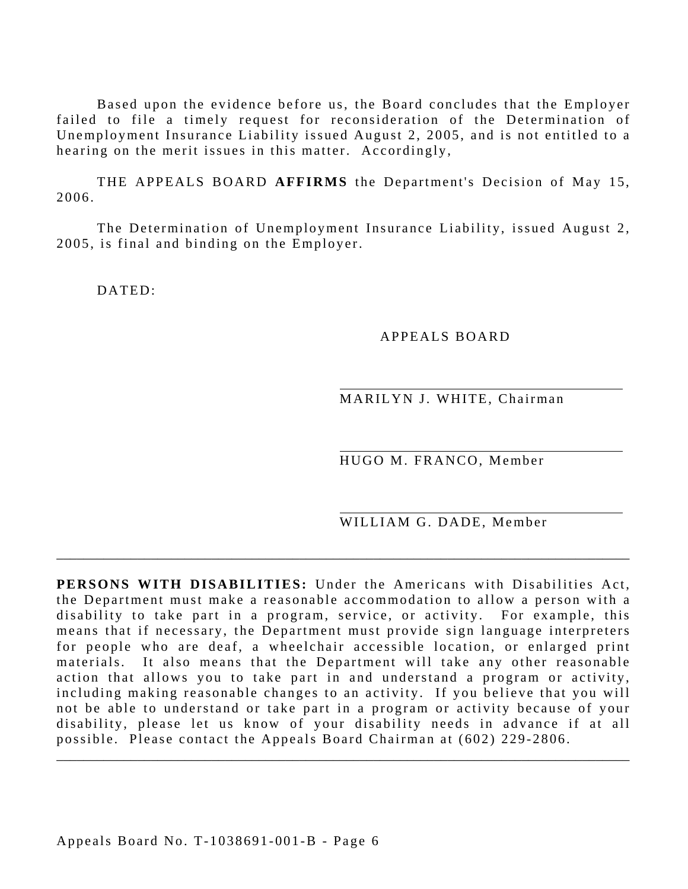Based upon the evidence before us, the Board concludes that the Employer failed to file a timely request for reconsideration of the Determination of Unemployment Insurance Liability issued August 2, 2005, and is not entitled to a hearing on the merit issues in this matter. Accordingly,

THE APPEALS BOARD **AFFIRMS** the Department's Decision of May 15, 2006.

The Determination of Unemployment Insurance Liability, issued August 2, 2005, is final and binding on the Employer.

DATED:

APPEALS BOARD

_______________________________
MARILYN J. WHITE, Chairman

_______________________________
HUGO M. FRANCO, Member

_______________________________
WILLIAM G. DADE, Member

---

**PERSONS WITH DISABILITIES:** Under the Americans with Disabilities Act, the Department must make a reasonable accommodation to allow a person with a disability to take part in a program, service, or activity. For example, this means that if necessary, the Department must provide sign language interpreters for people who are deaf, a wheelchair accessible location, or enlarged print materials. It also means that the Department will take any other reasonable action that allows you to take part in and understand a program or activity, including making reasonable changes to an activity. If you believe that you will not be able to understand or take part in a program or activity because of your disability, please let us know of your disability needs in advance if at all possible. Please contact the Appeals Board Chairman at (602) 229-2806.

---

Appeals Board No. T-1038691-001-B - Page 6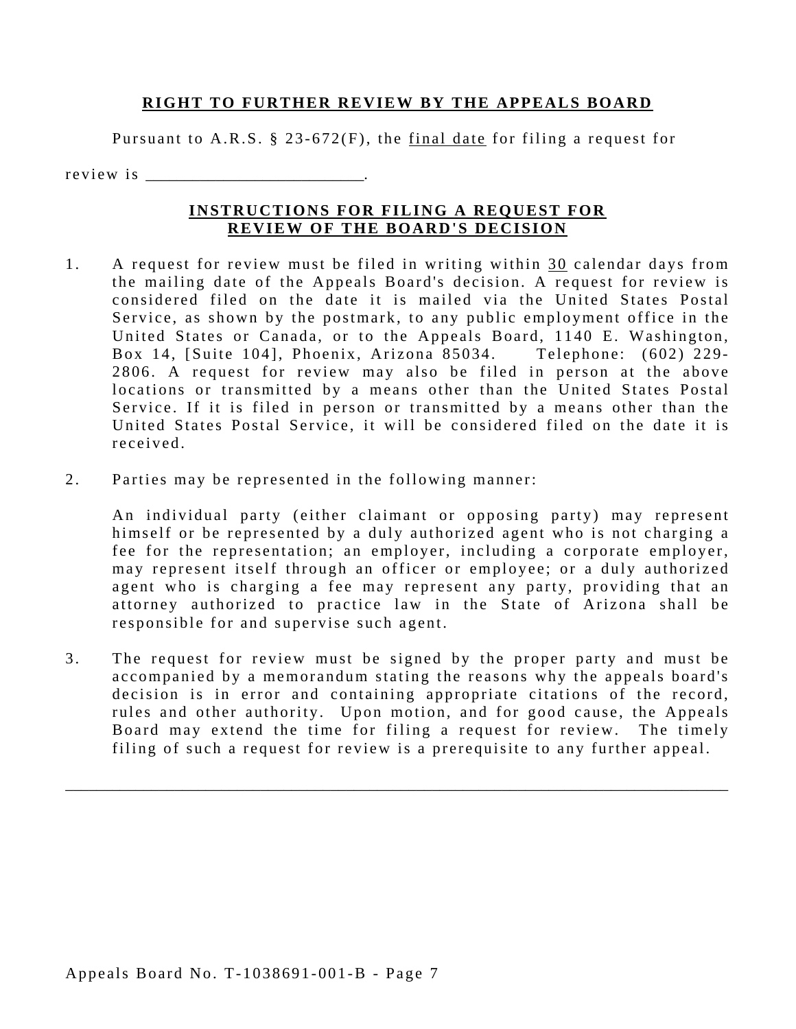**RIGHT TO FURTHER REVIEW BY THE APPEALS BOARD**

Pursuant to A.R.S. § 23-672(F), the final date for filing a request for review is _________________________.

**INSTRUCTIONS FOR FILING A REQUEST FOR REVIEW OF THE BOARD'S DECISION**

1. A request for review must be filed in writing within 30 calendar days from the mailing date of the Appeals Board's decision. A request for review is considered filed on the date it is mailed via the United States Postal Service, as shown by the postmark, to any public employment office in the United States or Canada, or to the Appeals Board, 1140 E. Washington, Box 14, [Suite 104], Phoenix, Arizona 85034. Telephone: (602) 229-2806. A request for review may also be filed in person at the above locations or transmitted by a means other than the United States Postal Service. If it is filed in person or transmitted by a means other than the United States Postal Service, it will be considered filed on the date it is received.

2. Parties may be represented in the following manner:

   An individual party (either claimant or opposing party) may represent himself or be represented by a duly authorized agent who is not charging a fee for the representation; an employer, including a corporate employer, may represent itself through an officer or employee; or a duly authorized agent who is charging a fee may represent any party, providing that an attorney authorized to practice law in the State of Arizona shall be responsible for and supervise such agent.

3. The request for review must be signed by the proper party and must be accompanied by a memorandum stating the reasons why the appeals board's decision is in error and containing appropriate citations of the record, rules and other authority. Upon motion, and for good cause, the Appeals Board may extend the time for filing a request for review. The timely filing of such a request for review is a prerequisite to any further appeal.

---

Appeals Board No. T-1038691-001-B - Page 7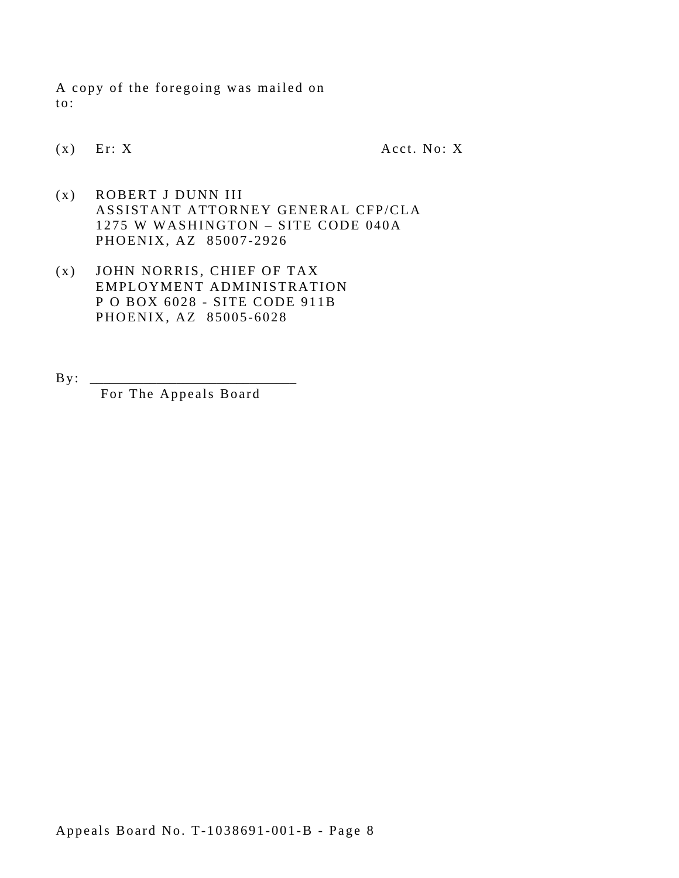A copy of the foregoing was mailed on
to:

(x) Er: X                                        Acct. No: X

(x) ROBERT J DUNN III
ASSISTANT ATTORNEY GENERAL CFP/CLA
1275 W WASHINGTON – SITE CODE 040A
PHOENIX, AZ 85007-2926

(x) JOHN NORRIS, CHIEF OF TAX
EMPLOYMENT ADMINISTRATION
P O BOX 6028 - SITE CODE 911B
PHOENIX, AZ 85005-6028

By: ___________________________
For The Appeals Board

Appeals Board No. T-1038691-001-B - Page 8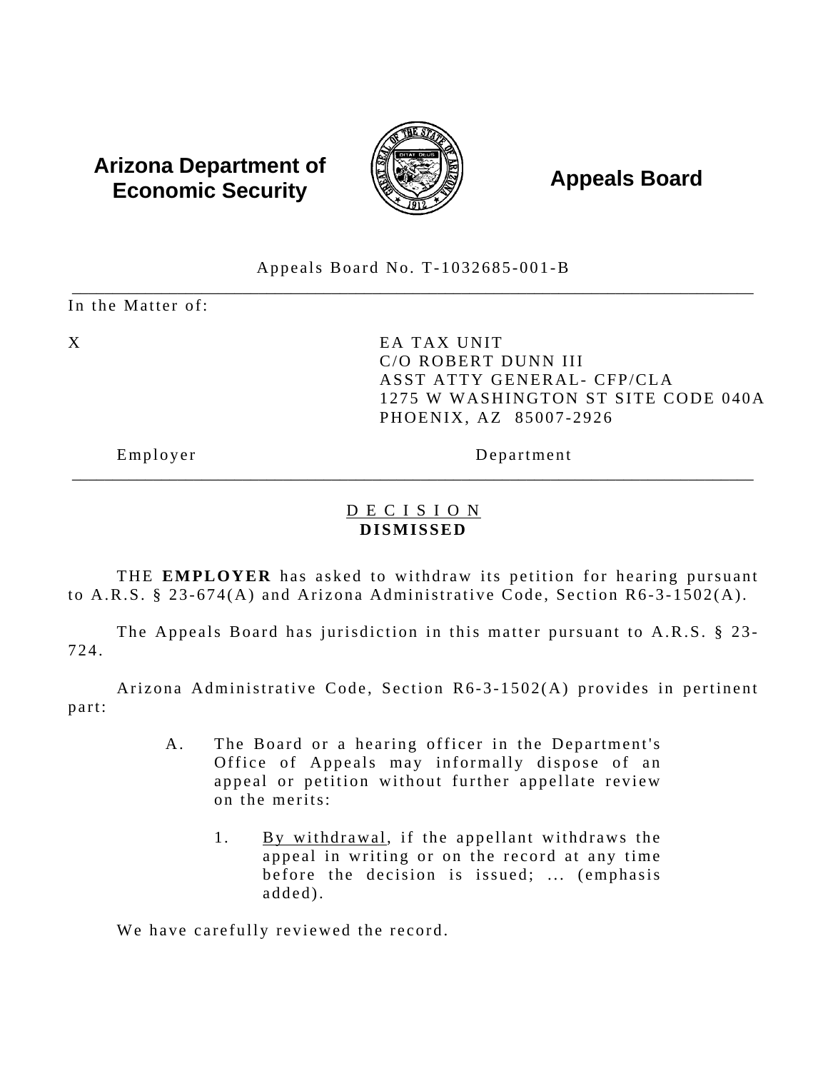**Arizona Department of Economic Security** | **Appeals Board**

Appeals Board No. T-1032685-001-B

---

In the Matter of:

| X | EA TAX UNIT<br>C/O ROBERT DUNN III<br>ASST ATTY GENERAL- CFP/CLA<br>1275 W WASHINGTON ST SITE CODE 040A<br>PHOENIX, AZ 85007-2926 |
|---|---|
| Employer | Department |

---

<u>D E C I S I O N</u>
**DISMISSED**

THE **EMPLOYER** has asked to withdraw its petition for hearing pursuant to A.R.S. § 23-674(A) and Arizona Administrative Code, Section R6-3-1502(A).

The Appeals Board has jurisdiction in this matter pursuant to A.R.S. § 23-724.

Arizona Administrative Code, Section R6-3-1502(A) provides in pertinent part:

> A. The Board or a hearing officer in the Department's Office of Appeals may informally dispose of an appeal or petition without further appellate review on the merits:
>
> 1. <u>By withdrawal</u>, if the appellant withdraws the appeal in writing or on the record at any time before the decision is issued; ... (emphasis added).

We have carefully reviewed the record.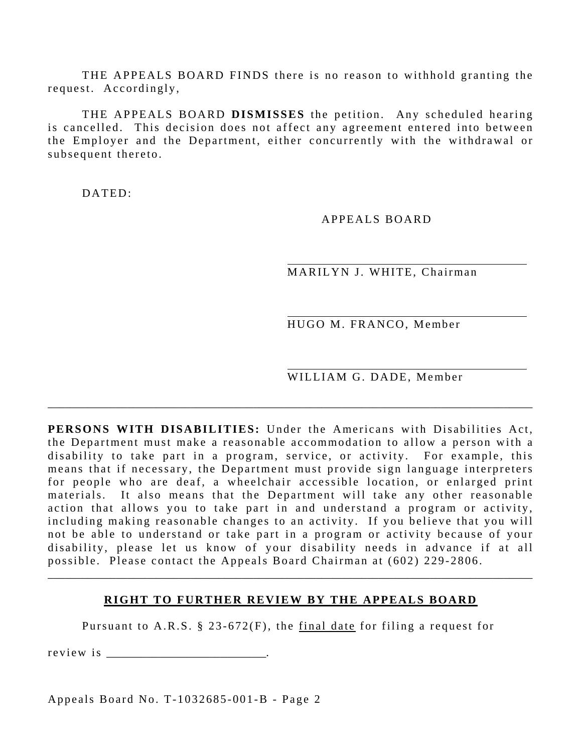THE APPEALS BOARD FINDS there is no reason to withhold granting the request. Accordingly,

THE APPEALS BOARD **DISMISSES** the petition. Any scheduled hearing is cancelled. This decision does not affect any agreement entered into between the Employer and the Department, either concurrently with the withdrawal or subsequent thereto.

DATED:

APPEALS BOARD

___________________________________
MARILYN J. WHITE, Chairman

___________________________________
HUGO M. FRANCO, Member

___________________________________
WILLIAM G. DADE, Member

---

**PERSONS WITH DISABILITIES:** Under the Americans with Disabilities Act, the Department must make a reasonable accommodation to allow a person with a disability to take part in a program, service, or activity. For example, this means that if necessary, the Department must provide sign language interpreters for people who are deaf, a wheelchair accessible location, or enlarged print materials. It also means that the Department will take any other reasonable action that allows you to take part in and understand a program or activity, including making reasonable changes to an activity. If you believe that you will not be able to understand or take part in a program or activity because of your disability, please let us know of your disability needs in advance if at all possible. Please contact the Appeals Board Chairman at (602) 229-2806.

---

## RIGHT TO FURTHER REVIEW BY THE APPEALS BOARD

Pursuant to A.R.S. § 23-672(F), the final date for filing a request for review is _________________________.

Appeals Board No. T-1032685-001-B - Page 2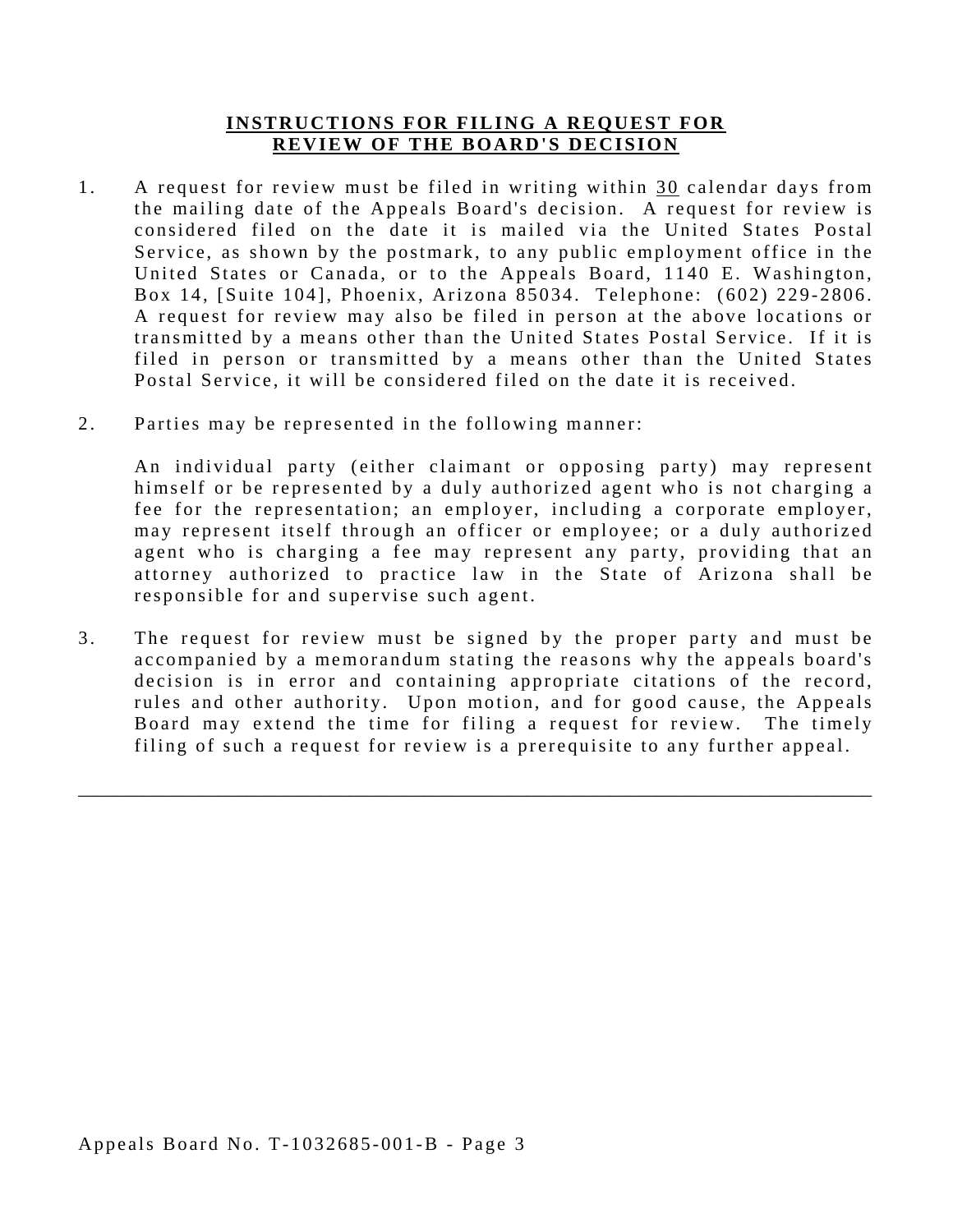## INSTRUCTIONS FOR FILING A REQUEST FOR REVIEW OF THE BOARD'S DECISION

1. A request for review must be filed in writing within 30 calendar days from the mailing date of the Appeals Board's decision. A request for review is considered filed on the date it is mailed via the United States Postal Service, as shown by the postmark, to any public employment office in the United States or Canada, or to the Appeals Board, 1140 E. Washington, Box 14, [Suite 104], Phoenix, Arizona 85034. Telephone: (602) 229-2806. A request for review may also be filed in person at the above locations or transmitted by a means other than the United States Postal Service. If it is filed in person or transmitted by a means other than the United States Postal Service, it will be considered filed on the date it is received.

2. Parties may be represented in the following manner:

   An individual party (either claimant or opposing party) may represent himself or be represented by a duly authorized agent who is not charging a fee for the representation; an employer, including a corporate employer, may represent itself through an officer or employee; or a duly authorized agent who is charging a fee may represent any party, providing that an attorney authorized to practice law in the State of Arizona shall be responsible for and supervise such agent.

3. The request for review must be signed by the proper party and must be accompanied by a memorandum stating the reasons why the appeals board's decision is in error and containing appropriate citations of the record, rules and other authority. Upon motion, and for good cause, the Appeals Board may extend the time for filing a request for review. The timely filing of such a request for review is a prerequisite to any further appeal.

---

Appeals Board No. T-1032685-001-B - Page 3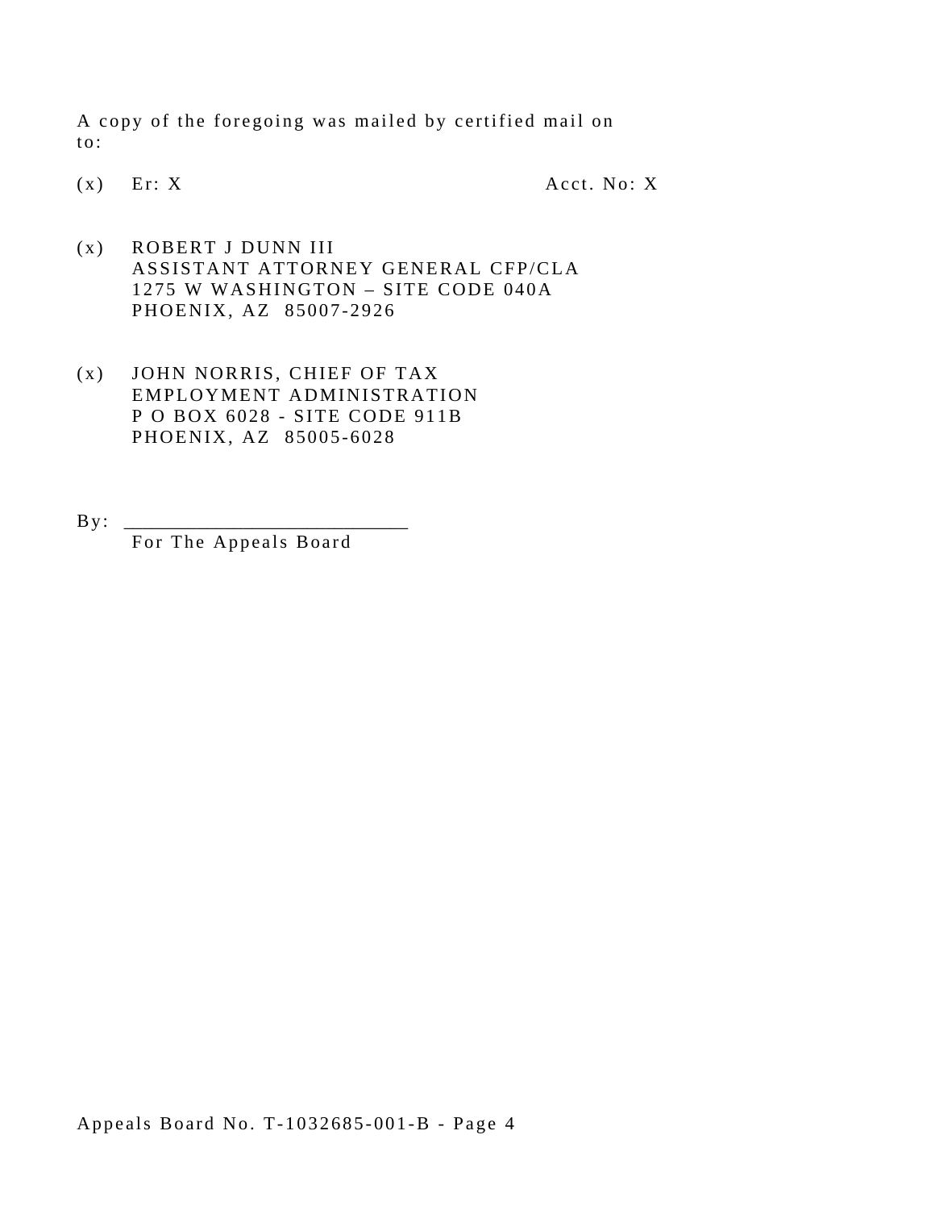A copy of the foregoing was mailed by certified mail on to:

(x) Er: X                                        Acct. No: X

(x) ROBERT J DUNN III
ASSISTANT ATTORNEY GENERAL CFP/CLA
1275 W WASHINGTON – SITE CODE 040A
PHOENIX, AZ 85007-2926

(x) JOHN NORRIS, CHIEF OF TAX
EMPLOYMENT ADMINISTRATION
P O BOX 6028 - SITE CODE 911B
PHOENIX, AZ 85005-6028

By: ___________________________
For The Appeals Board

Appeals Board No. T-1032685-001-B - Page 4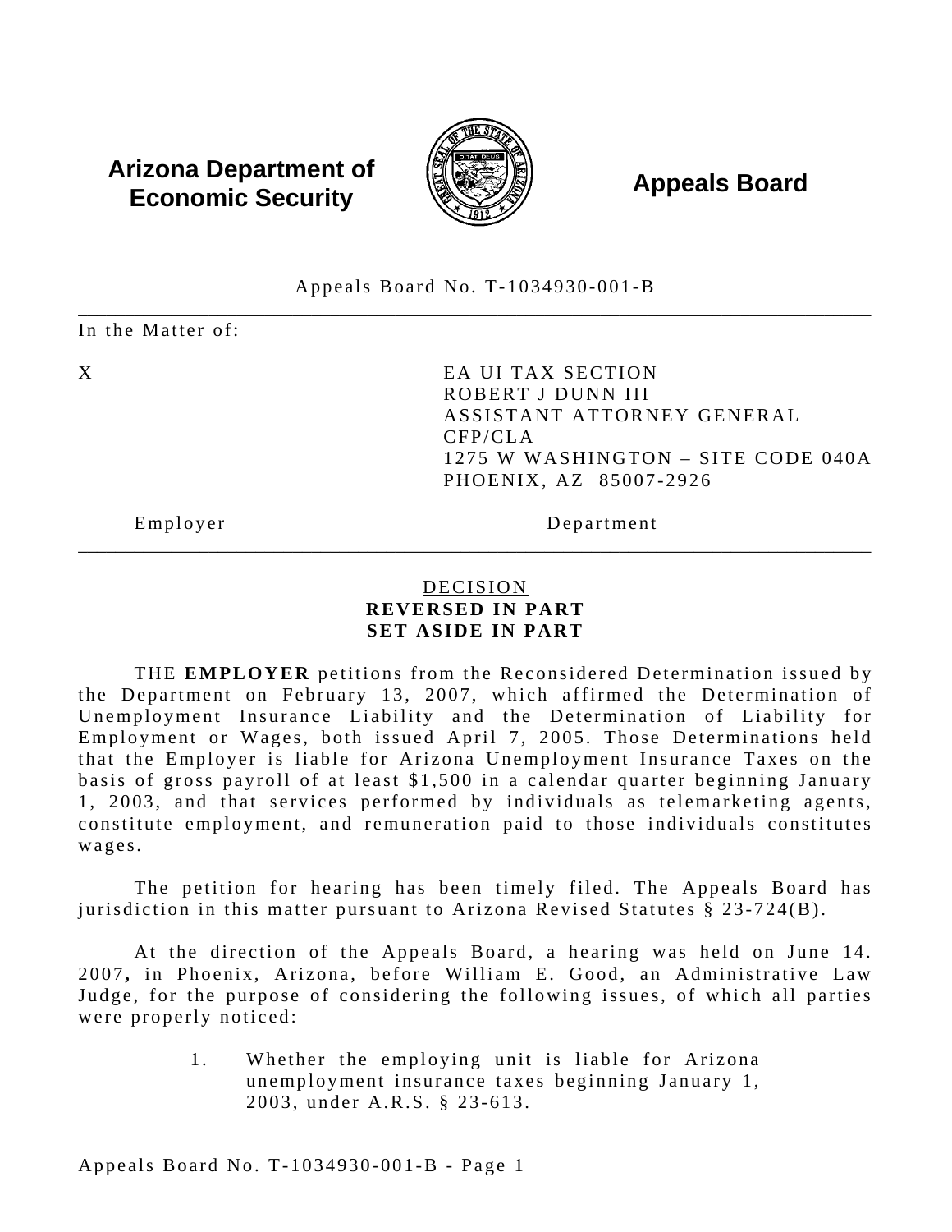**Arizona Department of Economic Security** **Appeals Board**

Appeals Board No. T-1034930-001-B

---

In the Matter of:

| X | EA UI TAX SECTION<br>ROBERT J DUNN III<br>ASSISTANT ATTORNEY GENERAL<br>CFP/CLA<br>1275 W WASHINGTON – SITE CODE 040A<br>PHOENIX, AZ 85007-2926 |
|---|---|
| Employer | Department |

---

DECISION
**REVERSED IN PART**
**SET ASIDE IN PART**

THE **EMPLOYER** petitions from the Reconsidered Determination issued by the Department on February 13, 2007, which affirmed the Determination of Unemployment Insurance Liability and the Determination of Liability for Employment or Wages, both issued April 7, 2005. Those Determinations held that the Employer is liable for Arizona Unemployment Insurance Taxes on the basis of gross payroll of at least $1,500 in a calendar quarter beginning January 1, 2003, and that services performed by individuals as telemarketing agents, constitute employment, and remuneration paid to those individuals constitutes wages.

The petition for hearing has been timely filed. The Appeals Board has jurisdiction in this matter pursuant to Arizona Revised Statutes § 23-724(B).

At the direction of the Appeals Board, a hearing was held on June 14. 2007**,** in Phoenix, Arizona, before William E. Good, an Administrative Law Judge, for the purpose of considering the following issues, of which all parties were properly noticed:

1. Whether the employing unit is liable for Arizona unemployment insurance taxes beginning January 1, 2003, under A.R.S. § 23-613.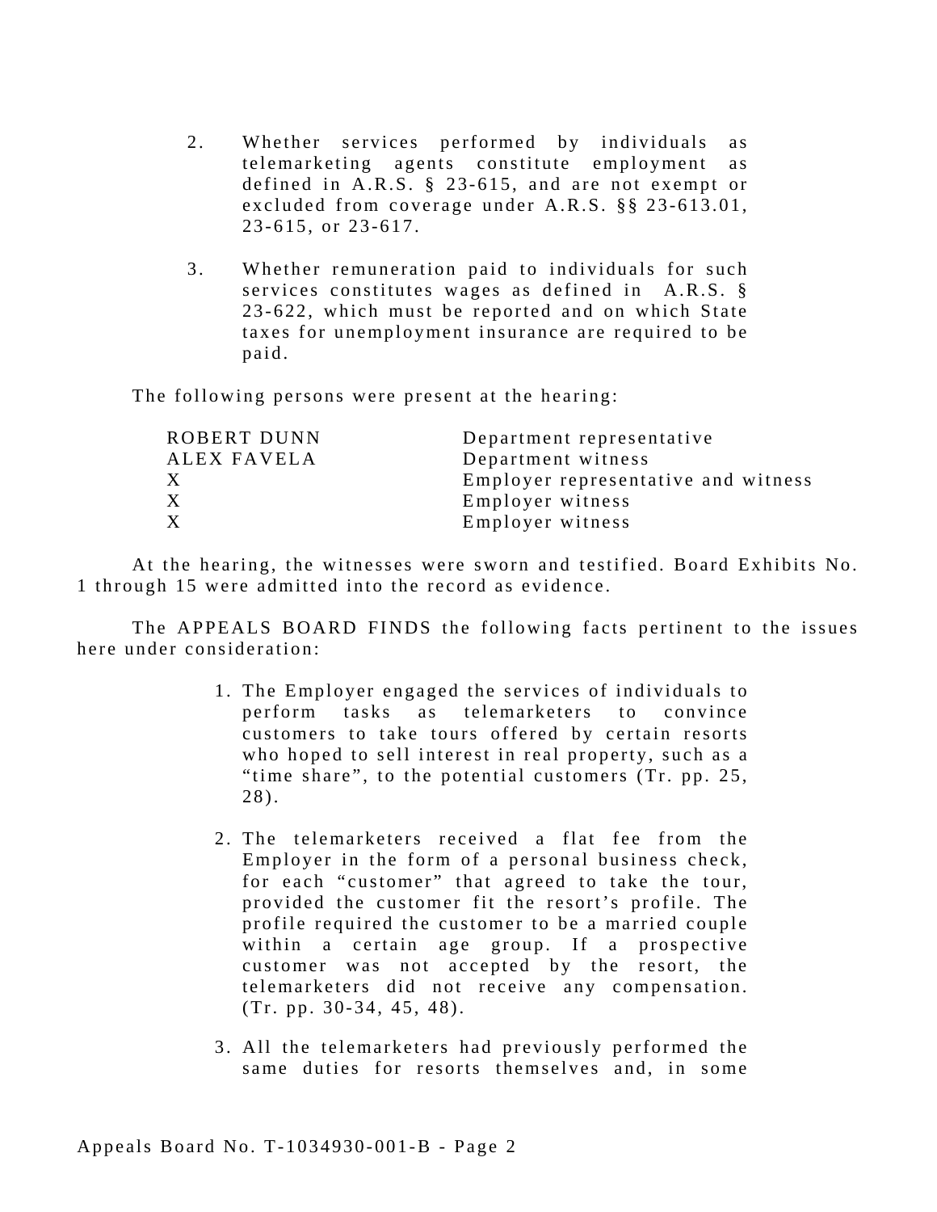2. Whether services performed by individuals as telemarketing agents constitute employment as defined in A.R.S. § 23-615, and are not exempt or excluded from coverage under A.R.S. §§ 23-613.01, 23-615, or 23-617.

3. Whether remuneration paid to individuals for such services constitutes wages as defined in A.R.S. § 23-622, which must be reported and on which State taxes for unemployment insurance are required to be paid.

The following persons were present at the hearing:

| | |
|---|---|
| ROBERT DUNN | Department representative |
| ALEX FAVELA | Department witness |
| X | Employer representative and witness |
| X | Employer witness |
| X | Employer witness |

At the hearing, the witnesses were sworn and testified. Board Exhibits No. 1 through 15 were admitted into the record as evidence.

The APPEALS BOARD FINDS the following facts pertinent to the issues here under consideration:

1. The Employer engaged the services of individuals to perform tasks as telemarketers to convince customers to take tours offered by certain resorts who hoped to sell interest in real property, such as a "time share", to the potential customers (Tr. pp. 25, 28).

2. The telemarketers received a flat fee from the Employer in the form of a personal business check, for each "customer" that agreed to take the tour, provided the customer fit the resort's profile. The profile required the customer to be a married couple within a certain age group. If a prospective customer was not accepted by the resort, the telemarketers did not receive any compensation. (Tr. pp. 30-34, 45, 48).

3. All the telemarketers had previously performed the same duties for resorts themselves and, in some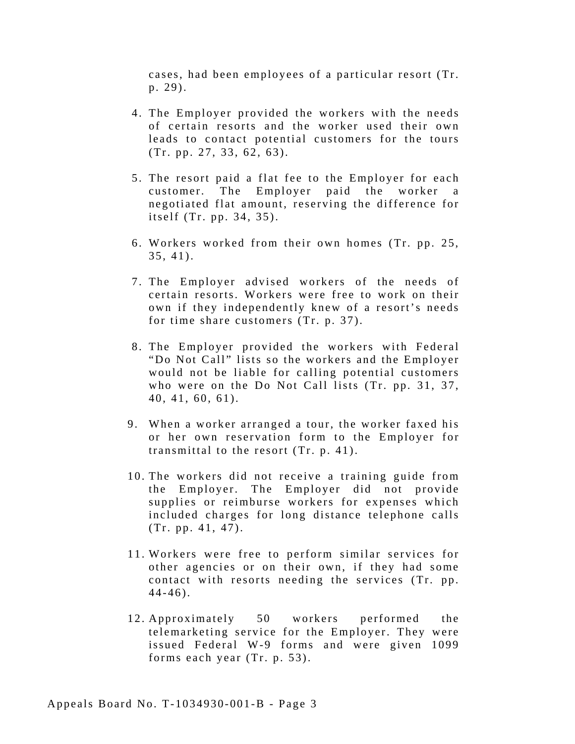cases, had been employees of a particular resort (Tr. p. 29).

4. The Employer provided the workers with the needs of certain resorts and the worker used their own leads to contact potential customers for the tours (Tr. pp. 27, 33, 62, 63).

5. The resort paid a flat fee to the Employer for each customer. The Employer paid the worker a negotiated flat amount, reserving the difference for itself (Tr. pp. 34, 35).

6. Workers worked from their own homes (Tr. pp. 25, 35, 41).

7. The Employer advised workers of the needs of certain resorts. Workers were free to work on their own if they independently knew of a resort's needs for time share customers (Tr. p. 37).

8. The Employer provided the workers with Federal "Do Not Call" lists so the workers and the Employer would not be liable for calling potential customers who were on the Do Not Call lists (Tr. pp. 31, 37, 40, 41, 60, 61).

9. When a worker arranged a tour, the worker faxed his or her own reservation form to the Employer for transmittal to the resort (Tr. p. 41).

10. The workers did not receive a training guide from the Employer. The Employer did not provide supplies or reimburse workers for expenses which included charges for long distance telephone calls (Tr. pp. 41, 47).

11. Workers were free to perform similar services for other agencies or on their own, if they had some contact with resorts needing the services (Tr. pp. 44-46).

12. Approximately 50 workers performed the telemarketing service for the Employer. They were issued Federal W-9 forms and were given 1099 forms each year (Tr. p. 53).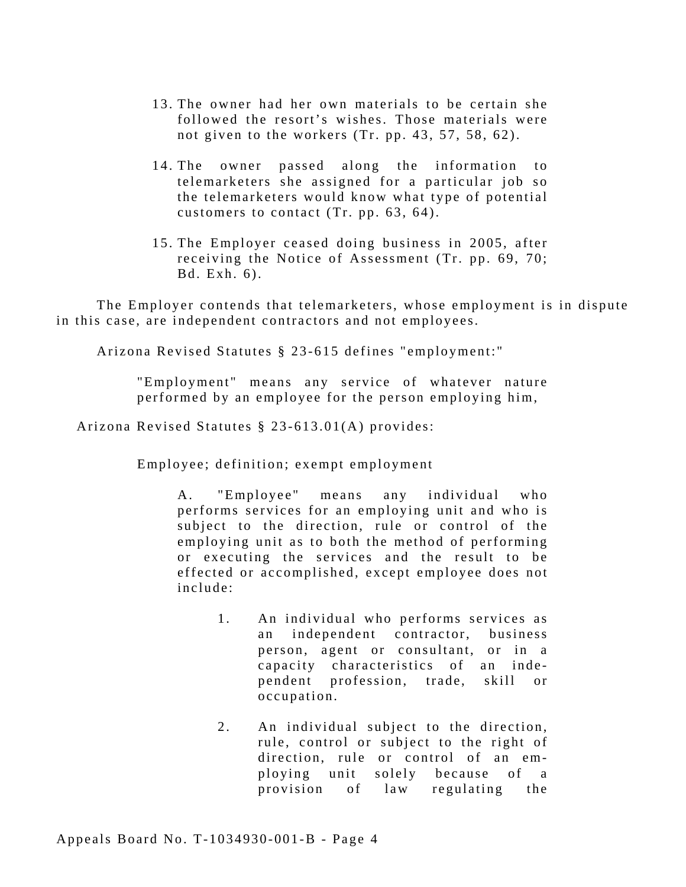13. The owner had her own materials to be certain she followed the resort's wishes. Those materials were not given to the workers (Tr. pp. 43, 57, 58, 62).

14. The owner passed along the information to telemarketers she assigned for a particular job so the telemarketers would know what type of potential customers to contact (Tr. pp. 63, 64).

15. The Employer ceased doing business in 2005, after receiving the Notice of Assessment (Tr. pp. 69, 70; Bd. Exh. 6).

The Employer contends that telemarketers, whose employment is in dispute in this case, are independent contractors and not employees.

Arizona Revised Statutes § 23-615 defines "employment:"

> "Employment" means any service of whatever nature performed by an employee for the person employing him,

Arizona Revised Statutes § 23-613.01(A) provides:

> Employee; definition; exempt employment
>
> > A. "Employee" means any individual who performs services for an employing unit and who is subject to the direction, rule or control of the employing unit as to both the method of performing or executing the services and the result to be effected or accomplished, except employee does not include:
> >
> > 1. An individual who performs services as an independent contractor, business person, agent or consultant, or in a capacity characteristics of an independent profession, trade, skill or occupation.
> >
> > 2. An individual subject to the direction, rule, control or subject to the right of direction, rule or control of an employing unit solely because of a provision of law regulating the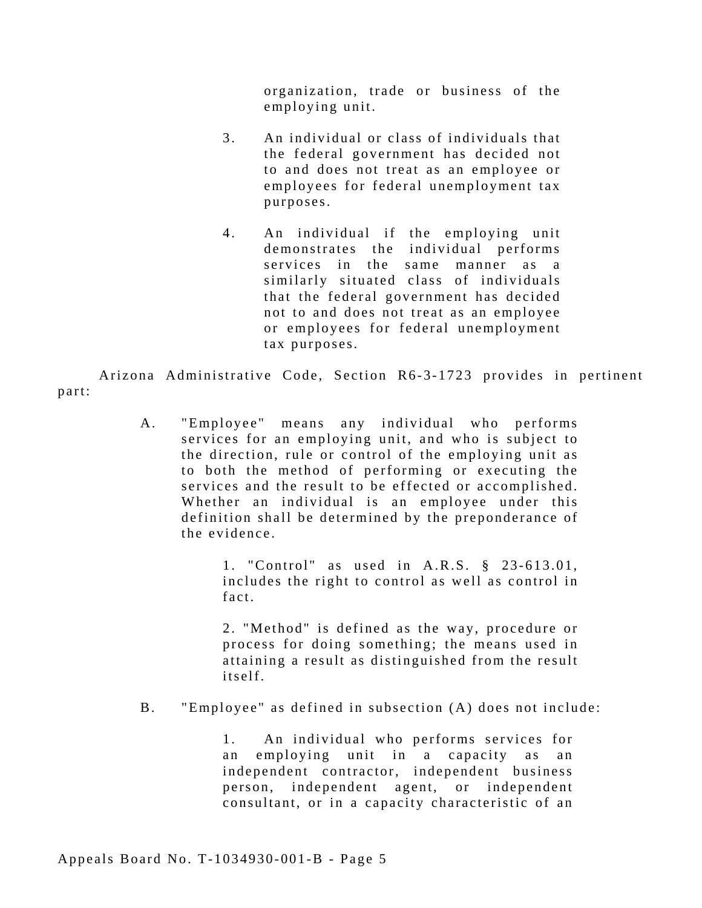organization, trade or business of the employing unit.

3. An individual or class of individuals that the federal government has decided not to and does not treat as an employee or employees for federal unemployment tax purposes.

4. An individual if the employing unit demonstrates the individual performs services in the same manner as a similarly situated class of individuals that the federal government has decided not to and does not treat as an employee or employees for federal unemployment tax purposes.

Arizona Administrative Code, Section R6-3-1723 provides in pertinent part:

> A. "Employee" means any individual who performs services for an employing unit, and who is subject to the direction, rule or control of the employing unit as to both the method of performing or executing the services and the result to be effected or accomplished. Whether an individual is an employee under this definition shall be determined by the preponderance of the evidence.
>
> 1. "Control" as used in A.R.S. § 23-613.01, includes the right to control as well as control in fact.
>
> 2. "Method" is defined as the way, procedure or process for doing something; the means used in attaining a result as distinguished from the result itself.
>
> B. "Employee" as defined in subsection (A) does not include:
>
> 1. An individual who performs services for an employing unit in a capacity as an independent contractor, independent business person, independent agent, or independent consultant, or in a capacity characteristic of an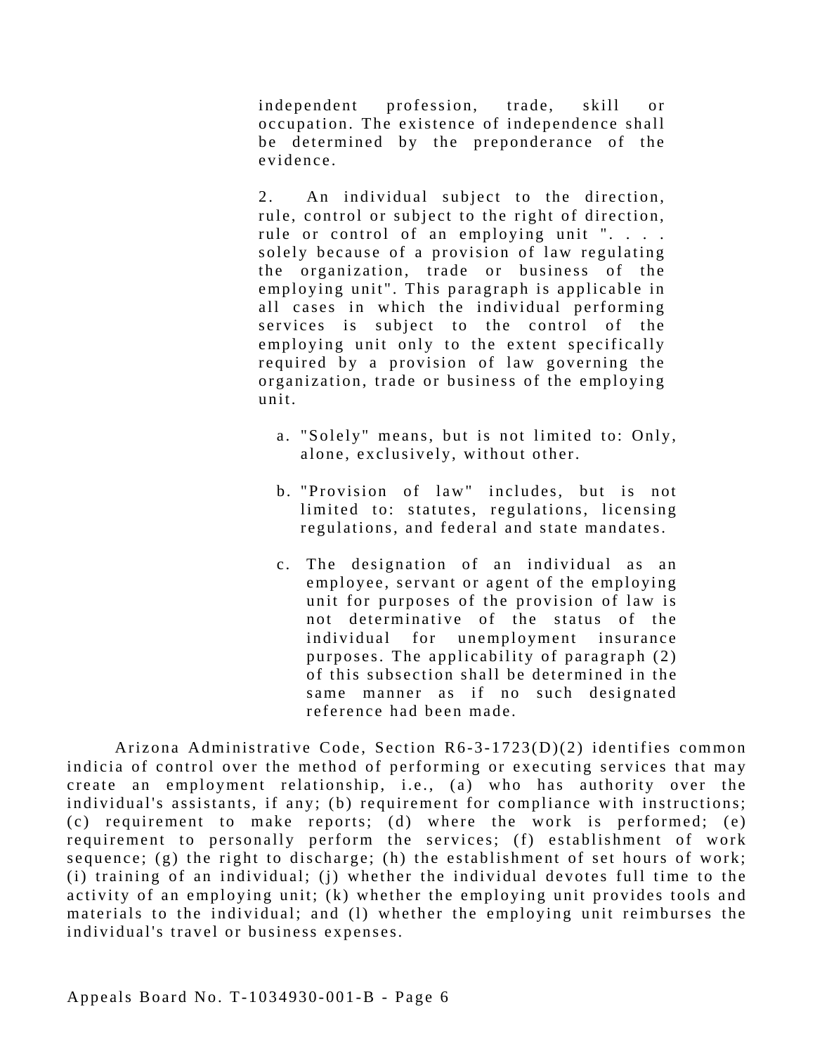independent profession, trade, skill or occupation. The existence of independence shall be determined by the preponderance of the evidence.

2. An individual subject to the direction, rule, control or subject to the right of direction, rule or control of an employing unit ". . . . solely because of a provision of law regulating the organization, trade or business of the employing unit". This paragraph is applicable in all cases in which the individual performing services is subject to the control of the employing unit only to the extent specifically required by a provision of law governing the organization, trade or business of the employing unit.

a. "Solely" means, but is not limited to: Only, alone, exclusively, without other.

b. "Provision of law" includes, but is not limited to: statutes, regulations, licensing regulations, and federal and state mandates.

c. The designation of an individual as an employee, servant or agent of the employing unit for purposes of the provision of law is not determinative of the status of the individual for unemployment insurance purposes. The applicability of paragraph (2) of this subsection shall be determined in the same manner as if no such designated reference had been made.

Arizona Administrative Code, Section R6-3-1723(D)(2) identifies common indicia of control over the method of performing or executing services that may create an employment relationship, i.e., (a) who has authority over the individual's assistants, if any; (b) requirement for compliance with instructions; (c) requirement to make reports; (d) where the work is performed; (e) requirement to personally perform the services; (f) establishment of work sequence; (g) the right to discharge; (h) the establishment of set hours of work; (i) training of an individual; (j) whether the individual devotes full time to the activity of an employing unit; (k) whether the employing unit provides tools and materials to the individual; and (l) whether the employing unit reimburses the individual's travel or business expenses.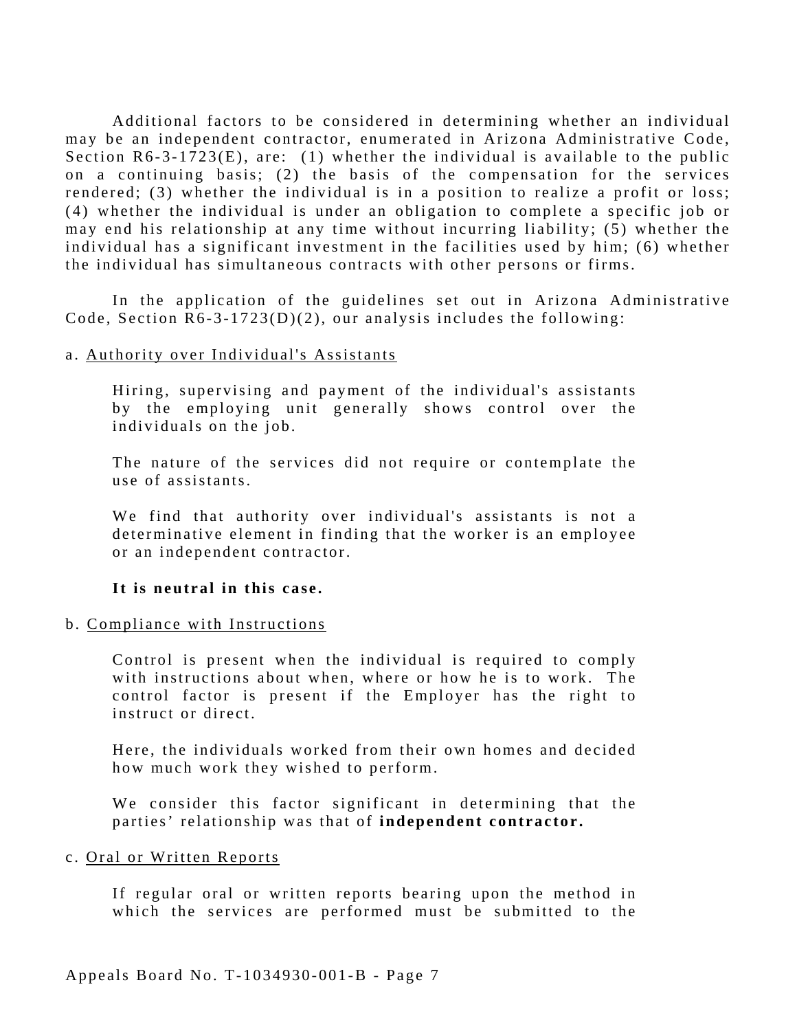Additional factors to be considered in determining whether an individual may be an independent contractor, enumerated in Arizona Administrative Code, Section R6-3-1723(E), are: (1) whether the individual is available to the public on a continuing basis; (2) the basis of the compensation for the services rendered; (3) whether the individual is in a position to realize a profit or loss; (4) whether the individual is under an obligation to complete a specific job or may end his relationship at any time without incurring liability; (5) whether the individual has a significant investment in the facilities used by him; (6) whether the individual has simultaneous contracts with other persons or firms.

In the application of the guidelines set out in Arizona Administrative Code, Section R6-3-1723(D)(2), our analysis includes the following:

a. Authority over Individual's Assistants

> Hiring, supervising and payment of the individual's assistants by the employing unit generally shows control over the individuals on the job.
>
> The nature of the services did not require or contemplate the use of assistants.
>
> We find that authority over individual's assistants is not a determinative element in finding that the worker is an employee or an independent contractor.
>
> **It is neutral in this case.**

b. Compliance with Instructions

> Control is present when the individual is required to comply with instructions about when, where or how he is to work. The control factor is present if the Employer has the right to instruct or direct.
>
> Here, the individuals worked from their own homes and decided how much work they wished to perform.
>
> We consider this factor significant in determining that the parties' relationship was that of **independent contractor.**

c. Oral or Written Reports

> If regular oral or written reports bearing upon the method in which the services are performed must be submitted to the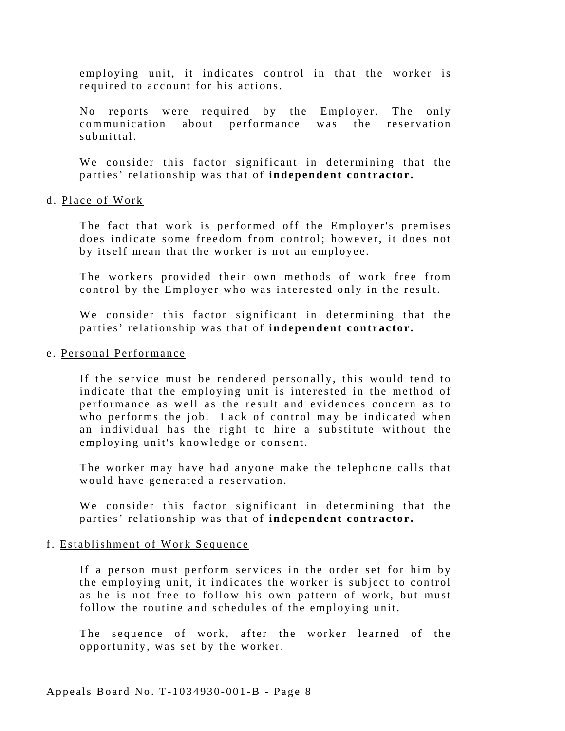employing unit, it indicates control in that the worker is required to account for his actions.

No reports were required by the Employer. The only communication about performance was the reservation submittal.

We consider this factor significant in determining that the parties' relationship was that of **independent contractor.**

d. Place of Work

The fact that work is performed off the Employer's premises does indicate some freedom from control; however, it does not by itself mean that the worker is not an employee.

The workers provided their own methods of work free from control by the Employer who was interested only in the result.

We consider this factor significant in determining that the parties' relationship was that of **independent contractor.**

e. Personal Performance

If the service must be rendered personally, this would tend to indicate that the employing unit is interested in the method of performance as well as the result and evidences concern as to who performs the job. Lack of control may be indicated when an individual has the right to hire a substitute without the employing unit's knowledge or consent.

The worker may have had anyone make the telephone calls that would have generated a reservation.

We consider this factor significant in determining that the parties' relationship was that of **independent contractor.**

f. Establishment of Work Sequence

If a person must perform services in the order set for him by the employing unit, it indicates the worker is subject to control as he is not free to follow his own pattern of work, but must follow the routine and schedules of the employing unit.

The sequence of work, after the worker learned of the opportunity, was set by the worker.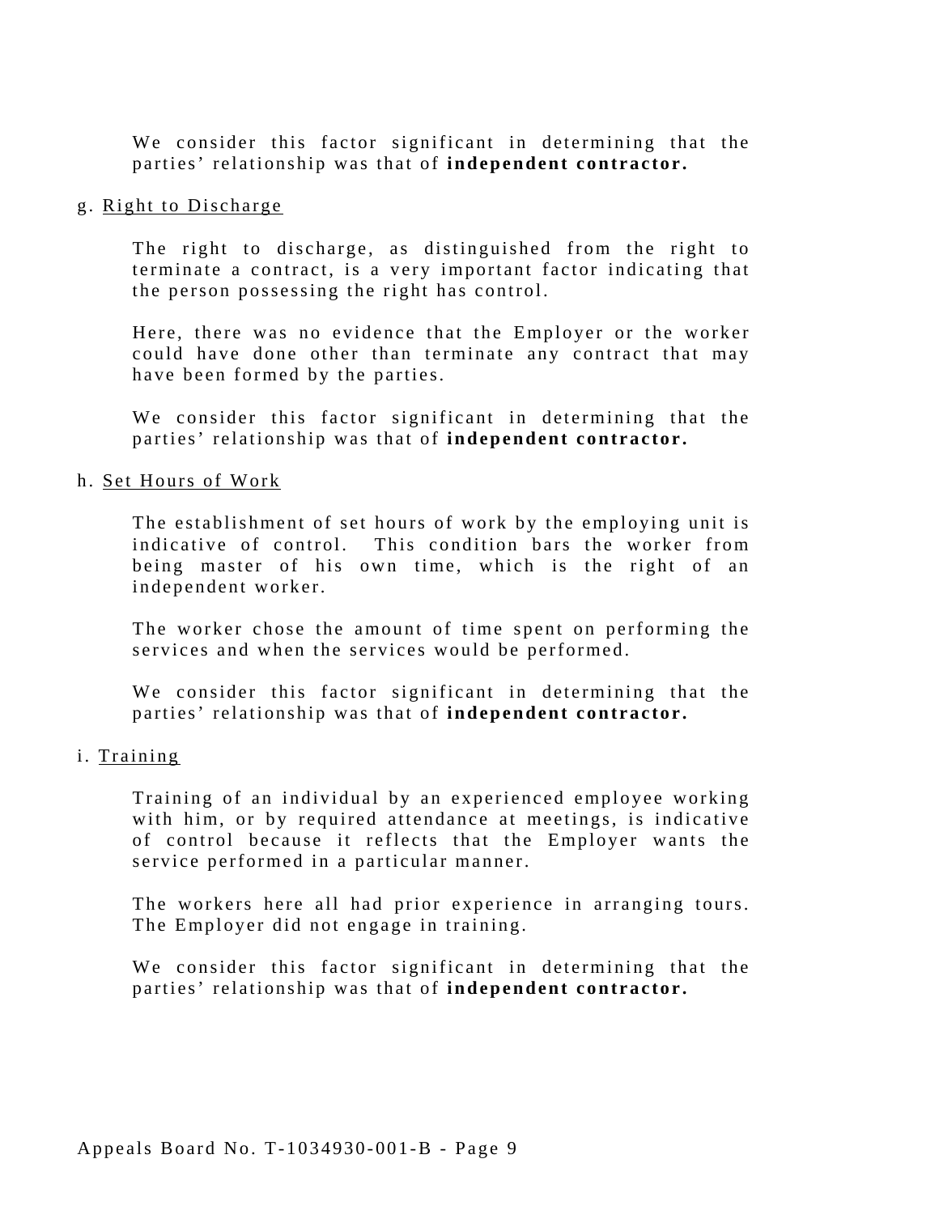We consider this factor significant in determining that the parties' relationship was that of **independent contractor.**

g. Right to Discharge

The right to discharge, as distinguished from the right to terminate a contract, is a very important factor indicating that the person possessing the right has control.

Here, there was no evidence that the Employer or the worker could have done other than terminate any contract that may have been formed by the parties.

We consider this factor significant in determining that the parties' relationship was that of **independent contractor.**

h. Set Hours of Work

The establishment of set hours of work by the employing unit is indicative of control. This condition bars the worker from being master of his own time, which is the right of an independent worker.

The worker chose the amount of time spent on performing the services and when the services would be performed.

We consider this factor significant in determining that the parties' relationship was that of **independent contractor.**

i. Training

Training of an individual by an experienced employee working with him, or by required attendance at meetings, is indicative of control because it reflects that the Employer wants the service performed in a particular manner.

The workers here all had prior experience in arranging tours. The Employer did not engage in training.

We consider this factor significant in determining that the parties' relationship was that of **independent contractor.**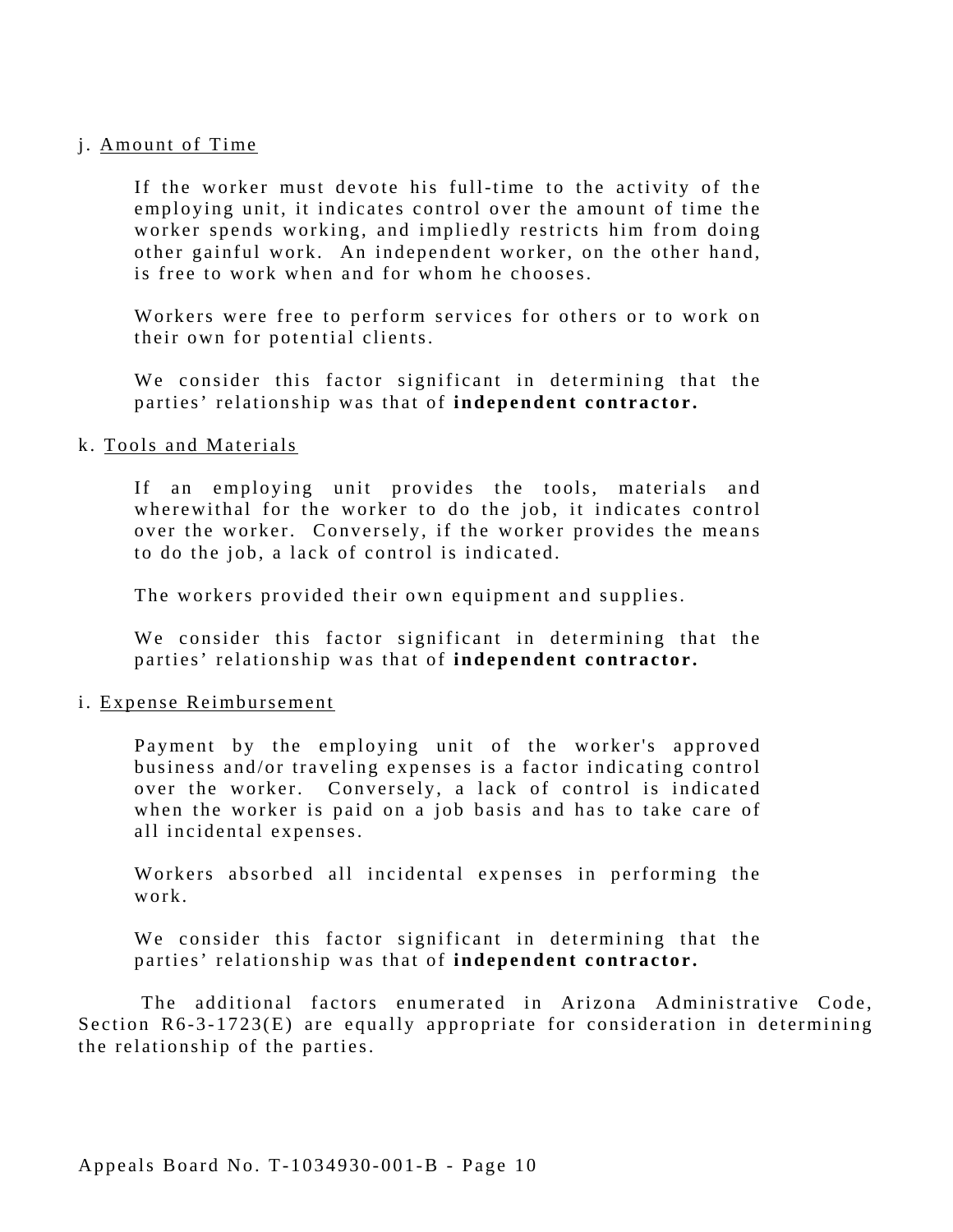j. Amount of Time

If the worker must devote his full-time to the activity of the employing unit, it indicates control over the amount of time the worker spends working, and impliedly restricts him from doing other gainful work. An independent worker, on the other hand, is free to work when and for whom he chooses.

Workers were free to perform services for others or to work on their own for potential clients.

We consider this factor significant in determining that the parties' relationship was that of **independent contractor.**

k. Tools and Materials

If an employing unit provides the tools, materials and wherewithal for the worker to do the job, it indicates control over the worker. Conversely, if the worker provides the means to do the job, a lack of control is indicated.

The workers provided their own equipment and supplies.

We consider this factor significant in determining that the parties' relationship was that of **independent contractor.**

i. Expense Reimbursement

Payment by the employing unit of the worker's approved business and/or traveling expenses is a factor indicating control over the worker. Conversely, a lack of control is indicated when the worker is paid on a job basis and has to take care of all incidental expenses.

Workers absorbed all incidental expenses in performing the work.

We consider this factor significant in determining that the parties' relationship was that of **independent contractor.**

The additional factors enumerated in Arizona Administrative Code, Section R6-3-1723(E) are equally appropriate for consideration in determining the relationship of the parties.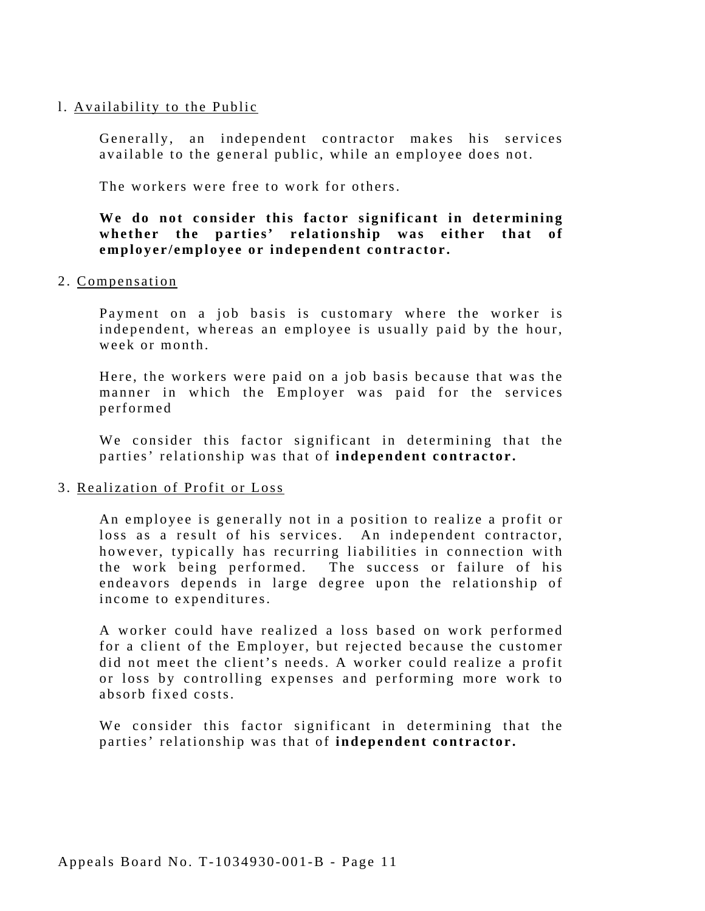l. Availability to the Public

Generally, an independent contractor makes his services available to the general public, while an employee does not.

The workers were free to work for others.

**We do not consider this factor significant in determining whether the parties' relationship was either that of employer/employee or independent contractor.**

2. Compensation

Payment on a job basis is customary where the worker is independent, whereas an employee is usually paid by the hour, week or month.

Here, the workers were paid on a job basis because that was the manner in which the Employer was paid for the services performed

We consider this factor significant in determining that the parties' relationship was that of **independent contractor.**

3. Realization of Profit or Loss

An employee is generally not in a position to realize a profit or loss as a result of his services. An independent contractor, however, typically has recurring liabilities in connection with the work being performed. The success or failure of his endeavors depends in large degree upon the relationship of income to expenditures.

A worker could have realized a loss based on work performed for a client of the Employer, but rejected because the customer did not meet the client's needs. A worker could realize a profit or loss by controlling expenses and performing more work to absorb fixed costs.

We consider this factor significant in determining that the parties' relationship was that of **independent contractor.**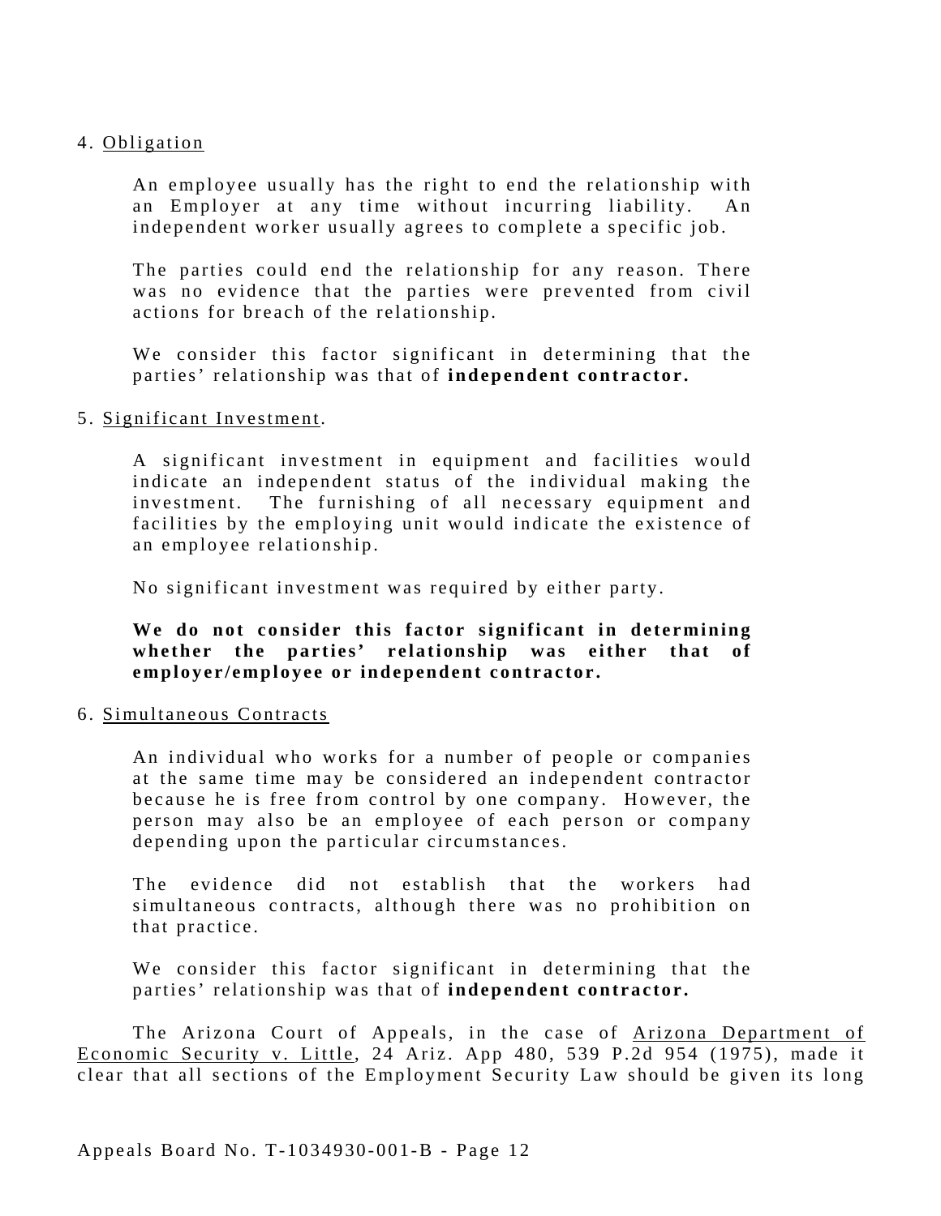4. Obligation

An employee usually has the right to end the relationship with an Employer at any time without incurring liability. An independent worker usually agrees to complete a specific job.

The parties could end the relationship for any reason. There was no evidence that the parties were prevented from civil actions for breach of the relationship.

We consider this factor significant in determining that the parties' relationship was that of **independent contractor.**

5. Significant Investment.

A significant investment in equipment and facilities would indicate an independent status of the individual making the investment. The furnishing of all necessary equipment and facilities by the employing unit would indicate the existence of an employee relationship.

No significant investment was required by either party.

**We do not consider this factor significant in determining whether the parties' relationship was either that of employer/employee or independent contractor.**

6. Simultaneous Contracts

An individual who works for a number of people or companies at the same time may be considered an independent contractor because he is free from control by one company. However, the person may also be an employee of each person or company depending upon the particular circumstances.

The evidence did not establish that the workers had simultaneous contracts, although there was no prohibition on that practice.

We consider this factor significant in determining that the parties' relationship was that of **independent contractor.**

The Arizona Court of Appeals, in the case of Arizona Department of Economic Security v. Little, 24 Ariz. App 480, 539 P.2d 954 (1975), made it clear that all sections of the Employment Security Law should be given its long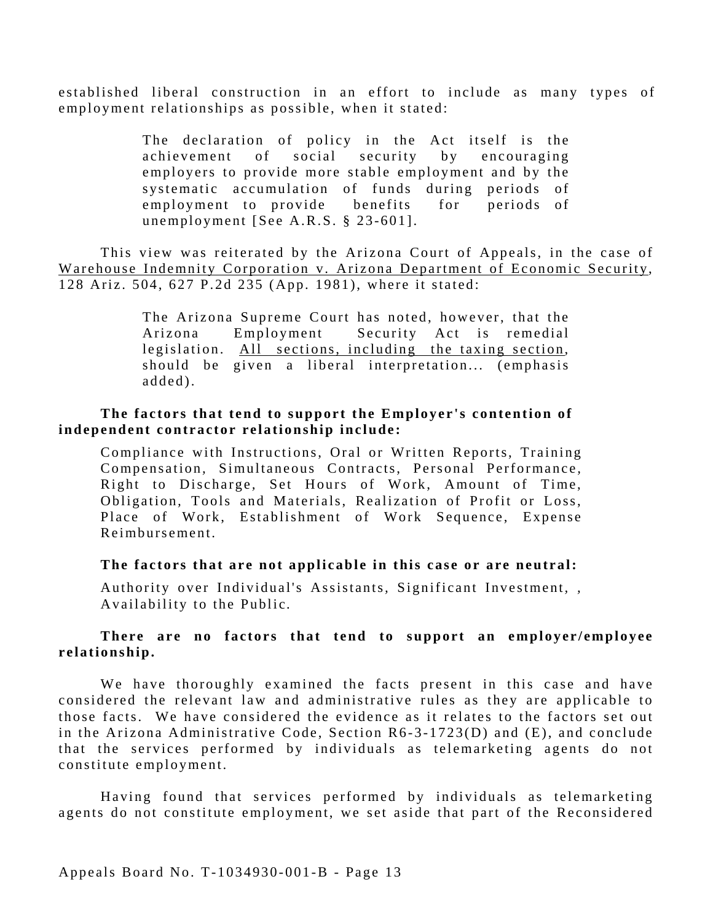established liberal construction in an effort to include as many types of employment relationships as possible, when it stated:

> The declaration of policy in the Act itself is the achievement of social security by encouraging employers to provide more stable employment and by the systematic accumulation of funds during periods of employment to provide benefits for periods of unemployment [See A.R.S. § 23-601].

This view was reiterated by the Arizona Court of Appeals, in the case of Warehouse Indemnity Corporation v. Arizona Department of Economic Security, 128 Ariz. 504, 627 P.2d 235 (App. 1981), where it stated:

> The Arizona Supreme Court has noted, however, that the Arizona Employment Security Act is remedial legislation. All sections, including the taxing section, should be given a liberal interpretation... (emphasis added).

**The factors that tend to support the Employer's contention of independent contractor relationship include:**

Compliance with Instructions, Oral or Written Reports, Training Compensation, Simultaneous Contracts, Personal Performance, Right to Discharge, Set Hours of Work, Amount of Time, Obligation, Tools and Materials, Realization of Profit or Loss, Place of Work, Establishment of Work Sequence, Expense Reimbursement.

**The factors that are not applicable in this case or are neutral:**

Authority over Individual's Assistants, Significant Investment, , Availability to the Public.

**There are no factors that tend to support an employer/employee relationship.**

We have thoroughly examined the facts present in this case and have considered the relevant law and administrative rules as they are applicable to those facts. We have considered the evidence as it relates to the factors set out in the Arizona Administrative Code, Section R6-3-1723(D) and (E), and conclude that the services performed by individuals as telemarketing agents do not constitute employment.

Having found that services performed by individuals as telemarketing agents do not constitute employment, we set aside that part of the Reconsidered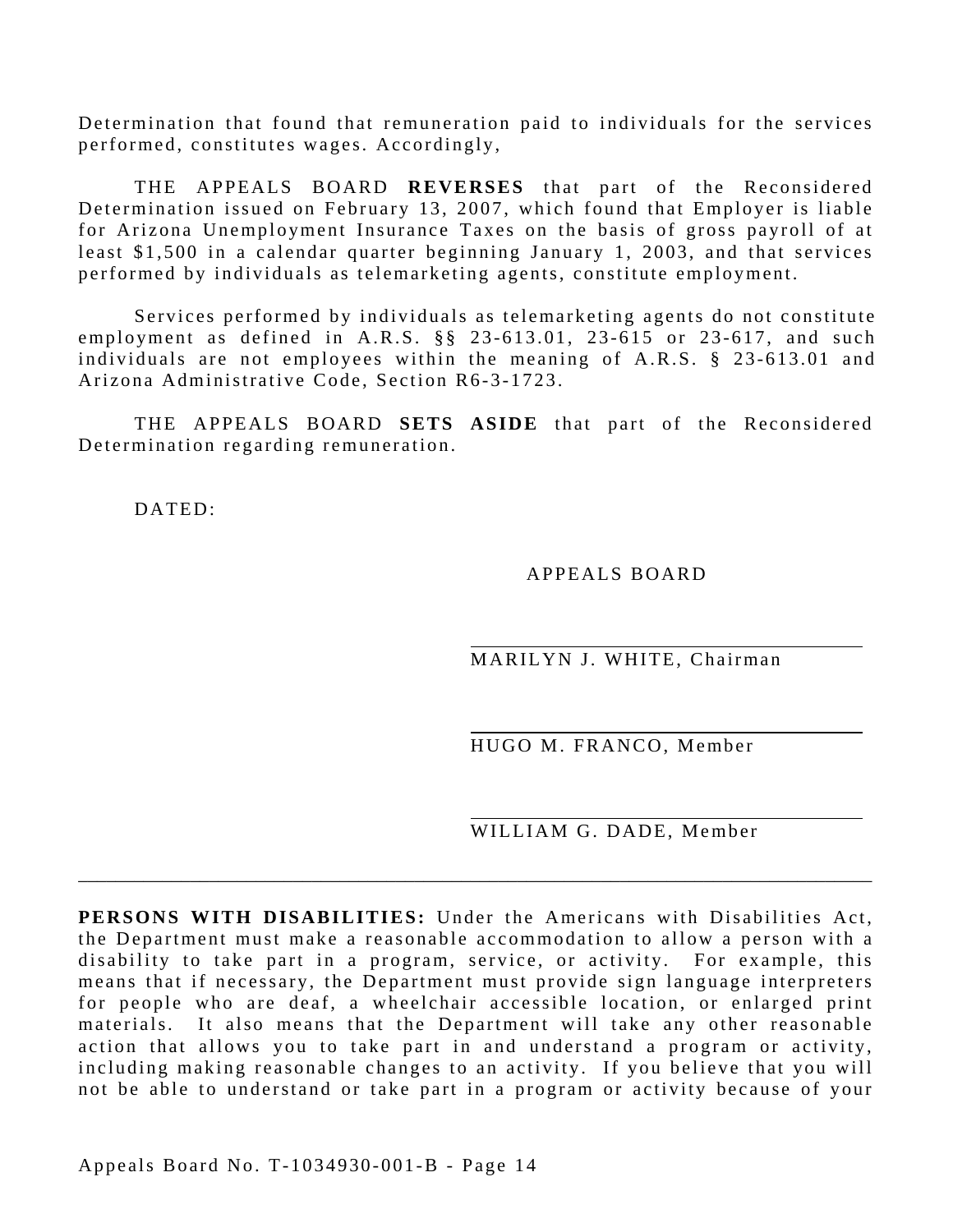Determination that found that remuneration paid to individuals for the services performed, constitutes wages. Accordingly,

THE APPEALS BOARD **REVERSES** that part of the Reconsidered Determination issued on February 13, 2007, which found that Employer is liable for Arizona Unemployment Insurance Taxes on the basis of gross payroll of at least $1,500 in a calendar quarter beginning January 1, 2003, and that services performed by individuals as telemarketing agents, constitute employment.

Services performed by individuals as telemarketing agents do not constitute employment as defined in A.R.S. §§ 23-613.01, 23-615 or 23-617, and such individuals are not employees within the meaning of A.R.S. § 23-613.01 and Arizona Administrative Code, Section R6-3-1723.

THE APPEALS BOARD **SETS ASIDE** that part of the Reconsidered Determination regarding remuneration.

DATED:

APPEALS BOARD

\_\_\_\_\_\_\_\_\_\_\_\_\_\_\_\_\_\_\_\_\_\_\_\_\_\_\_\_\_\_\_\_\_\_\_
MARILYN J. WHITE, Chairman

\_\_\_\_\_\_\_\_\_\_\_\_\_\_\_\_\_\_\_\_\_\_\_\_\_\_\_\_\_\_\_\_\_\_\_
HUGO M. FRANCO, Member

\_\_\_\_\_\_\_\_\_\_\_\_\_\_\_\_\_\_\_\_\_\_\_\_\_\_\_\_\_\_\_\_\_\_\_
WILLIAM G. DADE, Member

---

**PERSONS WITH DISABILITIES:** Under the Americans with Disabilities Act, the Department must make a reasonable accommodation to allow a person with a disability to take part in a program, service, or activity. For example, this means that if necessary, the Department must provide sign language interpreters for people who are deaf, a wheelchair accessible location, or enlarged print materials. It also means that the Department will take any other reasonable action that allows you to take part in and understand a program or activity, including making reasonable changes to an activity. If you believe that you will not be able to understand or take part in a program or activity because of your

Appeals Board No. T-1034930-001-B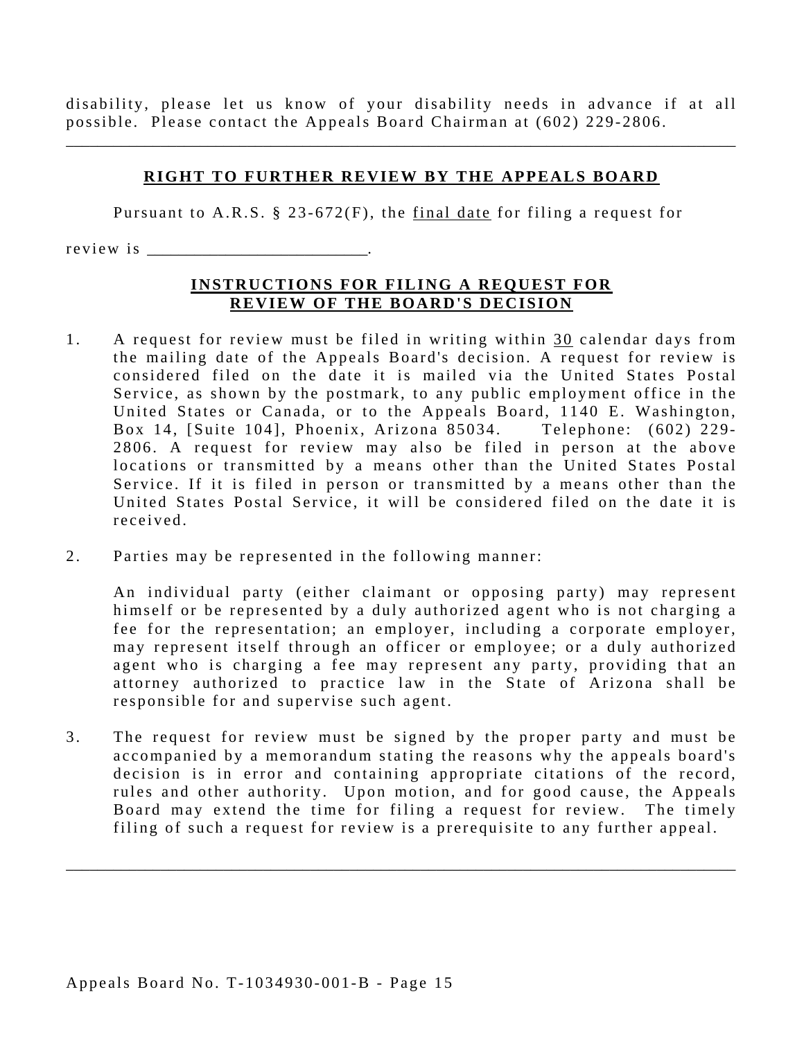disability, please let us know of your disability needs in advance if at all possible. Please contact the Appeals Board Chairman at (602) 229-2806.

---

## RIGHT TO FURTHER REVIEW BY THE APPEALS BOARD

Pursuant to A.R.S. § 23-672(F), the final date for filing a request for review is _________________________.

## INSTRUCTIONS FOR FILING A REQUEST FOR REVIEW OF THE BOARD'S DECISION

1. A request for review must be filed in writing within 30 calendar days from the mailing date of the Appeals Board's decision. A request for review is considered filed on the date it is mailed via the United States Postal Service, as shown by the postmark, to any public employment office in the United States or Canada, or to the Appeals Board, 1140 E. Washington, Box 14, [Suite 104], Phoenix, Arizona 85034. Telephone: (602) 229-2806. A request for review may also be filed in person at the above locations or transmitted by a means other than the United States Postal Service. If it is filed in person or transmitted by a means other than the United States Postal Service, it will be considered filed on the date it is received.

2. Parties may be represented in the following manner:

   An individual party (either claimant or opposing party) may represent himself or be represented by a duly authorized agent who is not charging a fee for the representation; an employer, including a corporate employer, may represent itself through an officer or employee; or a duly authorized agent who is charging a fee may represent any party, providing that an attorney authorized to practice law in the State of Arizona shall be responsible for and supervise such agent.

3. The request for review must be signed by the proper party and must be accompanied by a memorandum stating the reasons why the appeals board's decision is in error and containing appropriate citations of the record, rules and other authority. Upon motion, and for good cause, the Appeals Board may extend the time for filing a request for review. The timely filing of such a request for review is a prerequisite to any further appeal.

---

Appeals Board No. T-1034930-001-B - Page 15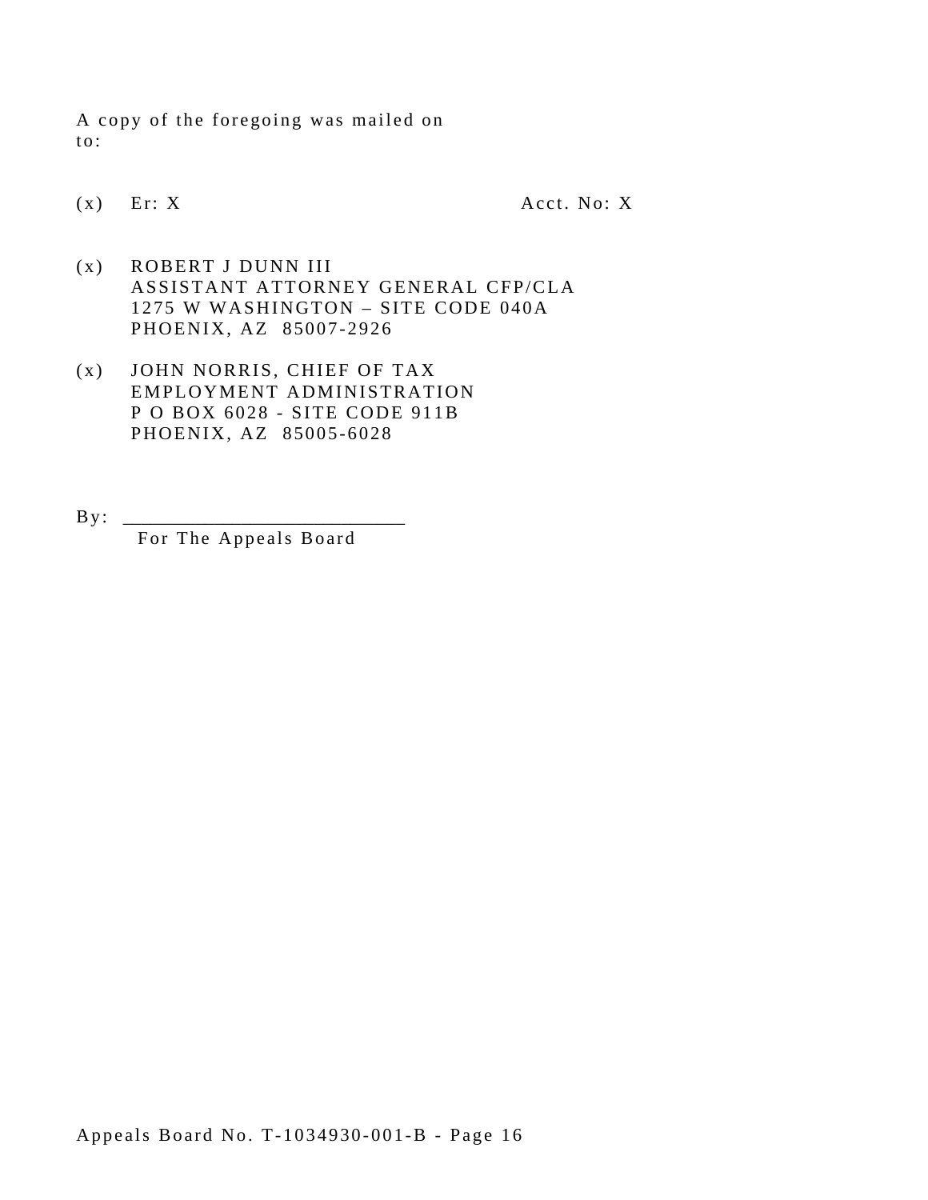A copy of the foregoing was mailed on
to:

(x) Er: X Acct. No: X

(x) ROBERT J DUNN III
ASSISTANT ATTORNEY GENERAL CFP/CLA
1275 W WASHINGTON – SITE CODE 040A
PHOENIX, AZ 85007-2926

(x) JOHN NORRIS, CHIEF OF TAX
EMPLOYMENT ADMINISTRATION
P O BOX 6028 - SITE CODE 911B
PHOENIX, AZ 85005-6028

By: ___________________________
For The Appeals Board

Appeals Board No. T-1034930-001-B - Page 16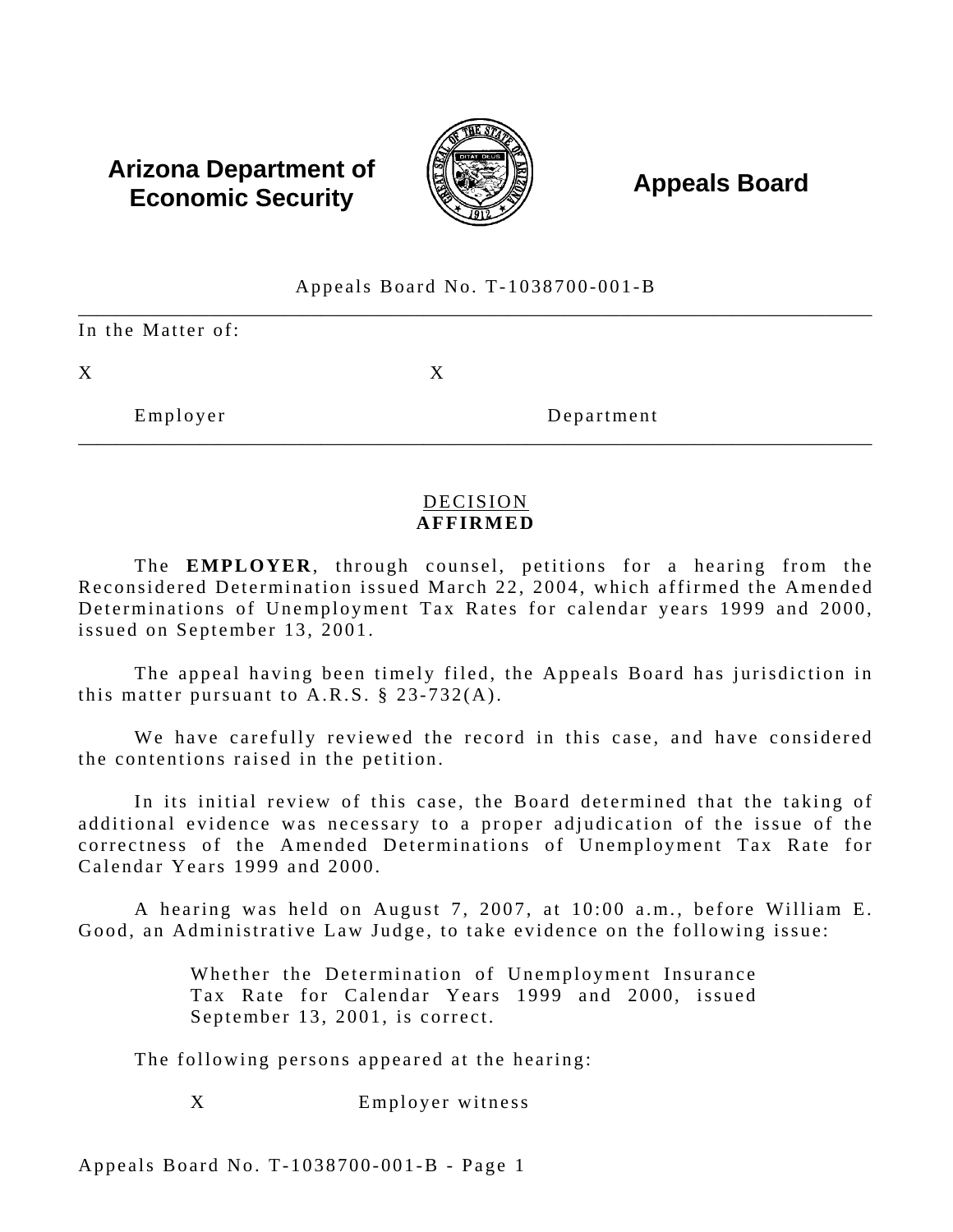**Arizona Department of Economic Security** **Appeals Board**

Appeals Board No. T-1038700-001-B

---

In the Matter of:

| X | X |
|---|---|
| Employer | Department |

---

DECISION
**AFFIRMED**

The **EMPLOYER**, through counsel, petitions for a hearing from the Reconsidered Determination issued March 22, 2004, which affirmed the Amended Determinations of Unemployment Tax Rates for calendar years 1999 and 2000, issued on September 13, 2001.

The appeal having been timely filed, the Appeals Board has jurisdiction in this matter pursuant to A.R.S. § 23-732(A).

We have carefully reviewed the record in this case, and have considered the contentions raised in the petition.

In its initial review of this case, the Board determined that the taking of additional evidence was necessary to a proper adjudication of the issue of the correctness of the Amended Determinations of Unemployment Tax Rate for Calendar Years 1999 and 2000.

A hearing was held on August 7, 2007, at 10:00 a.m., before William E. Good, an Administrative Law Judge, to take evidence on the following issue:

> Whether the Determination of Unemployment Insurance Tax Rate for Calendar Years 1999 and 2000, issued September 13, 2001, is correct.

The following persons appeared at the hearing:

X Employer witness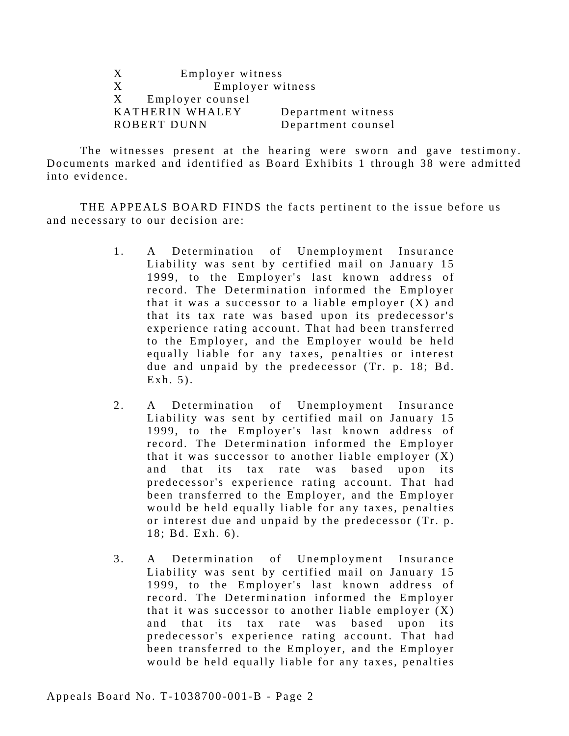| | |
|---|---|
| X | Employer witness |
| X | Employer witness |
| X | Employer counsel |
| KATHERIN WHALEY | Department witness |
| ROBERT DUNN | Department counsel |

The witnesses present at the hearing were sworn and gave testimony. Documents marked and identified as Board Exhibits 1 through 38 were admitted into evidence.

THE APPEALS BOARD FINDS the facts pertinent to the issue before us and necessary to our decision are:

1. A Determination of Unemployment Insurance Liability was sent by certified mail on January 15 1999, to the Employer's last known address of record. The Determination informed the Employer that it was a successor to a liable employer (X) and that its tax rate was based upon its predecessor's experience rating account. That had been transferred to the Employer, and the Employer would be held equally liable for any taxes, penalties or interest due and unpaid by the predecessor (Tr. p. 18; Bd. Exh. 5).

2. A Determination of Unemployment Insurance Liability was sent by certified mail on January 15 1999, to the Employer's last known address of record. The Determination informed the Employer that it was successor to another liable employer (X) and that its tax rate was based upon its predecessor's experience rating account. That had been transferred to the Employer, and the Employer would be held equally liable for any taxes, penalties or interest due and unpaid by the predecessor (Tr. p. 18; Bd. Exh. 6).

3. A Determination of Unemployment Insurance Liability was sent by certified mail on January 15 1999, to the Employer's last known address of record. The Determination informed the Employer that it was successor to another liable employer (X) and that its tax rate was based upon its predecessor's experience rating account. That had been transferred to the Employer, and the Employer would be held equally liable for any taxes, penalties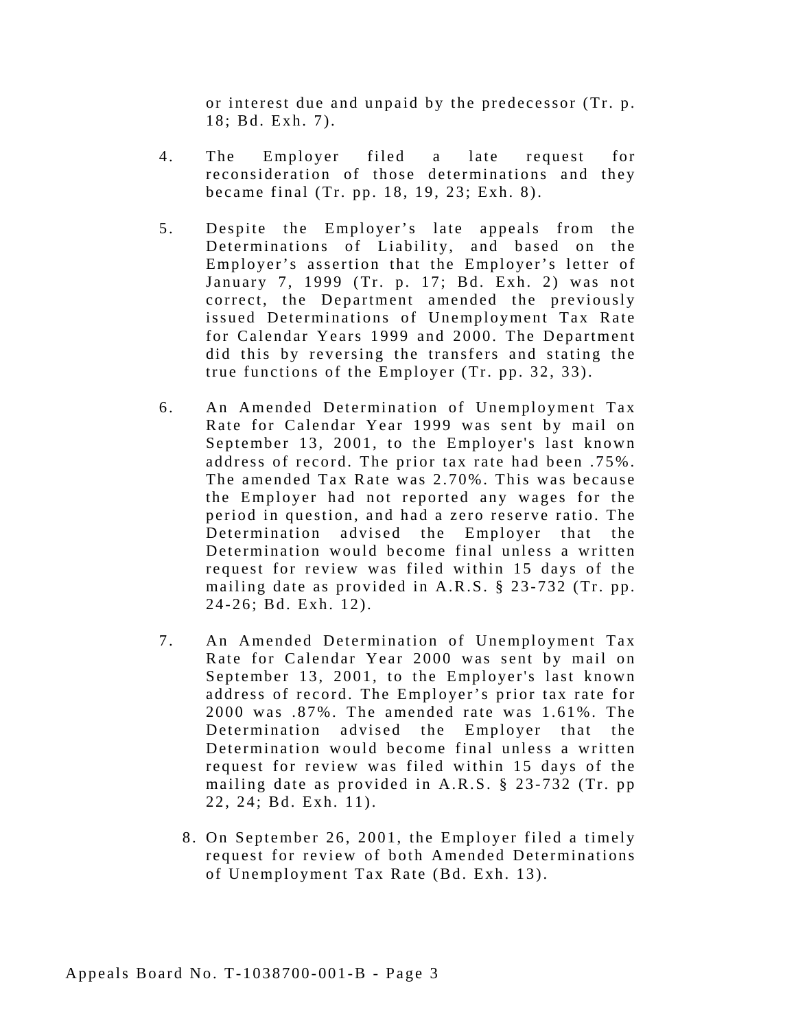or interest due and unpaid by the predecessor (Tr. p. 18; Bd. Exh. 7).

4. The Employer filed a late request for reconsideration of those determinations and they became final (Tr. pp. 18, 19, 23; Exh. 8).

5. Despite the Employer's late appeals from the Determinations of Liability, and based on the Employer's assertion that the Employer's letter of January 7, 1999 (Tr. p. 17; Bd. Exh. 2) was not correct, the Department amended the previously issued Determinations of Unemployment Tax Rate for Calendar Years 1999 and 2000. The Department did this by reversing the transfers and stating the true functions of the Employer (Tr. pp. 32, 33).

6. An Amended Determination of Unemployment Tax Rate for Calendar Year 1999 was sent by mail on September 13, 2001, to the Employer's last known address of record. The prior tax rate had been .75%. The amended Tax Rate was 2.70%. This was because the Employer had not reported any wages for the period in question, and had a zero reserve ratio. The Determination advised the Employer that the Determination would become final unless a written request for review was filed within 15 days of the mailing date as provided in A.R.S. § 23-732 (Tr. pp. 24-26; Bd. Exh. 12).

7. An Amended Determination of Unemployment Tax Rate for Calendar Year 2000 was sent by mail on September 13, 2001, to the Employer's last known address of record. The Employer's prior tax rate for 2000 was .87%. The amended rate was 1.61%. The Determination advised the Employer that the Determination would become final unless a written request for review was filed within 15 days of the mailing date as provided in A.R.S. § 23-732 (Tr. pp 22, 24; Bd. Exh. 11).

8. On September 26, 2001, the Employer filed a timely request for review of both Amended Determinations of Unemployment Tax Rate (Bd. Exh. 13).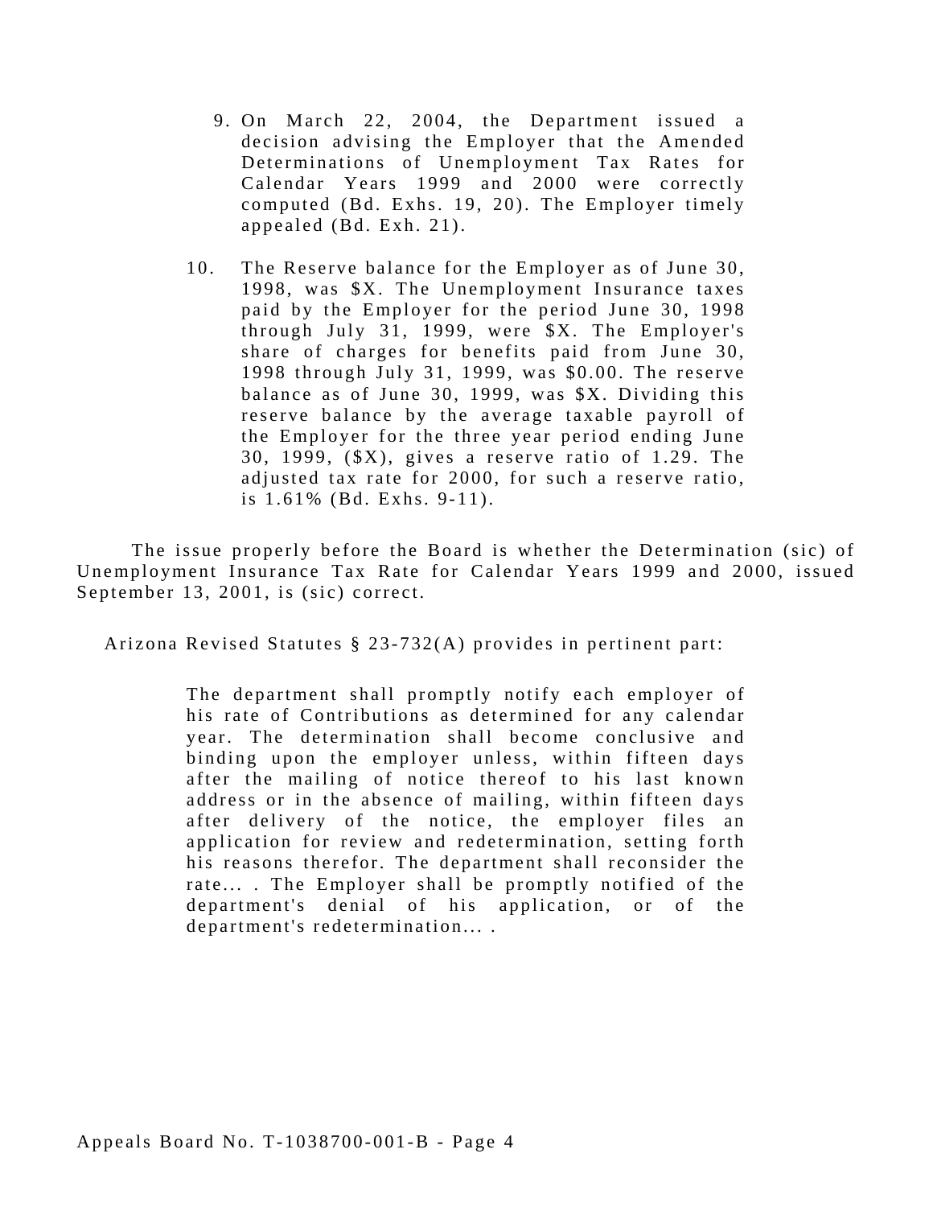9. On March 22, 2004, the Department issued a decision advising the Employer that the Amended Determinations of Unemployment Tax Rates for Calendar Years 1999 and 2000 were correctly computed (Bd. Exhs. 19, 20). The Employer timely appealed (Bd. Exh. 21).

10. The Reserve balance for the Employer as of June 30, 1998, was $X. The Unemployment Insurance taxes paid by the Employer for the period June 30, 1998 through July 31, 1999, were $X. The Employer's share of charges for benefits paid from June 30, 1998 through July 31, 1999, was $0.00. The reserve balance as of June 30, 1999, was $X. Dividing this reserve balance by the average taxable payroll of the Employer for the three year period ending June 30, 1999, ($X), gives a reserve ratio of 1.29. The adjusted tax rate for 2000, for such a reserve ratio, is 1.61% (Bd. Exhs. 9-11).

The issue properly before the Board is whether the Determination (sic) of Unemployment Insurance Tax Rate for Calendar Years 1999 and 2000, issued September 13, 2001, is (sic) correct.

Arizona Revised Statutes § 23-732(A) provides in pertinent part:

> The department shall promptly notify each employer of his rate of Contributions as determined for any calendar year. The determination shall become conclusive and binding upon the employer unless, within fifteen days after the mailing of notice thereof to his last known address or in the absence of mailing, within fifteen days after delivery of the notice, the employer files an application for review and redetermination, setting forth his reasons therefor. The department shall reconsider the rate... . The Employer shall be promptly notified of the department's denial of his application, or of the department's redetermination... .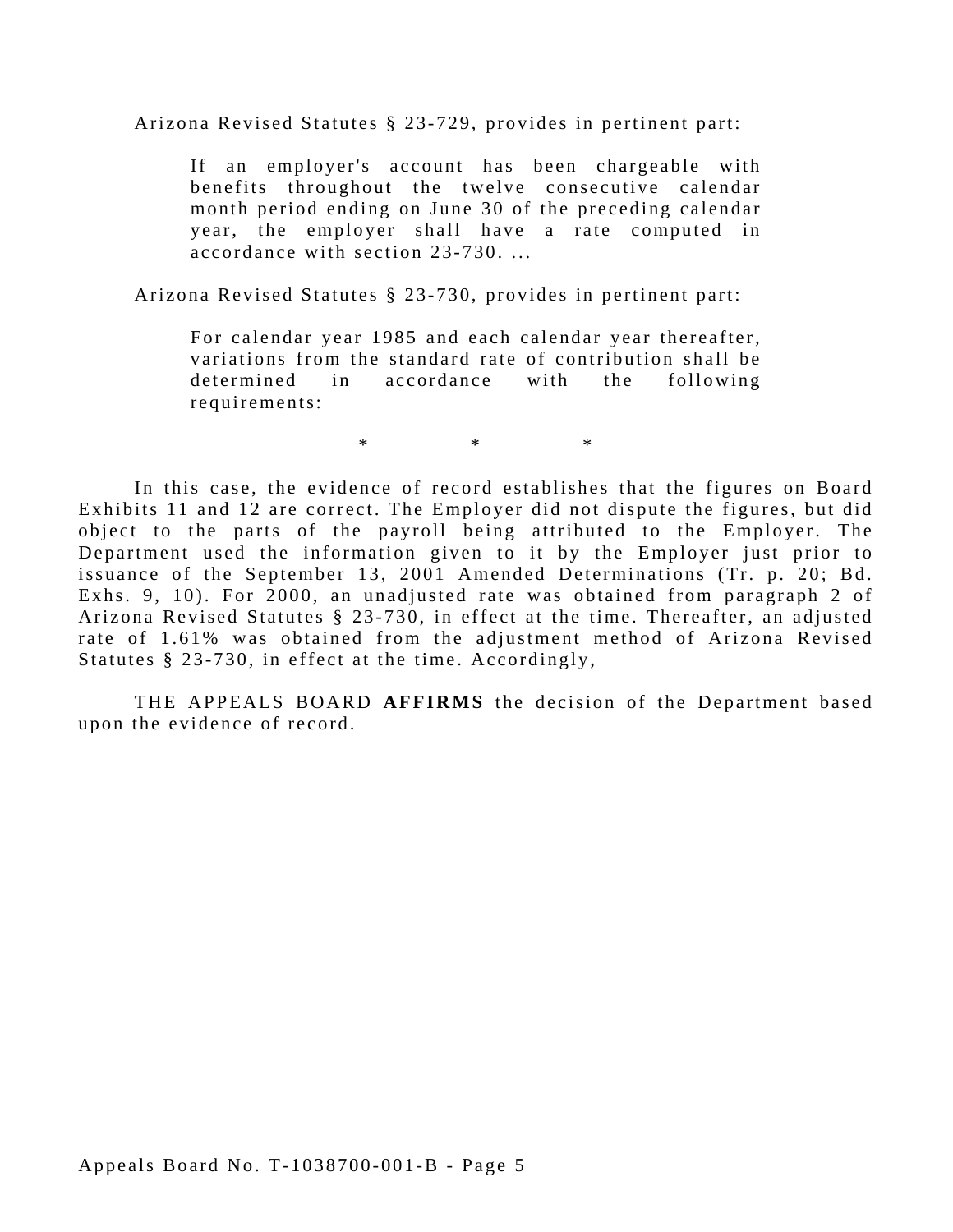Arizona Revised Statutes § 23-729, provides in pertinent part:

> If an employer's account has been chargeable with benefits throughout the twelve consecutive calendar month period ending on June 30 of the preceding calendar year, the employer shall have a rate computed in accordance with section 23-730. ...

Arizona Revised Statutes § 23-730, provides in pertinent part:

> For calendar year 1985 and each calendar year thereafter, variations from the standard rate of contribution shall be determined in accordance with the following requirements:

\* \* \*

In this case, the evidence of record establishes that the figures on Board Exhibits 11 and 12 are correct. The Employer did not dispute the figures, but did object to the parts of the payroll being attributed to the Employer. The Department used the information given to it by the Employer just prior to issuance of the September 13, 2001 Amended Determinations (Tr. p. 20; Bd. Exhs. 9, 10). For 2000, an unadjusted rate was obtained from paragraph 2 of Arizona Revised Statutes § 23-730, in effect at the time. Thereafter, an adjusted rate of 1.61% was obtained from the adjustment method of Arizona Revised Statutes § 23-730, in effect at the time. Accordingly,

THE APPEALS BOARD **AFFIRMS** the decision of the Department based upon the evidence of record.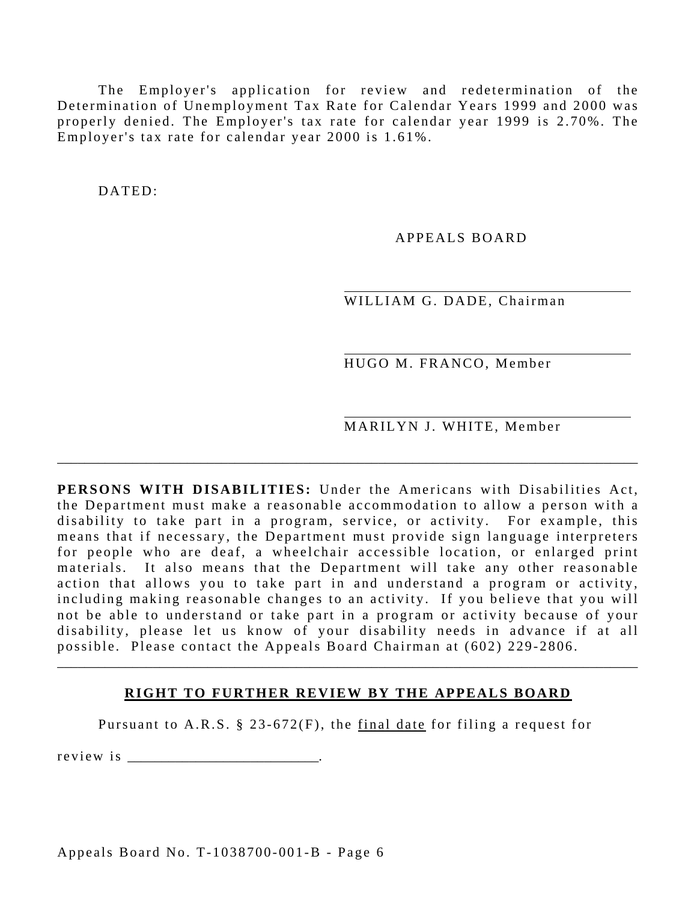The Employer's application for review and redetermination of the Determination of Unemployment Tax Rate for Calendar Years 1999 and 2000 was properly denied. The Employer's tax rate for calendar year 1999 is 2.70%. The Employer's tax rate for calendar year 2000 is 1.61%.

DATED:

APPEALS BOARD

\_\_\_\_\_\_\_\_\_\_\_\_\_\_\_\_\_\_\_\_\_\_\_\_\_\_\_\_\_\_\_\_\_\_\_
WILLIAM G. DADE, Chairman

\_\_\_\_\_\_\_\_\_\_\_\_\_\_\_\_\_\_\_\_\_\_\_\_\_\_\_\_\_\_\_\_\_\_\_
HUGO M. FRANCO, Member

\_\_\_\_\_\_\_\_\_\_\_\_\_\_\_\_\_\_\_\_\_\_\_\_\_\_\_\_\_\_\_\_\_\_\_
MARILYN J. WHITE, Member

---

**PERSONS WITH DISABILITIES:** Under the Americans with Disabilities Act, the Department must make a reasonable accommodation to allow a person with a disability to take part in a program, service, or activity. For example, this means that if necessary, the Department must provide sign language interpreters for people who are deaf, a wheelchair accessible location, or enlarged print materials. It also means that the Department will take any other reasonable action that allows you to take part in and understand a program or activity, including making reasonable changes to an activity. If you believe that you will not be able to understand or take part in a program or activity because of your disability, please let us know of your disability needs in advance if at all possible. Please contact the Appeals Board Chairman at (602) 229-2806.

---

## RIGHT TO FURTHER REVIEW BY THE APPEALS BOARD

Pursuant to A.R.S. § 23-672(F), the final date for filing a request for review is \_\_\_\_\_\_\_\_\_\_\_\_\_\_\_\_\_\_\_\_\_\_\_\_\_\_.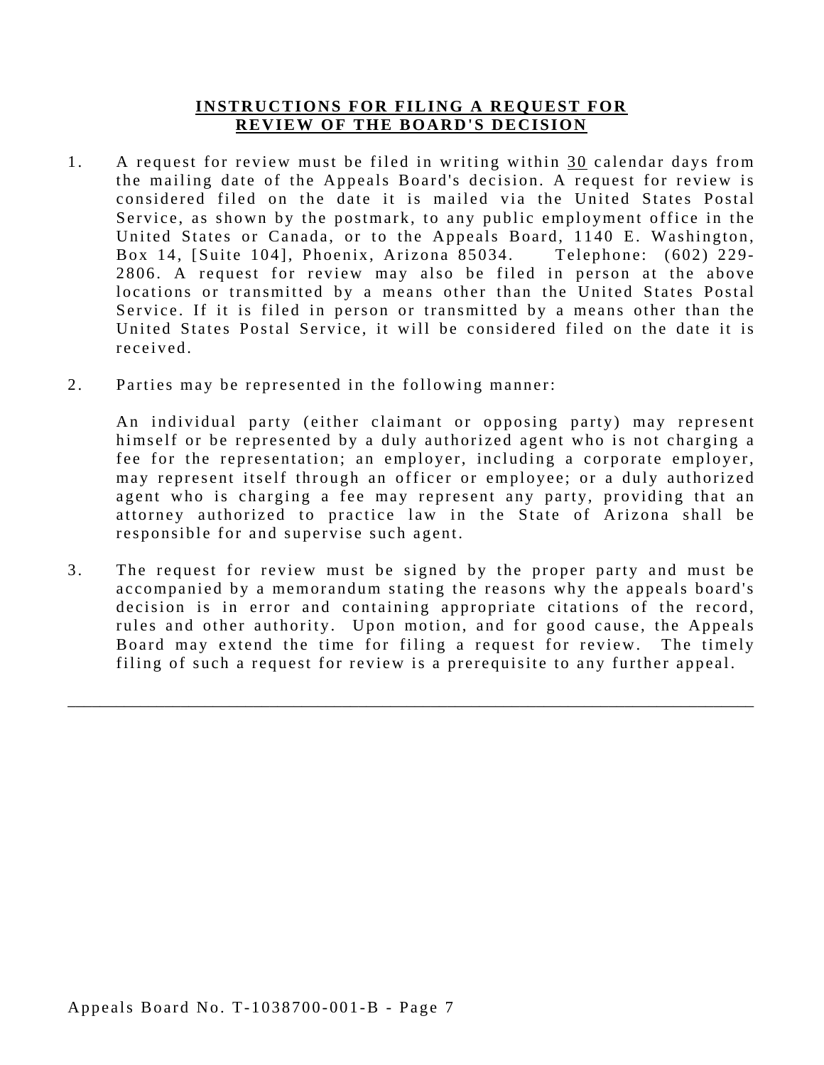## INSTRUCTIONS FOR FILING A REQUEST FOR REVIEW OF THE BOARD'S DECISION

1. A request for review must be filed in writing within 30 calendar days from the mailing date of the Appeals Board's decision. A request for review is considered filed on the date it is mailed via the United States Postal Service, as shown by the postmark, to any public employment office in the United States or Canada, or to the Appeals Board, 1140 E. Washington, Box 14, [Suite 104], Phoenix, Arizona 85034. Telephone: (602) 229-2806. A request for review may also be filed in person at the above locations or transmitted by a means other than the United States Postal Service. If it is filed in person or transmitted by a means other than the United States Postal Service, it will be considered filed on the date it is received.

2. Parties may be represented in the following manner:

   An individual party (either claimant or opposing party) may represent himself or be represented by a duly authorized agent who is not charging a fee for the representation; an employer, including a corporate employer, may represent itself through an officer or employee; or a duly authorized agent who is charging a fee may represent any party, providing that an attorney authorized to practice law in the State of Arizona shall be responsible for and supervise such agent.

3. The request for review must be signed by the proper party and must be accompanied by a memorandum stating the reasons why the appeals board's decision is in error and containing appropriate citations of the record, rules and other authority. Upon motion, and for good cause, the Appeals Board may extend the time for filing a request for review. The timely filing of such a request for review is a prerequisite to any further appeal.

---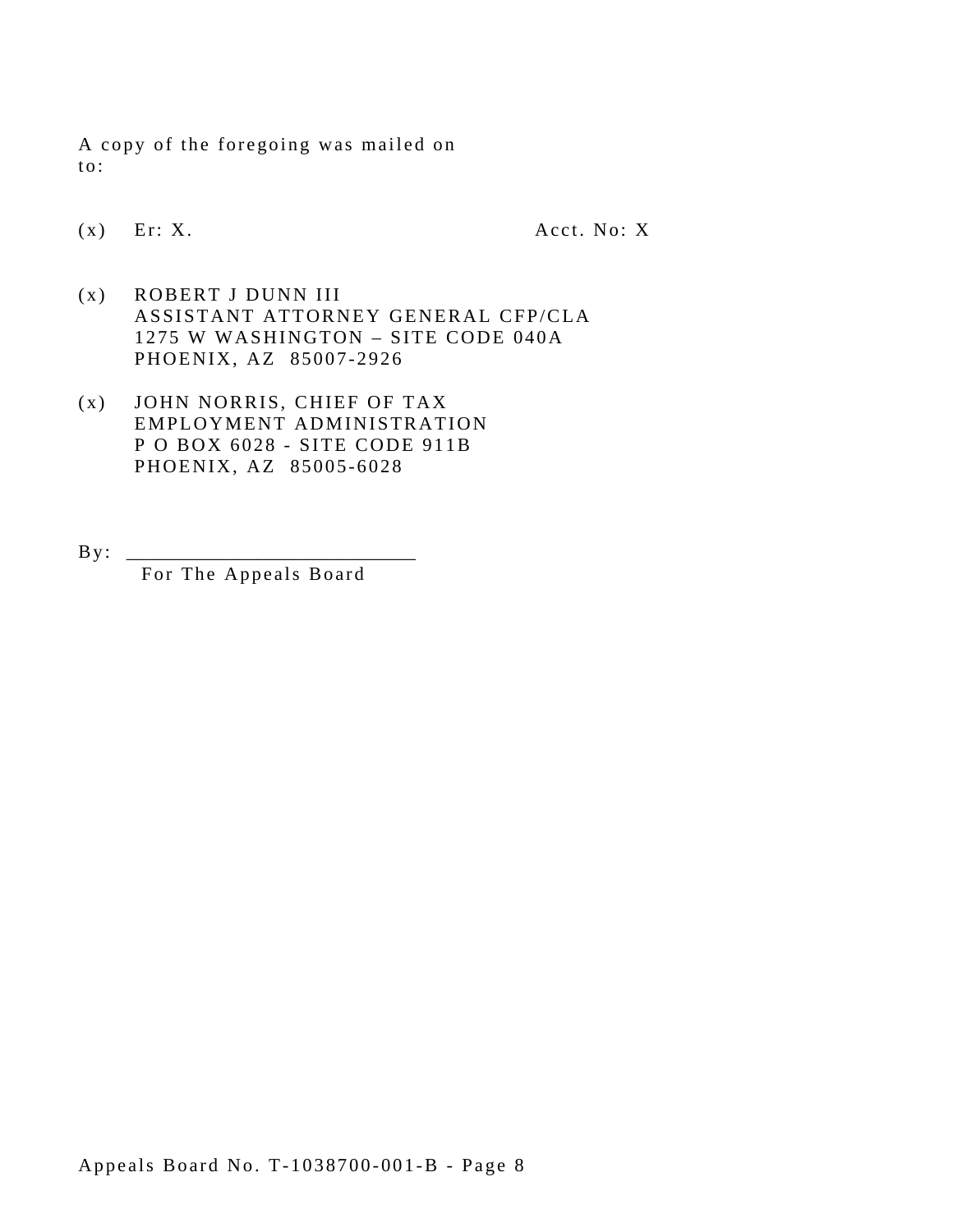A copy of the foregoing was mailed on
to:

(x) Er: X. Acct. No: X

(x) ROBERT J DUNN III
ASSISTANT ATTORNEY GENERAL CFP/CLA
1275 W WASHINGTON – SITE CODE 040A
PHOENIX, AZ 85007-2926

(x) JOHN NORRIS, CHIEF OF TAX
EMPLOYMENT ADMINISTRATION
P O BOX 6028 - SITE CODE 911B
PHOENIX, AZ 85005-6028

By: ___________________________
For The Appeals Board

Appeals Board No. T-1038700-001-B - Page 8